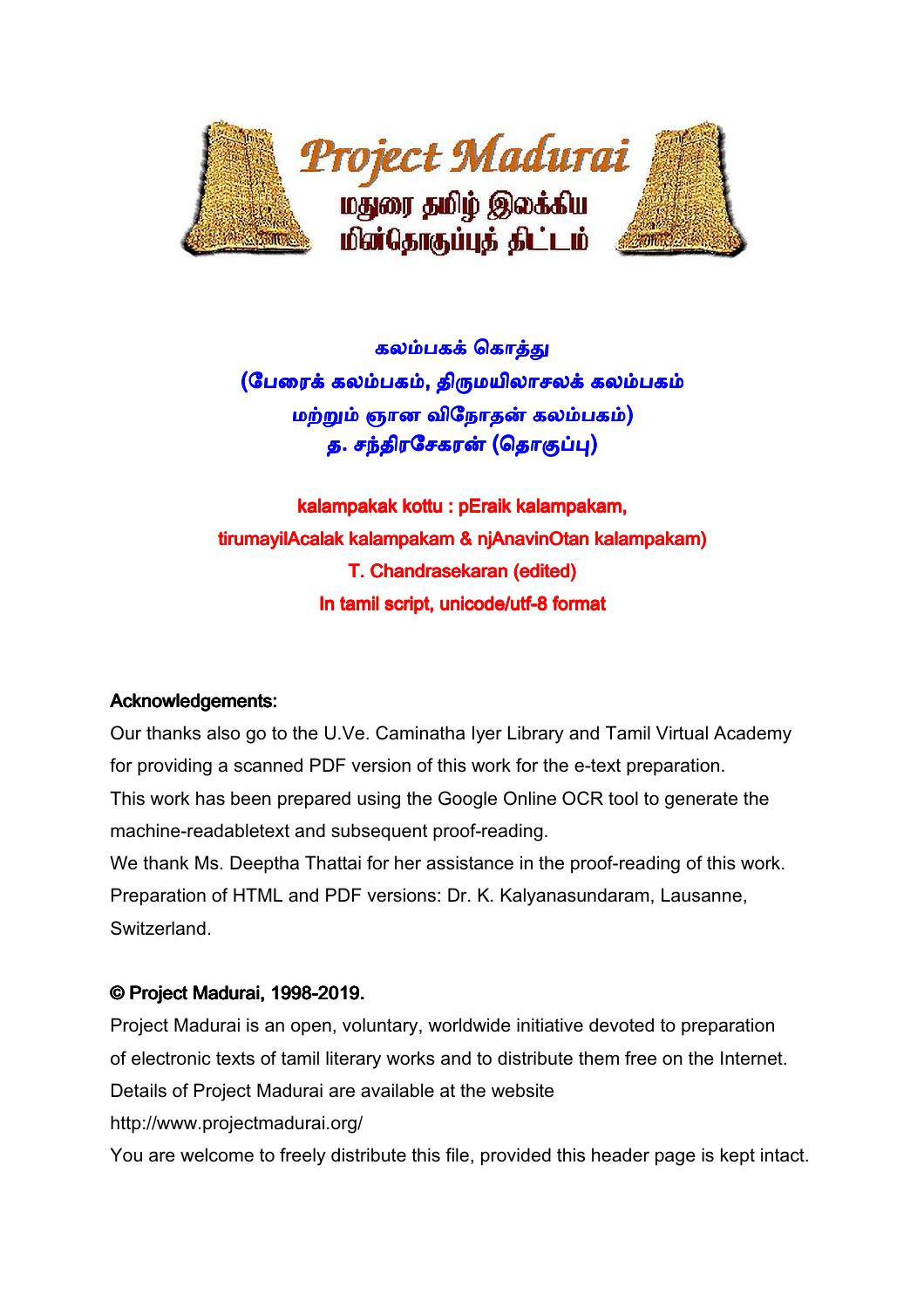Project Madurai

மதுரை தமிழ் இலக்கிய மின்தொகுப்புத் திட்டம்

# கலம்பகக் கொத்து

## (பேரைக் கலம்பகம், திருமயிலாசலக் கலம்பகம் மற்றும் ஞான விநோதன் கலம்பகம்)

## த. சந்திரசேகரன் (தொகுப்பு)

## kalampakak kottu : pEraik kalampakam, tirumayilAcalak kalampakam & njAnavinOtan kalampakam)

## T. Chandrasekaran (edited)

In tamil script, unicode/utf-8 format

**Acknowledgements:**

Our thanks also go to the U.Ve. Caminatha Iyer Library and Tamil Virtual Academy for providing a scanned PDF version of this work for the e-text preparation.

This work has been prepared using the Google Online OCR tool to generate the machine-readabletext and subsequent proof-reading.

We thank Ms. Deeptha Thattai for her assistance in the proof-reading of this work.

Preparation of HTML and PDF versions: Dr. K. Kalyanasundaram, Lausanne, Switzerland.

**© Project Madurai, 1998-2019.**

Project Madurai is an open, voluntary, worldwide initiative devoted to preparation of electronic texts of tamil literary works and to distribute them free on the Internet.

Details of Project Madurai are available at the website

http://www.projectmadurai.org/

You are welcome to freely distribute this file, provided this header page is kept intact.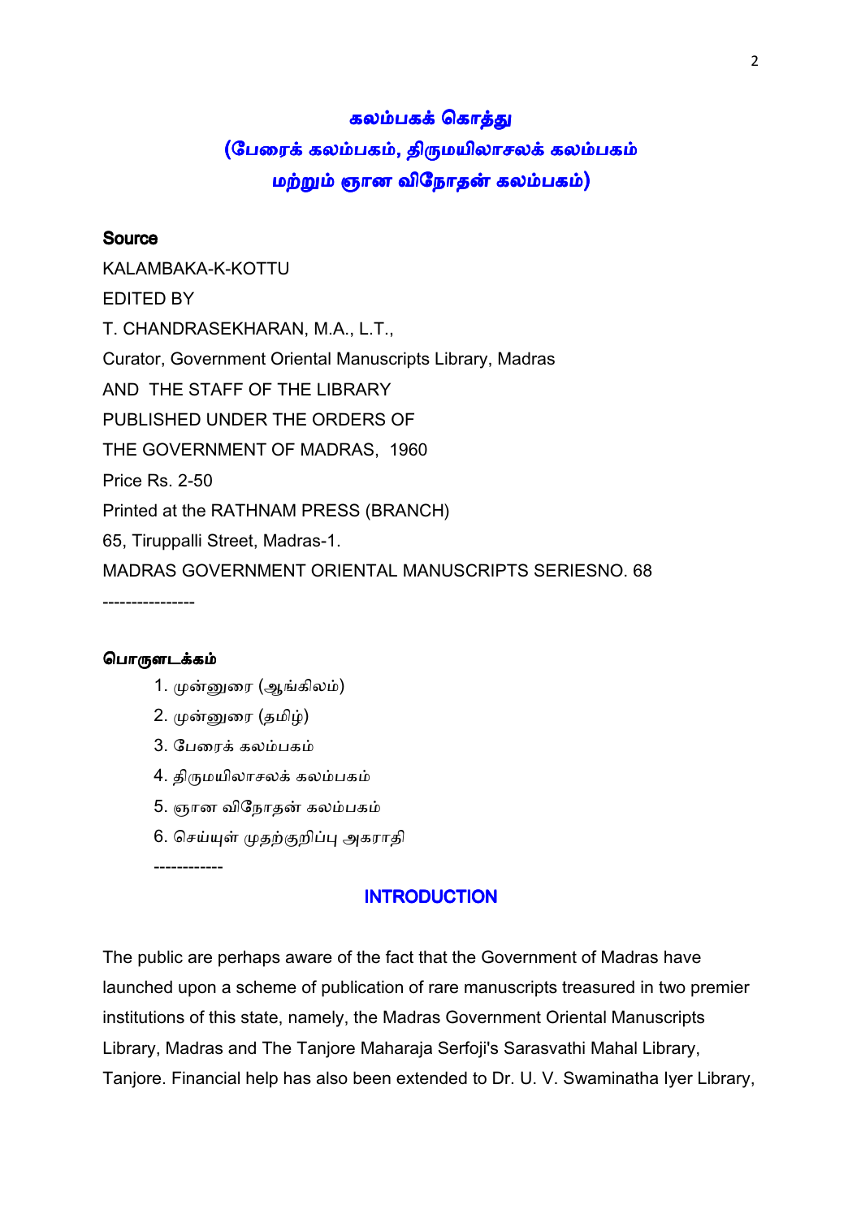# கலம்பகக் கொத்து
## (பேரைக் கலம்பகம், திருமயிலாசலக் கலம்பகம் மற்றும் ஞான விநோதன் கலம்பகம்)

**Source**

KALAMBAKA-K-KOTTU
EDITED BY
T. CHANDRASEKHARAN, M.A., L.T.,
Curator, Government Oriental Manuscripts Library, Madras
AND THE STAFF OF THE LIBRARY
PUBLISHED UNDER THE ORDERS OF
THE GOVERNMENT OF MADRAS, 1960
Price Rs. 2-50
Printed at the RATHNAM PRESS (BRANCH)
65, Tiruppalli Street, Madras-1.
MADRAS GOVERNMENT ORIENTAL MANUSCRIPTS SERIESNO. 68

----------------

**பொருளடக்கம்**

1. முன்னுரை (ஆங்கிலம்)
2. முன்னுரை (தமிழ்)
3. பேரைக் கலம்பகம்
4. திருமயிலாசலக் கலம்பகம்
5. ஞான விநோதன் கலம்பகம்
6. செய்யுள் முதற்குறிப்பு அகராதி

------------

## INTRODUCTION

The public are perhaps aware of the fact that the Government of Madras have launched upon a scheme of publication of rare manuscripts treasured in two premier institutions of this state, namely, the Madras Government Oriental Manuscripts Library, Madras and The Tanjore Maharaja Serfoji's Sarasvathi Mahal Library, Tanjore. Financial help has also been extended to Dr. U. V. Swaminatha Iyer Library,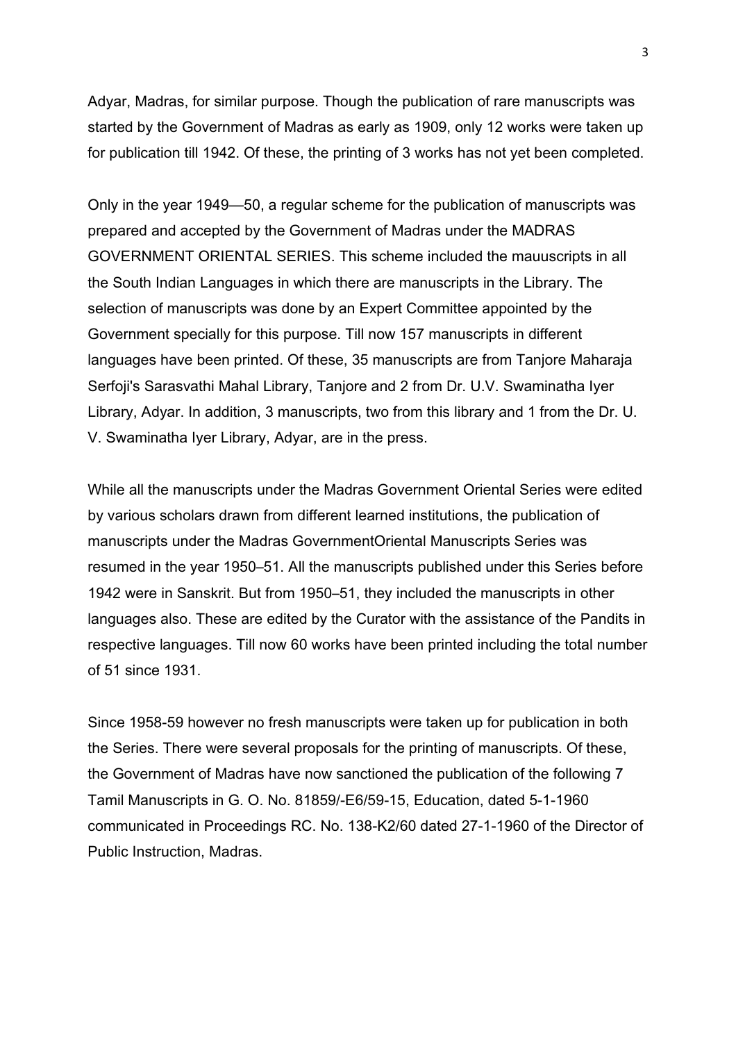Adyar, Madras, for similar purpose. Though the publication of rare manuscripts was started by the Government of Madras as early as 1909, only 12 works were taken up for publication till 1942. Of these, the printing of 3 works has not yet been completed.

Only in the year 1949—50, a regular scheme for the publication of manuscripts was prepared and accepted by the Government of Madras under the MADRAS GOVERNMENT ORIENTAL SERIES. This scheme included the mauuscripts in all the South Indian Languages in which there are manuscripts in the Library. The selection of manuscripts was done by an Expert Committee appointed by the Government specially for this purpose. Till now 157 manuscripts in different languages have been printed. Of these, 35 manuscripts are from Tanjore Maharaja Serfoji's Sarasvathi Mahal Library, Tanjore and 2 from Dr. U.V. Swaminatha Iyer Library, Adyar. In addition, 3 manuscripts, two from this library and 1 from the Dr. U. V. Swaminatha Iyer Library, Adyar, are in the press.

While all the manuscripts under the Madras Government Oriental Series were edited by various scholars drawn from different learned institutions, the publication of manuscripts under the Madras GovernmentOriental Manuscripts Series was resumed in the year 1950–51. All the manuscripts published under this Series before 1942 were in Sanskrit. But from 1950–51, they included the manuscripts in other languages also. These are edited by the Curator with the assistance of the Pandits in respective languages. Till now 60 works have been printed including the total number of 51 since 1931.

Since 1958-59 however no fresh manuscripts were taken up for publication in both the Series. There were several proposals for the printing of manuscripts. Of these, the Government of Madras have now sanctioned the publication of the following 7 Tamil Manuscripts in G. O. No. 81859/-E6/59-15, Education, dated 5-1-1960 communicated in Proceedings RC. No. 138-K2/60 dated 27-1-1960 of the Director of Public Instruction, Madras.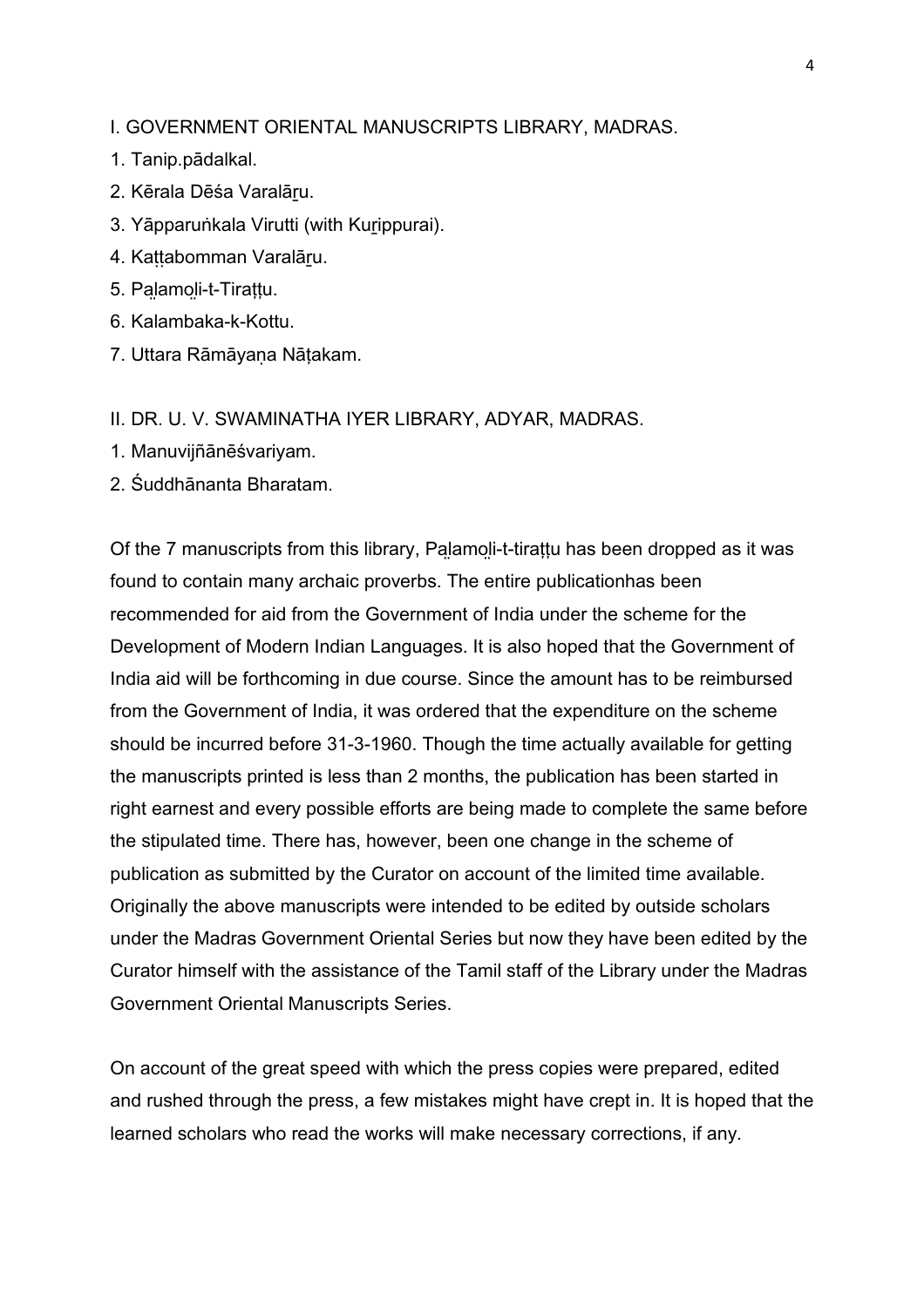I. GOVERNMENT ORIENTAL MANUSCRIPTS LIBRARY, MADRAS.

1. Tanip.pādalkal.
2. Kērala Dēśa Varalāṟu.
3. Yāpparuṅkala Virutti (with Kuṟippurai).
4. Kaṭṭabomman Varalāṟu.
5. Paḻamoḻi-t-Tiraṭṭu.
6. Kalambaka-k-Kottu.
7. Uttara Rāmāyaṇa Nāṭakam.

II. DR. U. V. SWAMINATHA IYER LIBRARY, ADYAR, MADRAS.

1. Manuvijñānēśvariyam.
2. Śuddhānanta Bharatam.

Of the 7 manuscripts from this library, Paḻamoḻi-t-tiraṭṭu has been dropped as it was found to contain many archaic proverbs. The entire publicationhas been recommended for aid from the Government of India under the scheme for the Development of Modern Indian Languages. It is also hoped that the Government of India aid will be forthcoming in due course. Since the amount has to be reimbursed from the Government of India, it was ordered that the expenditure on the scheme should be incurred before 31-3-1960. Though the time actually available for getting the manuscripts printed is less than 2 months, the publication has been started in right earnest and every possible efforts are being made to complete the same before the stipulated time. There has, however, been one change in the scheme of publication as submitted by the Curator on account of the limited time available. Originally the above manuscripts were intended to be edited by outside scholars under the Madras Government Oriental Series but now they have been edited by the Curator himself with the assistance of the Tamil staff of the Library under the Madras Government Oriental Manuscripts Series.

On account of the great speed with which the press copies were prepared, edited and rushed through the press, a few mistakes might have crept in. It is hoped that the learned scholars who read the works will make necessary corrections, if any.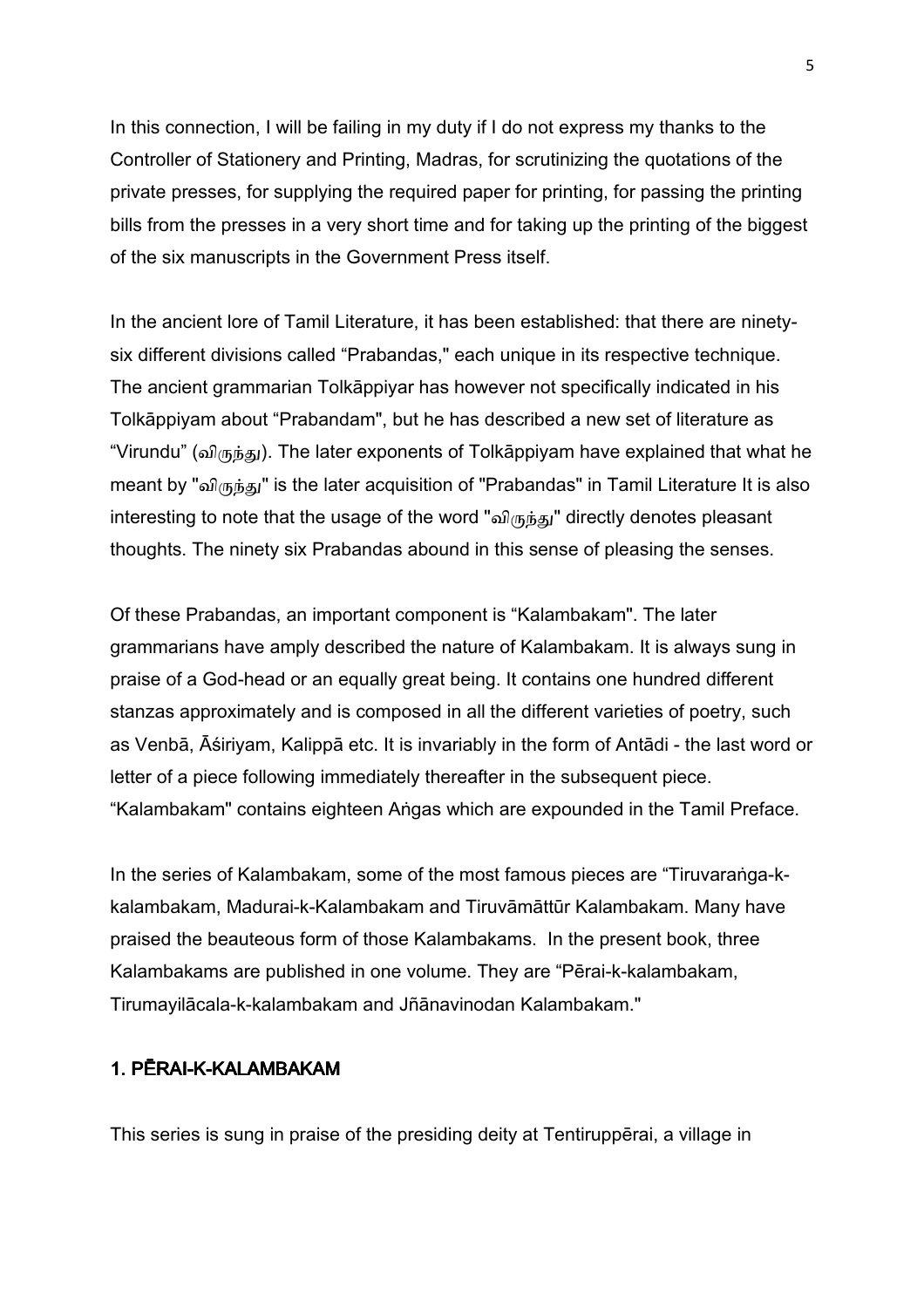In this connection, I will be failing in my duty if I do not express my thanks to the Controller of Stationery and Printing, Madras, for scrutinizing the quotations of the private presses, for supplying the required paper for printing, for passing the printing bills from the presses in a very short time and for taking up the printing of the biggest of the six manuscripts in the Government Press itself.

In the ancient lore of Tamil Literature, it has been established: that there are ninety-six different divisions called "Prabandas," each unique in its respective technique. The ancient grammarian Tolkāppiyar has however not specifically indicated in his Tolkāppiyam about "Prabandam", but he has described a new set of literature as "Virundu" (விருந்து). The later exponents of Tolkāppiyam have explained that what he meant by "விருந்து" is the later acquisition of "Prabandas" in Tamil Literature It is also interesting to note that the usage of the word "விருந்து" directly denotes pleasant thoughts. The ninety six Prabandas abound in this sense of pleasing the senses.

Of these Prabandas, an important component is "Kalambakam". The later grammarians have amply described the nature of Kalambakam. It is always sung in praise of a God-head or an equally great being. It contains one hundred different stanzas approximately and is composed in all the different varieties of poetry, such as Venbā, Āśiriyam, Kalippā etc. It is invariably in the form of Antādi - the last word or letter of a piece following immediately thereafter in the subsequent piece. "Kalambakam" contains eighteen Aṅgas which are expounded in the Tamil Preface.

In the series of Kalambakam, some of the most famous pieces are "Tiruvaraṅga-k-kalambakam, Madurai-k-Kalambakam and Tiruvāmāttūr Kalambakam. Many have praised the beauteous form of those Kalambakams. In the present book, three Kalambakams are published in one volume. They are "Pērai-k-kalambakam, Tirumayilācala-k-kalambakam and Jñānavinodan Kalambakam."

## 1. PĒRAI-K-KALAMBAKAM

This series is sung in praise of the presiding deity at Tentiruppērai, a village in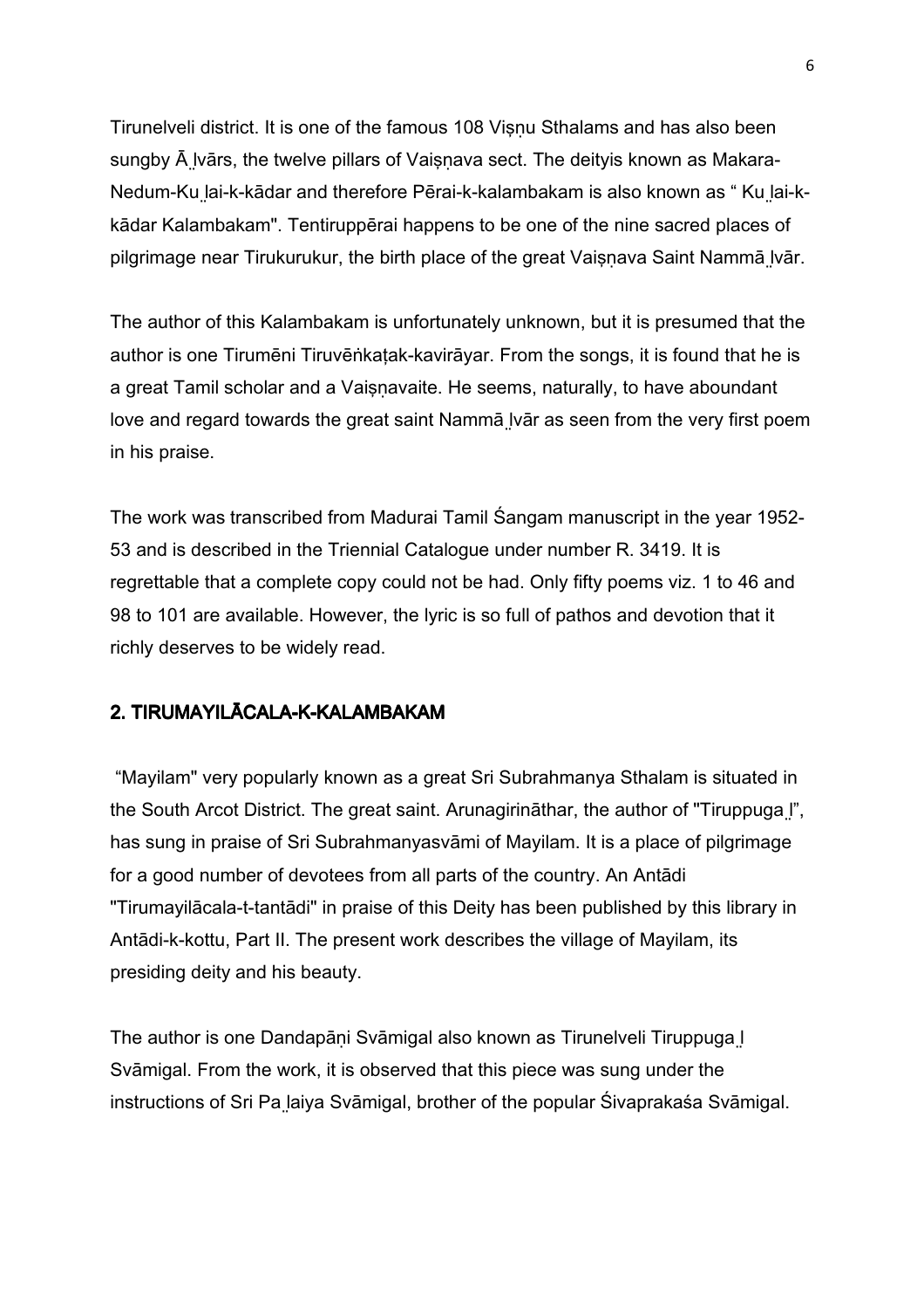Tirunelveli district. It is one of the famous 108 Viṣṇu Sthalams and has also been sungby Ā̤lvārs, the twelve pillars of Vaiṣṇava sect. The deityis known as Makara-Nedum-Kṳlai-k-kādar and therefore Pērai-k-kalambakam is also known as " Kṳlai-k-kādar Kalambakam". Tentiruppērai happens to be one of the nine sacred places of pilgrimage near Tirukurukur, the birth place of the great Vaiṣṇava Saint Nammā̤lvār.

The author of this Kalambakam is unfortunately unknown, but it is presumed that the author is one Tirumēni Tiruvēṅkaṭak-kavirāyar. From the songs, it is found that he is a great Tamil scholar and a Vaiṣṇavaite. He seems, naturally, to have aboundant love and regard towards the great saint Nammā̤lvār as seen from the very first poem in his praise.

The work was transcribed from Madurai Tamil Śangam manuscript in the year 1952-53 and is described in the Triennial Catalogue under number R. 3419. It is regrettable that a complete copy could not be had. Only fifty poems viz. 1 to 46 and 98 to 101 are available. However, the lyric is so full of pathos and devotion that it richly deserves to be widely read.

## 2. TIRUMAYILĀCALA-K-KALAMBAKAM

"Mayilam" very popularly known as a great Sri Subrahmanya Sthalam is situated in the South Arcot District. The great saint. Arunagirināthar, the author of "Tiruppuga̤l", has sung in praise of Sri Subrahmanyasvāmi of Mayilam. It is a place of pilgrimage for a good number of devotees from all parts of the country. An Antādi "Tirumayilācala-t-tantādi" in praise of this Deity has been published by this library in Antādi-k-kottu, Part II. The present work describes the village of Mayilam, its presiding deity and his beauty.

The author is one Dandapāṇi Svāmigal also known as Tirunelveli Tiruppuga̤l Svāmigal. From the work, it is observed that this piece was sung under the instructions of Sri Pa̤laiya Svāmigal, brother of the popular Śivaprakaśa Svāmigal.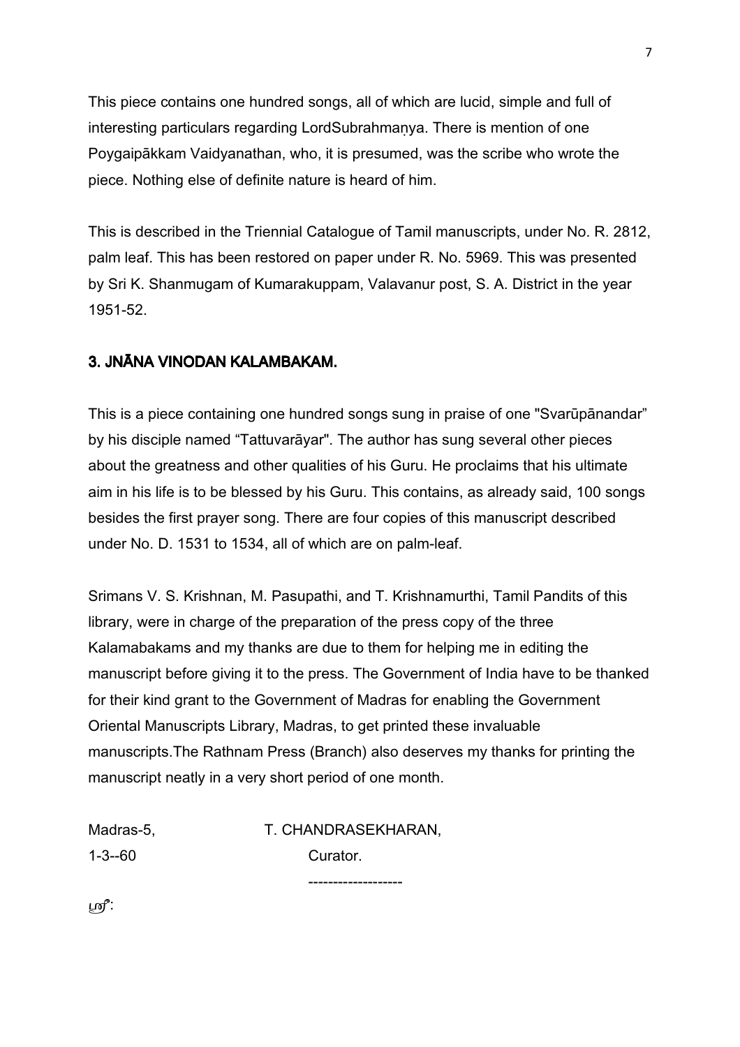This piece contains one hundred songs, all of which are lucid, simple and full of interesting particulars regarding LordSubrahmaṇya. There is mention of one Poygaipākkam Vaidyanathan, who, it is presumed, was the scribe who wrote the piece. Nothing else of definite nature is heard of him.

This is described in the Triennial Catalogue of Tamil manuscripts, under No. R. 2812, palm leaf. This has been restored on paper under R. No. 5969. This was presented by Sri K. Shanmugam of Kumarakuppam, Valavanur post, S. A. District in the year 1951-52.

## 3. JNĀNA VINODAN KALAMBAKAM.

This is a piece containing one hundred songs sung in praise of one "Svarūpānandar" by his disciple named "Tattuvarāyar". The author has sung several other pieces about the greatness and other qualities of his Guru. He proclaims that his ultimate aim in his life is to be blessed by his Guru. This contains, as already said, 100 songs besides the first prayer song. There are four copies of this manuscript described under No. D. 1531 to 1534, all of which are on palm-leaf.

Srimans V. S. Krishnan, M. Pasupathi, and T. Krishnamurthi, Tamil Pandits of this library, were in charge of the preparation of the press copy of the three Kalamabakams and my thanks are due to them for helping me in editing the manuscript before giving it to the press. The Government of India have to be thanked for their kind grant to the Government of Madras for enabling the Government Oriental Manuscripts Library, Madras, to get printed these invaluable manuscripts.The Rathnam Press (Branch) also deserves my thanks for printing the manuscript neatly in a very short period of one month.

Madras-5, T. CHANDRASEKHARAN,

1-3--60 Curator.

-------------------

ஸ்ரீ: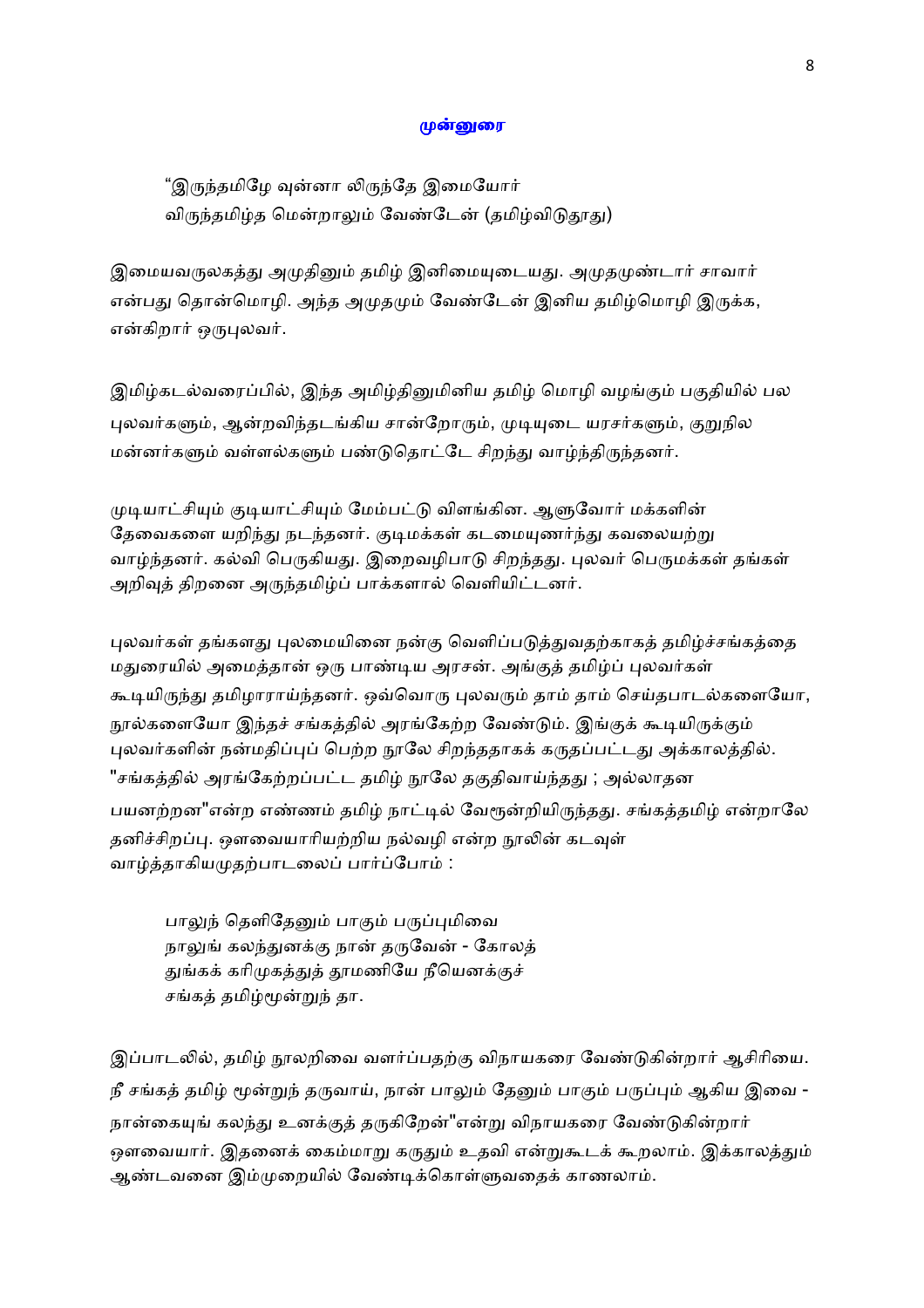## முன்னுரை

> "இருந்தமிழே வுன்னா லிருந்தே இமையோர்
> விருந்தமிழ்த மென்றாலும் வேண்டேன் (தமிழ்விடுதூது)

இமையவருலகத்து அமுதினும் தமிழ் இனிமையுடையது. அமுதமுண்டார் சாவார் என்பது தொன்மொழி. அந்த அமுதமும் வேண்டேன் இனிய தமிழ்மொழி இருக்க, என்கிறார் ஒருபுலவர்.

இமிழ்கடல்வரைப்பில், இந்த அமிழ்தினுமினிய தமிழ் மொழி வழங்கும் பகுதியில் பல புலவர்களும், ஆன்றவிந்தடங்கிய சான்றோரும், முடியுடை யரசர்களும், குறுநில மன்னர்களும் வள்ளல்களும் பண்டுதொட்டே சிறந்து வாழ்ந்திருந்தனர்.

முடியாட்சியும் குடியாட்சியும் மேம்பட்டு விளங்கின. ஆளுவோர் மக்களின் தேவைகளை யறிந்து நடந்தனர். குடிமக்கள் கடமையுணர்ந்து கவலையற்று வாழ்ந்தனர். கல்வி பெருகியது. இறைவழிபாடு சிறந்தது. புலவர் பெருமக்கள் தங்கள் அறிவுத் திறனை அருந்தமிழ்ப் பாக்களால் வெளியிட்டனர்.

புலவர்கள் தங்களது புலமையினை நன்கு வெளிப்படுத்துவதற்காகத் தமிழ்ச்சங்கத்தை மதுரையில் அமைத்தான் ஒரு பாண்டிய அரசன். அங்குத் தமிழ்ப் புலவர்கள் கூடியிருந்து தமிழாராய்ந்தனர். ஒவ்வொரு புலவரும் தாம் தாம் செய்தபாடல்களையோ, நூல்களையோ இந்தச் சங்கத்தில் அரங்கேற்ற வேண்டும். இங்குக் கூடியிருக்கும் புலவர்களின் நன்மதிப்புப் பெற்ற நூலே சிறந்ததாகக் கருதப்பட்டது அக்காலத்தில். "சங்கத்தில் அரங்கேற்றப்பட்ட தமிழ் நூலே தகுதிவாய்ந்தது ; அல்லாதன பயனற்றன"என்ற எண்ணம் தமிழ் நாட்டில் வேரூன்றியிருந்தது. சங்கத்தமிழ் என்றாலே தனிச்சிறப்பு. ஔவையாரியற்றிய நல்வழி என்ற நூலின் கடவுள் வாழ்த்தாகியமுதற்பாடலைப் பார்ப்போம் :

> பாலுந் தெளிதேனும் பாகும் பருப்புமிவை
> நாலுங் கலந்துனக்கு நான் தருவேன் - கோலத்
> துங்கக் கரிமுகத்துத் தூமணியே நீயெனக்குச்
> சங்கத் தமிழ்மூன்றுந் தா.

இப்பாடலில், தமிழ் நூலறிவை வளர்ப்பதற்கு விநாயகரை வேண்டுகின்றார் ஆசிரியை. நீ சங்கத் தமிழ் மூன்றுந் தருவாய், நான் பாலும் தேனும் பாகும் பருப்பும் ஆகிய இவை - நான்கையுங் கலந்து உனக்குத் தருகிறேன்"என்று விநாயகரை வேண்டுகின்றார் ஔவையார். இதனைக் கைம்மாறு கருதும் உதவி என்றுகூடக் கூறலாம். இக்காலத்தும் ஆண்டவனை இம்முறையில் வேண்டிக்கொள்ளுவதைக் காணலாம்.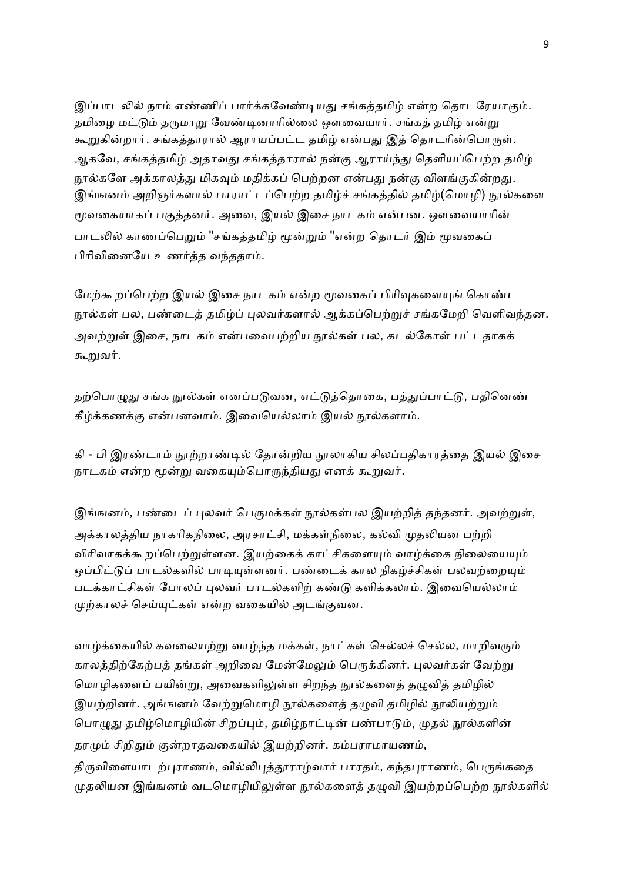இப்பாடலில் நாம் எண்ணிப் பார்க்கவேண்டியது சங்கத்தமிழ் என்ற தொடரேயாகும். தமிழை மட்டும் தருமாறு வேண்டினாரில்லை ஔவையார். சங்கத் தமிழ் என்று கூறுகின்றார். சங்கத்தாரால் ஆராயப்பட்ட தமிழ் என்பது இத் தொடரின்பொருள். ஆகவே, சங்கத்தமிழ் அதாவது சங்கத்தாரால் நன்கு ஆராய்ந்து தெளியப்பெற்ற தமிழ் நூல்களே அக்காலத்து மிகவும் மதிக்கப் பெற்றன என்பது நன்கு விளங்குகின்றது. இங்ஙனம் அறிஞர்களால் பாராட்டப்பெற்ற தமிழ்ச் சங்கத்தில் தமிழ்(மொழி) நூல்களை மூவகையாகப் பகுத்தனர். அவை, இயல் இசை நாடகம் என்பன. ஔவையாரின் பாடலில் காணப்பெறும் "சங்கத்தமிழ் மூன்றும் "என்ற தொடர் இம் மூவகைப் பிரிவினையே உணர்த்த வந்ததாம்.

மேற்கூறப்பெற்ற இயல் இசை நாடகம் என்ற மூவகைப் பிரிவுகளையுங் கொண்ட நூல்கள் பல, பண்டைத் தமிழ்ப் புலவர்களால் ஆக்கப்பெற்றுச் சங்கமேறி வெளிவந்தன. அவற்றுள் இசை, நாடகம் என்பவைபற்றிய நூல்கள் பல, கடல்கோள் பட்டதாகக் கூறுவர்.

தற்பொழுது சங்க நூல்கள் எனப்படுவன, எட்டுத்தொகை, பத்துப்பாட்டு, பதினெண் கீழ்க்கணக்கு என்பனவாம். இவையெல்லாம் இயல் நூல்களாம்.

கி - பி இரண்டாம் நூற்றாண்டில் தோன்றிய நூலாகிய சிலப்பதிகாரத்தை இயல் இசை நாடகம் என்ற மூன்று வகையும்பொருந்தியது எனக் கூறுவர்.

இங்ஙனம், பண்டைப் புலவர் பெருமக்கள் நூல்கள்பல இயற்றித் தந்தனர். அவற்றுள், அக்காலத்திய நாகரிகநிலை, அரசாட்சி, மக்கள்நிலை, கல்வி முதலியன பற்றி விரிவாகக்கூறப்பெற்றுள்ளன. இயற்கைக் காட்சிகளையும் வாழ்க்கை நிலையையும் ஒப்பிட்டுப் பாடல்களில் பாடியுள்ளனர். பண்டைக் கால நிகழ்ச்சிகள் பலவற்றையும் படக்காட்சிகள் போலப் புலவர் பாடல்களிற் கண்டு களிக்கலாம். இவையெல்லாம் முற்காலச் செய்யுட்கள் என்ற வகையில் அடங்குவன.

வாழ்க்கையில் கவலையற்று வாழ்ந்த மக்கள், நாட்கள் செல்லச் செல்ல, மாறிவரும் காலத்திற்கேற்பத் தங்கள் அறிவை மேன்மேலும் பெருக்கினர். புலவர்கள் வேற்று மொழிகளைப் பயின்று, அவைகளிலுள்ள சிறந்த நூல்களைத் தழுவித் தமிழில் இயற்றினர். அங்ஙனம் வேற்றுமொழி நூல்களைத் தழுவி தமிழில் நூலியற்றும் பொழுது தமிழ்மொழியின் சிறப்பும், தமிழ்நாட்டின் பண்பாடும், முதல் நூல்களின் தரமும் சிறிதும் குன்றாதவகையில் இயற்றினர். கம்பராமாயணம், திருவிளையாடற்புராணம், வில்லிபுத்தூராழ்வார் பாரதம், கந்தபுராணம், பெருங்கதை முதலியன இங்ஙனம் வடமொழியிலுள்ள நூல்களைத் தழுவி இயற்றப்பெற்ற நூல்களில்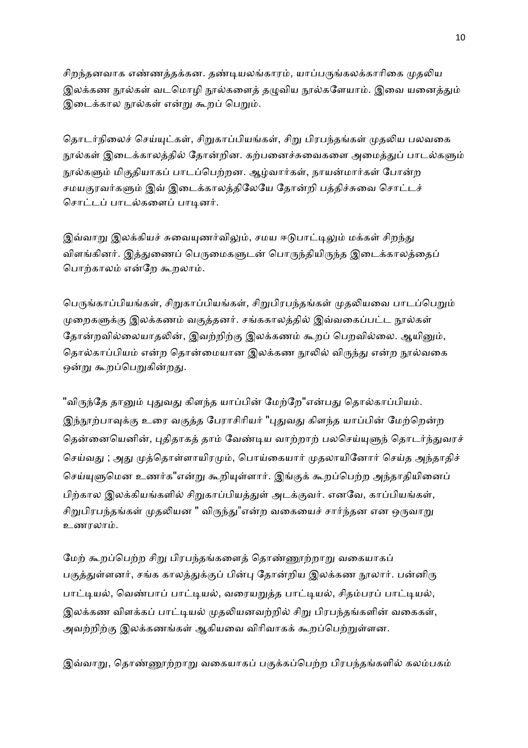சிறந்தனவாக எண்ணத்தக்கன. தண்டியலங்காரம், யாப்பருங்கலக்காரிகை முதலிய இலக்கண நூல்கள் வடமொழி நூல்களைத் தழுவிய நூல்களேயாம். இவை யனைத்தும் இடைக்கால நூல்கள் என்று கூறப் பெறும்.

தொடர்நிலைச் செய்யுட்கள், சிறுகாப்பியங்கள், சிறு பிரபந்தங்கள் முதலிய பலவகை நூல்கள் இடைக்காலத்தில் தோன்றின. கற்பனைச்சுவைகளை அமைத்துப் பாடல்களும் நூல்களும் மிகுதியாகப் பாடப்பெற்றன. ஆழ்வார்கள், நாயன்மார்கள் போன்ற சமயகுரவர்களும் இவ் இடைக்காலத்திலேயே தோன்றி பத்திச்சுவை சொட்டச் சொட்டப் பாடல்களைப் பாடினர்.

இவ்வாறு இலக்கியச் சுவையுணர்விலும், சமய ஈடுபாட்டிலும் மக்கள் சிறந்து விளங்கினர். இத்துணைப் பெருமைகளுடன் பொருந்தியிருந்த இடைக்காலத்தைப் பொற்காலம் என்றே கூறலாம்.

பெருங்காப்பியங்கள், சிறுகாப்பியங்கள், சிறுபிரபந்தங்கள் முதலியவை பாடப்பெறும் முறைகளுக்கு இலக்கணம் வகுத்தனர். சங்ககாலத்தில் இவ்வகைப்பட்ட நூல்கள் தோன்றவில்லையாதலின், இவற்றிற்கு இலக்கணம் கூறப் பெறவில்லை. ஆயினும், தொல்காப்பியம் என்ற தொன்மையான இலக்கண நூலில் விருந்து என்ற நூல்வகை ஒன்று கூறப்பெறுகின்றது.

"விருந்தே தானும் புதுவது கிளந்த யாப்பின் மேற்றே"என்பது தொல்காப்பியம். இந்நூற்பாவுக்கு உரை வகுத்த பேராசிரியர் "புதுவது கிளந்த யாப்பின் மேற்றென்ற தென்னையெனின், புதிதாகத் தாம் வேண்டிய வாற்றாற் பலசெய்யுளுந் தொடர்ந்துவரச் செய்வது ; அது முத்தொள்ளாயிரமும், பொய்கையார் முதலாயினோர் செய்த அந்தாதிச் செய்யுளுமென உணர்க"என்று கூறியுள்ளார். இங்குக் கூறப்பெற்ற அந்தாதியினைப் பிற்கால இலக்கியங்களில் சிறுகாப்பியத்துள் அடக்குவர். எனவே, காப்பியங்கள், சிறுபிரபந்தங்கள் முதலியன " விருந்து"என்ற வகையைச் சார்ந்தன என ஒருவாறு உணரலாம்.

மேற் கூறப்பெற்ற சிறு பிரபந்தங்களைத் தொண்ணூற்றாறு வகையாகப் பகுத்துள்ளனர், சங்க காலத்துக்குப் பின்பு தோன்றிய இலக்கண நூலார். பன்னிரு பாட்டியல், வெண்பாப் பாட்டியல், வரையறுத்த பாட்டியல், சிதம்பரப் பாட்டியல், இலக்கண விளக்கப் பாட்டியல் முதலியனவற்றில் சிறு பிரபந்தங்களின் வகைகள், அவற்றிற்கு இலக்கணங்கள் ஆகியவை விரிவாகக் கூறப்பெற்றுள்ளன.

இவ்வாறு, தொண்ணூற்றாறு வகையாகப் பகுக்கப்பெற்ற பிரபந்தங்களில் கலம்பகம்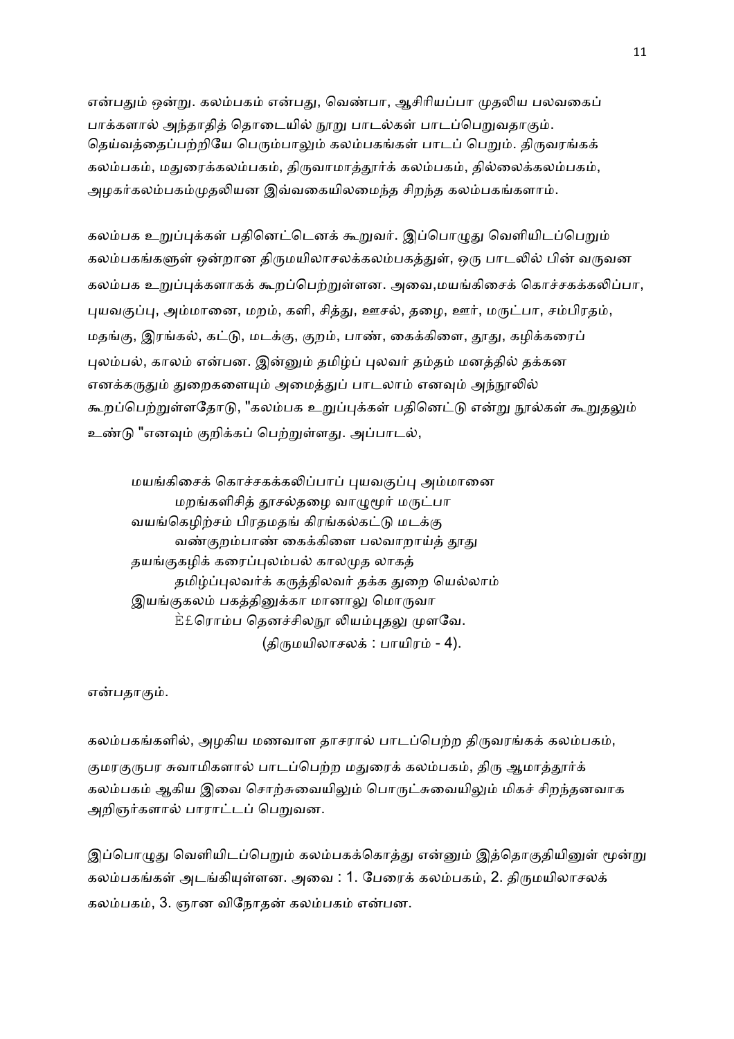என்பதும் ஒன்று. கலம்பகம் என்பது, வெண்பா, ஆசிரியப்பா முதலிய பலவகைப் பாக்களால் அந்தாதித் தொடையில் நூறு பாடல்கள் பாடப்பெறுவதாகும். தெய்வத்தைப்பற்றியே பெரும்பாலும் கலம்பகங்கள் பாடப் பெறும். திருவரங்கக் கலம்பகம், மதுரைக்கலம்பகம், திருவாமாத்தூர்க் கலம்பகம், தில்லைக்கலம்பகம், அழகர்கலம்பகம்முதலியன இவ்வகையிலமைந்த சிறந்த கலம்பகங்களாம்.

கலம்பக உறுப்புக்கள் பதினெட்டெனக் கூறுவர். இப்பொழுது வெளியிடப்பெறும் கலம்பகங்களுள் ஒன்றான திருமயிலாசலக்கலம்பகத்துள், ஒரு பாடலில் பின் வருவன கலம்பக உறுப்புக்களாகக் கூறப்பெற்றுள்ளன. அவை,மயங்கிசைக் கொச்சகக்கலிப்பா, புயவகுப்பு, அம்மானை, மறம், களி, சித்து, ஊசல், தழை, ஊர், மருட்பா, சம்பிரதம், மதங்கு, இரங்கல், கட்டு, மடக்கு, குறம், பாண், கைக்கிளை, தூது, கழிக்கரைப் புலம்பல், காலம் என்பன. இன்னும் தமிழ்ப் புலவர் தம்தம் மனத்தில் தக்கன எனக்கருதும் துறைகளையும் அமைத்துப் பாடலாம் எனவும் அந்நூலில் கூறப்பெற்றுள்ளதோடு, "கலம்பக உறுப்புக்கள் பதினெட்டு என்று நூல்கள் கூறுதலும் உண்டு "எனவும் குறிக்கப் பெற்றுள்ளது. அப்பாடல்,

> மயங்கிசைக் கொச்சகக்கலிப்பாப் புயவகுப்பு அம்மானை
> மறங்களிசித் தூசல்தழை வாழூமூர் மருட்பா
> வயங்கெழிற்சம் பிரதமதங் கிரங்கல்கட்டு மடக்கு
> வண்குறம்பாண் கைக்கிளை பலவாறாய்த் தூது
> தயங்குகழிக் கரைப்புலம்பல் காலமுத லாகத்
> தமிழ்ப்புலவர்க் கருத்திலவர் தக்க துறை யெல்லாம்
> இயங்குகலம் பகத்தினுக்கா மானாலு மொருவா
> È£ரொம்ப தெனச்சிலநூ லியம்புதலு முளவே.
>
> (திருமயிலாசலக் : பாயிரம் - 4).

என்பதாகும்.

கலம்பகங்களில், அழகிய மணவாள தாசரால் பாடப்பெற்ற திருவரங்கக் கலம்பகம், குமரகுருபர சுவாமிகளால் பாடப்பெற்ற மதுரைக் கலம்பகம், திரு ஆமாத்தூர்க் கலம்பகம் ஆகிய இவை சொற்சுவையிலும் பொருட்சுவையிலும் மிகச் சிறந்தனவாக அறிஞர்களால் பாராட்டப் பெறுவன.

இப்பொழுது வெளியிடப்பெறும் கலம்பகக்கொத்து என்னும் இத்தொகுதியினுள் மூன்று கலம்பகங்கள் அடங்கியுள்ளன. அவை : 1. பேரைக் கலம்பகம், 2. திருமயிலாசலக் கலம்பகம், 3. ஞான விநோதன் கலம்பகம் என்பன.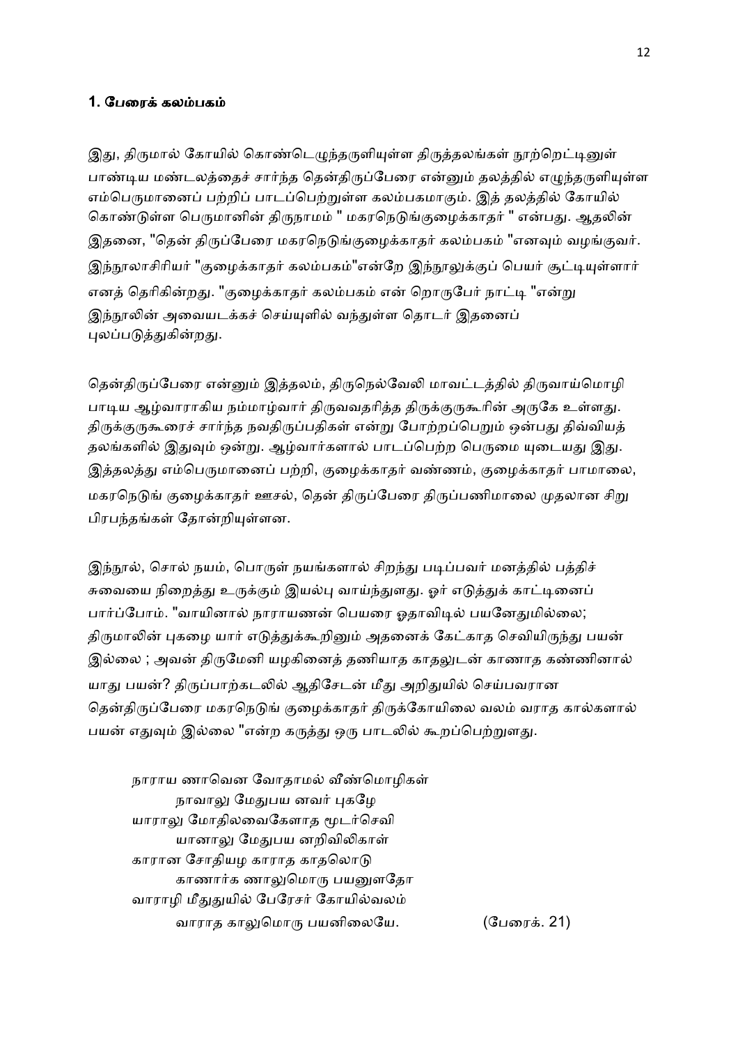### 1. பேரைக் கலம்பகம்

இது, திருமால் கோயில் கொண்டெழுந்தருளியுள்ள திருத்தலங்கள் நூற்றெட்டினுள் பாண்டிய மண்டலத்தைச் சார்ந்த தென்திருப்பேரை என்னும் தலத்தில் எழுந்தருளியுள்ள எம்பெருமானைப் பற்றிப் பாடப்பெற்றுள்ள கலம்பகமாகும். இத் தலத்தில் கோயில் கொண்டுள்ள பெருமானின் திருநாமம் " மகரநெடுங்குழைக்காதர் " என்பது. ஆதலின் இதனை, "தென் திருப்பேரை மகரநெடுங்குழைக்காதர் கலம்பகம் "எனவும் வழங்குவர். இந்நூலாசிரியர் "குழைக்காதர் கலம்பகம்"என்றே இந்நூலுக்குப் பெயர் சூட்டியுள்ளார் எனத் தெரிகின்றது. "குழைக்காதர் கலம்பகம் என் றொருபேர் நாட்டி "என்று இந்நூலின் அவையடக்கச் செய்யுளில் வந்துள்ள தொடர் இதனைப் புலப்படுத்துகின்றது.

தென்திருப்பேரை என்னும் இத்தலம், திருநெல்வேலி மாவட்டத்தில் திருவாய்மொழி பாடிய ஆழ்வாராகிய நம்மாழ்வார் திருவவதரித்த திருக்குருகூரின் அருகே உள்ளது. திருக்குருகூரைச் சார்ந்த நவதிருப்பதிகள் என்று போற்றப்பெறும் ஒன்பது திவ்வியத் தலங்களில் இதுவும் ஒன்று. ஆழ்வார்களால் பாடப்பெற்ற பெருமை யுடையது இது. இத்தலத்து எம்பெருமானைப் பற்றி, குழைக்காதர் வண்ணம், குழைக்காதர் பாமாலை, மகரநெடுங் குழைக்காதர் ஊசல், தென் திருப்பேரை திருப்பணிமாலை முதலான சிறு பிரபந்தங்கள் தோன்றியுள்ளன.

இந்நூல், சொல் நயம், பொருள் நயங்களால் சிறந்து படிப்பவர் மனத்தில் பத்திச் சுவையை நிறைத்து உருக்கும் இயல்பு வாய்ந்துளது. ஓர் எடுத்துக் காட்டினைப் பார்ப்போம். "வாயினால் நாராயணன் பெயரை ஓதாவிடில் பயனேதுமில்லை; திருமாலின் புகழை யார் எடுத்துக்கூறினும் அதனைக் கேட்காத செவியிருந்து பயன் இல்லை ; அவன் திருமேனி யழகினைத் தணியாத காதலுடன் காணாத கண்ணினால் யாது பயன்? திருப்பாற்கடலில் ஆதிசேடன் மீது அறிதுயில் செய்பவரான தென்திருப்பேரை மகரநெடுங் குழைக்காதர் திருக்கோயிலை வலம் வராத கால்களால் பயன் எதுவும் இல்லை "என்ற கருத்து ஒரு பாடலில் கூறப்பெற்றுளது.

நாராய ணாவென வோதாமல் வீண்மொழிகள்
    நாவாலு மேதுபய னவர் புகழே
யாராலு மோதிலவைகேளாத மூடர்செவி
    யானாலு மேதுபய னறிவிலிகாள்
காரான சோதியழ காராத காதலொடு
    காணார்க ணாலுமொரு பயனுளதோ
வாராழி மீதுதுயில் பேரேசர் கோயில்வலம்
    வாராத காலுமொரு பயனிலையே. (பேரைக். 21)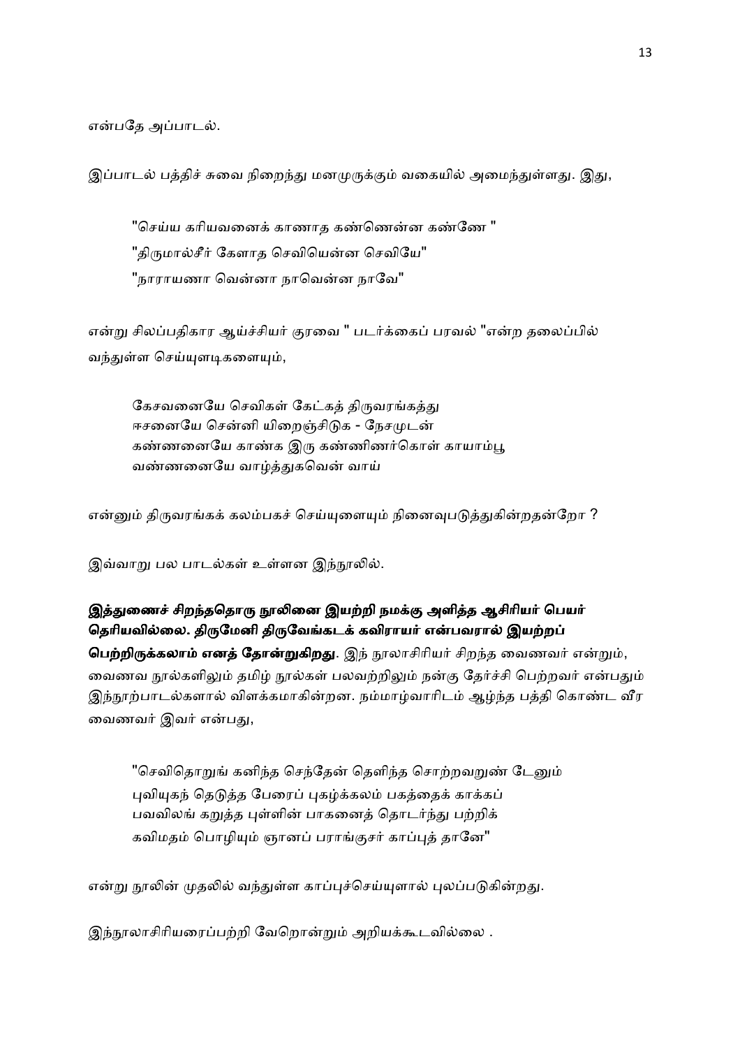என்பதே அப்பாடல்.

இப்பாடல் பத்திச் சுவை நிறைந்து மனமுருக்கும் வகையில் அமைந்துள்ளது. இது,

> "செய்ய கரியவனைக் காணாத கண்ணென்ன கண்ணே "
> "திருமால்சீர் கேளாத செவியென்ன செவியே"
> "நாராயணா வென்னா நாவென்ன நாவே"

என்று சிலப்பதிகார ஆய்ச்சியர் குரவை " படர்க்கைப் பரவல் "என்ற தலைப்பில் வந்துள்ள செய்யுளடிகளையும்,

> கேசவனையே செவிகள் கேட்கத் திருவரங்கத்து
> ஈசனையே சென்னி யிறைஞ்சிடுக - நேசமுடன்
> கண்ணனையே காண்க இரு கண்ணிணர்கொள் காயாம்பூ
> வண்ணனையே வாழ்த்துகவென் வாய்

என்னும் திருவரங்கக் கலம்பகச் செய்யுளையும் நினைவுபடுத்துகின்றதன்றோ ?

இவ்வாறு பல பாடல்கள் உள்ளன இந்நூலில்.

**இத்துணைச் சிறந்ததொரு நூலினை இயற்றி நமக்கு அளித்த ஆசிரியர் பெயர் தெரியவில்லை. திருமேனி திருவேங்கடக் கவிராயர் என்பவரால் இயற்றப் பெற்றிருக்கலாம் எனத் தோன்றுகிறது**. இந் நூலாசிரியர் சிறந்த வைணவர் என்றும், வைணவ நூல்களிலும் தமிழ் நூல்கள் பலவற்றிலும் நன்கு தேர்ச்சி பெற்றவர் என்பதும் இந்நூற்பாடல்களால் விளக்கமாகின்றன. நம்மாழ்வாரிடம் ஆழ்ந்த பத்தி கொண்ட வீர வைணவர் இவர் என்பது,

> "செவிதொறுங் கனிந்த செந்தேன் தெளிந்த சொற்றவறுண் டேனும்
> புவியுகந் தெடுத்த பேரைப் புகழ்க்கலம் பகத்தைக் காக்கப்
> பவவிலங் கறுத்த புள்ளின் பாகனைத் தொடர்ந்து பற்றிக்
> கவிமதம் பொழியும் ஞானப் பராங்குசர் காப்புத் தானே"

என்று நூலின் முதலில் வந்துள்ள காப்புச்செய்யுளால் புலப்படுகின்றது.

இந்நூலாசிரியரைப்பற்றி வேறொன்றும் அறியக்கூடவில்லை .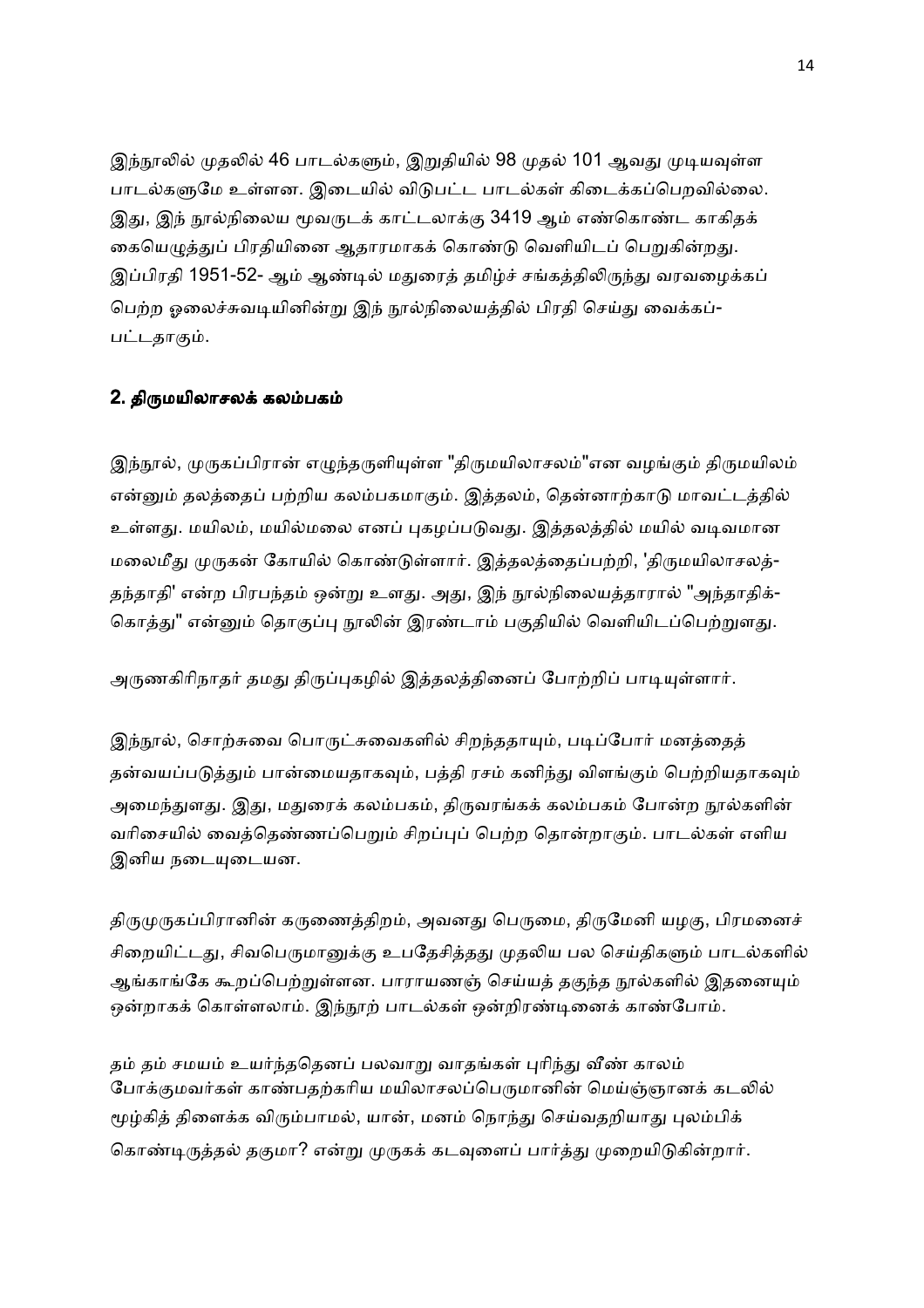இந்நூலில் முதலில் 46 பாடல்களும், இறுதியில் 98 முதல் 101 ஆவது முடியவுள்ள பாடல்களுமே உள்ளன. இடையில் விடுபட்ட பாடல்கள் கிடைக்கப்பெறவில்லை. இது, இந் நூல்நிலைய மூவருடக் காட்டலாக்கு 3419 ஆம் எண்கொண்ட காகிதக் கையெழுத்துப் பிரதியினை ஆதாரமாகக் கொண்டு வெளியிடப் பெறுகின்றது. இப்பிரதி 1951-52- ஆம் ஆண்டில் மதுரைத் தமிழ்ச் சங்கத்திலிருந்து வரவழைக்கப் பெற்ற ஓலைச்சுவடியினின்று இந் நூல்நிலையத்தில் பிரதி செய்து வைக்கப்-பட்டதாகும்.

## 2. திருமயிலாசலக் கலம்பகம்

இந்நூல், முருகப்பிரான் எழுந்தருளியுள்ள "திருமயிலாசலம்"என வழங்கும் திருமயிலம் என்னும் தலத்தைப் பற்றிய கலம்பகமாகும். இத்தலம், தென்னாற்காடு மாவட்டத்தில் உள்ளது. மயிலம், மயில்மலை எனப் புகழப்படுவது. இத்தலத்தில் மயில் வடிவமான மலைமீது முருகன் கோயில் கொண்டுள்ளார். இத்தலத்தைப்பற்றி, 'திருமயிலாசலத்-தந்தாதி' என்ற பிரபந்தம் ஒன்று உளது. அது, இந் நூல்நிலையத்தாரால் "அந்தாதிக்-கொத்து" என்னும் தொகுப்பு நூலின் இரண்டாம் பகுதியில் வெளியிடப்பெற்றுளது.

அருணகிரிநாதர் தமது திருப்புகழில் இத்தலத்தினைப் போற்றிப் பாடியுள்ளார்.

இந்நூல், சொற்சுவை பொருட்சுவைகளில் சிறந்ததாயும், படிப்போர் மனத்தைத் தன்வயப்படுத்தும் பான்மையதாகவும், பத்தி ரசம் கனிந்து விளங்கும் பெற்றியதாகவும் அமைந்துளது. இது, மதுரைக் கலம்பகம், திருவரங்கக் கலம்பகம் போன்ற நூல்களின் வரிசையில் வைத்தெண்ணப்பெறும் சிறப்புப் பெற்ற தொன்றாகும். பாடல்கள் எளிய இனிய நடையுடையன.

திருமுருகப்பிரானின் கருணைத்திறம், அவனது பெருமை, திருமேனி யழகு, பிரமனைச் சிறையிட்டது, சிவபெருமானுக்கு உபதேசித்தது முதலிய பல செய்திகளும் பாடல்களில் ஆங்காங்கே கூறப்பெற்றுள்ளன. பாராயணஞ் செய்யத் தகுந்த நூல்களில் இதனையும் ஒன்றாகக் கொள்ளலாம். இந்நூற் பாடல்கள் ஒன்றிரண்டினைக் காண்போம்.

தம் தம் சமயம் உயர்ந்ததெனப் பலவாறு வாதங்கள் புரிந்து வீண் காலம் போக்குமவர்கள் காண்பதற்கரிய மயிலாசலப்பெருமானின் மெய்ஞ்ஞானக் கடலில் மூழ்கித் திளைக்க விரும்பாமல், யான், மனம் நொந்து செய்வதறியாது புலம்பிக் கொண்டிருத்தல் தகுமா? என்று முருகக் கடவுளைப் பார்த்து முறையிடுகின்றார்.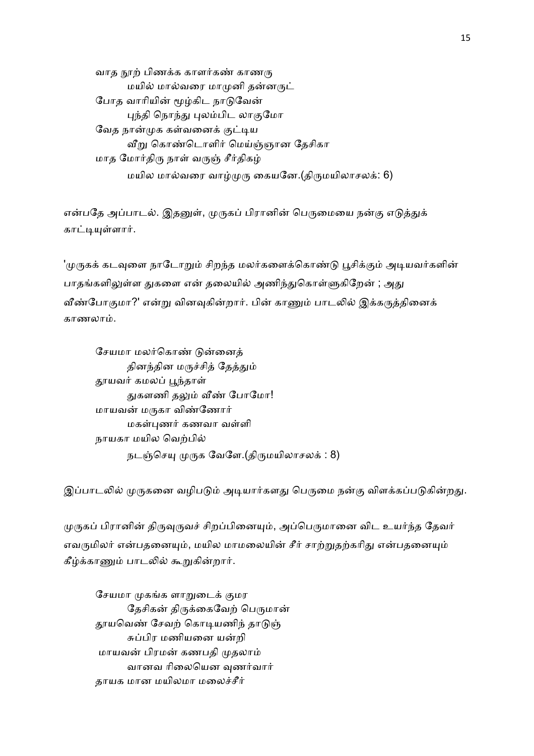வாத நூற் பிணக்க காளர்கண் காணரு
　　மயில் மால்வரை மாமுனி தன்னருட்
போத வாரியின் மூழ்கிட நாடுவேன்
　　புந்தி நொந்து புலம்பிட லாகுமோ
வேத நான்முக கள்வனைக் குட்டிய
　　வீறு கொண்டொளிர் மெய்ஞ்ஞான தேசிகா
மாத மோர்திரு நாள் வருஞ் சீர்திகழ்
　　மயில மால்வரை வாழ்முரு கையனே.(திருமயிலாசலக்: 6)

என்பதே அப்பாடல். இதனுள், முருகப் பிரானின் பெருமையை நன்கு எடுத்துக் காட்டியுள்ளார்.

'முருகக் கடவுளை நாடோறும் சிறந்த மலர்களைக்கொண்டு பூசிக்கும் அடியவர்களின் பாதங்களிலுள்ள துகளை என் தலையில் அணிந்துகொள்ளுகிறேன் ; அது வீண்போகுமா?' என்று வினவுகின்றார். பின் காணும் பாடலில் இக்கருத்தினைக் காணலாம்.

சேயமா மலர்கொண் டுன்னைத்
　　தினந்தின மருச்சித் தேத்தும்
தூயவர் கமலப் பூந்தாள்
　　துகளணி தலும் வீண் போமோ!
மாயவன் மருகா விண்ணோர்
　　மகள்புணர் கணவா வள்ளி
நாயகா மயில வெற்பில்
　　நடஞ்செயு முருக வேளே.(திருமயிலாசலக் : 8)

இப்பாடலில் முருகனை வழிபடும் அடியார்களது பெருமை நன்கு விளக்கப்படுகின்றது.

முருகப் பிரானின் திருவுருவச் சிறப்பினையும், அப்பெருமானை விட உயர்ந்த தேவர் எவருமிலர் என்பதனையும், மயில மாமலையின் சீர் சாற்றுதற்கரிது என்பதனையும் கீழ்க்காணும் பாடலில் கூறுகின்றார்.

சேயமா முகங்க ளாறுடைக் குமர
　　தேசிகன் திருக்கைவேற் பெருமான்
தூயவெண் சேவற் கொடியணிந் தாடுஞ்
　　சுப்பிர மணியனை யன்றி
மாயவன் பிரமன் கணபதி முதலாம்
　　வானவ ரிலையென வுணர்வார்
தாயக மான மயிலமா மலைச்சீர்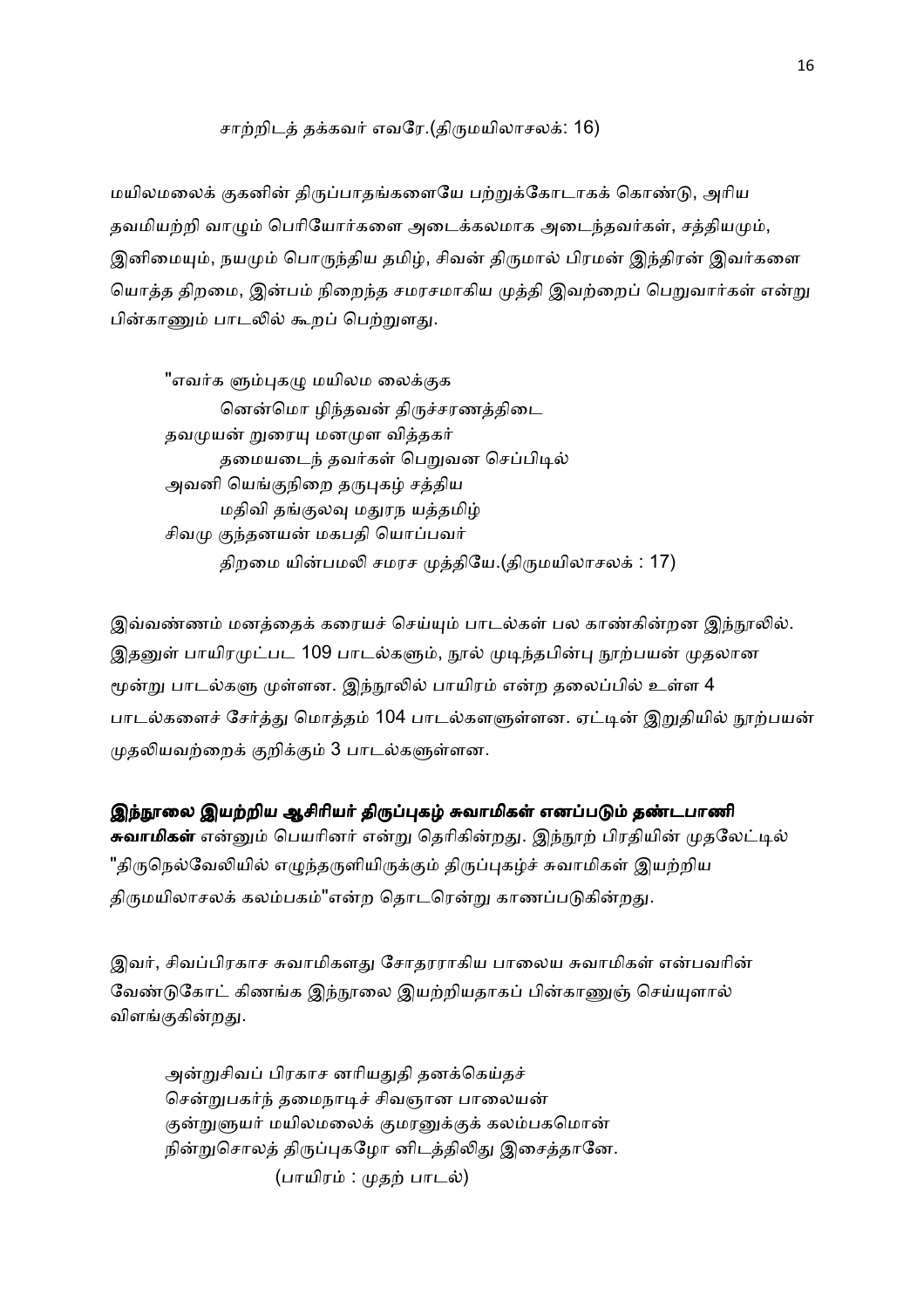சாற்றிடத் தக்கவர் எவரே.(திருமயிலாசலக்: 16)

மயிலமலைக் குகனின் திருப்பாதங்களையே பற்றுக்கோடாகக் கொண்டு, அரிய தவமியற்றி வாழும் பெரியோர்களை அடைக்கலமாக அடைந்தவர்கள், சத்தியமும், இனிமையும், நயமும் பொருந்திய தமிழ், சிவன் திருமால் பிரமன் இந்திரன் இவர்களை யொத்த திறமை, இன்பம் நிறைந்த சமரசமாகிய முத்தி இவற்றைப் பெறுவார்கள் என்று பின்காணும் பாடலில் கூறப் பெற்றுளது.

"எவர்க ளும்புகழு மயிலம லைக்குக
னென்மொ ழிந்தவன் திருச்சரணத்திடை
தவமுயன் றுரையு மனமுள வித்தகர்
தமையடைந் தவர்கள் பெறுவன செப்பிடில்
அவனி யெங்குநிறை தருபுகழ் சத்திய
மதிவி தங்குலவு மதுரந யத்தமிழ்
சிவமு குந்தனயன் மகபதி யொப்பவர்
திறமை யின்பமலி சமரச முத்தியே.(திருமயிலாசலக் : 17)

இவ்வண்ணம் மனத்தைக் கரையச் செய்யும் பாடல்கள் பல காண்கின்றன இந்நூலில். இதனுள் பாயிரமுட்பட 109 பாடல்களும், நூல் முடிந்தபின்பு நூற்பயன் முதலான மூன்று பாடல்களு முள்ளன. இந்நூலில் பாயிரம் என்ற தலைப்பில் உள்ள 4 பாடல்களைச் சேர்த்து மொத்தம் 104 பாடல்களுள்ளன. ஏட்டின் இறுதியில் நூற்பயன் முதலியவற்றைக் குறிக்கும் 3 பாடல்களுள்ளன.

**இந்நூலை இயற்றிய ஆசிரியர் திருப்புகழ் சுவாமிகள் எனப்படும் தண்டபாணி சுவாமிகள்** என்னும் பெயரினர் என்று தெரிகின்றது. இந்நூற் பிரதியின் முதலேட்டில் "திருநெல்வேலியில் எழுந்தருளியிருக்கும் திருப்புகழ்ச் சுவாமிகள் இயற்றிய திருமயிலாசலக் கலம்பகம்"என்ற தொடரென்று காணப்படுகின்றது.

இவர், சிவப்பிரகாச சுவாமிகளது சோதரராகிய பாலைய சுவாமிகள் என்பவரின் வேண்டுகோட் கிணங்க இந்நூலை இயற்றியதாகப் பின்காணுஞ் செய்யுளால் விளங்குகின்றது.

அன்றுசிவப் பிரகாச னரியதுதி தனக்கெய்தச்
சென்றுபகர்ந் தமைநாடிச் சிவஞான பாலையன்
குன்றுளுயர் மயிலமலைக் குமரனுக்குக் கலம்பகமொன்
நின்றுசொலத் திருப்புகழோ னிடத்திலிது இசைத்தானே.
(பாயிரம் : முதற் பாடல்)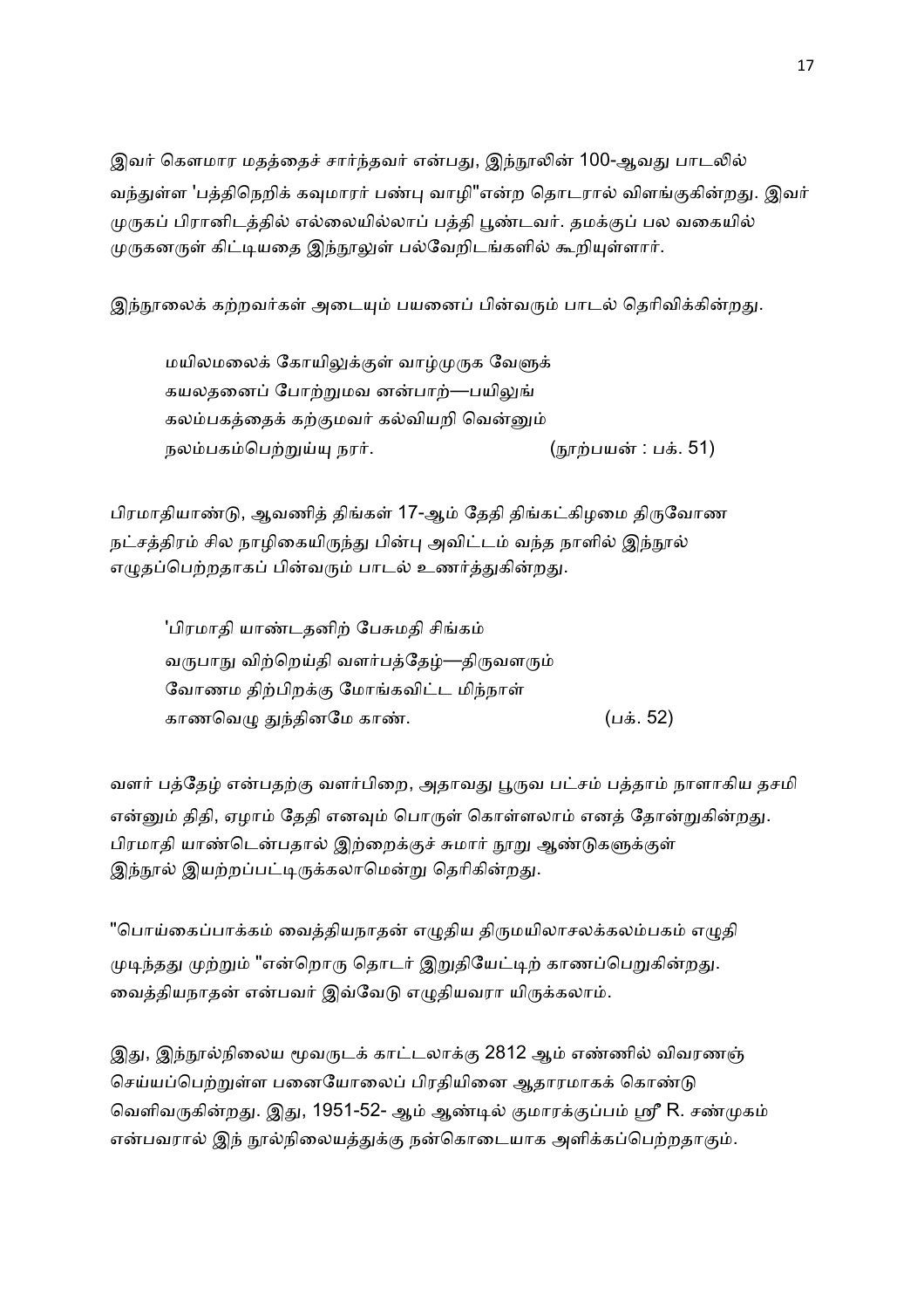இவர் கௌமார மதத்தைச் சார்ந்தவர் என்பது, இந்நூலின் 100-ஆவது பாடலில் வந்துள்ள 'பத்திநெறிக் கவுமாரர் பண்பு வாழி"என்ற தொடரால் விளங்குகின்றது. இவர் முருகப் பிரானிடத்தில் எல்லையில்லாப் பத்தி பூண்டவர். தமக்குப் பல வகையில் முருகனருள் கிட்டியதை இந்நூலுள் பல்வேறிடங்களில் கூறியுள்ளார்.

இந்நூலைக் கற்றவர்கள் அடையும் பயனைப் பின்வரும் பாடல் தெரிவிக்கின்றது.

> மயிலமலைக் கோயிலுக்குள் வாழ்முருக வேளுக்
> கயலதனைப் போற்றுமவ னன்பாற்—பயிலுங்
> கலம்பகத்தைக் கற்குமவர் கல்வியறி வென்னும்
> நலம்பகம்பெற்றுய்யு நரர். (நூற்பயன் : பக். 51)

பிரமாதியாண்டு, ஆவணித் திங்கள் 17-ஆம் தேதி திங்கட்கிழமை திருவோண நட்சத்திரம் சில நாழிகையிருந்து பின்பு அவிட்டம் வந்த நாளில் இந்நூல் எழுதப்பெற்றதாகப் பின்வரும் பாடல் உணர்த்துகின்றது.

> 'பிரமாதி யாண்டதனிற் பேசுமதி சிங்கம்
> வருபாநு விற்றெய்தி வளர்பத்தேழ்—திருவளரும்
> வோணம திற்பிறக்கு மோங்கவிட்ட மிந்நாள்
> காணவெழு துந்தினமே காண். (பக். 52)

வளர் பத்தேழ் என்பதற்கு வளர்பிறை, அதாவது பூருவ பட்சம் பத்தாம் நாளாகிய தசமி என்னும் திதி, ஏழாம் தேதி எனவும் பொருள் கொள்ளலாம் எனத் தோன்றுகின்றது. பிரமாதி யாண்டென்பதால் இற்றைக்குச் சுமார் நூறு ஆண்டுகளுக்குள் இந்நூல் இயற்றப்பட்டிருக்கலாமென்று தெரிகின்றது.

"பொய்கைப்பாக்கம் வைத்தியநாதன் எழுதிய திருமயிலாசலக்கலம்பகம் எழுதி முடிந்தது முற்றும் "என்றொரு தொடர் இறுதியேட்டிற் காணப்பெறுகின்றது. வைத்தியநாதன் என்பவர் இவ்வேடு எழுதியவரா யிருக்கலாம்.

இது, இந்நூல்நிலைய மூவருடக் காட்டலாக்கு 2812 ஆம் எண்ணில் விவரணஞ் செய்யப்பெற்றுள்ள பனையோலைப் பிரதியினை ஆதாரமாகக் கொண்டு வெளிவருகின்றது. இது, 1951-52- ஆம் ஆண்டில் குமாரக்குப்பம் ஸ்ரீ R. சண்முகம் என்பவரால் இந் நூல்நிலையத்துக்கு நன்கொடையாக அளிக்கப்பெற்றதாகும்.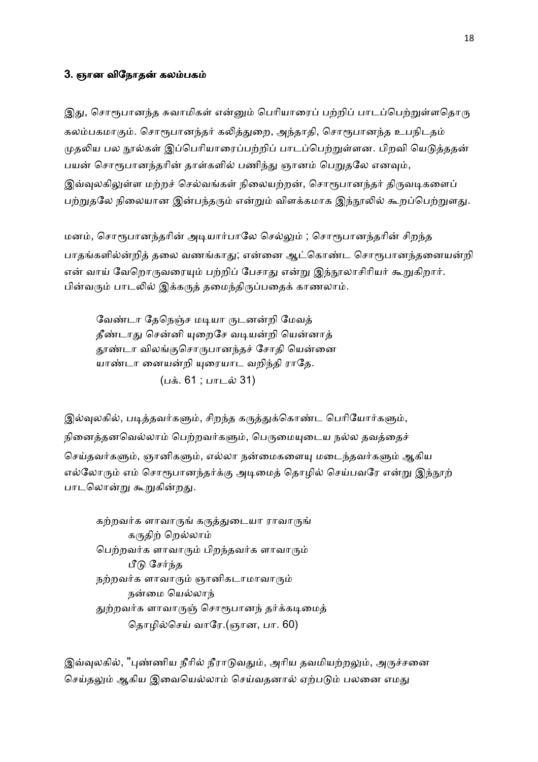### 3. ஞான விநோதன் கலம்பகம்

இது, சொரூபானந்த சுவாமிகள் என்னும் பெரியாரைப் பற்றிப் பாடப்பெற்றுள்ளதொரு கலம்பகமாகும். சொரூபானந்தர் கலித்துறை, அந்தாதி, சொரூபானந்த உபநிடதம் முதலிய பல நூல்கள் இப்பெரியாரைப்பற்றிப் பாடப்பெற்றுள்ளன. பிறவி யெடுத்ததன் பயன் சொரூபானந்தரின் தாள்களில் பணிந்து ஞானம் பெறுதலே எனவும், இவ்வுலகிலுள்ள மற்றச் செல்வங்கள் நிலையற்றன், சொரூபானந்தர் திருவடிகளைப் பற்றுதலே நிலையான இன்பந்தரும் என்றும் விளக்கமாக இந்நூலில் கூறப்பெற்றுளது.

மனம், சொரூபானந்தரின் அடியார்பாலே செல்லும் ; சொரூபானந்தரின் சிறந்த பாதங்களில்ன்றித் தலை வணங்காது; என்னை ஆட்கொண்ட சொரூபானந்தனையன்றி என் வாய் வேறொருவரையும் பற்றிப் பேசாது என்று இந்நூலாசிரியர் கூறுகிறார். பின்வரும் பாடலில் இக்கருத் தமைந்திருப்பதைக் காணலாம்.

> வேண்டா தேநெஞ்ச மடியா ருடனன்றி மேவத்
> தீண்டாது சென்னி யுறைசே வடியன்றி யென்னாத்
> தூண்டா விலங்குசொருபானந்தச் சோதி யென்னை
> யாண்டா னையன்றி யுரையாட வறிந்தி ராதே.
> (பக். 61 ; பாடல் 31)

இல்வுலகில், படித்தவர்களும், சிறந்த கருத்துக்கொண்ட பெரியோர்களும், நினைத்தனவெல்லாம் பெற்றவர்களும், பெருமையுடைய நல்ல தவத்தைச் செய்தவர்களும், ஞானிகளும், எல்லா நன்மைகளையு மடைந்தவர்களும் ஆகிய எல்லோரும் எம் சொரூபானந்தர்க்கு அடிமைத் தொழில் செய்பவரே என்று இந்நூற் பாடலொன்று கூறுகின்றது.

> கற்றவர்க ளாவாருங் கருத்துடையா ராவாருங்
> கருதிற் றெல்லாம்
> பெற்றவர்க ளாவாரும் பிறந்தவர்க ளாவாரும்
> பீடு சேர்ந்த
> நற்றவர்க ளாவாரும் ஞானிகடாமாவாரும்
> நன்மை யெல்லாந்
> துற்றவர்க ளாவாருஞ் சொரூபானந் தர்க்கடிமைத்
> தொழில்செய் வாரே.(ஞான, பா. 60)

இவ்வுலகில், "புண்ணிய நீரில் நீராடுவதும், அரிய தவமியற்றலும், அருச்சனை செய்தலும் ஆகிய இவையெல்லாம் செய்வதனால் ஏற்படும் பலனை எமது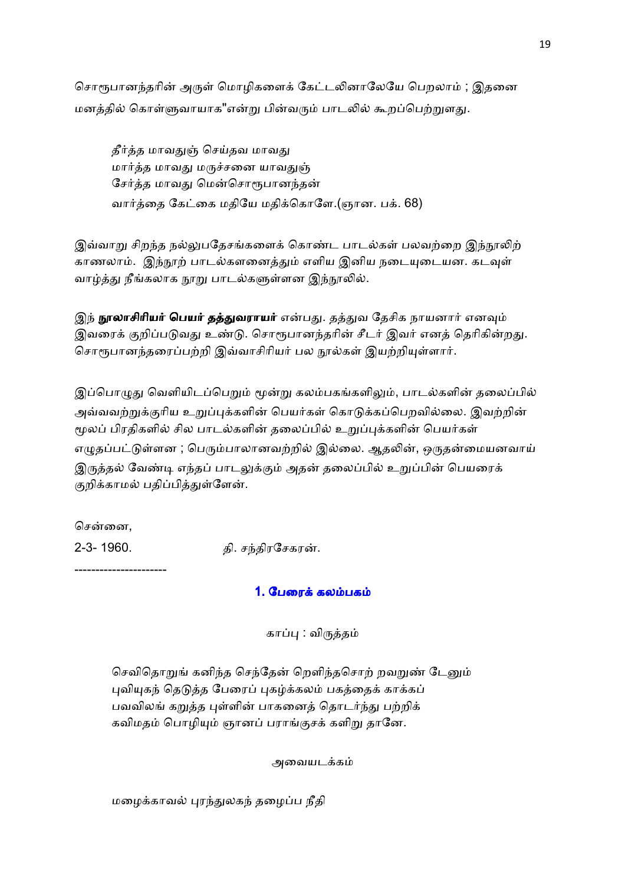சொரூபானந்தரின் அருள் மொழிகளைக் கேட்டலினாலேயே பெறலாம் ; இதனை மனத்தில் கொள்ளுவாயாக"என்று பின்வரும் பாடலில் கூறப்பெற்றுளது.

> தீர்த்த மாவதுஞ் செய்தவ மாவது
> மார்த்த மாவது மருச்சனை யாவதுஞ்
> சேர்த்த மாவது மென்சொரூபானந்தன்
> வார்த்தை கேட்கை மதியே மதிக்கொளே.(ஞான. பக். 68)

இவ்வாறு சிறந்த நல்லுபதேசங்களைக் கொண்ட பாடல்கள் பலவற்றை இந்நூலிற் காணலாம். இந்நூற் பாடல்களனைத்தும் எளிய இனிய நடையுடையன. கடவுள் வாழ்த்து நீங்கலாக நூறு பாடல்களுள்ளன இந்நூலில்.

இந் **நூலாசிரியர் பெயர் தத்துவராயர்** என்பது. தத்துவ தேசிக நாயனார் எனவும் இவரைக் குறிப்படுவது உண்டு. சொரூபானந்தரின் சீடர் இவர் எனத் தெரிகின்றது. சொரூபானந்தரைப்பற்றி இவ்வாசிரியர் பல நூல்கள் இயற்றியுள்ளார்.

இப்பொழுது வெளியிடப்பெறும் மூன்று கலம்பகங்களிலும், பாடல்களின் தலைப்பில் அவ்வவற்றுக்குரிய உறுப்புக்களின் பெயர்கள் கொடுக்கப்பெறவில்லை. இவற்றின் மூலப் பிரதிகளில் சில பாடல்களின் தலைப்பில் உறுப்புக்களின் பெயர்கள் எழுதப்பட்டுள்ளன ; பெரும்பாலானவற்றில் இல்லை. ஆதலின், ஒருதன்மையனவாய் இருத்தல் வேண்டி எந்தப் பாடலுக்கும் அதன் தலைப்பில் உறுப்பின் பெயரைக் குறிக்காமல் பதிப்பித்துள்ளேன்.

சென்னை,

2-3- 1960. தி. சந்திரசேகரன்.

----------------------

## 1. பேரைக் கலம்பகம்

காப்பு : விருத்தம்

> செவிதொறுங் கனிந்த செந்தேன் றெளிந்தசொற் றவறுண் டேனும்
> புவியுகந் தெடுத்த பேரைப் புகழ்க்கலம் பகத்தைக் காக்கப்
> பவவிலங் கறுத்த புள்ளின் பாகனைத் தொடர்ந்து பற்றிக்
> கவிமதம் பொழியும் ஞானப் பராங்குசக் களிறு தானே.

அவையடக்கம்

> மழைக்காவல் புரந்துலகந் தழைப்ப நீதி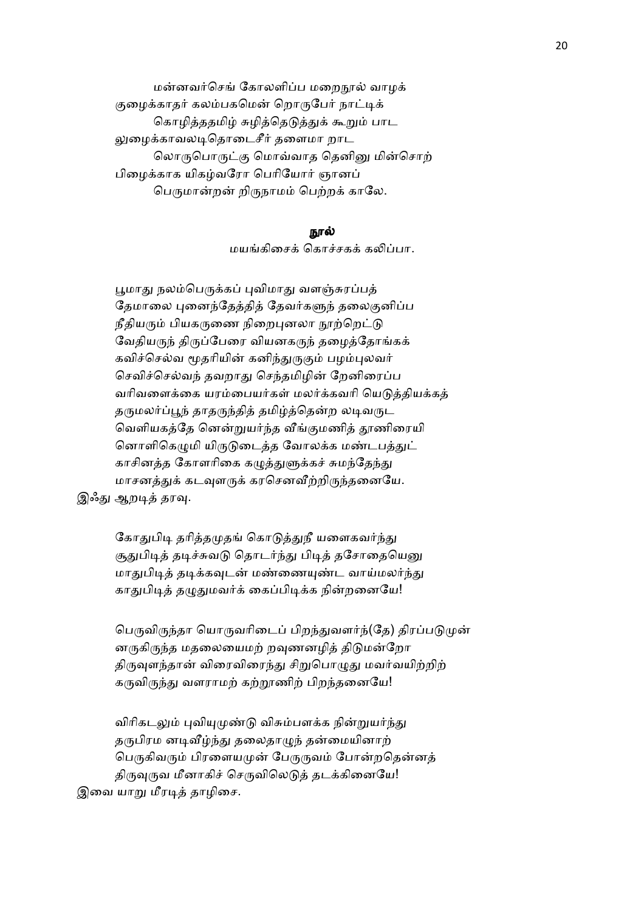மன்னவர்செங் கோலளிப்ப மறைநூல் வாழக்
குழைக்காதர் கலம்பகமென் றொருபேர் நாட்டிக்
கொழித்ததமிழ் சுழித்தெடுத்துக் கூறும் பாட
லுழைக்காவலடிதொடைசீர் தளைமா றாட
லொருபொருட்கு மொவ்வாத தெனினு மின்சொற்
பிழைக்காக யிகழ்வரோ பெரியோர் ஞானப்
பெருமான்றன் றிருநாமம் பெற்றக் காலே.

## நூல்

மயங்கிசைக் கொச்சகக் கலிப்பா.

பூமாது நலம்பெருக்கப் புவிமாது வளஞ்சுரப்பத்
தேமாலை புனைந்தேத்தித் தேவர்களுந் தலைகுனிப்ப
நீதியரும் பியகருணை நிறைபுனலா நூற்றெட்டு
வேதியருந் திருப்பேரை வியனகருந் தழைத்தோங்கக்
கவிச்செல்வ மூதரியின் கனிந்துருகும் பழம்புலவர்
செவிச்செல்வந் தவறாது செந்தமிழின் றேனிரைப்ப
வரிவளைக்கை யரம்பையர்கள் மலர்க்கவரி யெடுத்தியக்கத்
தருமலர்ப்பூந் தாதருந்தித் தமிழ்த்தென்ற லடிவருட
வெளியகத்தே னென்றுயர்ந்த வீங்குமணித் தூணிரையி
னொளிகெழுமி யிருடுடைத்த வோலக்க மண்டபத்துட்
காசினத்த கோளரிகை கழுத்துளுக்கச் சுமந்தேந்து
மாசனத்துக் கடவுளருக் கரசெனவீற்றிருந்தனையே.

இஃது ஆறடித் தரவு.

கோதுபிடி தரித்தமுதங் கொடுத்துநீ யளைகவர்ந்து
சூதுபிடித் தடிச்சுவடு தொடர்ந்து பிடித் தசோதையெனு
மாதுபிடித் தடிக்கவுடன் மண்ணையுண்ட வாய்மலர்ந்து
காதுபிடித் தழுதுமவர்க் கைப்பிடிக்க நின்றனையே!

பெருவிருந்தா யொருவரிடைப் பிறந்துவளர்ந்(தே) திரப்படுமுன்
னருகிருந்த மதலையைமற் றவுணனழித் திடுமன்றோ
திருவுளந்தான் விரைவிரைந்து சிறுபொழுது மவர்வயிற்றிற்
கருவிருந்து வளராமற் கற்றூணிற் பிறந்தனையே!

விரிகடலும் புவியுமுண்டு விசும்பளக்க நின்றுயர்ந்து
தருபிரம னடிவீழ்ந்து தலைதாழுந் தன்மையினாற்
பெருகிவரும் பிரளையமுன் பேருருவம் போன்றதென்னத்
திருவுருவ மீனாகிச் செருவிலெடுத் தடக்கினையே!

இவை யாறு மீரடித் தாழிசை.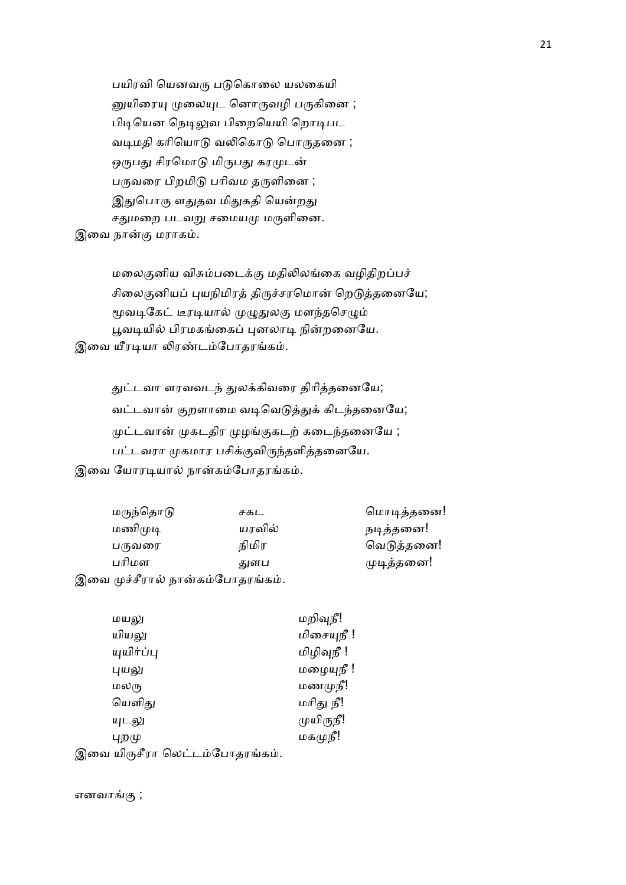பயிரவி யெனவரு படுகொலை யலகையி
னுயிரையு முலையுட னொருவழி பருகினை ;
பிடியென நெடிலுவ பிறையெயி றொடிபட
வடிமதி கரியொடு வலிகொடு பொருதனை ;
ஒருபது சிரமொடு மிருபது கரமுடன்
பருவரை பிறமிடு பரிவம தருளினை ;
இதுபொரு ளதுதவ மிதுகதி யென்றது
சதுமறை படவறு சமையமு மருளினை.

இவை நான்கு மராகம்.

மலைகுனிய விசும்படைக்கு மதிலிலங்கை வழிதிறப்பச்
சிலைகுனியப் புயநிமிரத் திருச்சரமொன் றெடுத்தனையே;
மூவடிகேட் டீரடியால் முழுதுலகு மளந்தசெழும்
பூவடியில் பிரமகங்கைப் புனலாடி நின்றனையே.

இவை யீரடியா லிரண்டம்போதரங்கம்.

துட்டவா ளரவவடந் துலக்கிவரை திரித்தனையே;
வட்டவான் குறளாமை வடிவெடுத்துக் கிடந்தனையே;
முட்டவான் முகடதிர முழங்குகடற் கடைந்தனையே ;
பட்டவரா முகமார பசிக்குவிருந்தளித்தனையே.

இவை யோரடியால் நான்கம்போதரங்கம்.

| | | |
|---|---|---|
| மருந்தொடு | சகட | மொடித்தனை! |
| மணிமுடி | யரவில் | நடித்தனை! |
| பருவரை | நிமிர | வெடுத்தனை! |
| பரிமள | துளப | முடித்தனை! |

இவை முச்சீரால் நான்கம்போதரங்கம்.

| | |
|---|---|
| மயலு | மறிவுநீ! |
| யியலு | மிசையுநீ ! |
| யுயிர்ப்பு | மிழிவுநீ ! |
| புயலு | மழையுநீ ! |
| மலரு | மணமுநீ! |
| யெளிது | மரிது நீ! |
| யுடலு | முயிருநீ! |
| புறமு | மகமுநீ! |

இவை யிருசீரா லெட்டம்போதரங்கம்.

எனவாங்கு ;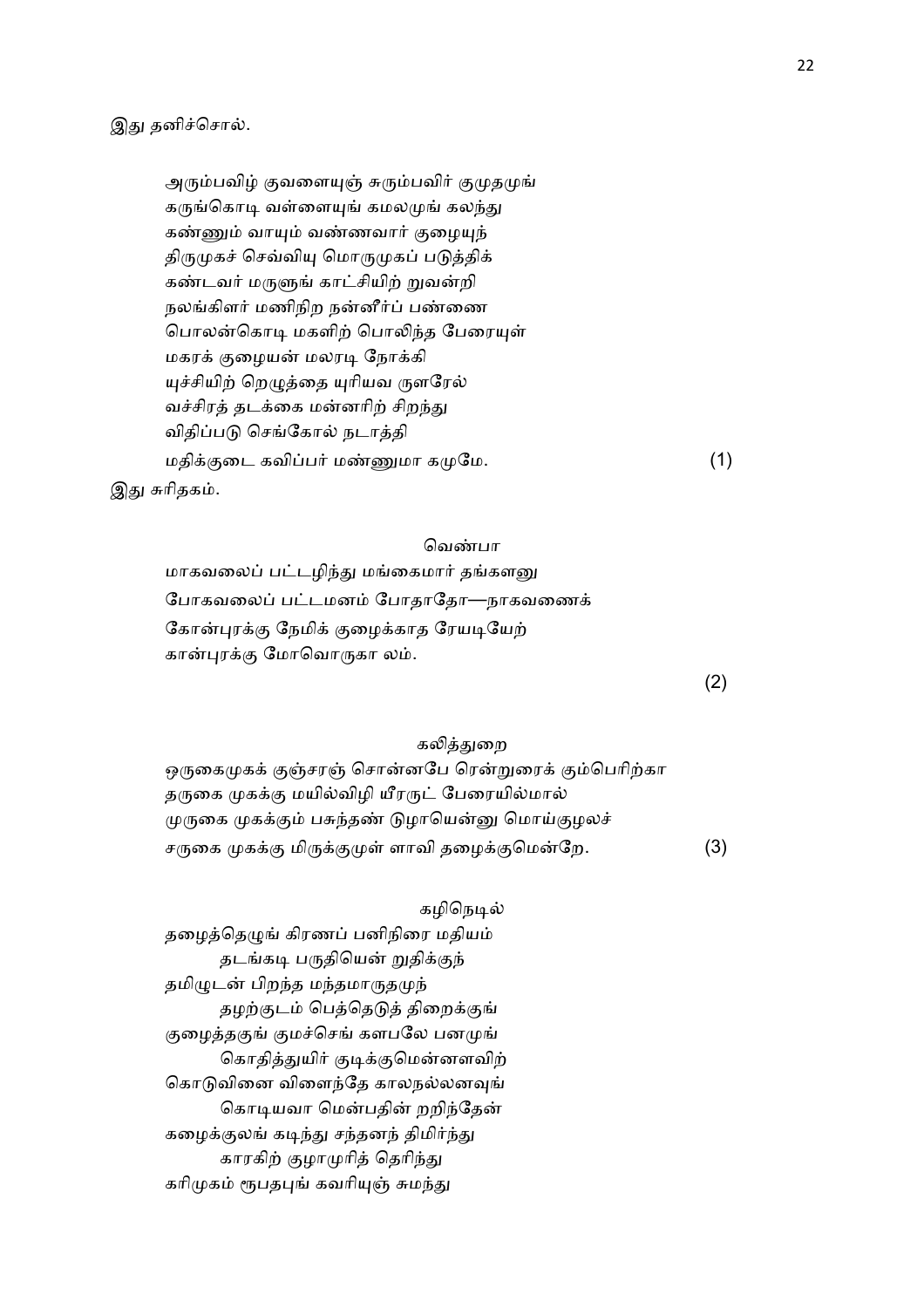இது தனிச்சொல்.

அரும்பவிழ் குவளையுஞ் சுரும்பவிர் குமுதமுங்
கருங்கொடி வள்ளையுங் கமலமுங் கலந்து
கண்ணும் வாயும் வண்ணவார் குழையுந்
திருமுகச் செவ்வியு மொருமுகப் படுத்திக்
கண்டவர் மருளுங் காட்சியிற் றுவன்றி
நலங்கிளர் மணிநிற நன்னீர்ப் பண்ணை
பொலன்கொடி மகளிற் பொலிந்த பேரையுள்
மகரக் குழையன் மலரடி நோக்கி
யுச்சியிற் றெழுத்தை யுரியவ ருளரேல்
வச்சிரத் தடக்கை மன்னரிற் சிறந்து
விதிப்படு செங்கோல் நடாத்தி
மதிக்குடை கவிப்பர் மண்ணுமா கமுமே. (1)

இது சுரிதகம்.

வெண்பா

மாகவலைப் பட்டழிந்து மங்கைமார் தங்களனு
போகவலைப் பட்டமனம் போதாதோ—நாகவணைக்
கோன்புரக்கு நேமிக் குழைக்காத ரேயடியேற்
கான்புரக்கு மோவொருகா லம். (2)

கலித்துறை

ஒருகைமுகக் குஞ்சரஞ் சொன்னபே ரென்றுரைக் கும்பெரிற்கா
தருகை முகக்கு மயில்விழி யீரருட் பேரையில்மால்
முருகை முகக்கும் பசுந்தண் டுழாயென்னு மொய்குழலச்
சருகை முகக்கு மிருக்குமுள் ளாவி தழைக்குமென்றே. (3)

கழிநெடில்

தழைத்தெழுங் கிரணப் பனிநிரை மதியம்
தடங்கடி பருதியென் றுதிக்குந்
தமிழுடன் பிறந்த மந்தமாருதமுந்
தழற்குடம் பெத்தெடுத் திறைக்குங்
குழைத்தகுங் குமச்செங் களபலே பனமுங்
கொதித்துயிர் குடிக்குமென்னளவிற்
கொடுவினை விளைந்தே காலநல்லனவுங்
கொடியவா மென்பதின் றறிந்தேன்
கழைக்குலங் கடிந்து சந்தனந் திமிர்ந்து
காரகிற் குழாமுரித் தெரிந்து
கரிமுகம் ரூபதபுங் கவரியுஞ் சுமந்து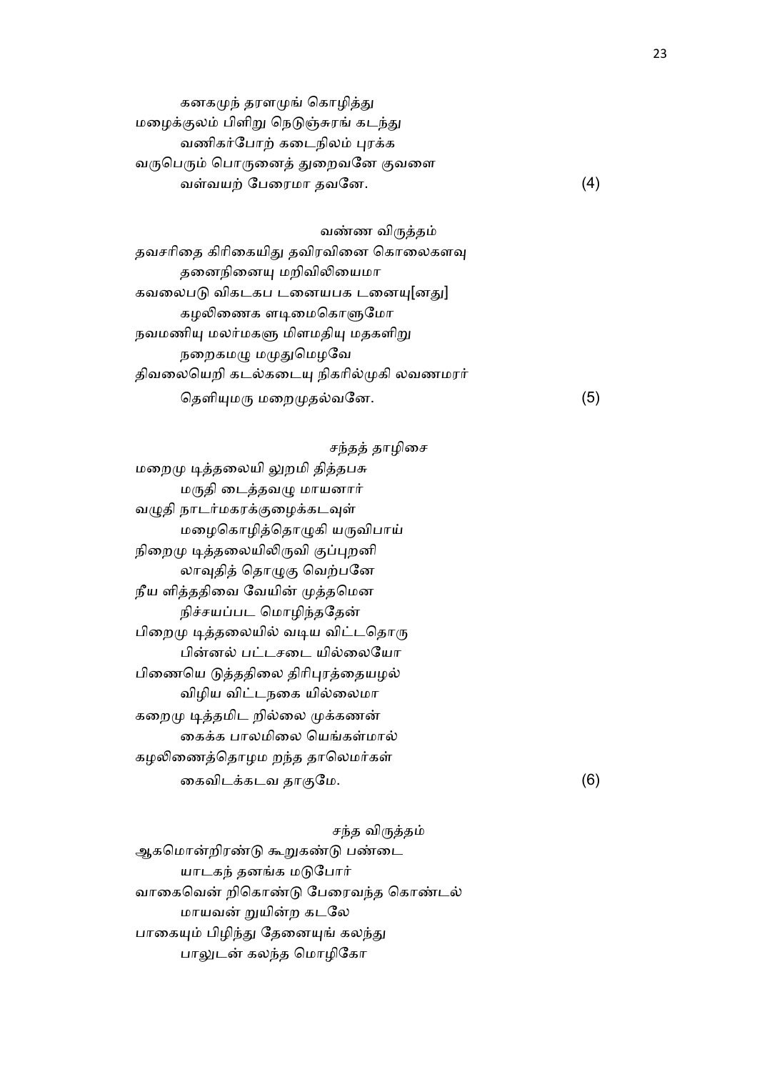கனகமுந் தரளமுங் கொழித்து
மழைக்குலம் பிளிறு நெடுஞ்சுரங் கடந்து
வணிகர்போற் கடைநிலம் புரக்க
வருபெரும் பொருனைத் துறைவனே குவளை
வள்வயற் பேரைமா தவனே. (4)

வண்ண விருத்தம்

தவசரிதை கிரிகையிது தவிரவினை கொலைகளவு
தனைநினையு மறிவிலியைமா
கவலைபடு விகடகப டனையபக டனையு[னது]
கழலிணைக ளடிமைகொளுமோ
நவமணியு மலர்மகளு மிளமதியு மதகளிறு
நறைகமழு மமுதுமெழவே
திவலையெறி கடல்கடையு நிகரில்முகி லவணமரர்
தெளியுமரு மறைமுதல்வனே. (5)

சந்தத் தாழிசை

மறைமு டித்தலையி லுறமி தித்தபசு
மருதி டைத்தவழு மாயனார்
வழுதி நாடர்மகரக்குழைக்கடவுள்
மழைகொழித்தொழுகி யருவிபாய்
நிறைமு டித்தலையிலிருவி குப்புறனி
லாவுதித் தொழுகு வெற்பனே
நீய ளித்ததிவை வேயின் முத்தமென
நிச்சயப்பட மொழிந்ததேன்
பிறைமு டித்தலையில் வடிய விட்டதொரு
பின்னல் பட்டசடை யில்லையோ
பிணையெ டுத்ததிலை திரிபுரத்தையழல்
விழிய விட்டநகை யில்லைமா
கறைமு டித்தமிட றில்லை முக்கணன்
கைக்க பாலமிலை யெங்கள்மால்
கழலிணைத்தொழம றந்த தாலெமர்கள்
கைவிடக்கடவ தாகுமே. (6)

சந்த விருத்தம்

ஆகமொன்றிரண்டு கூறுகண்டு பண்டை
யாடகந் தனங்க மடுபோர்
வாகைவென் றிகொண்டு பேரைவந்த கொண்டல்
மாயவன் றுயின்ற கடலே
பாகையும் பிழிந்து தேனையுங் கலந்து
பாலுடன் கலந்த மொழிகோ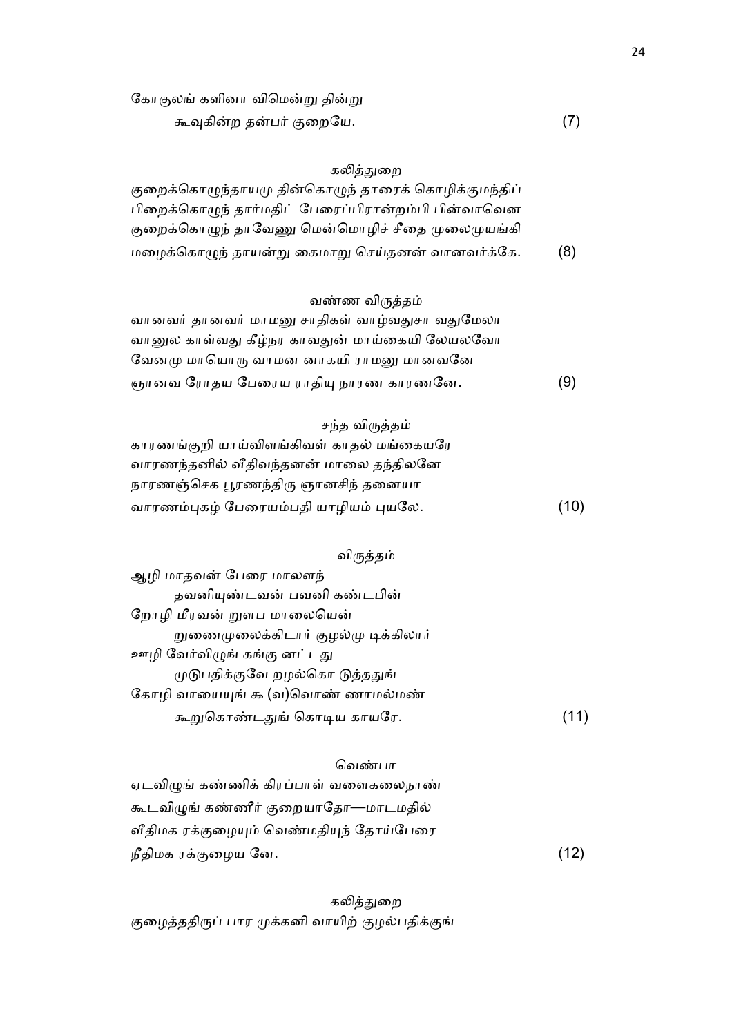கோகுலங் களினா விமென்று தின்று
        கூவுகின்ற தன்பர் குறையே. (7)

கலித்துறை

குறைக்கொழுந்தாயமு தின்கொழுந் தாரைக் கொழிக்குமந்திப்
பிறைக்கொழுந் தார்மதிட் பேரைப்பிரான்றம்பி பின்வாவென
குறைக்கொழுந் தாவேணு மென்மொழிச் சீதை முலைமுயங்கி
மழைக்கொழுந் தாயன்று கைமாறு செய்தனன் வானவர்க்கே. (8)

வண்ண விருத்தம்

வானவர் தானவர் மாமனு சாதிகள் வாழ்வதுசா வதுமேலா
வானுல காள்வது கீழ்நர காவதுன் மாய்கையி லேயலவோ
வேனமு மாயொரு வாமன னாகயி ராமனு மானவனே
ஞானவ ரோதய பேரைய ராதியு நாரண காரணனே. (9)

சந்த விருத்தம்

காரணங்குறி யாய்விளங்கிவள் காதல் மங்கையரே
வாரணந்தனில் வீதிவந்தனன் மாலை தந்திலனே
நாரணஞ்செக பூரணந்திரு ஞானசிந் தனையா
வாரணம்புகழ் பேரையம்பதி யாழியம் புயலே. (10)

விருத்தம்

ஆழி மாதவன் பேரை மாலளந்
        தவனியுண்டவன் பவனி கண்டபின்
றோழி மீரவன் றுளப மாலையென்
        றுணைமுலைக்கிடார் குழல்மு டிக்கிலார்
ஊழி வேர்விழுங் கங்கு னட்டது
        முடுபதிக்குவே றழல்கொ டுத்ததுங்
கோழி வாயையுங் கூ(வ)வொண் ணாமல்மண்
        கூறுகொண்டதுங் கொடிய காயரே. (11)

வெண்பா

ஏடவிழுங் கண்ணிக் கிரப்பாள் வளைகலைநாண்
கூடவிழுங் கண்ணீர் குறையாதோ—மாடமதில்
வீதிமக ரக்குழையும் வெண்மதியுந் தோய்பேரை
நீதிமக ரக்குழைய னே. (12)

கலித்துறை

குழைத்ததிருப் பார முக்கனி வாயிற் குழல்பதிக்குங்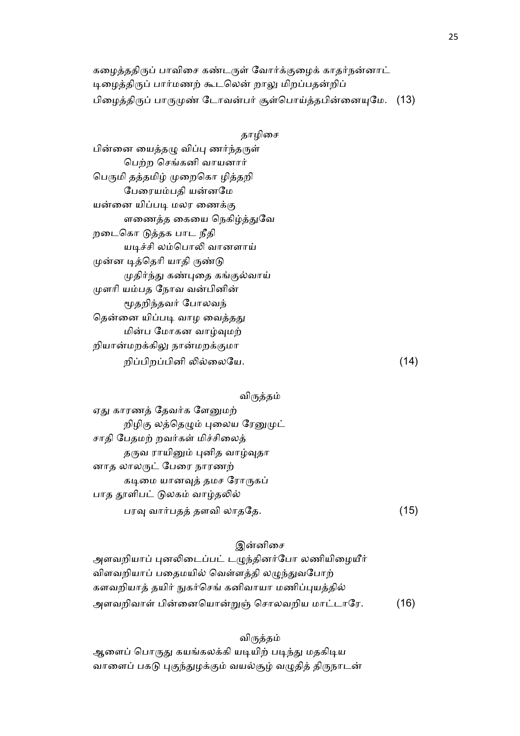கழைத்ததிருப் பாவிசை கண்டருள் வோர்க்குழைக் காதர்நன்னாட்
டிழைத்திருப் பார்மணற் கூடலென் றாலு மிறப்பதன்றிப்
பிழைத்திருப் பாருமுண் டோவன்பர் சூள்பொய்த்தபின்னையுமே. (13)

தாழிசை

பின்னை யைத்தழு விப்பு ணர்ந்தருள்
பெற்ற செங்கனி வாயனார்
பெருமி தத்தமிழ் முறைகொ ழித்தறி
பேரையம்பதி யன்னமே
யன்னை யிப்படி மலர ணைக்கு
ளணைத்த கையை நெகிழ்த்துவே
றடைகொ டுத்தக பாட நீதி
யடிச்சி லம்பொலி வானளாய்
முன்ன டித்தெரி யாதி ருண்டு
முதிர்ந்து கண்புதை கங்குல்வாய்
முளரி யம்பத நோவ வன்பினின்
மூதறிந்தவர் போலவந்
தென்னை யிப்படி வாழ வைத்தது
மின்ப மோகன வாழ்வுமற்
றியான்மறக்கிலு நான்மறக்குமா
றிப்பிறப்பினி லில்லையே. (14)

விருத்தம்

ஏது காரணத் தேவர்க ளேனுமற்
றிழிகு லத்தெழும் புலைய ரேனுமுட்
சாதி பேதமற் றவர்கள் மிச்சிலைத்
தருவ ராயினும் புனித வாழ்வுதா
னாத லாலருட் பேரை நாரணற்
கடிமை யானவுத் தமச ரோருகப்
பாத தூளிபட் டுலகம் வாழ்தலில்
பரவு வார்பதத் தளவி லாததே. (15)

இன்னிசை

அளவறியாப் புனலிடைப்பட் டழுந்தினர்போ லணியிழையீர்
விளவறியாப் பதைமயில் வெள்ளத்தி லழுந்துவபோற்
களவறியாத் தயிர் நுகர்செங் கனிவாயா மணிப்புயத்தில்
அளவறிவாள் பின்னையொன்றுஞ் சொலவறிய மாட்டாரே. (16)

விருத்தம்

ஆளைப் பொருது கயங்கலக்கி யடியிற் படிந்து மதகிடிய
வாளைப் பகடு புகுந்துழக்கும் வயல்சூழ் வழுதித் திருநாடன்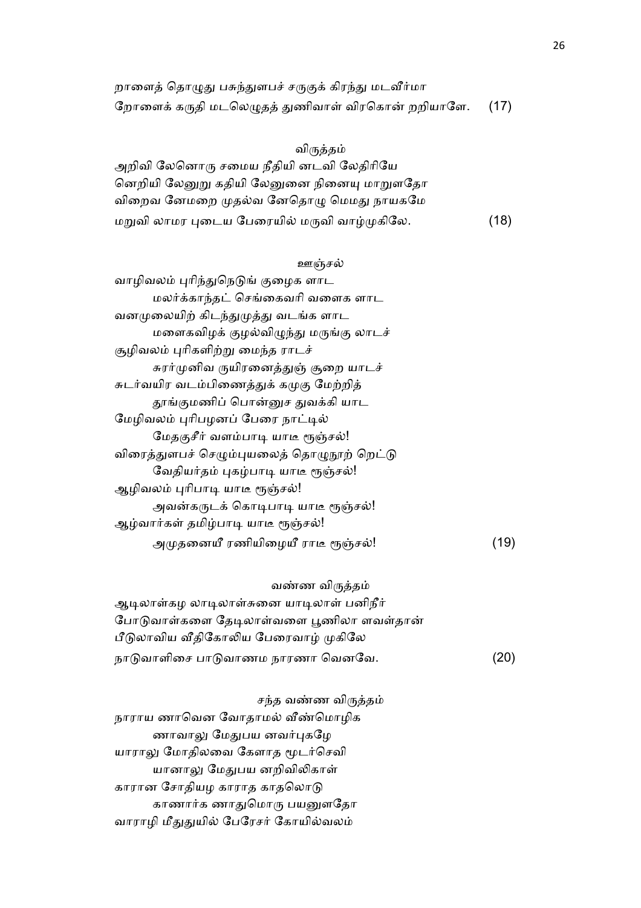றாளைத் தொழுது பசுந்துளபச் சருகுக் கிரந்து மடவீர்மா
றோளைக் கருதி மடலெழுதத் துணிவாள் விரகொன் றறியாளே. (17)

விருத்தம்

அறிவி லேனொரு சமைய நீதியி னடவி லேதிரியே
னெறியி லேனுறு கதியி லேனுனை நினையு மாறுளதோ
விறைவ னேமறை முதல்வ னேதொழு மெமது நாயகமே
மறுவி லாமர புடைய பேரையில் மருவி வாழ்முகிலே. (18)

ஊஞ்சல்

வாழிவலம் புரிந்துநெடுங் குழைக ளாட
 மலர்க்காந்தட் செங்கைவரி வளைக ளாட
வனமுலையிற் கிடந்துமுத்து வடங்க ளாட
 மளைகவிழக் குழல்விழுந்து மருங்கு லாடச்
சூழிவலம் புரிகளிற்று மைந்த ராடச்
 சுரர்முனிவ ருயிரனைத்துஞ் சூறை யாடச்
சுடர்வயிர வடம்பிணைத்துக் கமுகு மேற்றித்
 தூங்குமணிப் பொன்னுச துவக்கி யாட
மேழிவலம் புரிபழனப் பேரை நாட்டில்
 மேதகுசீர் வளம்பாடி யாடீ ரூஞ்சல்!
விரைத்துளபச் செழும்புயலைத் தொழுநூற் றெட்டு
 வேதியர்தம் புகழ்பாடி யாடீ ரூஞ்சல்!
ஆழிவலம் புரிபாடி யாடீ ரூஞ்சல்!
 அவன்கருடக் கொடிபாடி யாடீ ரூஞ்சல்!
ஆழ்வார்கள் தமிழ்பாடி யாடீ ரூஞ்சல்!
 அமுதனையீ ரணியிழையீ ராடீ ரூஞ்சல்! (19)

வண்ண விருத்தம்

ஆடிலாள்கழ லாடிலாள்சுனை யாடிலாள் பனிநீர்
போடுவாள்களை தேடிலாள்வளை பூணிலா ளவள்தான்
பீடுலாவிய வீதிகோலிய பேரைவாழ் முகிலே
நாடுவாளிசை பாடுவாணம நாரணா வெனவே. (20)

சந்த வண்ண விருத்தம்

நாராய ணாவென வோதாமல் வீண்மொழிக
 ணாவாலு மேதுபய னவர்புகழே
யாராலு மோதிலவை கேளாத மூடர்செவி
 யானாலு மேதுபய னறிவிலிகாள்
காரான சோதியழ காராத காதலொடு
 காணார்க ணாதுமொரு பயனுளதோ
வாராழி மீதுதுயில் பேரேசர் கோயில்வலம்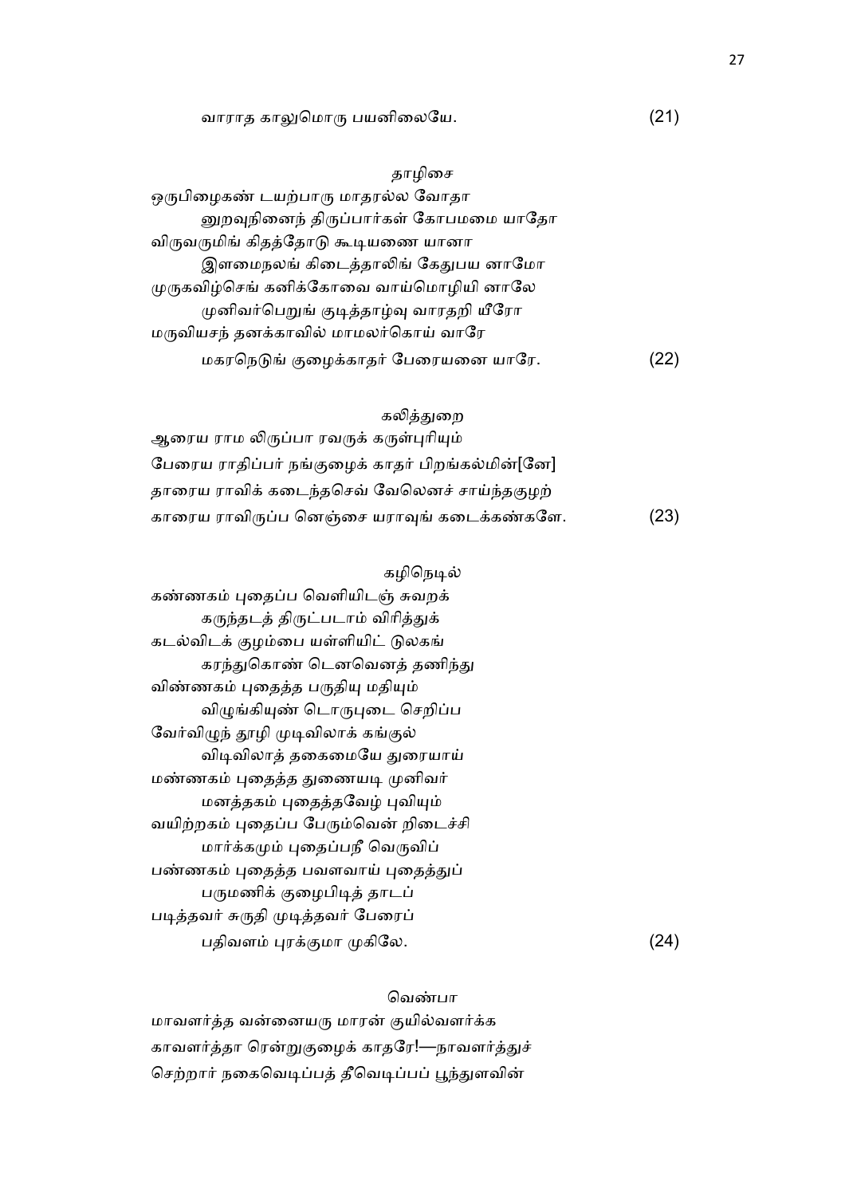வாராத காலுமொரு பயனிலையே. (21)

தாழிசை

ஒருபிழைகண் டயற்பாரு மாதரல்ல வோதா
னுறவுநினைந் திருப்பார்கள் கோபமமை யாதோ
விருவருமிங் கிதத்தோடு கூடியணை யானா
இளமைநலங் கிடைத்தாலிங் கேதுபய னாமோ
முருகவிழ்செங் கனிக்கோவை வாய்மொழியி னாலே
முனிவர்பெறுங் குடித்தாழ்வு வாரதறி யீரோ
மருவியசந் தனக்காவில் மாமலர்கொய் வாரே
மகரநெடுங் குழைக்காதர் பேரையனை யாரே. (22)

கலித்துறை

ஆரைய ராம லிருப்பா ரவருக் கருள்புரியும்
பேரைய ராதிப்பர் நங்குழைக் காதர் பிறங்கல்மின்[னே]
தாரைய ராவிக் கடைந்தசெவ் வேலெனச் சாய்ந்தகுழற்
காரைய ராவிருப்ப னெஞ்சை யராவுங் கடைக்கண்களே. (23)

கழிநெடில்

கண்ணகம் புதைப்ப வெளியிடஞ் சுவறக்
கருந்தடத் திருட்படாம் விரித்துக்
கடல்விடக் குழம்பை யள்ளியிட் டுலகங்
கரந்துகொண் டெனவெனத் தணிந்து
விண்ணகம் புதைத்த பருதியு மதியும்
விழுங்கியுண் டொருபுடை செறிப்ப
வேர்விழுந் தூழி முடிவிலாக் கங்குல்
விடிவிலாத் தகைமையே துரையாய்
மண்ணகம் புதைத்த துணையடி முனிவர்
மனத்தகம் புதைத்தவேழ் புவியும்
வயிற்றகம் புதைப்ப பேரும்வென் றிடைச்சி
மார்க்கமும் புதைப்பநீ வெருவிப்
பண்ணகம் புதைத்த பவளவாய் புதைத்துப்
பருமணிக் குழைபிடித் தாடப்
படித்தவர் சுருதி முடித்தவர் பேரைப்
பதிவளம் புரக்குமா முகிலே. (24)

வெண்பா

மாவளர்த்த வன்னையரு மாரன் குயில்வளர்க்க
காவளர்த்தா ரென்றுகுழைக் காதரே!—நாவளர்த்துச்
செற்றார் நகைவெடிப்பத் தீவெடிப்பப் பூந்துளவின்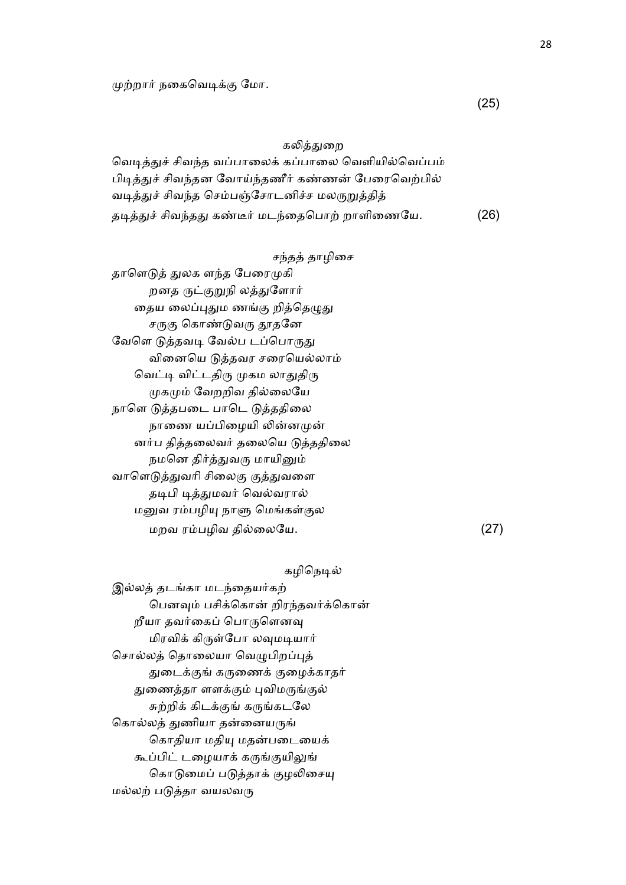முற்றார் நகைவெடிக்கு மோ. (25)

கலித்துறை

வெடித்துச் சிவந்த வப்பாலைக் கப்பாலை வெளியில்வெப்பம்
பிடித்துச் சிவந்தன வோய்ந்தணீர் கண்ணன் பேரைவெற்பில்
வடித்துச் சிவந்த செம்பஞ்சோடனிச்ச மலருறுத்தித்
தடித்துச் சிவந்தது கண்டீர் மடந்தைபொற் றாளிணையே. (26)

சந்தத் தாழிசை

தாளெடுத் துலக ளந்த பேரைமுகி
றனத ருட்குறுநி லத்துளோர்
தைய லைப்புதும ணங்கு றித்தெழுது
சருகு கொண்டுவரு தூதனே
வேளெ டுத்தவடி வேல்ப டப்பொருது
வினையெ டுத்தவர சரையெல்லாம்
வெட்டி விட்டதிரு முகம லாதுதிரு
முகமும் வேறறிவ தில்லையே
நாளெ டுத்தபடை பாடெ டுத்ததிலை
நாணை யப்பிழையி லின்னமுன்
னர்ப தித்தலைவர் தலையெ டுத்ததிலை
நமனெ திர்த்துவரு மாயினும்
வாளெடுத்துவரி சிலைகு குத்துவளை
தடிபி டித்துமவர் வெல்வரால்
மனுவ ரம்பழியு நாளு மெங்கள்குல
மறவ ரம்பழிவ தில்லையே. (27)

கழிநெடில்

இல்லத் தடங்கா மடந்தையர்கற்
பெனவும் பசிக்கொன் றிரந்தவர்க்கொன்
றீயா தவர்கைப் பொருளெனவு
மிரவிக் கிருள்போ லவுமடியார்
சொல்லத் தொலையா வெழுபிறப்புத்
துடைக்குங் கருணைக் குழைக்காதர்
துணைத்தா ளளக்கும் புவிமருங்குல்
சுற்றிக் கிடக்குங் கருங்கடலே
கொல்லத் துணியா தன்னையருங்
கொதியா மதியு மதன்படையைக்
கூப்பிட் டழையாக் கருங்குயிலுங்
கொடுமைப் படுத்தாக் குழலிசையு
மல்லற் படுத்தா வயலவரு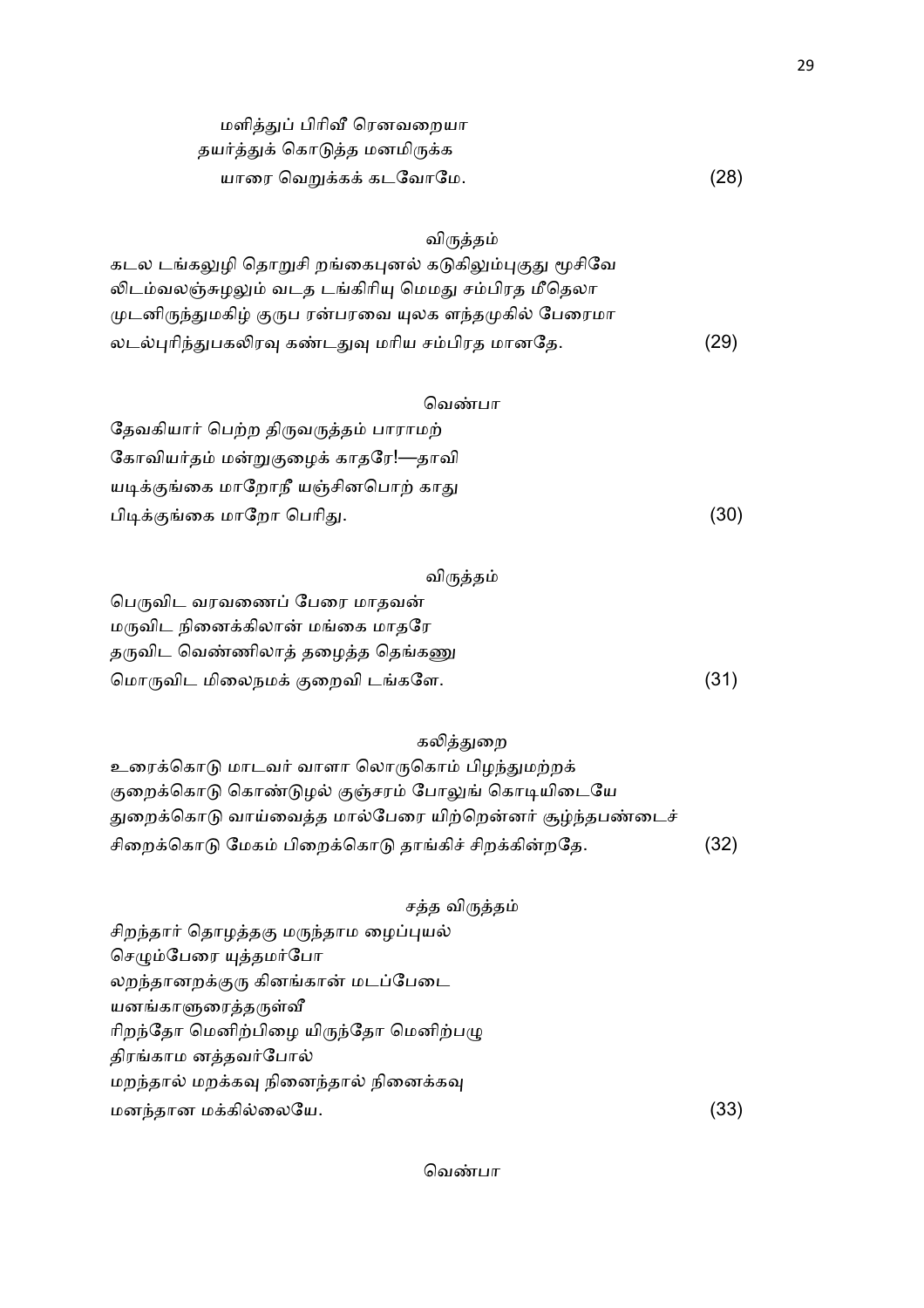மளித்துப் பிரிவீ ரெனவறையா
தயர்த்துக் கொடுத்த மனமிருக்க
யாரை வெறுக்கக் கடவோமே. (28)

விருத்தம்

கடல டங்கலுழி தொறுசி றங்கைபுனல் கடுகிலும்புகுது மூசிவே
லிடம்வலஞ்சுழலும் வடத டங்கிரியு மெமது சம்பிரத மீதெலா
முடனிருந்துமகிழ் குருப ரன்பரவை யுலக ளந்தமுகில் பேரைமா
லடல்புரிந்துபகலிரவு கண்டதுவு மரிய சம்பிரத மானதே. (29)

வெண்பா

தேவகியார் பெற்ற திருவருத்தம் பாராமற்
கோவியர்தம் மன்றுகுழைக் காதரே!—தாவி
யடிக்குங்கை மாறோநீ யஞ்சினபொற் காது
பிடிக்குங்கை மாறோ பெரிது. (30)

விருத்தம்

பெருவிட வரவணைப் பேரை மாதவன்
மருவிட நினைக்கிலான் மங்கை மாதரே
தருவிட வெண்ணிலாத் தழைத்த தெங்கணு
மொருவிட மிலைநமக் குறைவி டங்களே. (31)

கலித்துறை

உரைக்கொடு மாடவர் வாளா லொருகொம் பிழந்துமற்றக்
குறைக்கொடு கொண்டுழல் குஞ்சரம் போலுங் கொடியிடையே
துறைக்கொடு வாய்வைத்த மால்பேரை யிற்றென்னர் சூழ்ந்தபண்டைச்
சிறைக்கொடு மேகம் பிறைக்கொடு தாங்கிச் சிறக்கின்றதே. (32)

சந்த விருத்தம்

சிறந்தார் தொழத்தகு மருந்தாம மைப்புயல்
செழும்பேரை யுத்தமர்போ
லறந்தானறக்குரு கினங்கான் மடப்பேடை
யனங்காளுரைத்தருள்வீ
ரிறந்தோ மெனிற்பிழை யிருந்தோ மெனிற்பழு
திரங்காம னத்தவர்போல்
மறந்தால் மறக்கவு நினைந்தால் நினைக்கவு
மனந்தான மக்கில்லையே. (33)

வெண்பா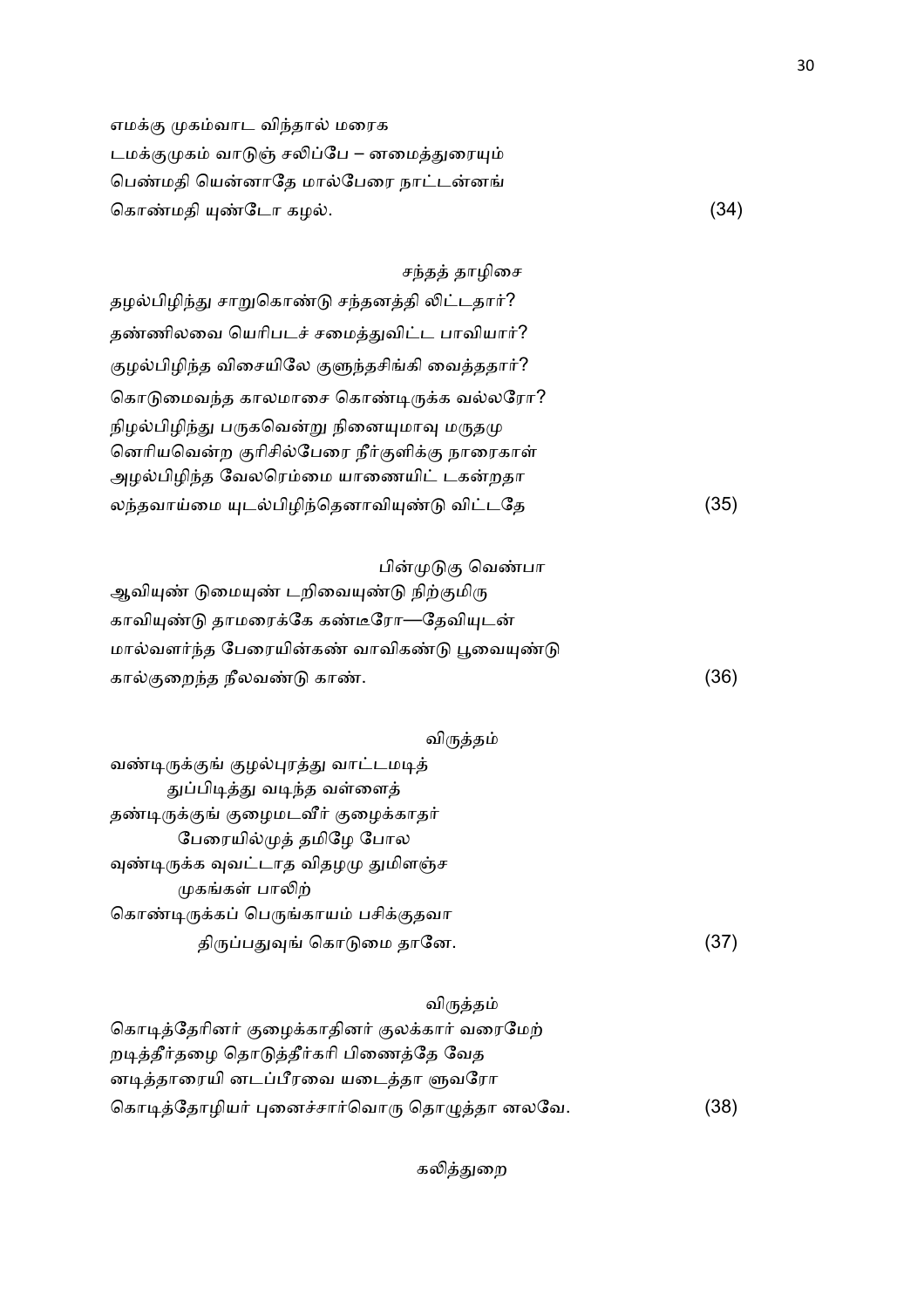எமக்கு முகம்வாட விந்தால் மரைக
டமக்குமுகம் வாடுஞ் சலிப்பே – னமைத்துரையும்
பெண்மதி யென்னாதே மால்பேரை நாட்டன்னங்
கொண்மதி யுண்டோ கழல். (34)

சந்தத் தாழிசை

தழல்பிழிந்து சாறுகொண்டு சந்தனத்தி லிட்டதார்?
தண்ணிலவை யெரிபடச் சமைத்துவிட்ட பாவியார்?
குழல்பிழிந்த விசையிலே குளுந்தசிங்கி வைத்ததார்?
கொடுமைவந்த காலமாசை கொண்டிருக்க வல்லரோ?
நிழல்பிழிந்து பருகவென்று நினையுமாவு மருதமு
னெரியவென்ற குரிசில்பேரை நீர்குளிக்கு நாரைகாள்
அழல்பிழிந்த வேலரெம்மை யாணையிட் டகன்றதா
லந்தவாய்மை யுடல்பிழிந்தெனாவியுண்டு விட்டதே (35)

பின்முடுகு வெண்பா

ஆவியுண் டுமையுண் டறிவையுண்டு நிற்குமிரு
காவியுண்டு தாமரைக்கே கண்டீரோ—தேவியுடன்
மால்வளர்ந்த பேரையின்கண் வாவிகண்டு பூவையுண்டு
கால்குறைந்த நீலவண்டு காண். (36)

விருத்தம்

வண்டிருக்குங் குழல்புரத்து வாட்டமடித்
துப்பிடித்து வடிந்த வள்ளைத்
தண்டிருக்குங் குழைமடவீர் குழைக்காதர்
பேரையில்முத் தமிழே போல
வுண்டிருக்க வுவட்டாத விதழமு துமிளஞ்ச
முகங்கள் பாலிற்
கொண்டிருக்கப் பெருங்காயம் பசிக்குதவா
திருப்பதுவுங் கொடுமை தானே. (37)

விருத்தம்

கொடித்தேரினர் குழைக்காதினர் குலக்கார் வரைமேற்
றடித்தீர்தழை தொடுத்தீர்கரி பிணைத்தே வேத
னடித்தாரையி னடப்பீரவை யடைத்தா ளுவரோ
கொடித்தோழியர் புனைச்சார்வொரு தொழுத்தா னலவே. (38)

கலித்துறை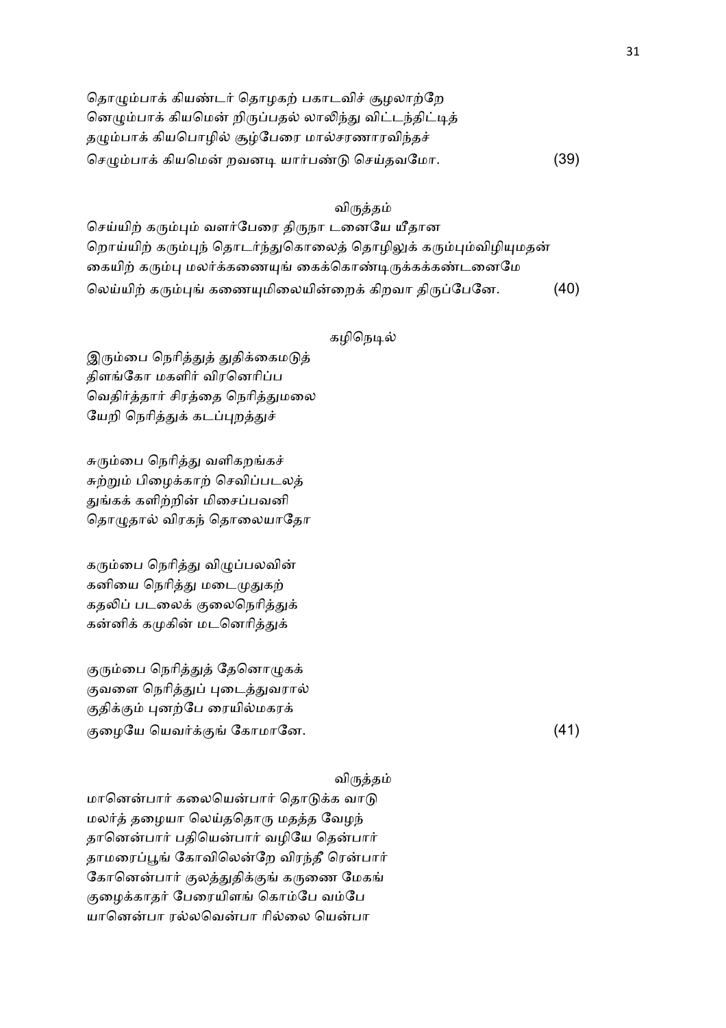தொழும்பாக் கியண்டர் தொழகற் பகாடவிச் சூழலாற்றே
னெழும்பாக் கியமென் றிருப்பதல் லாலிந்து விட்டந்திட்டித்
தழும்பாக் கியபொழில் சூழ்பேரை மால்சரணாரவிந்தச்
செழும்பாக் கியமென் றவனடி யார்பண்டு செய்தவமோ. (39)

விருத்தம்

செய்யிற் கரும்பும் வளர்பேரை திருநா டனையே யீதான
றொய்யிற் கரும்புந் தொடர்ந்துகொலைத் தொழிலுக் கரும்பும்விழியுமதன்
கையிற் கரும்பு மலர்க்கணையுங் கைக்கொண்டிருக்கக்கண்டனைமே
லெய்யிற் கரும்புங் கணையுமிலையின்றைக் கிறவா திருப்பேனே. (40)

கழிநெடில்

இரும்பை நெரித்துத் துதிக்கைமடுத்
திளங்கோ மகளிர் விரனெரிப்ப
வெதிர்த்தார் சிரத்தை நெரித்துமலை
யேறி நெரித்துக் கடப்புறத்துச்

சுரும்பை நெரித்து வளிகறங்கச்
சுற்றும் பிழைக்காற் செவிப்படலத்
துங்கக் களிற்றின் மிசைப்பவனி
தொழுதால் விரகந் தொலையாதோ

கரும்பை நெரித்து விழுப்பலவின்
கனியை நெரித்து மடைமுதுகற்
கதலிப் படலைக் குலைநெரித்துக்
கன்னிக் கமுகின் மடனெரித்துக்

குரும்பை நெரித்துத் தேனொழுகக்
குவளை நெரித்துப் புடைத்துவரால்
குதிக்கும் புனற்பே ரையில்மகரக்
குழையே யெவர்க்குங் கோமானே. (41)

விருத்தம்

மானென்பார் கலையென்பார் தொடுக்க வாடு
மலர்த் தழையா லெய்ததொரு மதத்த வேழந்
தானென்பார் பதியென்பார் வழியே தென்பார்
தாமரைப்பூங் கோவிலென்றே விரந்தீ ரென்பார்
கோனென்பார் குலத்துதிக்குங் கருணை மேகங்
குழைக்காதர் பேரையிளங் கொம்பே வம்பே
யானென்பா ரல்லவென்பா ரில்லை யென்பா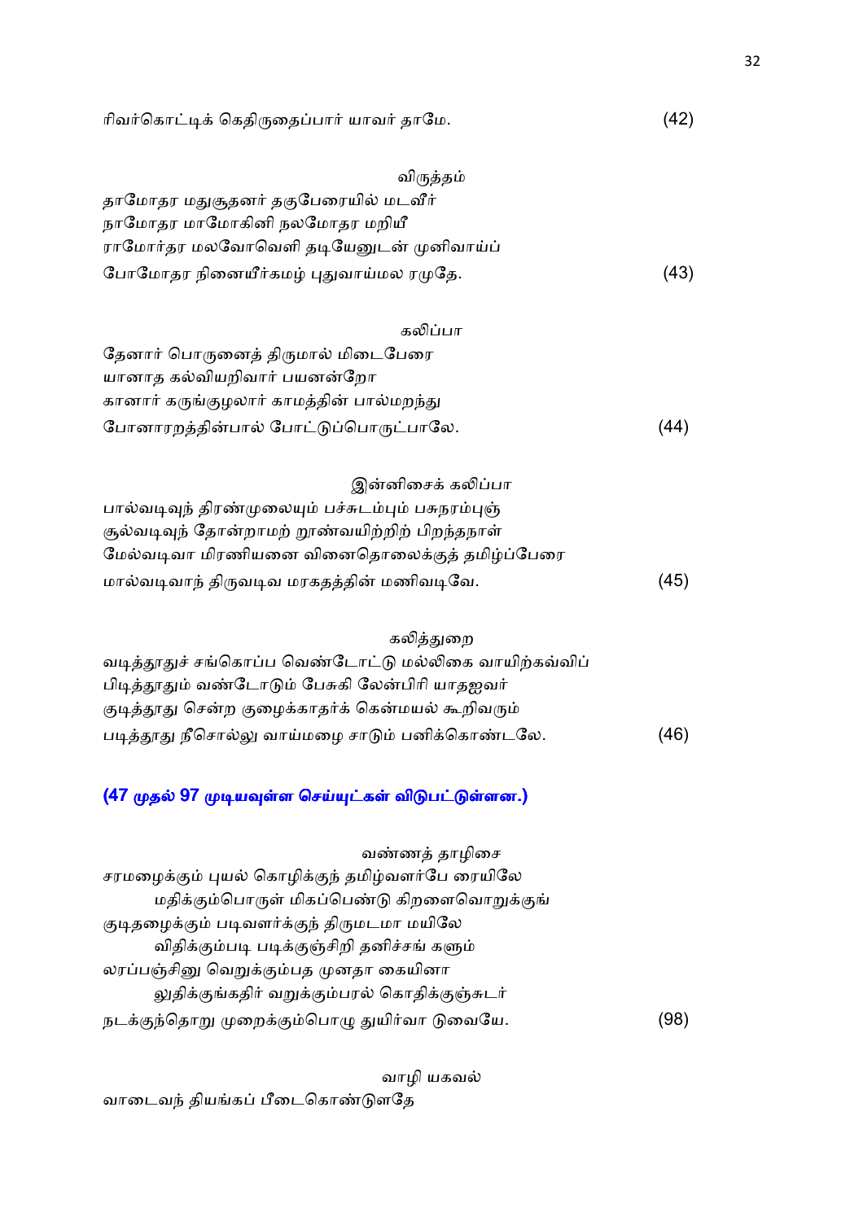ரிவர்கொட்டிக் கெதிருதைப்பார் யாவர் தாமே. (42)

விருத்தம்

தாமோதர மதுசூதனர் தகுபேரையில் மடவீர்
நாமோதர மாமோகினி நலமோதர மறியீ
ராமோர்தர மலவோவெளி தடியேனுடன் முனிவாய்ப்
போமோதர நினையீர்கமழ் புதுவாய்மல ரமுதே. (43)

கலிப்பா

தேனார் பொருனைத் திருமால் மிடைபேரை
யானாத கல்வியறிவார் பயனன்றோ
கானார் கருங்குழலார் காமத்தின் பால்மறந்து
போனாரறத்தின்பால் போட்டுப்பொருட்பாலே. (44)

இன்னிசைக் கலிப்பா

பால்வடிவுந் திரண்முலையும் பச்சுடம்பும் பசுநரம்புஞ்
சூல்வடிவுந் தோன்றாமற் றூண்வயிற்றிற் பிறந்தநாள்
மேல்வடிவா மிரணியனை வினைதொலைக்குத் தமிழ்ப்பேரை
மால்வடிவாந் திருவடிவ மரகதத்தின் மணிவடிவே. (45)

கலித்துறை

வடித்தூதுச் சங்கொப்ப வெண்டோட்டு மல்லிகை வாயிற்கவ்விப்
பிடித்தூதும் வண்டோடும் பேசுகி லேன்பிரி யாதஜவர்
குடித்தூது சென்ற குழைக்காதர்க் கென்மயல் கூறிவரும்
படித்தூது நீசொல்லு வாய்மழை சாடும் பனிக்கொண்டலே. (46)

**(47 முதல் 97 முடியவுள்ள செய்யுட்கள் விடுபட்டுள்ளன.)**

வண்ணத் தாழிசை

சரமழைக்கும் புயல் கொழிக்குந் தமிழ்வளர்பே ரையிலே
    மதிக்கும்பொருள் மிகப்பெண்டு கிறளைவொறுக்குங்
குடிதழைக்கும் படிவளர்க்குந் திருமடமா மயிலே
    விதிக்கும்படி படிக்குஞ்சிறி தனிச்சங் களும்
லரப்பஞ்சினு வெறுக்கும்பத முனதா கையினா
    லுதிக்குங்கதிர் வறுக்கும்பரல் கொதிக்குஞ்சுடர்
நடக்குந்தொறு முறைக்கும்பொழு துயிர்வா டுவையே. (98)

வாழி யகவல்

வாடைவந் தியங்கப் பீடைகொண்டுளதே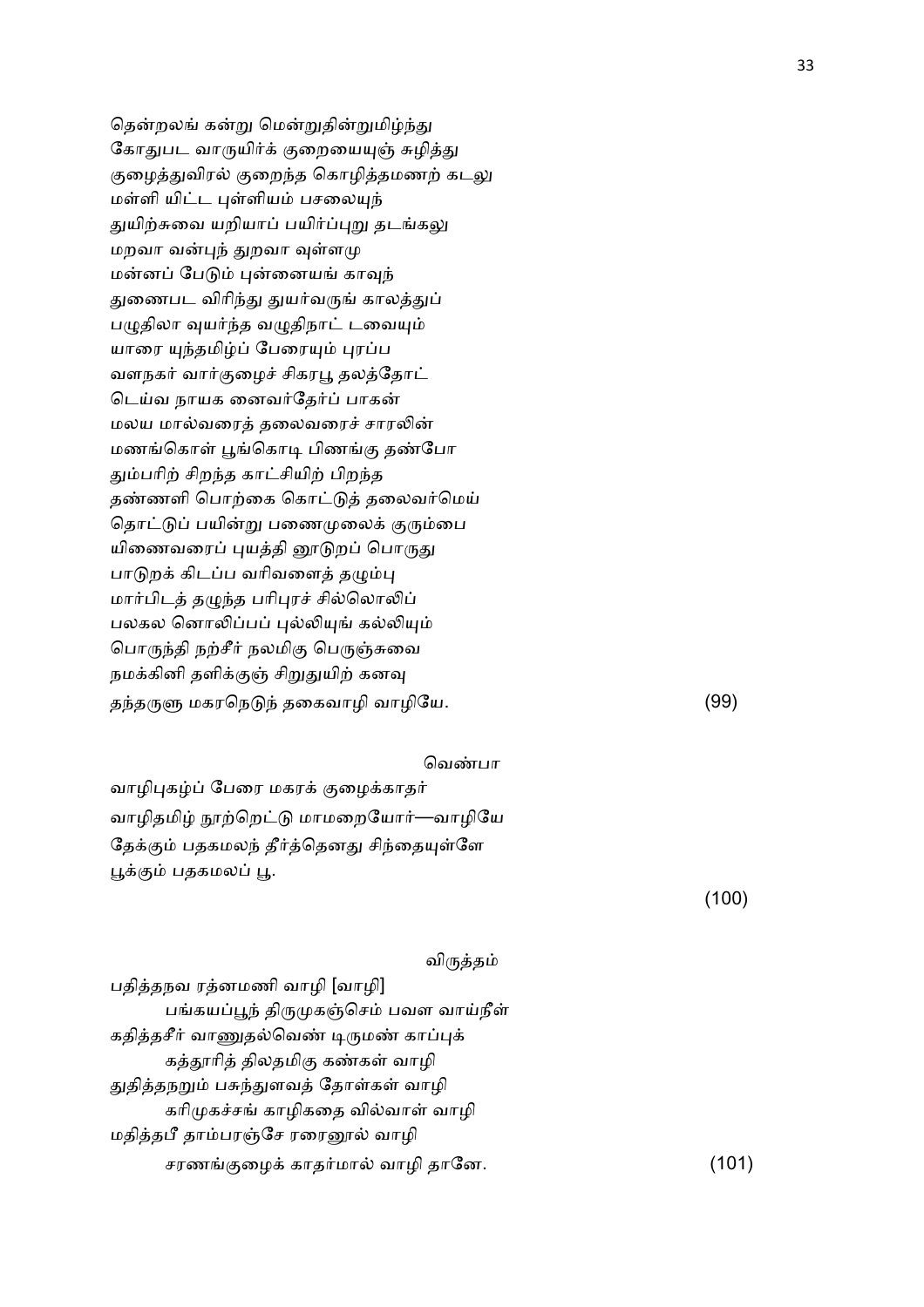தென்றலங் கன்று மென்றுதின்றுமிழ்ந்து
கோதுபட வாருயிர்க் குறையையுஞ் சுழித்து
குழைத்துவிரல் குறைந்த கொழித்தமணற் கடலு
மள்ளி யிட்ட புள்ளியம் பசலையுந்
துயிற்சுவை யறியாப் பயிர்ப்புறு தடங்கலு
மறவா வன்புந் துறவா வுள்ளமு
மன்னப் பேடும் புன்னையங் காவுந்
துணைபட விரிந்து துயர்வருங் காலத்துப்
பழுதிலா வுயர்ந்த வழுதிநாட் டவையும்
யாரை யுந்தமிழ்ப் பேரையும் புரப்ப
வளநகர் வார்குழைச் சிகரபூ தலத்தோட்
டெய்வ நாயக னைவர்தேர்ப் பாகன்
மலய மால்வரைத் தலைவரைச் சாரலின்
மணங்கொள் பூங்கொடி பிணங்கு தண்போ
தும்பரிற் சிறந்த காட்சியிற் பிறந்த
தண்ணளி பொற்கை கொட்டுத் தலைவர்மெய்
தொட்டுப் பயின்று பணைமுலைக் குரும்பை
யிணைவரைப் புயத்தி னூடுறப் பொருது
பாடுறக் கிடப்ப வரிவளைத் தழும்பு
மார்பிடத் தழுந்த பரிபுரச் சில்லொலிப்
பலகல னொலிப்பப் புல்லியுங் கல்லியும்
பொருந்தி நற்சீர் நலமிகு பெருஞ்சுவை
நமக்கினி தளிக்குஞ் சிறுதுயிற் கனவு
தந்தருளு மகரநெடுந் தகைவாழி வாழியே. (99)

வெண்பா

வாழிபுகழ்ப் பேரை மகரக் குழைக்காதர்
வாழிதமிழ் நூற்றெட்டு மாமறையோர்—வாழியே
தேக்கும் பதகமலந் தீர்த்தெனது சிந்தையுள்ளே
பூக்கும் பதகமலப் பூ.

(100)

விருத்தம்

பதித்தநவ ரத்னமணி வாழி [வாழி]
பங்கயப்பூந் திருமுகஞ்செம் பவள வாய்நீள்
கதித்தசீர் வாணுதல்வெண் டிருமண் காப்புக்
கத்தூரித் திலதமிகு கண்கள் வாழி
துதித்தநறும் பசுந்துளவத் தோள்கள் வாழி
கரிமுகச்சங் காழிகதை வில்வாள் வாழி
மதித்தபீ தாம்பரஞ்சே ரரைநூல் வாழி
சரணங்குழைக் காதர்மால் வாழி தானே. (101)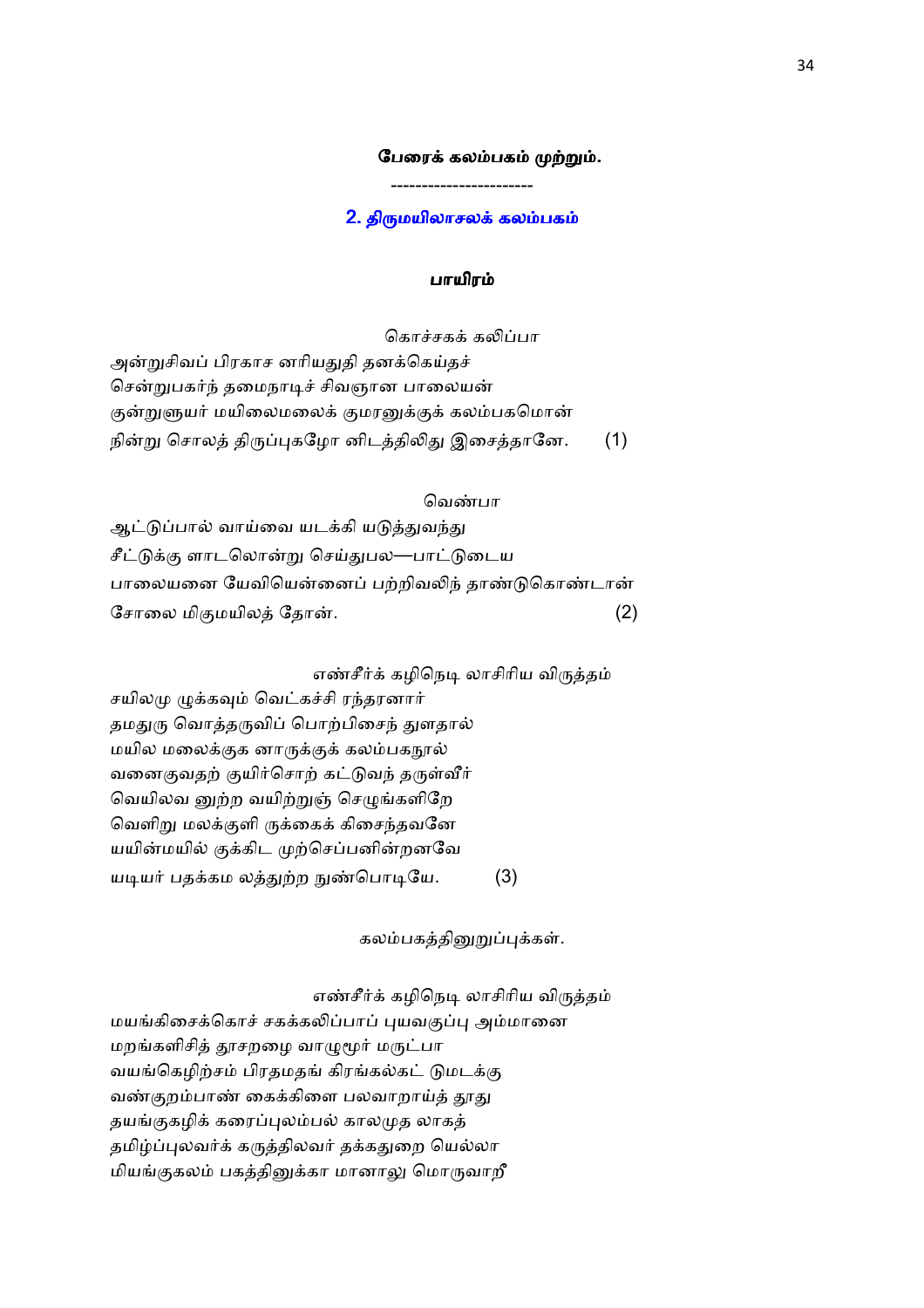**பேரைக் கலம்பகம் முற்றும்.**

----------------------

## 2. திருமயிலாசலக் கலம்பகம்

### பாயிரம்

கொச்சகக் கலிப்பா

அன்றுசிவப் பிரகாச னரியதுதி தனக்கெய்தச்
சென்றுபகர்ந் தமைநாடிச் சிவஞான பாலையன்
குன்றுளுயர் மயிலைமலைக் குமரனுக்குக் கலம்பகமொன்
நின்று சொலத் திருப்புகழோ னிடத்திலிது இசைத்தானே. (1)

வெண்பா

ஆட்டுப்பால் வாய்வை யடக்கி யடுத்துவந்து
சீட்டுக்கு ளாடலொன்று செய்துபல—பாட்டுடைய
பாலையனை யேவியென்னைப் பற்றிவலிந் தாண்டுகொண்டான்
சோலை மிகுமயிலத் தோன். (2)

எண்சீர்க் கழிநெடி லாசிரிய விருத்தம்

சயிலமு ழுக்கவும் வெட்கச்சி ரந்தரனார்
தமதுரு வொத்தருவிப் பொற்பிசைந் துளதால்
மயில மலைக்குக னாருக்குக் கலம்பகநூல்
வனைகுவதற் குயிர்சொற் கட்டுவந் தருள்வீர்
வெயிலவ னுற்ற வயிற்றுஞ் செழுங்களிறே
வெளிறு மலக்குளி ருக்கைக் கிசைந்தவனே
யயின்மயில் குக்கிட முற்செப்பனின்றனவே
யடியர் பதக்கம லத்துற்ற நுண்பொடியே. (3)

கலம்பகத்தினுறுப்புக்கள்.

எண்சீர்க் கழிநெடி லாசிரிய விருத்தம்

மயங்கிசைக்கொச் சகக்கலிப்பாப் புயவகுப்பு அம்மானை
மறங்களிசித் தூசறழை வாழுமூர் மருட்பா
வயங்கெழிற்சம் பிரதமதங் கிரங்கல்கட் டுமடக்கு
வண்குறம்பாண் கைக்கிளை பலவாறாய்த் தூது
தயங்குகழிக் கரைப்புலம்பல் காலமுத லாகத்
தமிழ்ப்புலவர்க் கருத்திலவர் தக்கதுறை யெல்லா
மியங்குகலம் பகத்தினுக்கா மானாலு மொருவாறீ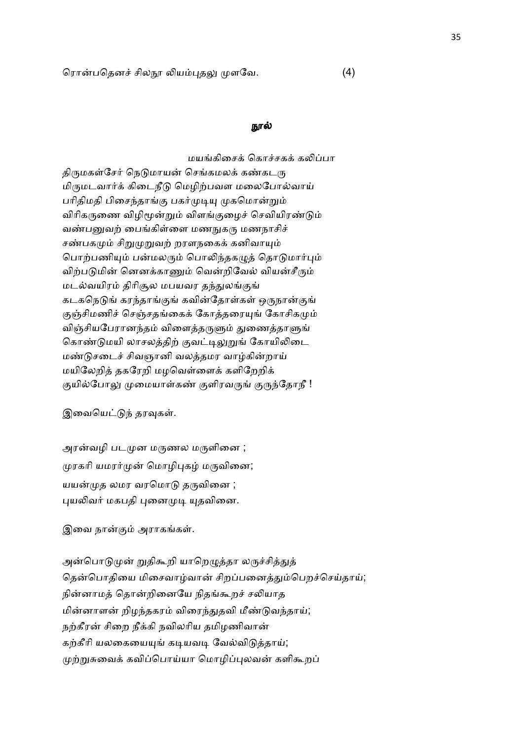ரொன்பதெனச் சிலநூ லியம்புதலு முளவே. (4)

## நூல்

மயங்கிசைக் கொச்சகக் கலிப்பா

திருமகள்சேர் நெடுமாயன் செங்கமலக் கண்கடரு
மிருமடவார்க் கிடைநீடு மெழிற்பவள மலைபோல்வாய்
பரிதிமதி பிசைந்தாங்கு பகர்முடியு முகமொன்றும்
விரிகருணை விழிமூன்றும் விளங்குழைச் செவியிரண்டும்
வண்பனுவற் பைங்கிள்ளை மணநுகரு மணநாசிச்
சண்பகமும் சிறுமுறுவற் றரளநகைக் கனிவாயும்
பொற்பணியும் பன்மலரும் பொலிந்தகழுத் தொடுமார்பும்
விற்படுமின் னெனக்காணும் வென்றிவேல் வியன்சீரும்
மடல்வயிரம் திரிசூல மபயவர தந்துலங்குங்
கடகநெடுங் கரந்தாங்குங் கவின்தோள்கள் ஒருநான்குங்
குஞ்சிமணிச் செஞ்சதங்கைக் கோத்தரையுங் கோசிகமும்
விஞ்சியபேரானந்தம் விளைத்தருளும் துணைத்தாளுங்
கொண்டுமயி லாசலத்திற் குவட்டிலுறுங் கோயிலிடை
மண்டுசடைச் சிவஞானி வலத்தமர வாழ்கின்றாய்
மயிலேறித் தகரேறி மழவெள்ளைக் களிறேறிக்
குயில்போலு முமையாள்கண் குளிரவருங் குருந்தோநீ !

இவையெட்டுந் தரவுகள்.

அரன்வழி படமுன மருணல மருளினை ;
முரகரி யமரர்முன் மொழிபுகழ் மருவினை;
யயன்முத லமர வரமொடு தருவினை ;
புயலிவர் மகபதி புனைமுடி யுதவினை.

இவை நான்கும் அராகங்கள்.

அன்பொடுமுன் றுதிகூறி யாறெழுத்தா லருச்சித்துத்
தென்பொதியை மிசைவாழ்வான் சிறப்பனைத்தும்பெறச்செய்தாய்;
நின்னாமத் தொன்றினையே நிதங்கூறச் சலியாத
மின்னாளன் றிழந்தகரம் விரைந்துதவி மீண்டுவந்தாய்;
நற்கீரன் சிறை நீக்கி நவிலரிய தமிழணிவான்
கற்கீரி யலகையையுங் கடியவடி வேல்விடுத்தாய்;
முற்றுசுவைக் கவிப்பொய்யா மொழிப்புலவன் களிகூறப்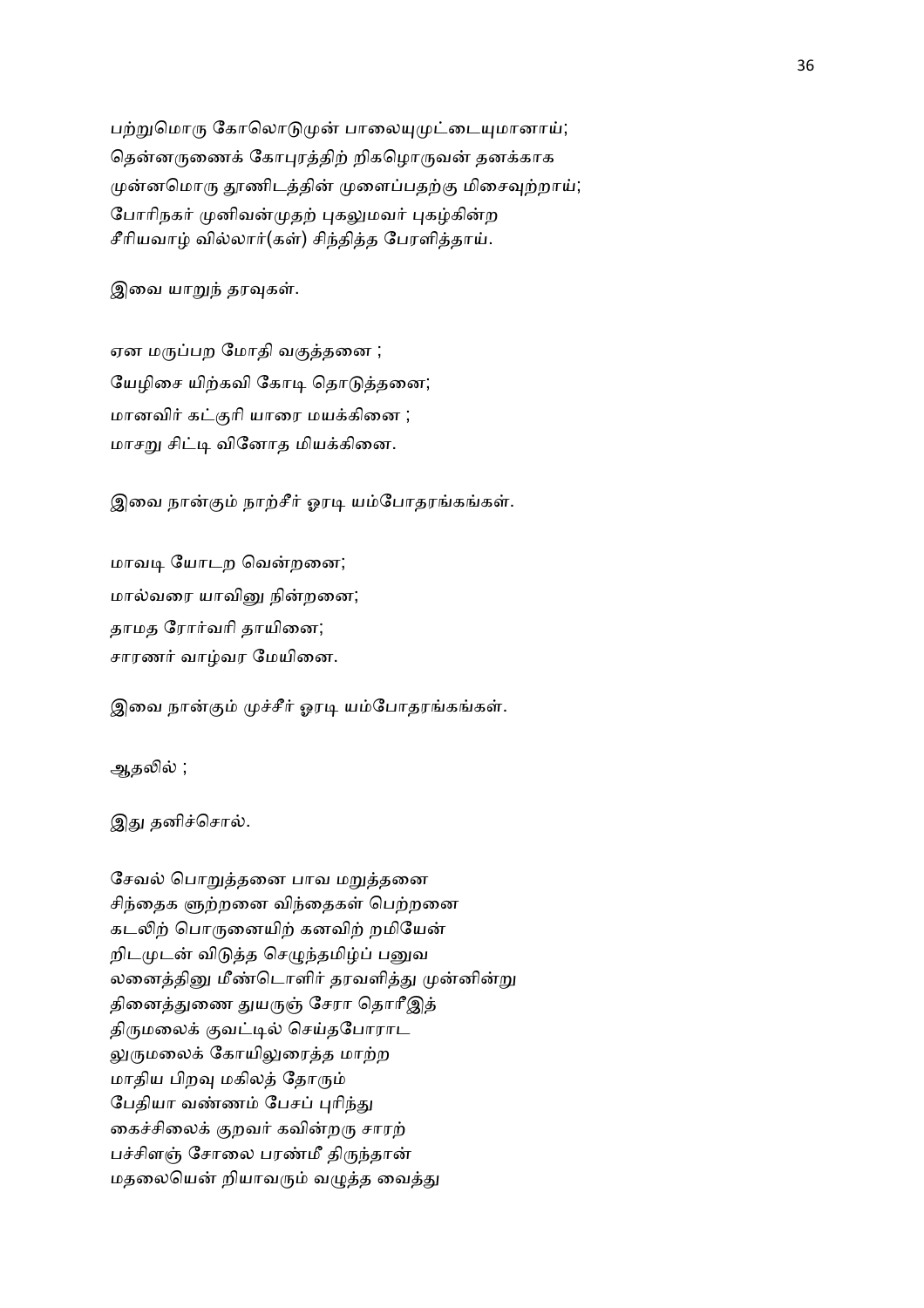பற்றுமொரு கோலொடுமுன் பாலையுமுட்டையுமானாய்;
தென்னருணைக் கோபுரத்திற் றிகழொருவன் தனக்காக
முன்னமொரு தூணிடத்தின் முளைப்பதற்கு மிசைவுற்றாய்;
போரிநகர் முனிவன்முதற் புகலுமவர் புகழ்கின்ற
சீரியவாழ் வில்லார்(கள்) சிந்தித்த பேரளித்தாய்.

இவை யாறுந் தரவுகள்.

ஏன மருப்பற மோதி வகுத்தனை ;
யேழிசை யிற்கவி கோடி தொடுத்தனை;
மானவிர் கட்குரி யாரை மயக்கினை ;
மாசறு சிட்டி வினோத மியக்கினை.

இவை நான்கும் நாற்சீர் ஓரடி யம்போதரங்கங்கள்.

மாவடி யோடற வென்றனை;
மால்வரை யாவினு நின்றனை;
தாமத ரோர்வரி தாயினை;
சாரணர் வாழ்வர மேயினை.

இவை நான்கும் முச்சீர் ஓரடி யம்போதரங்கங்கள்.

ஆதலில் ;

இது தனிச்சொல்.

சேவல் பொறுத்தனை பாவ மறுத்தனை
சிந்தைக ளூற்றனை விந்தைகள் பெற்றனை
கடலிற் பொருனையிற் கனவிற் றமியேன்
றிடமுடன் விடுத்த செழுந்தமிழ்ப் பனுவ
லனைத்தினு மீண்டொளிர் தரவளித்து முன்னின்று
தினைத்துணை துயருஞ் சேரா தொரீஇத்
திருமலைக் குவட்டில் செய்தபோராட
லுருமலைக் கோயிலுரைத்த மாற்ற
மாதிய பிறவு மகிலத் தோரும்
பேதியா வண்ணம் பேசப் புரிந்து
கைச்சிலைக் குறவர் கவின்றரு சாரற்
பச்சிளஞ் சோலை பரண்மீ திருந்தான்
மதலையென் றியாவரும் வழுத்த வைத்து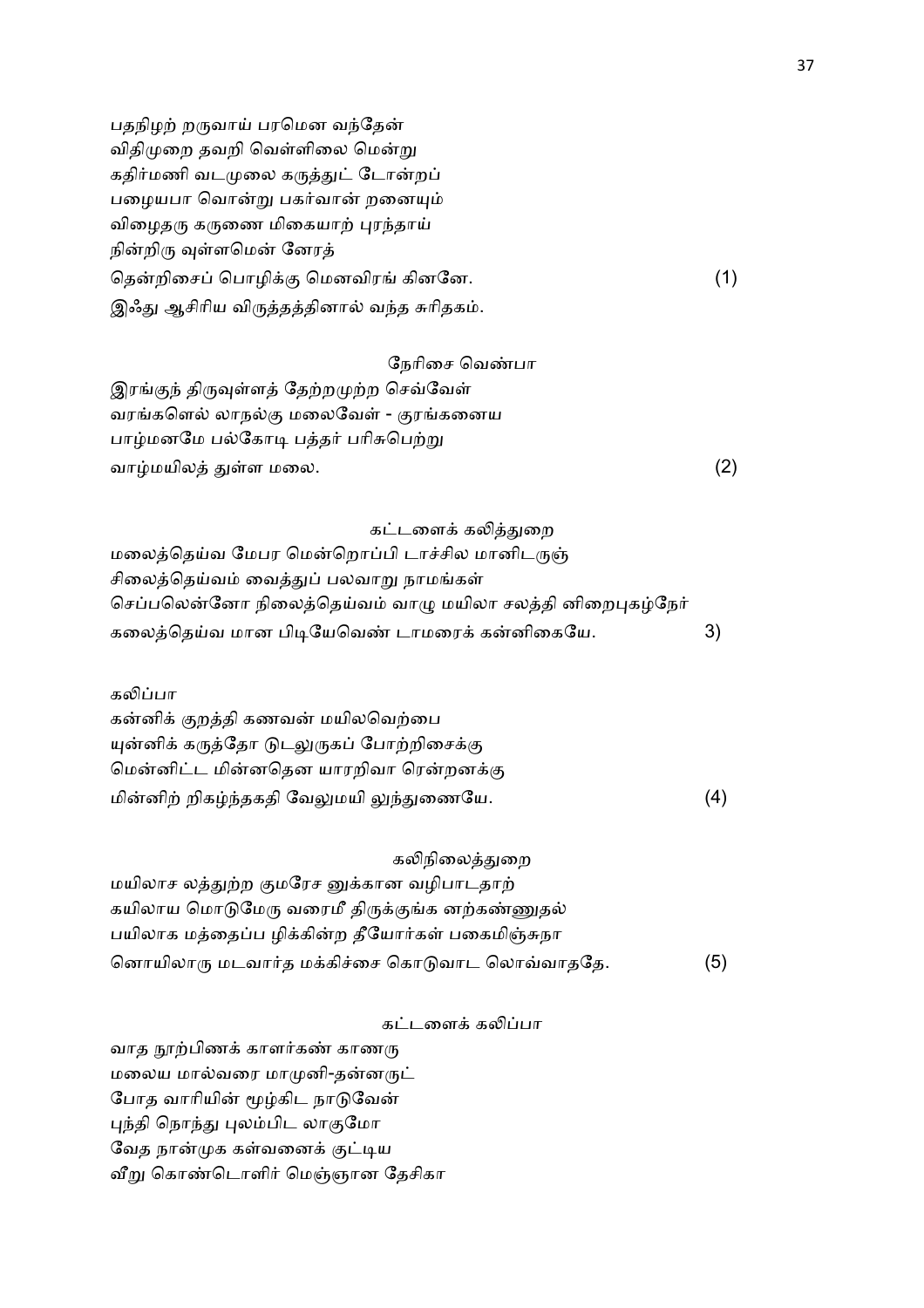பதநிழற் றருவாய் பரமென வந்தேன்
விதிமுறை தவறி வெள்ளிலை மென்று
கதிர்மணி வடமுலை கருத்துட் டோன்றப்
பழையபா வொன்று பகர்வான் றனையும்
விழைதரு கருணை மிகையாற் புரந்தாய்
நின்றிரு வுள்ளமென் னேரத்
தென்றிசைப் பொழிக்கு மெனவிரங் கினனே. (1)

இஃது ஆசிரிய விருத்தத்தினால் வந்த சுரிதகம்.

நேரிசை வெண்பா

இரங்குந் திருவுள்ளத் தேற்றமுற்ற செவ்வேள்
வரங்களெல் லாநல்கு மலைவேள் - குரங்கனைய
பாழ்மனமே பல்கோடி பத்தர் பரிசுபெற்று
வாழ்மயிலத் துள்ள மலை. (2)

கட்டளைக் கலித்துறை

மலைத்தெய்வ மேபர மென்றொப்பி டாச்சில மானிடருஞ்
சிலைத்தெய்வம் வைத்துப் பலவாறு நாமங்கள்
செப்பலென்னோ நிலைத்தெய்வம் வாழு மயிலா சலத்தி னிறைபுகழ்நேர்
கலைத்தெய்வ மான பிடியேவெண் டாமரைக் கன்னிகையே. 3)

கலிப்பா

கன்னிக் குறத்தி கணவன் மயிலவெற்பை
யுன்னிக் கருத்தோ டுடலுருகப் போற்றிசைக்கு
மென்னிட்ட மின்னதென யாரறிவா ரென்றனக்கு
மின்னிற் றிகழ்ந்தகதி வேலுமயி லுந்துணையே. (4)

கலிநிலைத்துறை

மயிலாச லத்துற்ற குமரேச னுக்கான வழிபாடதாற்
கயிலாய மொடுமேரு வரைமீ திருக்குங்க னற்கண்ணுதல்
பயிலாக மத்தைப்ப ழிக்கின்ற தீயோர்கள் பகைமிஞ்சுநா
னொயிலாரு மடவார்த மக்கிச்சை கொடுவாட லொவ்வாததே. (5)

கட்டளைக் கலிப்பா

வாத நூற்பிணக் காளர்கண் காணரு
மலைய மால்வரை மாமுனி-தன்னருட்
போத வாரியின் மூழ்கிட நாடுவேன்
புந்தி நொந்து புலம்பிட லாகுமோ
வேத நான்முக கள்வனைக் குட்டிய
வீறு கொண்டொளிர் மெஞ்ஞான தேசிகா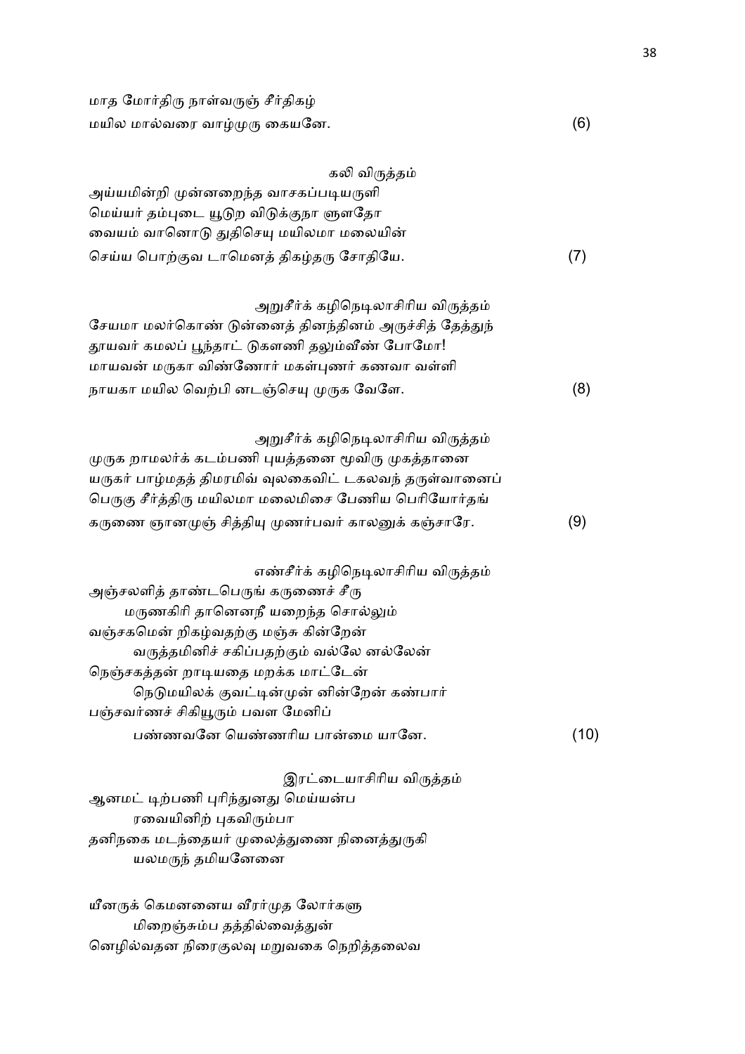மாத மோர்திரு நாள்வருஞ் சீர்திகழ்
மயில மால்வரை வாழ்முரு கையனே. (6)

கலி விருத்தம்

அய்யமின்றி முன்னறைந்த வாசகப்படியருளி
மெய்யர் தம்புடை யூடுற விடுக்குநா ளுளதோ
வையம் வானொடு துதிசெயு மயிலமா மலையின்
செய்ய பொற்குவ டாமெனத் திகழ்தரு சோதியே. (7)

அறுசீர்க் கழிநெடிலாசிரிய விருத்தம்

சேயமா மலர்கொண் டுன்னைத் தினந்தினம் அருச்சித் தேத்துந்
தூயவர் கமலப் பூந்தாட் டுகளணி தலும்வீண் போமோ!
மாயவன் மருகா விண்ணோர் மகள்புணர் கணவா வள்ளி
நாயகா மயில வெற்பி னடஞ்செயு முருக வேளே. (8)

அறுசீர்க் கழிநெடிலாசிரிய விருத்தம்

முருக றாமலர்க் கடம்பணி புயத்தனை மூவிரு முகத்தானை
யருகர் பாழ்மதத் திமரமிவ் வுலகைவிட் டகலவந் தருள்வானைப்
பெருகு சீர்த்திரு மயிலமா மலைமிசை பேணிய பெரியோர்தங்
கருணை ஞானமுஞ் சித்தியு முணர்பவர் காலனுக் கஞ்சாரே. (9)

எண்சீர்க் கழிநெடிலாசிரிய விருத்தம்

அஞ்சலளித் தாண்டபெருங் கருணைச் சீரு
மருணகிரி தானெனநீ யறைந்த சொல்லும்
வஞ்சகமென் றிகழ்வதற்கு மஞ்சு கின்றேன்
வருத்தமினிச் சகிப்பதற்கும் வல்லே னல்லேன்
நெஞ்சகத்தன் றாடியதை மறக்க மாட்டேன்
நெடுமயிலக் குவட்டின்முன் னின்றேன் கண்பார்
பஞ்சவர்ணச் சிகியூரும் பவள மேனிப்
பண்ணவனே யெண்ணரிய பான்மை யானே. (10)

இரட்டையாசிரிய விருத்தம்

ஆனமட் டிற்பணி புரிந்துனது மெய்யன்ப
ரவையினிற் புகவிரும்பா
தனிநகை மடந்தையர் முலைத்துணை நினைத்துருகி
யலமருந் தமியனேனை

யீனருக் கெமனனைய வீரர்முத லோர்களு
மிறைஞ்சும்ப தத்தில்வைத்துன்
னெழில்வதன நிரைகுலவு மறுவகை நெறித்தலைவ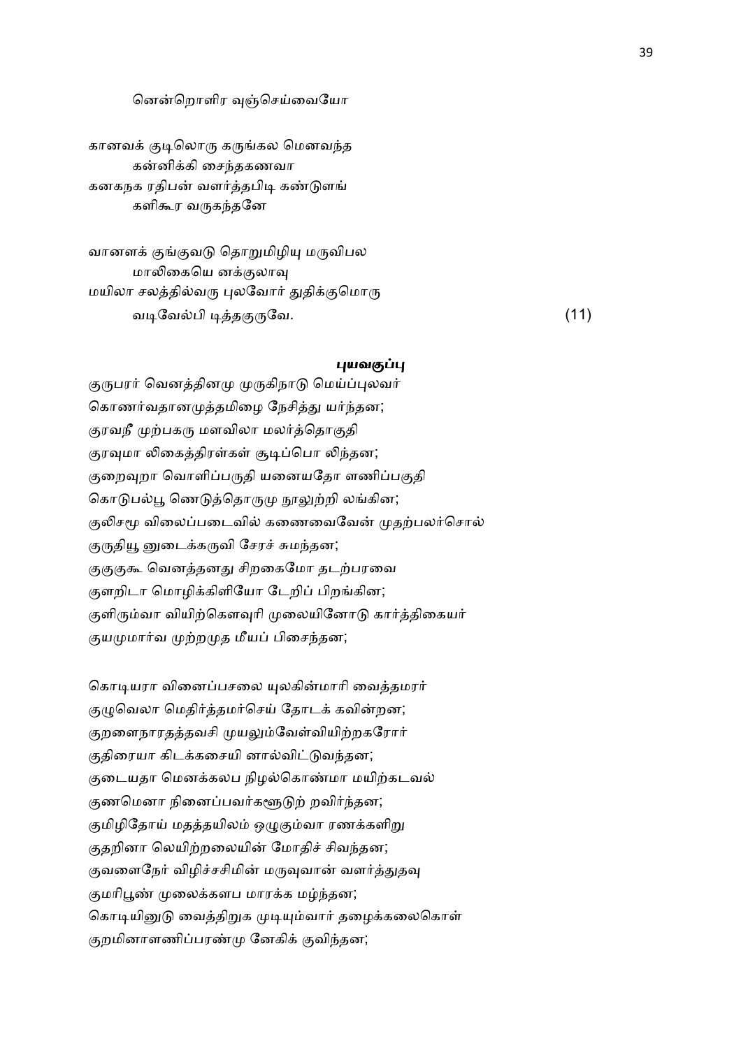னென்றொளிர வுஞ்செய்வையோ

கானவக் குடிலொரு கருங்கல மெனவந்த
கன்னிக்கி சைந்தகணவா
கனகநக ரதிபன் வளர்த்தபிடி கண்டுளங்
களிகூர வருகந்தனே

வானளக் குங்குவடு தொறுமிழியு மருவிபல
மாலிகையெ னக்குலாவு
மயிலா சலத்தில்வரு புலவோர் துதிக்குமொரு
வடிவேல்பி டித்தகுருவே. (11)

### *புயவகுப்பு*

குருபரர் வெனத்தினமு முருகிநாடு மெய்ப்புலவர்
கொணர்வதானமுத்தமிழை நேசித்து யர்ந்தன;
குரவநீ முற்பகரு மளவிலா மலர்த்தொகுதி
குரவுமா லிகைத்திரள்கள் சூடிப்பொ லிந்தன;
குறைவுறா வொளிப்பருதி யனையதோ ளணிப்பகுதி
கொடுபல்பூ ணெடுத்தொருமு நூலுற்றி லங்கின;
குலிசமூ விலைப்படைவில் கணைவைவேன் முதற்பலர்சொல்
குருதியூ னுடைக்கருவி சேரச் சுமந்தன;
குகுகுகூ வெனத்தனது சிறகைமோ தடற்பரவை
குளறிடா மொழிக்கிளியோ டேறிப் பிறங்கின;
குளிரும்வா வியிற்கௌவுரி முலையினோடு கார்த்திகையர்
குயமுமார்வ முற்றமுத மீயப் பிசைந்தன;

கொடியரா வினைப்பசலை யுலகின்மாரி வைத்தமரர்
குழுவெலா மெதிர்த்தமர்செய் தோடக் கவின்றன;
குறளைநாரதத்தவசி முயலும்வேள்வியிற்றகரோர்
குதிரையா கிடக்கசையி னால்விட்டுவந்தன;
குடையதா மெனக்கலப நிழல்கொண்மா மயிற்கடவல்
குணமெனா நினைப்பவர்களூடுற் றவிர்ந்தன;
குமிழிதோய் மதத்தயிலம் ஒழுகும்வா ரணக்களிறு
குதறினா லெயிற்றலையின் மோதிச் சிவந்தன;
குவளைநேர் விழிச்சசிமின் மருவுவான் வளர்த்துதவு
குமரிபூண் முலைக்களப மாரக்க மழ்ந்தன;
கொடியினுடு வைத்திறுக முடியும்வார் தழைக்கலைகொள்
குறமினாளணிப்பரண்மு னேகிக் குவிந்தன;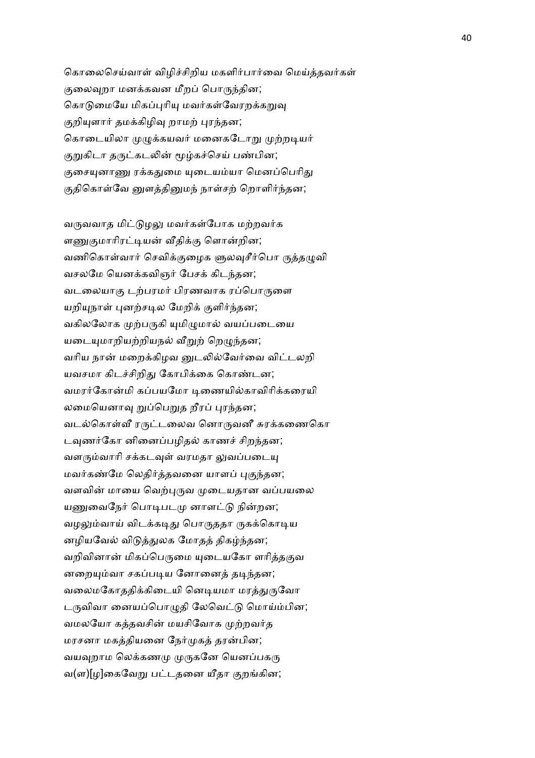கொலைசெய்வாள் விழிச்சிறிய மகளிர்பார்வை மெய்த்தவர்கள்
குலைவுறா மனக்கவன மீறப் பொருந்தின;
கொடுமையே மிகப்புரியு மவர்கள்வேரறக்கறுவு
குறியுளார் தமக்கிழிவு றாமற் புரந்தன;
கொடையிலா முழுக்கயவர் மனைகடோறு முற்றடியர்
குறுகிடா தருட்கடலின் மூழ்கச்செய் பண்பின;
குசையுனாணு ரக்கதுமை யுடையம்யா மெனப்பெரிது
குதிகொள்வே னுளத்தினுமந் நாள்சற் றொளிர்ந்தன;

வருவவாத மிட்டுழலு மவர்கள்போக மற்றவர்க
ளணுகுமாரிரட்டியன் வீதிக்கு ளொன்றின;
வணிகொள்வார் செவிக்குழைக ளூலவுசீர்பொ ருத்தழுவி
வசலமே யெனக்கவிஞர் பேசக் கிடந்தன;
வடலையாகு டற்பரமர் பிரணவாக ரப்பொருளை
யறியுநாள் புனற்சடில மேறிக் குளிர்ந்தன;
வகிலலோக முற்பருகி யுமிழுமால் வயப்படையை
யடையுமாறியற்றியநல் வீறுற் றெழுந்தன;
வரிய நான் மறைக்கிழவ னுடலில்வேர்வை விட்டலறி
யவசமா கிடச்சிறிது கோபிக்கை கொண்டன;
வமரர்கோன்மி கப்பயமோ டிணையில்காவிரிக்கரையி
லமையெனாவு றுப்பெறுத றீரப் புரந்தன;
வடல்கொள்வீ ரருட்டலைவ னொருவனீ சுரக்கணைகொ
டவுணர்கோ னினைப்பழிதல் காணச் சிறந்தன;
வளரும்வாரி சக்கடவுள் வரமதா லுவப்படையு
மவர்கண்மே லெதிர்த்தவனை யாளப் புகுந்தன;
வளவின் மாயை வெற்புருவ முடையதான வப்பயலை
யணுவைநேர் பொடிபடமு னாளட்டு நின்றன;
வழலும்வாய் விடக்கடிது பொருததா ருகக்கொடிய
னழியவேல் விடுத்துலக மோதத் திகழ்ந்தன;
வறிவினான் மிகப்பெருமை யுடையகோ ளரித்தகுவ
னறையும்வா சகப்படிய னோனைத் தடிந்தன;
வலைமகோததிக்கிடையி னெடியமா மரத்துருவோ
டருவிவா னையப்பொழுதி லேவெட்டு மொய்ம்பின;
வமலயோ கத்தவசின் மயசிவோக முற்றவர்த
மரசனா மகத்தியனை நேர்முகத் தரன்பின;
வயவுறாம லெக்கணமு முருகனே யெனப்பகரு
வ(ள)[ழ]கைவேறு பட்டதனை யீதா குறங்கின;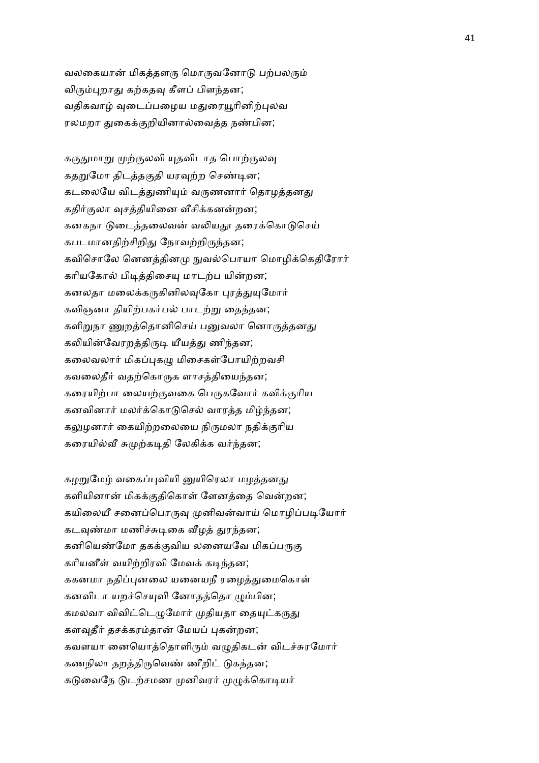வலகையான் மிகத்தளரு மொருவனோடு பற்பலரும்
விரும்புறாது கற்கதவு கீளப் பிளந்தன;
வதிகவாழ் வுடைப்பழைய மதுரையூரினிற்புலவ
ரலமறா துகைக்குறியினால்வைத்த நண்பின;

கருதுமாறு முற்குலவி யுதவிடாத பொற்குலவு
கதறுமோ திடத்தகுதி யரவுற்ற செண்டின;
கடலையே விடத்துணியும் வருணனார் தொழத்தனது
கதிர்குலா வுசத்தியினை வீசிக்கனன்றன;
கனகநா டுடைத்தலைவன் வலியதூ தரைக்கொடுசெய்
கபடமானதிற்சிறிது நோவற்றிருந்தன;
கவிசொலே னெனத்தினமு நுவல்பொயா மொழிக்கெதிரோர்
கரியகோல் பிடித்திசையு மாடற்ப யின்றன;
கனலதா மலைக்கருகினிலவுகோ புரத்துயுமோர்
கவிஞனா தியிற்பகர்பல் பாடற்று தைந்தன;
களிறுநா ணுறத்தொனிசெய் பனுவலா னொருத்தனது
கலியின்வேரறத்திருடி யீயத்து ணிந்தன;
கலைவலார் மிகப்புகழு மிசைகள்போயிற்றவசி
கவலைதீர் வதற்கொருக ளாசத்தியைந்தன;
கரையிற்பா லையற்குவகை பெருகவோர் கவிக்குரிய
கனவினார் மலர்க்கொடுசெல் வாரத்த மிழ்ந்தன;
கலுழனார் கையிற்றலையை நிருமலா நதிக்குரிய
கரையில்வீ சுமுற்கடிதி லேகிக்க வர்ந்தன;

கழறுமேழ் வகைப்புவியி னுயிரெலா மழத்தனது
களியினான் மிகக்குதிகொள் ளேனத்தை வென்றன;
கயிலையீ சனைப்பொருவு முனிவன்வாய் மொழிப்படியோர்
கடவுண்மா மணிச்சுடிகை வீழத் துரந்தன;
கனியெண்மோ தகக்குவிய லனையவே மிகப்பருகு
கரியனீள் வயிற்றிரவி மேவக் கடிந்தன;
ககனமா நதிப்புனலை யனையநீ ரழைத்துமைகொள்
கனவிடா யறச்செயுவி னோதத்தொ ழும்பின;
கமலவா விவிட்டெழுமோர் முதியதா தையுட்கருது
களவுதீர் தசக்கரம்தான் மேயப் புகன்றன;
கவளயா னையொத்தொளிரும் வழுதிகடன் விடச்சுரமோர்
கணநிலா தறத்திருவெண் ணீறிட் டுகந்தன;
கடுவைநே டுடற்சமண முனிவரர் முழுக்கொடியர்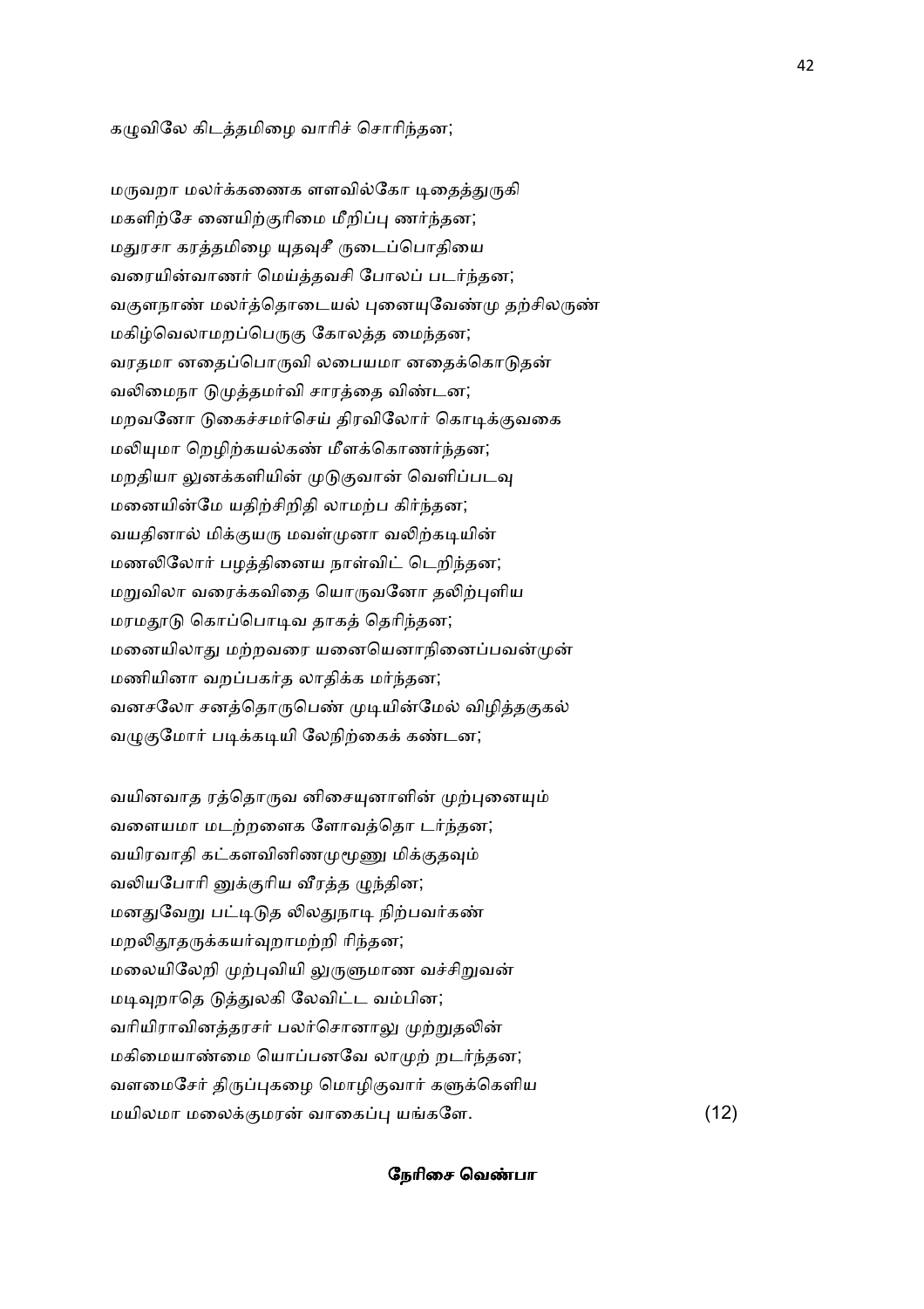கழுவிலே கிடத்தமிழை வாரிச் சொரிந்தன;

மருவறா மலர்க்கணைக ளளவில்கோ டிதைத்துருகி
மகளிற்சே னையிற்குரிமை மீறிப்பு ணர்ந்தன;
மதுரசா கரத்தமிழை யுதவுசீ ருடைப்பொதியை
வரையின்வாணர் மெய்த்தவசி போலப் படர்ந்தன;
வகுளநாண் மலர்த்தொடையல் புனையுவேண்மு தற்சிலருண்
மகிழ்வெலாமறப்பெருகு கோலத்த மைந்தன;
வரதமா னதைப்பொருவி லபையமா னதைக்கொடுதன்
வலிமைநா டுமுத்தமர்வி சாரத்தை விண்டன;
மறவனோ டுகைச்சமர்செய் திரவிலோர் கொடிக்குவகை
மலியுமா றெழிற்கயல்கண் மீளக்கொணர்ந்தன;
மறதியா லுனக்களியின் முடுகுவான் வெளிப்படவு
மனையின்மே யதிற்சிறிதி லாமற்ப கிர்ந்தன;
வயதினால் மிக்குயரு மவள்முனா வலிற்கடியின்
மணலிலோர் பழத்தினைய நாள்விட் டெறிந்தன;
மறுவிலா வரைக்கவிதை யொருவனோ தலிற்புளிய
மரமதூடு கொப்பொடிவ தாகத் தெரிந்தன;
மனையிலாது மற்றவரை யனையெனாநினைப்பவன்முன்
மணியினா வறப்பகர்த லாதிக்க மர்ந்தன;
வனசலோ சனத்தொருபெண் முடியின்மேல் விழித்தகுகல்
வழுகுமோர் படிக்கடியி லேநிற்கைக் கண்டன;

வயினவாத ரத்தொருவ னிசையுனாளின் முற்புனையும்
வளையமா மடற்றளைக ளோவத்தொ டர்ந்தன;
வயிரவாதி கட்களவினிணமுமூணு மிக்குதவும்
வலியபோரி னுக்குரிய வீரத்த முந்தின;
மனதுவேறு பட்டிடுத லிலதுநாடி நிற்பவர்கண்
மறலிதூதருக்கயர்வுறாமற்றி ரிந்தன;
மலையிலேறி முற்புவியி லுருளுமாண வச்சிறுவன்
மடிவுறாதெ டுத்துலகி லேவிட்ட வம்பின;
வரியிராவினத்தரசர் பலர்சொனாலு முற்றுதலின்
மகிமையாண்மை யொப்பனவே லாமுற் றடர்ந்தன;
வளமைசேர் திருப்புகழை மொழிகுவார் களுக்கெளிய
மயிலமா மலைக்குமரன் வாகைப்பு யங்களே. (12)

**நேரிசை வெண்பா**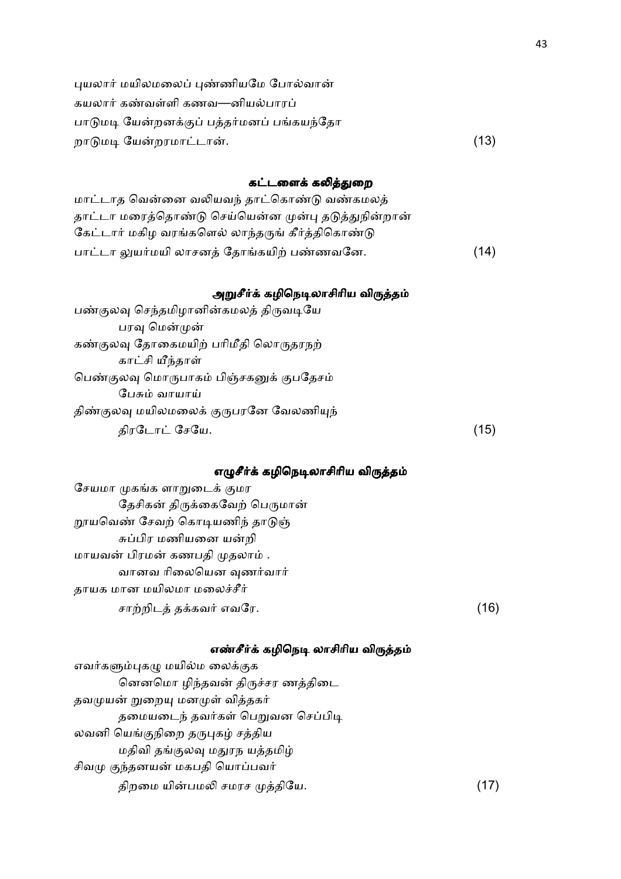புயலார் மயிலமலைப் புண்ணியமே போல்வான்
கயலார் கண்வள்ளி கணவ—னியல்பாரப்
பாடுமடி யேன்றனக்குப் பத்தர்மனப் பங்கயந்தோ
றாடுமடி யேன்றரமாட்டான். (13)

### கட்டளைக் கலித்துறை

மாட்டாத வென்னை வலியவந் தாட்கொண்டு வண்கமலத்
தாட்டா மரைத்தொண்டு செய்யென்ன முன்பு தடுத்துநின்றான்
கேட்டார் மகிழ வரங்களெல் லாந்தருங் கீர்த்திகொண்டு
பாட்டா லுயர்மயி லாசனத் தோங்கயிற் பண்ணவனே. (14)

### அறுசீர்க் கழிநெடிலாசிரிய விருத்தம்

பண்குலவு செந்தமிழானின்கமலத் திருவடியே
பரவு மென்முன்
கண்குலவு தோகைமயிற் பரிமீதி லொருதரநற்
காட்சி யீந்தாள்
பெண்குலவு மொருபாகம் பிஞ்சகனுக் குபதேசம்
பேசும் வாயாய்
திண்குலவு மயிலமலைக் குருபரனே வேலணியுந்
திரடோட் சேயே. (15)

### எழுசீர்க் கழிநெடிலாசிரிய விருத்தம்

சேயமா முகங்க ளாறுடைக் குமர
தேசிகன் திருக்கைவேற் பெருமான்
றூயவெண் சேவற் கொடியணிந் தாடுஞ்
சுப்பிர மணியனை யன்றி
மாயவன் பிரமன் கணபதி முதலாம் .
வானவ ரிலையென வுணர்வார்
தாயக மான மயிலமா மலைச்சீர்
சாற்றிடத் தக்கவர் எவரே. (16)

### எண்சீர்க் கழிநெடி லாசிரிய விருத்தம்

எவர்களும்புகழு மயில்ம லைக்குக
னெனமொ ழிந்தவன் திருச்சர ணத்திடை
தவமுயன் றுறையு மனமுள் வித்தகர்
தமையடைந் தவர்கள் பெறுவன செப்பிடி
லவனி யெங்குநிறை தருபுகழ் சத்திய
மதிவி தங்குலவு மதுரந யத்தமிழ்
சிவமு குந்தனயன் மகபதி யொப்பவர்
திறமை யின்பமலி சமரச முத்தியே. (17)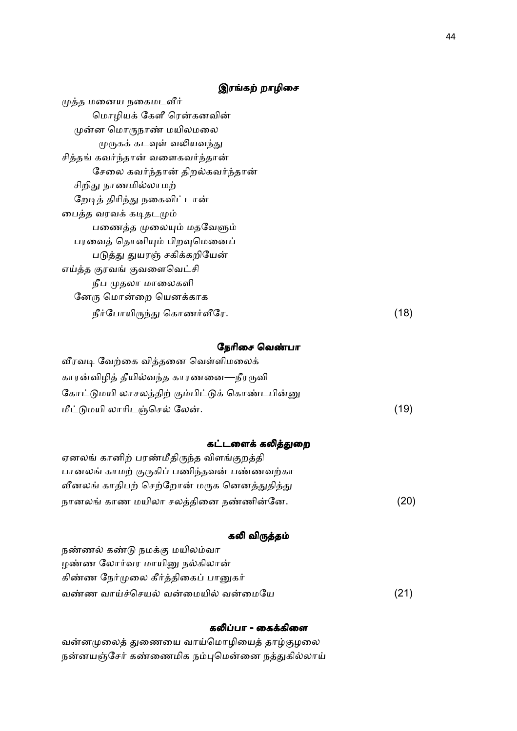### இரங்கற் றாழிசை

முத்த மனைய நகைமடவீர்
    மொழியக் கேளீ ரென்கனவின்
  முன்ன மொருநாண் மயிலமலை
     முருகக் கடவுள் வலியவந்து
சித்தங் கவர்ந்தான் வளைகவர்ந்தான்
    சேலை கவர்ந்தான் திறல்கவர்ந்தான்
  சிறிது நாணமில்லாமற்
  றேடித் திரிந்து நகைவிட்டான்
பைத்த வரவக் கடிதடமும்
    பணைத்த முலையும் மதவேளும்
  பரவைத் தொனியும் பிறவுமெனைப்
    படுத்து துயரஞ் சகிக்கறியேன்
எய்த்த குரவங் குவளைவெட்சி
    நீப முதலா மாலைகளி
  னேரு மொன்றை யெனக்காக
    நீர்போயிருந்து கொணர்வீரே. (18)

### நேரிசை வெண்பா

வீரவடி வேற்கை வித்தனை வெள்ளிமலைக்
காரன்விழித் தீயில்வந்த காரணனை—நீரருவி
கோட்டுமயி லாசலத்திற் கும்பிட்டுக் கொண்டபின்னு
மீட்டுமயி லாரிடஞ்செல் லேன். (19)

### கட்டளைக் கலித்துறை

ஏனலங் கானிற் பரண்மீதிருந்த விளங்குறத்தி
பானலங் காமற் குருகிப் பணிந்தவன் பண்ணவற்கா
வீனலங் காதிபற் செற்றோன் மருக னெனத்துதித்து
நானலங் காண மயிலா சலத்தினை நண்ணின்னே. (20)

### கலி விருத்தம்

நண்ணல் கண்டு நமக்கு மயிலம்வா
ழண்ண லோர்வர மாயினு நல்கிலான்
கிண்ண நேர்முலை கீர்த்திகைப் பானுகர்
வண்ண வாய்ச்செயல் வன்மையில் வன்மையே (21)

### கலிப்பா - கைக்கிளை

வன்னமுலைத் துணையை வாய்மொழியைத் தாழ்குழலை
நன்னயஞ்சேர் கண்ணைமிக நம்புமென்னை நத்துகில்லாய்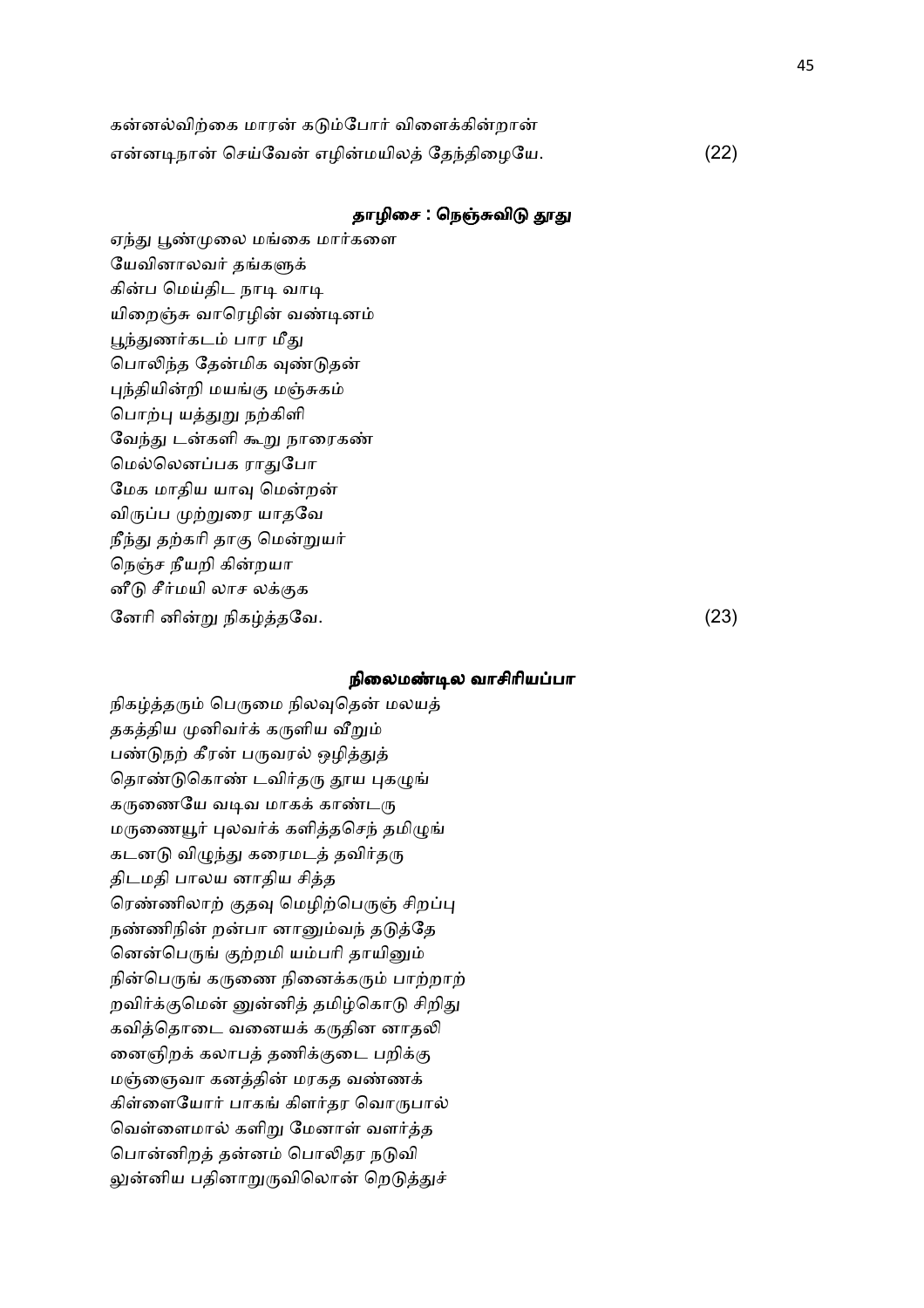கன்னல்விற்கை மாரன் கடும்போர் விளைக்கின்றான்
என்னடிநான் செய்வேன் எழின்மயிலத் தேந்திழையே. (22)

### தாழிசை : நெஞ்சுவிடு தூது

ஏந்து பூண்முலை மங்கை மார்களை
யேவினாலவர் தங்களுக்
கின்ப மெய்திட நாடி வாடி
யிறைஞ்சு வாரெழின் வண்டினம்
பூந்துணர்கடம் பார மீது
பொலிந்த தேன்மிக வுண்டுதன்
புந்தியின்றி மயங்கு மஞ்சுகம்
பொற்பு யத்துறு நற்கிளி
வேந்து டன்களி கூறு நாரைகண்
மெல்லெனப்பக ராதுபோ
மேக மாதிய யாவு மென்றன்
விருப்ப முற்றுரை யாதவே
நீந்து தற்கரி தாகு மென்றுயர்
நெஞ்ச நீயறி கின்றயா
னீடு சீர்மயி லாச லக்குக
னேரி னின்று நிகழ்த்தவே. (23)

### நிலைமண்டில வாசிரியப்பா

நிகழ்த்தரும் பெருமை நிலவுதென் மலயத்
தகத்திய முனிவர்க் கருளிய வீறும்
பண்டுநற் கீரன் பருவரல் ஒழித்துத்
தொண்டுகொண் டவிர்தரு தூய புகழுங்
கருணையே வடிவ மாகக் காண்டரு
மருணையூர் புலவர்க் களித்தசெந் தமிழுங்
கடனடு விழுந்து கரைமடத் தவிர்தரு
திடமதி பாலய னாதிய சித்த
ரெண்ணிலாற் குதவு மெழிற்பெருஞ் சிறப்பு
நண்ணிநின் றன்பா னானும்வந் தடுத்தே
னென்பெருங் குற்றமி யம்பரி தாயினும்
நின்பெருங் கருணை நினைக்கரும் பாற்றாற்
றவிர்க்குமென் னுன்னித் தமிழ்கொடு சிறிது
கவித்தொடை வனையக் கருதின னாதலி
னைஞிறக் கலாபத் தணிக்குடை பறிக்கு
மஞ்ஞைவா கனத்தின் மரகத வண்ணக்
கிள்ளையோர் பாகங் கிளர்தர வொருபால்
வெள்ளைமால் களிறு மேனாள் வளர்த்த
பொன்னிறத் தன்னம் பொலிதர நடுவி
லுன்னிய பதினாறுருவிலொன் றெடுத்துச்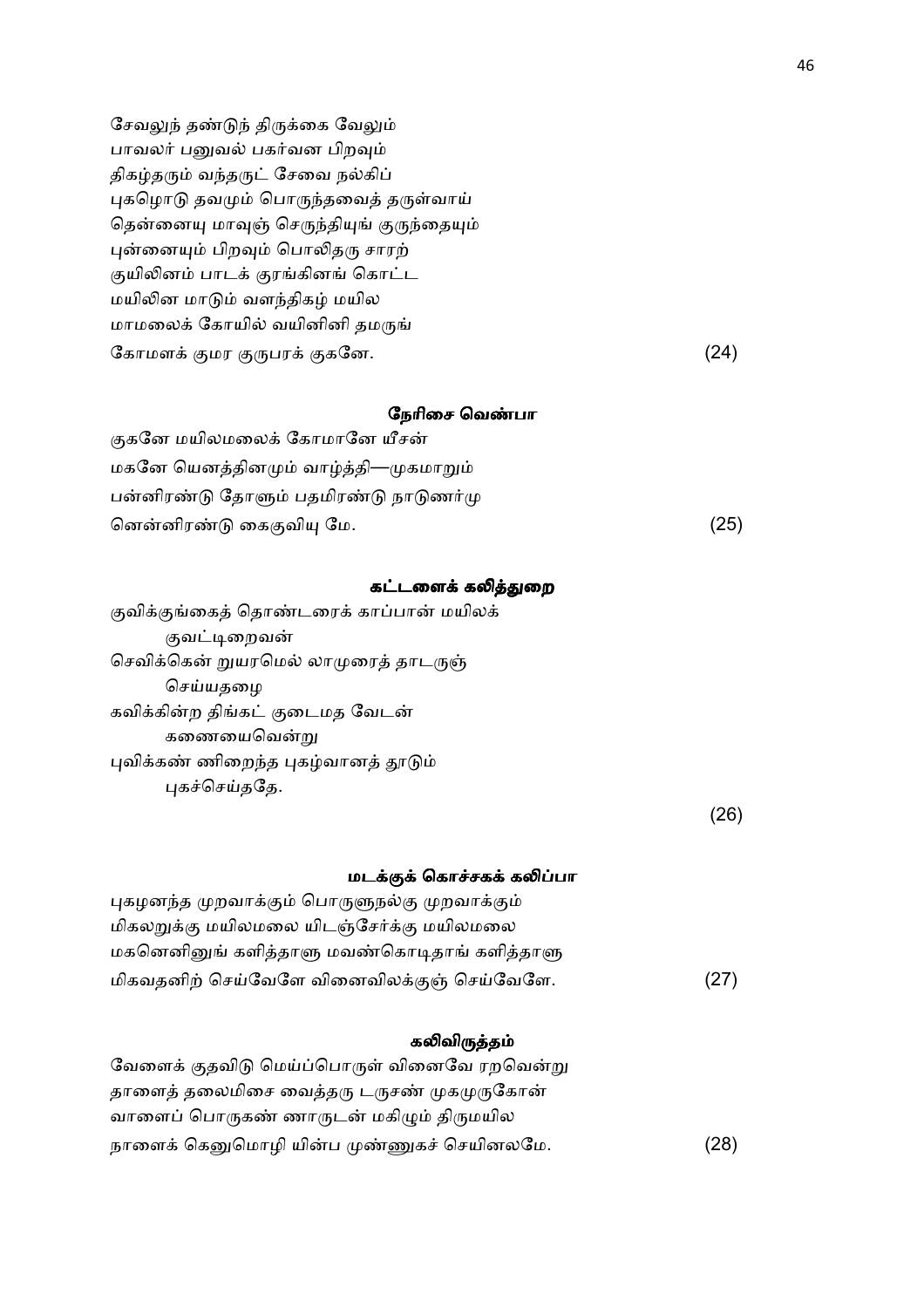சேவலுந் தண்டுந் திருக்கை வேலும்
பாவலர் பனுவல் பகர்வன பிறவும்
திகழ்தரும் வந்தருட் சேவை நல்கிப்
புகழொடு தவமும் பொருந்தவைத் தருள்வாய்
தென்னையு மாவுஞ் செருந்தியுங் குருந்தையும்
புன்னையும் பிறவும் பொலிதரு சாரற்
குயிலினம் பாடக் குரங்கினங் கொட்ட
மயிலின மாடும் வளந்திகழ் மயில
மாமலைக் கோயில் வயினினி தமருங்
கோமளக் குமர குருபரக் குகனே. (24)

**நேரிசை வெண்பா**

குகனே மயிலமலைக் கோமானே யீசன்
மகனே யெனத்தினமும் வாழ்த்தி—முகமாறும்
பன்னிரண்டு தோளும் பதமிரண்டு நாடுணர்மு
னென்னிரண்டு கைகுவியு மே. (25)

**கட்டளைக் கலித்துறை**

குவிக்குங்கைத் தொண்டரைக் காப்பான் மயிலக்
குவட்டிறைவன்
செவிக்கென் றுயரமெல் லாமுரைத் தாடருஞ்
செய்யதழை
கவிக்கின்ற திங்கட் குடைமத வேடன்
கணையைவென்று
புவிக்கண் ணிறைந்த புகழ்வானத் தூடும்
புகச்செய்ததே. (26)

**மடக்குக் கொச்சகக் கலிப்பா**

புகழனந்த முறவாக்கும் பொருளுநல்கு முறவாக்கும்
மிகலறுக்கு மயிலமலை யிடஞ்சேர்க்கு மயிலமலை
மகனெனினுங் களித்தாளு மவண்கொடிதாங் களித்தாளு
மிகவதனிற் செய்வேளே வினைவிலக்குஞ் செய்வேளே. (27)

**கலிவிருத்தம்**

வேளைக் குதவிடு மெய்ப்பொருள் வினைவே றறவென்று
தாளைத் தலைமிசை வைத்தரு டருசண் முகமுருகோன்
வாளைப் பொருகண் ணாருடன் மகிழும் திருமயில
நாளைக் கெனுமொழி யின்ப முண்ணுகச் செயினலமே. (28)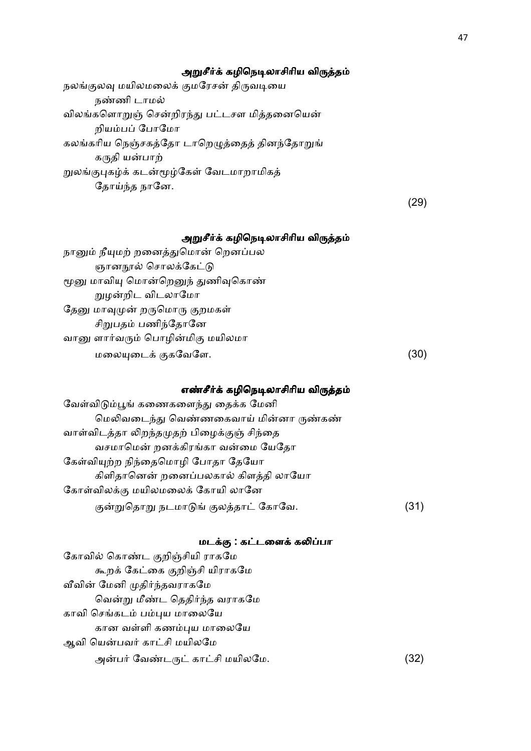#### அறுசீர்க் கழிநெடிலாசிரிய விருத்தம்

நலங்குலவு மயிலமலைக் குமரேசன் திருவடியை
        நண்ணி டாமல்
விலங்களொறுஞ் சென்றிரந்து பட்டசள மித்தனையென்
        றியம்பப் போமோ
கலங்கரிய நெஞ்சகத்தோ டாறெழுத்தைத் தினந்தோறுங்
        கருதி யன்பாற்
றுலங்குபுகழ்க் கடன்மூழ்கேள் வேடமாறாமிகத்
        தோய்ந்த நானே.

(29)

#### அறுசீர்க் கழிநெடிலாசிரிய விருத்தம்

நானும் நீயுமற் றனைத்துமொன் றெனப்பல
        ஞானநூல் சொலக்கேட்டு
மூனு மாவியு மொன்றெனுந் துணிவுகொண்
        டுழன்றிட விடலாமோ
தேனு மாவுமுன் றருமொரு குறமகள்
        சிறுபதம் பணிந்தோனே
வானு ளார்வரும் பொழின்மிகு மயிலமா
        மலையுடைக் குகவேளே.

(30)

#### எண்சீர்க் கழிநெடிலாசிரிய விருத்தம்

வேள்விடும்பூங் கணைகளைந்து தைக்க மேனி
        மெலிவடைந்து வெண்ணகைவாய் மின்னா ருண்கண்
வாள்விடத்தா லிறந்தமுதற் பிழைக்குஞ் சிந்தை
        வசமாமென் றனக்கிரங்கா வன்மை யேதோ
கேள்வியுற்ற நிந்தைமொழி போதா தேயோ
        கிளிதானென் றனைப்பலகால் கிளத்தி லாயோ
கோள்விலக்கு மயிலமலைக் கோயி லானே
        குன்றுதொறு நடமாடுங் குலத்தாட் கோவே.

(31)

#### மடக்கு : கட்டளைக் கலிப்பா

கோவில் கொண்ட குறிஞ்சியி ராகமே
        கூறக் கேட்கை குறிஞ்சி யிராகமே
வீவின் மேனி முதிர்ந்தவராகமே
        வென்று மீண்ட தெதிர்ந்த வராகமே
காவி செங்கடம் பம்புய மாலையே
        கான வள்ளி கணம்புய மாலையே
ஆவி யென்பவர் காட்சி மயிலமே
        அன்பர் வேண்டருட் காட்சி மயிலமே.

(32)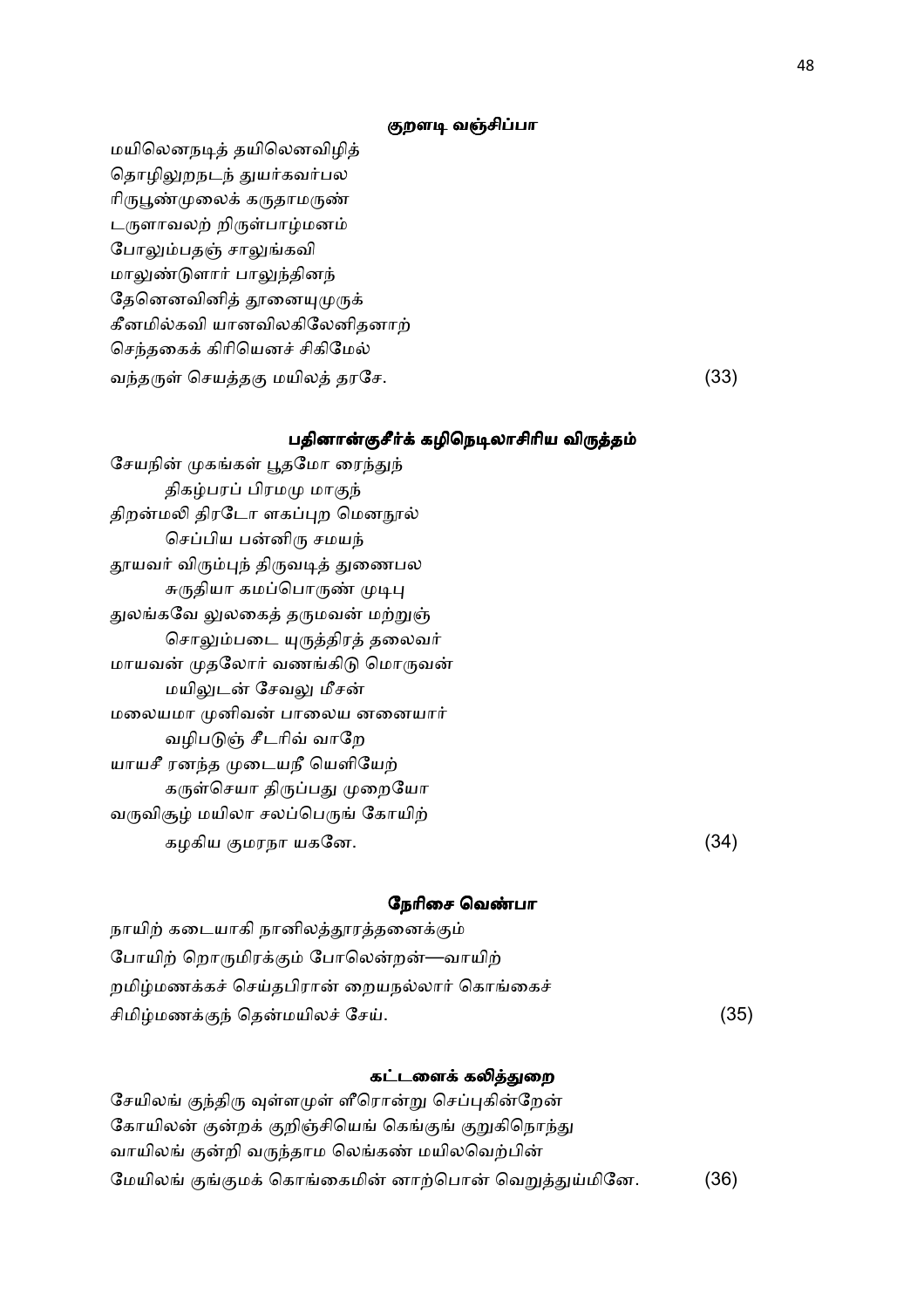### குறளடி வஞ்சிப்பா

மயிலெனநடித் தயிலெனவிழித்
தொழிலுறநடந் துயர்கவர்பல
ரிருபூண்முலைக் கருதாமருண்
டருளாவலற் றிருள்பாழ்மனம்
போலும்பதஞ் சாலுங்கவி
மாலுண்டுளார் பாலுந்தினந்
தேனெனவினித் தூனையுமுருக்
கீனமில்கவி யானவிலகிலேனிதனாற்
செந்தகைக் கிரியெனச் சிகிமேல்
வந்தருள் செயத்தகு மயிலத் தரசே. (33)

### பதினான்குசீர்க் கழிநெடிலாசிரிய விருத்தம்

சேயநின் முகங்கள் பூதமோ ரைந்துந்
 திகழ்பரப் பிரமமு மாகுந்
திறன்மலி திரடோ ளகப்புற மெனநூல்
 செப்பிய பன்னிரு சமயந்
தூயவர் விரும்புந் திருவடித் துணைபல
 சுருதியா கமப்பொருண் முடிபு
துலங்கவே லுலகைத் தருமவன் மற்றுஞ்
 சொலும்படை யுருத்திரத் தலைவர்
மாயவன் முதலோர் வணங்கிடு மொருவன்
 மயிலுடன் சேவலு மீசன்
மலையமா முனிவன் பாலைய னனையார்
 வழிபடுஞ் சீடரிவ் வாறே
யாயசீ ரனந்த முடையநீ யெளியேற்
 கருள்செயா திருப்பது முறையோ
வருவிசூழ் மயிலா சலப்பெருங் கோயிற்
 கழகிய குமரநா யகனே. (34)

### நேரிசை வெண்பா

நாயிற் கடையாகி நானிலத்தூரத்தனைக்கும்
போயிற் றொருமிரக்கும் போலென்றன்—வாயிற்
றமிழ்மணக்கச் செய்தபிரான் றையநல்லார் கொங்கைச்
சிமிழ்மணக்குந் தென்மயிலச் சேய். (35)

### கட்டளைக் கலித்துறை

சேயிலங் குந்திரு வுள்ளமுள் ளீரொன்று செப்புகின்றேன்
கோயிலன் குன்றக் குறிஞ்சியெங் கெங்குங் குறுகிநொந்து
வாயிலங் குன்றி வருந்தாம லெங்கண் மயிலவெற்பின்
மேயிலங் குங்குமக் கொங்கைமின் னாற்பொன் வெறுத்துய்மினே. (36)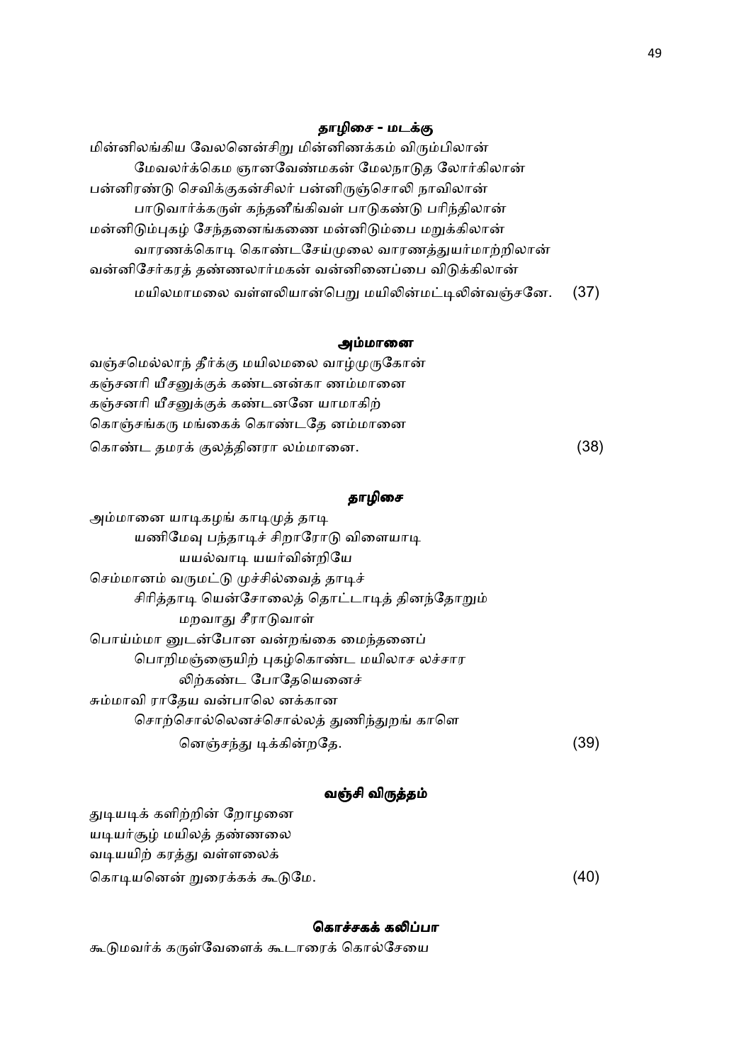### தாழிசை - மடக்கு

மின்னிலங்கிய வேலனென்சிறு மின்னிணக்கம் விரும்பிலான்
　　மேவலர்க்கெம ஞானவேண்மகன் மேலநாடுத லோர்கிலான்
பன்னிரண்டு செவிக்குகன்சிலர் பன்னிருஞ்சொலி நாவிலான்
　　பாடுவார்க்கருள் கந்தனீங்கிவள் பாடுகண்டு பரிந்திலான்
மன்னிடும்புகழ் சேந்தனைங்கணை மன்னிடும்பை மறுக்கிலான்
　　வாரணக்கொடி கொண்டசேய்முலை வாரணத்துயர்மாற்றிலான்
வன்னிசேர்கரத் தண்ணலார்மகன் வன்னினைப்பை விடுக்கிலான்
　　மயிலமாமலை வள்ளலியான்பெறு மயிலின்மட்டிலின்வஞ்சனே. (37)

### அம்மானை

வஞ்சமெல்லாந் தீர்க்கு மயிலமலை வாழ்முருகோன்
கஞ்சனரி யீசனுக்குக் கண்டனன்கா ணம்மானை
கஞ்சனரி யீசனுக்குக் கண்டனனே யாமாகிற்
கொஞ்சங்கரு மங்கைக் கொண்டதே னம்மானை
கொண்ட தமரக் குலத்தினரா லம்மானை. (38)

### தாழிசை

அம்மானை யாடிகழங் காடிமுத் தாடி
　　யணிமேவு பந்தாடிச் சிறாரோடு விளையாடி
　　　　யயல்வாடி யயர்வின்றியே
செம்மானம் வருமட்டு முச்சில்வைத் தாடிச்
　　சிரித்தாடி யென்சோலைத் தொட்டாடித் தினந்தோறும்
　　　　மறவாது சீராடுவாள்
பொய்ம்மா னுடன்போன வன்றங்கை மைந்தனைப்
　　பொறிமஞ்ஞையிற் புகழ்கொண்ட மயிலாச லச்சார
　　　　லிற்கண்ட போதேயெனைச்
சும்மாவி ராதேய வன்பாலெ னக்கான
　　சொற்சொல்லெனச்சொல்லத் துணிந்துறங் காளெ
　　　　னெஞ்சந்து டிக்கின்றதே. (39)

### வஞ்சி விருத்தம்

துடியடிக் களிற்றின் றோழனை
யடியர்சூழ் மயிலத் தண்ணலை
வடியயிற் கரத்து வள்ளலைக்
கொடியனென் றுரைக்கக் கூடுமே. (40)

### கொச்சகக் கலிப்பா

கூடுமவர்க் கருள்வேளைக் கூடாரைக் கொல்சேயை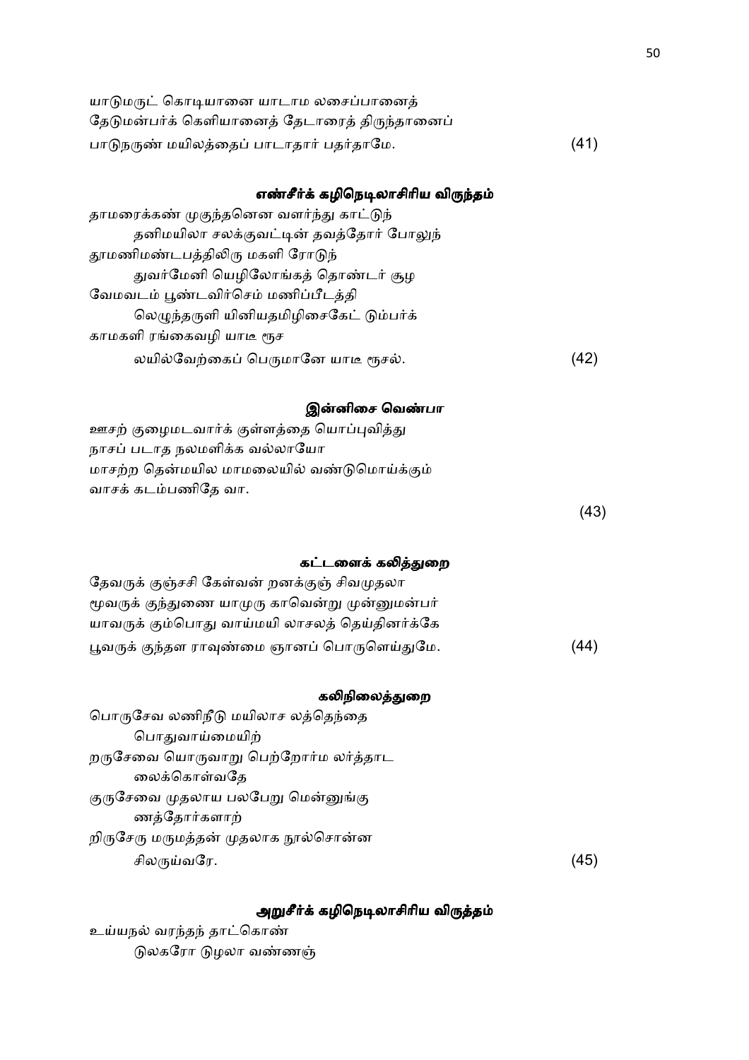யாடுமருட் கொடியானை யாடாம லசைப்பானைத்
தேடுமன்பர்க் கெளியானைத் தேடாரைத் திருந்தானைப்
பாடுநருண் மயிலத்தைப் பாடாதார் பதர்தாமே. (41)

### எண்சீர்க் கழிநெடிலாசிரிய விருந்தம்

தாமரைக்கண் முகுந்தனென வளர்ந்து காட்டுந்
    தனிமயிலா சலக்குவட்டின் தவத்தோர் போலுந்
தூமணிமண்டபத்திலிரு மகளி ரோடுந்
    துவர்மேனி யெழிலோங்கத் தொண்டர் சூழ
வேமவடம் பூண்டவிர்செம் மணிப்பீடத்தி
    லெழுந்தருளி யினியதமிழிசைகேட் டும்பர்க்
காமகளி ரங்கைவழி யாடீ ரூச
    லயில்வேற்கைப் பெருமானே யாடீ ரூசல். (42)

### இன்னிசை வெண்பா

ஊசற் குழைமடவார்க் குள்ளத்தை யொப்புவித்து
நாசப் படாத நலமளிக்க வல்லாயோ
மாசற்ற தென்மயில மாமலையில் வண்டுமொய்க்கும்
வாசக் கடம்பணிதே வா. (43)

### கட்டளைக் கலித்துறை

தேவருக் குஞ்சசி கேள்வன் றனக்குஞ் சிவமுதலா
மூவருக் குந்துணை யாமுரு காவென்று முன்னுமன்பர்
யாவருக் கும்பொது வாய்மயி லாசலத் தெய்தினர்க்கே
பூவருக் குந்தள ராவுண்மை ஞானப் பொருளெய்துமே. (44)

### கலிநிலைத்துறை

பொருசேவ லணிநீடு மயிலாச லத்தெந்தை
    பொதுவாய்மையிற்
றருசேவை யொருவாறு பெற்றோர்ம லர்த்தாட
    லைக்கொள்வதே
குருசேவை முதலாய பலபேறு மென்னுங்கு
    ணத்தோர்களாற்
றிருசேரு மருமத்தன் முதலாக நூல்சொன்ன
    சிலருய்வரே. (45)

### அறுசீர்க் கழிநெடிலாசிரிய விருத்தம்

உய்யநல் வரந்தந் தாட்கொண்
    டுலகரோ டுழலா வண்ணஞ்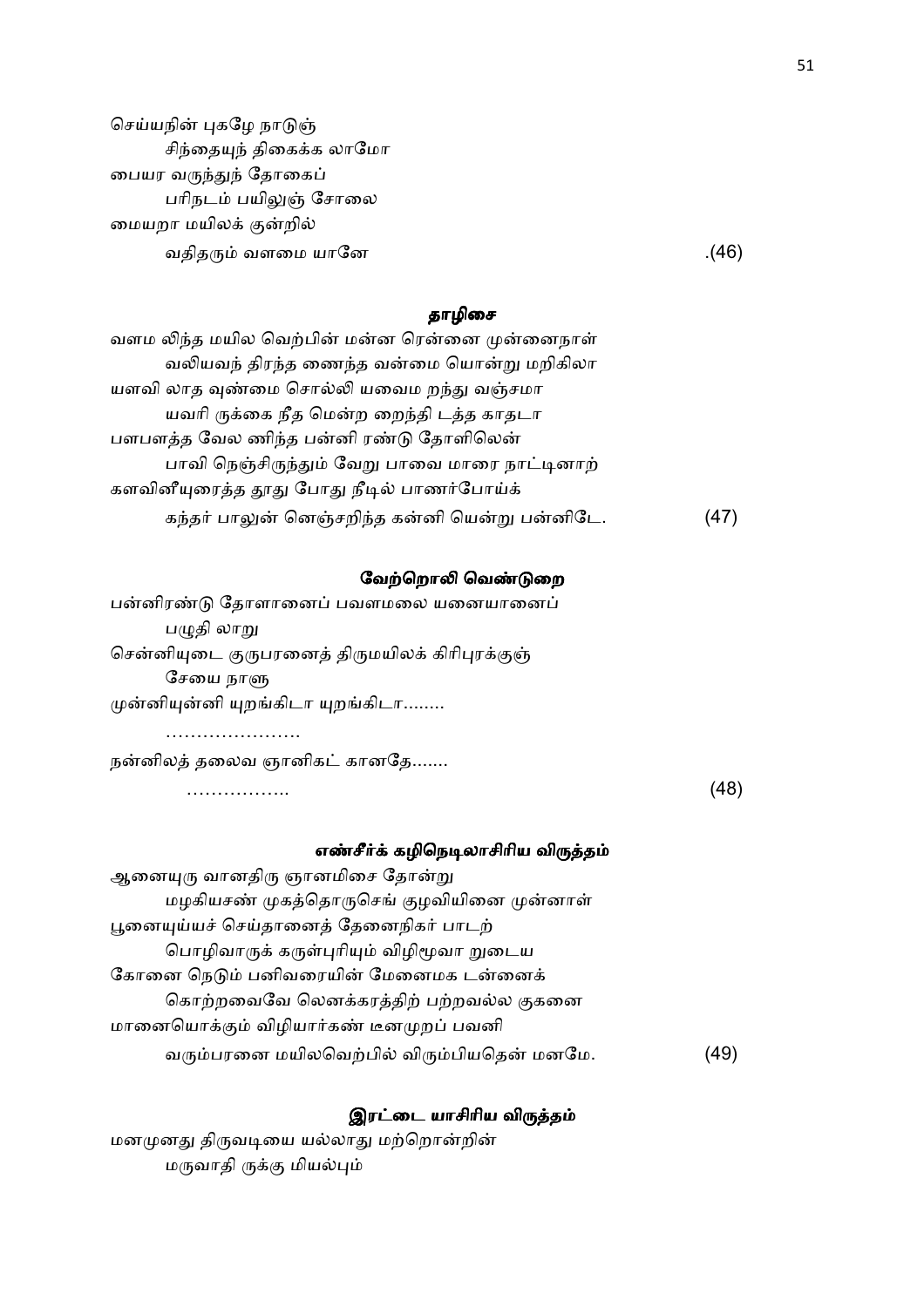செய்யநின் புகழே நாடுஞ்
 சிந்தையுந் திகைக்க லாமோ
பையர வருந்துந் தோகைப்
 பரிநடம் பயிலுஞ் சோலை
மையறா மயிலக் குன்றில்
 வதிதரும் வளமை யானே .(46)

### தாழிசை

வளம லிந்த மயில வெற்பின் மன்ன ரென்னை முன்னைநாள்
 வலியவந் திரந்த ணைந்த வன்மை யொன்று மறிகிலா
யளவி லாத வுண்மை சொல்லி யவைம றந்து வஞ்சமா
 யவரி ருக்கை நீத மென்ற றைந்தி டத்த காதடா
பளபளத்த வேல ணிந்த பன்னி ரண்டு தோளிலென்
 பாவி நெஞ்சிருந்தும் வேறு பாவை மாரை நாட்டினாற்
களவினீயுரைத்த தூது போது நீடில் பாணர்போய்க்
 கந்தர் பாலுன் னெஞ்சறிந்த கன்னி யென்று பன்னிடே. (47)

### வேற்றொலி வெண்டுறை

பன்னிரண்டு தோளானைப் பவளமலை யனையானைப்
 பழுதி லாறு
சென்னியுடை குருபரனைத் திருமயிலக் கிரிபுரக்குஞ்
 சேயை நாளு
முன்னியுன்னி யுறங்கிடா யுறங்கிடா........
 ......................
நன்னிலத் தலைவ ஞானிகட் கானதே.......
 ................. (48)

### எண்சீர்க் கழிநெடிலாசிரிய விருத்தம்

ஆனையுரு வானதிரு ஞானமிசை தோன்று
 மழகியசண் முகத்தொருசெங் குழவியினை முன்னாள்
பூனையுய்யச் செய்தானைத் தேனைநிகர் பாடற்
 பொழிவாருக் கருள்புரியும் விழிமூவா றுடைய
கோனை நெடும் பனிவரையின் மேனைமக டன்னைக்
 கொற்றவைவே லெனக்கரத்திற் பற்றவல்ல குகனை
மானையொக்கும் விழியார்கண் டீனமுறப் பவனி
 வரும்பரனை மயிலவெற்பில் விரும்பியதென் மனமே. (49)

### இரட்டை யாசிரிய விருத்தம்

மனமுனது திருவடியை யல்லாது மற்றொன்றின்
 மருவாதி ருக்கு மியல்பும்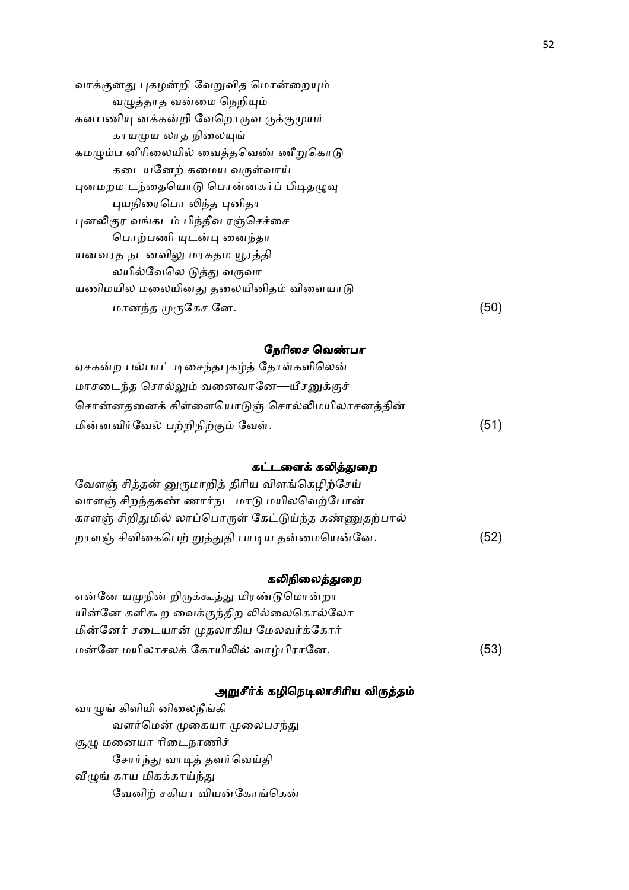வாக்குனது புகழன்றி வேறுவித மொன்றையும்
        வழுத்தாத வன்மை நெறியும்
கனபணியு னக்கன்றி வேறொருவ ருக்குமுயர்
        காயமுய லாத நிலையுங்
கமழும்ப னீரிலையில் வைத்தவெண் ணீறுகொடு
        கடையனேற் கமைய வருள்வாய்
புனமறம டந்தையொடு பொன்னகர்ப் பிடிதழுவு
        புயநிரைபொ லிந்த புனிதா
புனலிகுர வங்கடம் பிந்தீவ ரஞ்செச்சை
        பொற்பணி யுடன்பு னைந்தா
யனவரத நடனவிலு மரகதம யூரத்தி
        லயில்வேலெ டுத்து வருவா
யணிமயில மலையினது தலையினிதம் விளையாடு
        மானந்த முருகேச னே. (50)

### நேரிசை வெண்பா

ஏசகன்ற பல்பாட் டிசைந்தபுகழ்த் தோள்களிலென்
மாசடைந்த சொல்லும் வனைவானே—யீசனுக்குச்
சொன்னதனைக் கிள்ளையொடுஞ் சொல்லிமயிலாசனத்தின்
மின்னவிர்வேல் பற்றிநிற்கும் வேள். (51)

### கட்டளைக் கலித்துறை

வேளஞ் சித்தன் னுருமாறித் திரிய விளங்கெழிற்சேய்
வாளஞ் சிறந்தகண் ணார்நட மாடு மயிலவெற்போன்
காளஞ் சிறிதுமில் லாப்பொருள் கேட்டுய்ந்த கண்ணுதற்பால்
றாளஞ் சிவிகைபெற் றுத்துதி பாடிய தன்மையென்னே. (52)

### கலிநிலைத்துறை

என்னே யமுநின் றிருக்கூத்து மிரண்டுமொன்றா
யின்னே களிகூற வைக்குந்திற லில்லைகொல்லோ
மின்னேர் சடையான் முதலாகிய மேலவர்க்கோர்
மன்னே மயிலாசலக் கோயிலில் வாழ்பிரானே. (53)

### அறுசீர்க் கழிநெடிலாசிரிய விருத்தம்

வாழுங் கிளியி னிலைநீங்கி
        வளர்மென் முகையா முலைபசந்து
சூழு மனையா ரிடைநாணிச்
        சோர்ந்து வாடித் தளர்வெய்தி
வீழுங் காய மிகக்காய்ந்து
        வேனிற் சகியா வியன்கோங்கென்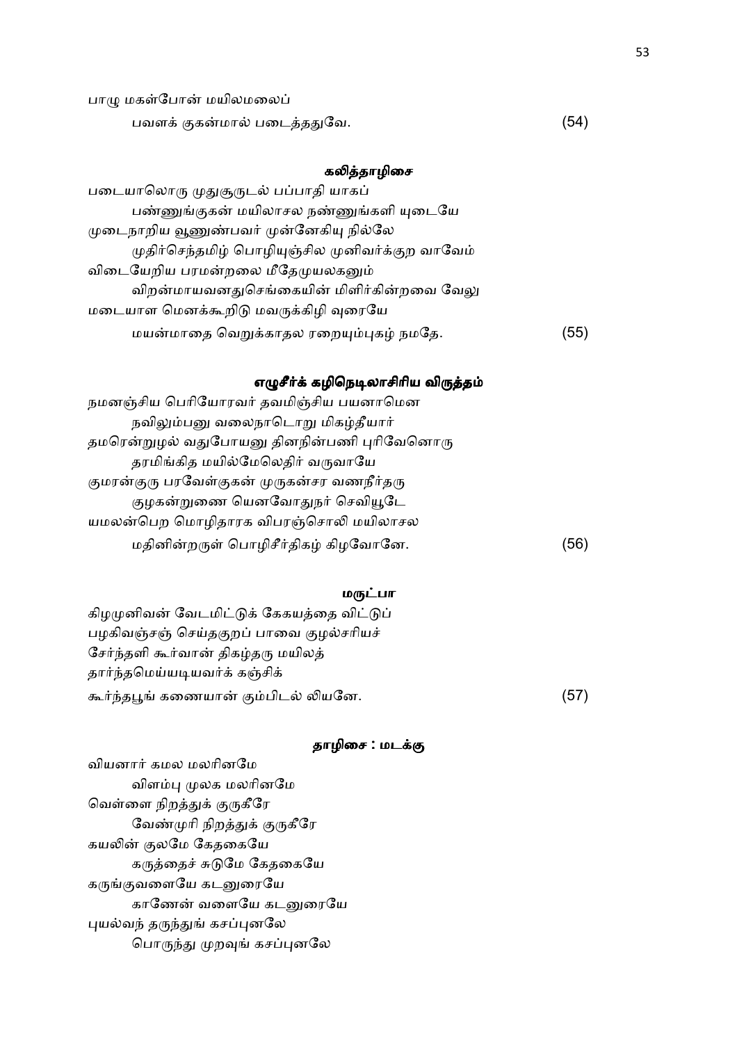பாழு மகள்போன் மயிலமலைப்

பவளக் குகன்மால் படைத்ததுவே. (54)

### கலித்தாழிசை

படையாலொரு முதுசூருடல் பப்பாதி யாகப்

பண்ணுங்குகன் மயிலாசல நண்ணுங்களி யுடையே

முடைநாறிய வூனுண்பவர் முன்னேகியு நில்லே

முதிர்செந்தமிழ் பொழியுஞ்சில முனிவர்க்குற வாவேம்

விடையேறிய பரமன்றலை மீதேமுயலகனும்

விறன்மாயவனதுசெங்கையின் மிளிர்கின்றவை வேலு

மடையாள மெனக்கூறிடு மவருக்கிழி வுரையே

மயன்மாதை வெறுக்காதல ரறையும்புகழ் நமதே. (55)

### எழுசீர்க் கழிநெடிலாசிரிய விருத்தம்

நமனஞ்சிய பெரியோரவர் தவமிஞ்சிய பயனாமென

நவிலும்பனு வலைநாடொறு மிகழ்தீயார்

தமரென்றுழல் வதுபோயனு தினநின்பணி புரிவேனொரு

தரமிங்கித மயில்மேலெதிர் வருவாயே

குமரன்குரு பரவேள்குகன் முருகன்சர வணநீர்தரு

குழகன்றுணை யெனவோதுநர் செவியூடே

யமலன்பெற மொழிதாரக விபரஞ்சொலி மயிலாசல

மதினின்றருள் பொழிசீர்திகழ் கிழவோனே. (56)

### மருட்பா

கிழமுனிவன் வேடமிட்டுக் கேகயத்தை விட்டுப்

பழகிவஞ்சஞ் செய்தகுறப் பாவை குழல்சரியச்

சேர்ந்தளி கூர்வான் திகழ்தரு மயிலத்

தார்ந்தமெய்யடியவர்க் கஞ்சிக்

கூர்ந்தபூங் கணையான் கும்பிடல் லியனே. (57)

### தாழிசை : மடக்கு

வியனார் கமல மலரினமே

விளம்பு முலக மலரினமே

வெள்ளை நிறத்துக் குருகீரே

வேண்முரி நிறத்துக் குருகீரே

கயலின் குலமே கேதகையே

கருத்தைச் சுடுமே கேதகையே

கருங்குவளையே கடனுரையே

காணேன் வளையே கடனுரையே

புயல்வந் தருந்துங் கசப்புனலே

பொருந்து முறவுங் கசப்புனலே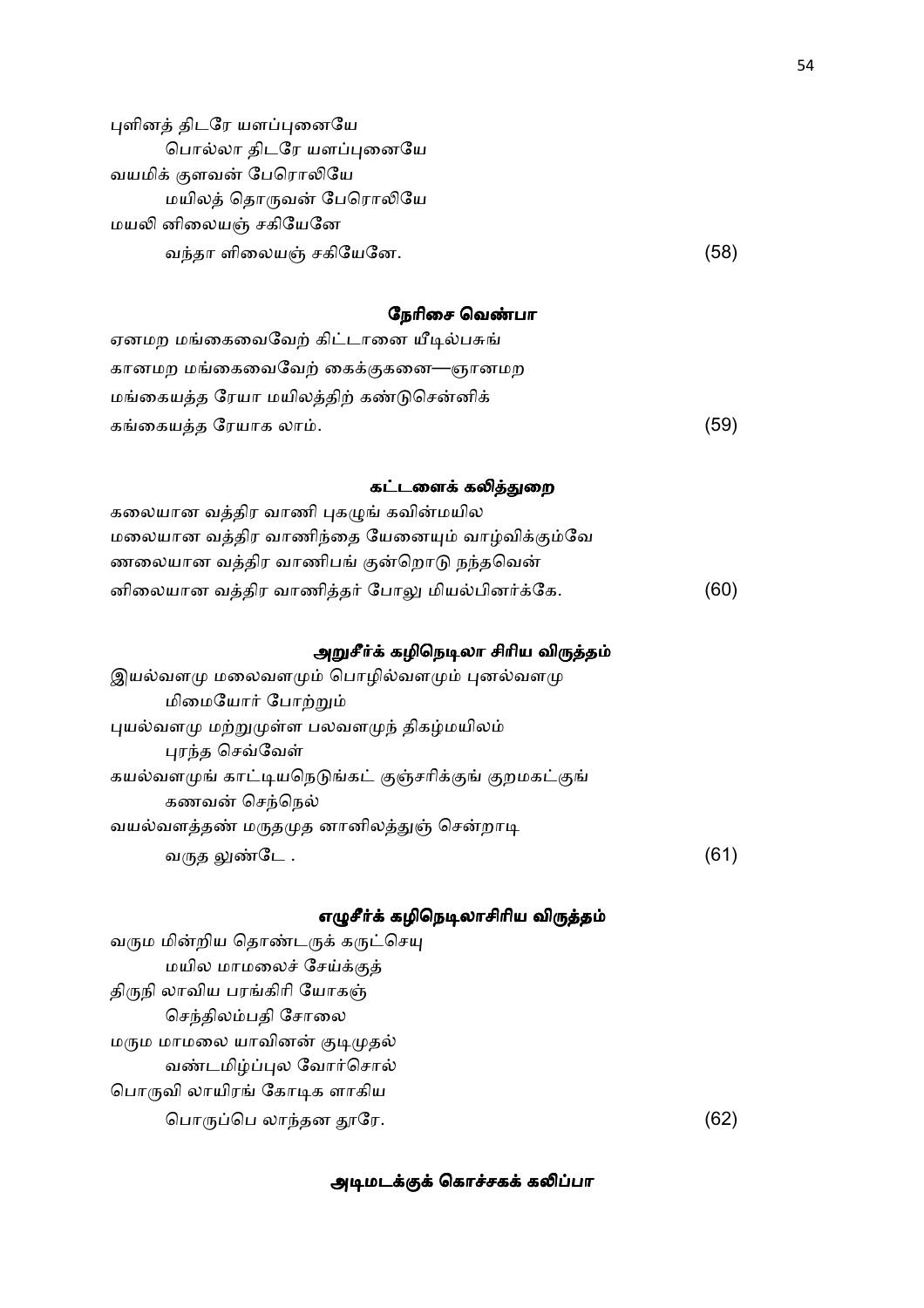புளினத் திடரே யளப்புனையே
　　பொல்லா திடரே யளப்புனையே
வயமிக் குளவன் பேரொலியே
　　மயிலத் தொருவன் பேரொலியே
மயலி னிலையஞ் சகியேனே
　　வந்தா ளிலையஞ் சகியேனே. (58)

### நேரிசை வெண்பா

ஏனமற மங்கைவைவேற் கிட்டானை யீடில்பசுங்
கானமற மங்கைவைவேற் கைக்குகனை—ஞானமற
மங்கையத்த ரேயா மயிலத்திற் கண்டுசென்னிக்
கங்கையத்த ரேயாக லாம். (59)

### கட்டளைக் கலித்துறை

கலையான வத்திர வாணி புகழுங் கவின்மயில
மலையான வத்திர வாணிந்தை யேனையும் வாழ்விக்கும்வே
ணலையான வத்திர வாணிபங் குன்றொடு நந்தவென்
னிலையான வத்திர வாணித்தர் போலு மியல்பினர்க்கே. (60)

### அறுசீர்க் கழிநெடிலா சிரிய விருத்தம்

இயல்வளமு மலைவளமும் பொழில்வளமும் புனல்வளமு
　　மிமையோர் போற்றும்
புயல்வளமு மற்றுமுள்ள பலவளமுந் திகழ்மயிலம்
　　புரந்த செவ்வேள்
கயல்வளமுங் காட்டியநெடுங்கட் குஞ்சரிக்குங் குறமகட்குங்
　　கணவன் செந்நெல்
வயல்வளத்தண் மருதமுத னானிலத்துஞ் சென்றாடி
　　வருத லுண்டே . (61)

### எழுசீர்க் கழிநெடிலாசிரிய விருத்தம்

வருும மின்றிய தொண்டருக் கருட்செயு
　　மயில மாமலைச் சேய்க்குத்
திருநி லாவிய பரங்கிரி யோகஞ்
　　செந்திலம்பதி சோலை
மருும மாமலை யாவினன் குடிமுதல்
　　வண்டமிழ்ப்புல வோர்சொல்
பொருவி லாயிரங் கோடிக ளாகிய
　　பொருப்பெ லாந்தன தூரே. (62)

### அடிமடக்குக் கொச்சகக் கலிப்பா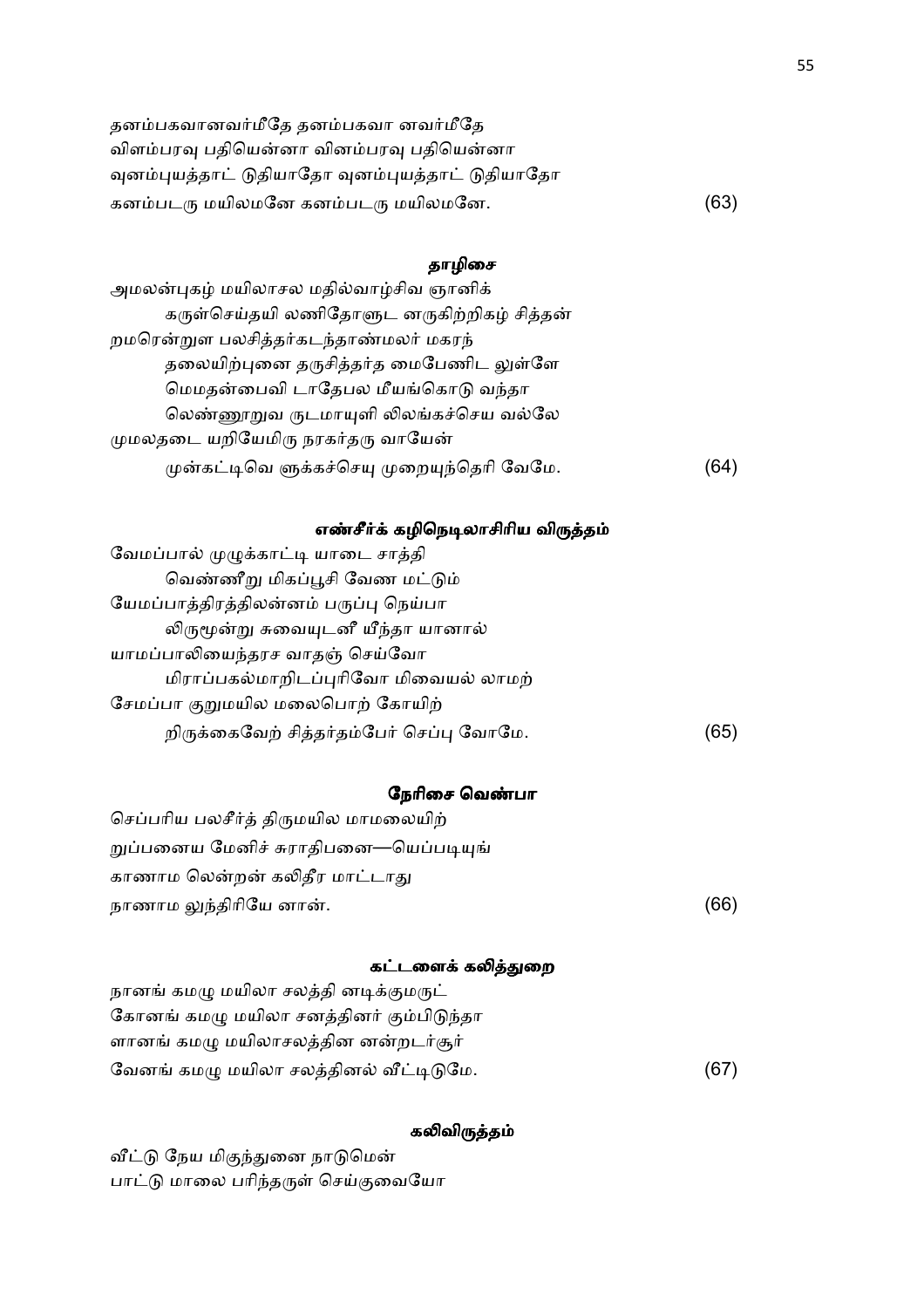தனம்பகவானவர்மீதே தனம்பகவா னவர்மீதே
விளம்பரவு பதியென்னா வினம்பரவு பதியென்னா
வுனம்புயத்தாட் டுதியாதோ வுனம்புயத்தாட் டுதியாதோ
கனம்படரு மயிலமனே கனம்படரு மயிலமனே. (63)

### தாழிசை

அமலன்புகழ் மயிலாசல மதில்வாழ்சிவ ஞானிக்
 கருள்செய்தயி லணிதோளுட னருகிற்றிகழ் சித்தன்
றமரென்றுள பலசித்தர்கடந்தாண்மலர் மகரந்
 தலையிற்புனை தருசித்தர்த மைபேணிட லுள்ளே
மெமதன்பைவி டாதேபல மீயங்கொடு வந்தா
 லெண்ணூறுவ ருடமாயுளி லிலங்கச்செய வல்லே
முமலதடை யறியேமிரு நரகர்தரு வாயேன்
 முன்கட்டிவெ ளுக்கச்செயு முறையுந்தெரி வேமே. (64)

### எண்சீர்க் கழிநெடிலாசிரிய விருத்தம்

வேமப்பால் முழுக்காட்டி யாடை சாத்தி
 வெண்ணீறு மிகப்பூசி வேண மட்டும்
யேமப்பாத்திரத்திலன்னம் பருப்பு நெய்பா
 லிருமூன்று சுவையுடனீ யீந்தா யானால்
யாமப்பாலியைந்தரச வாதஞ் செய்வோ
 மிராப்பகல்மாறிடப்புரிவோ மிவையல் லாமற்
சேமப்பா குறுமயில மலைபொற் கோயிற்
 றிருக்கைவேற் சித்தர்தம்பேர் செப்பு வோமே. (65)

### நேரிசை வெண்பா

செப்பரிய பலசீர்த் திருமயில மாமலையிற்
றுப்பனைய மேனிச் சுராதிபனை—யெப்படியுங்
காணாம லென்றன் கலிதீர மாட்டாது
நாணாம லுந்திரியே னான். (66)

### கட்டளைக் கலித்துறை

நானங் கமழு மயிலா சலத்தி னடிக்குமருட்
கோனங் கமழு மயிலா சனத்தினர் கும்பிடுந்தா
ளானங் கமழு மயிலாசலத்தின னன்றடர்சூர்
வேனங் கமழு மயிலா சலத்தினல் வீட்டிடுமே. (67)

### கலிவிருத்தம்

வீட்டு நேய மிகுந்துனை நாடுமென்
பாட்டு மாலை பரிந்தருள் செய்குவையோ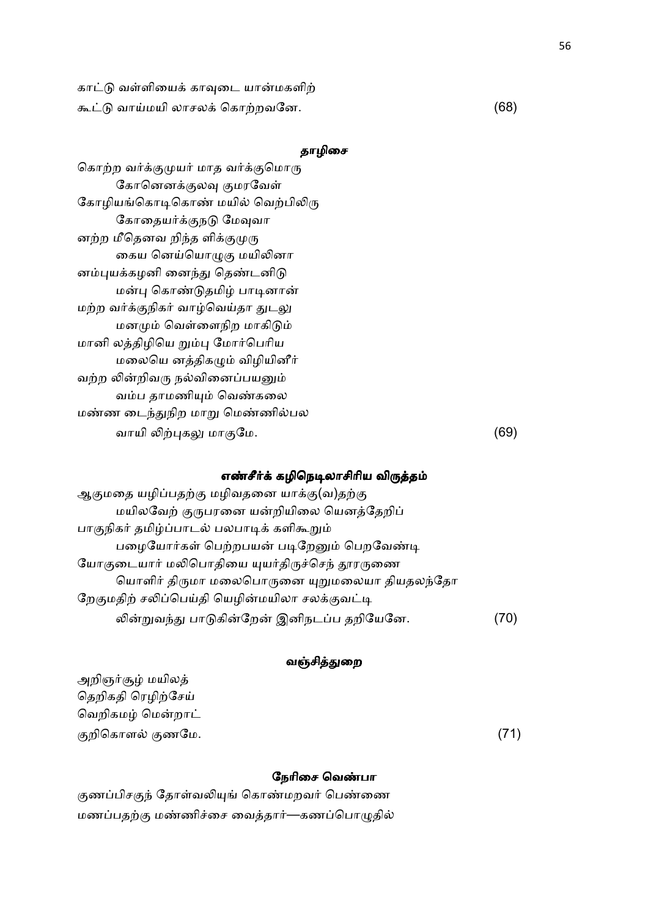காட்டு வள்ளியைக் காவுடை யான்மகளிற்
கூட்டு வாய்மயி லாசலக் கொற்றவனே. (68)

**தாழிசை**

கொற்ற வர்க்குமுயர் மாத வர்க்குமொரு
கோனெனக்குலவு குமரவேள்
கோழியங்கொடிகொண் மயில் வெற்பிலிரு
கோதையர்க்குநடு மேவுவா
னற்ற மீதெனவ றிந்த ளிக்குமுரு
கைய னெய்யொழுகு மயிலினா
னம்புயக்கழனி னைந்து தெண்டனிடு
மன்பு கொண்டுதமிழ் பாடினான்
மற்ற வர்க்குநிகர் வாழ்வெய்தா துடலு
மனமும் வெள்ளைநிற மாகிடும்
மானி லத்திழியெ றும்பு மோர்பெரிய
மலையெ னத்திகழும் விழியினீர்
வற்ற லின்றிவரு நல்வினைப்பயனும்
வம்ப தாமணியும் வெண்கலை
மண்ண டைந்துநிற மாறு மெண்ணில்பல
வாயி லிற்புகலு மாகுமே. (69)

**எண்சீர்க் கழிநெடிலாசிரிய விருத்தம்**

ஆகுமதை யழிப்பதற்கு மழிவதனை யாக்கு(வ)தற்கு
மயிலவேற் குருபரனை யன்றியிலை யெனத்தேறிப்
பாகுநிகர் தமிழ்ப்பாடல் பலபாடிக் களிகூறும்
பழையோர்கள் பெற்றபயன் படிறேனும் பெறவேண்டி
யோகுடையார் மலிபொதியை யுயர்திருச்செந் தூரருணை
யொளிர் திருமா மலைபொருனை யுறுமலையா தியதலந்தோ
றேகுமதிற் சலிப்பெய்தி யெழின்மயிலா சலக்குவட்டி
லின்றுவந்து பாடுகின்றேன் இனிநடப்ப தறியேனே. (70)

**வஞ்சித்துறை**

அறிஞர்சூழ் மயிலத்
தெறிகதி ரெழிற்சேய்
வெறிகமழ் மென்றாட்
குறிகொளல் குணமே. (71)

**நேரிசை வெண்பா**

குணப்பிசகுந் தோள்வலியுங் கொண்மறவர் பெண்ணை
மணப்பதற்கு மண்ணிச்சை வைத்தார்—கணப்பொழுதில்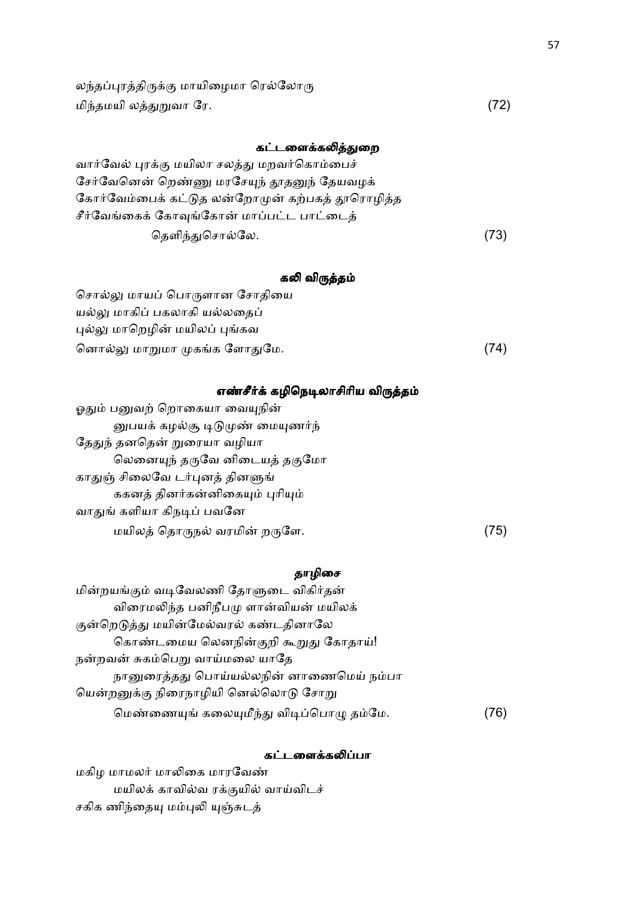லந்தப்புரத்திருக்கு மாயிழைமா ரெல்லோரு
மிந்தமயி லத்துறுவா ரே. (72)

### கட்டளைக்கலித்துறை

வார்வேல் புரக்கு மயிலா சலத்து மறவர்கொம்பைச்
சேர்வேனென் றெண்ணு மரசேயுந் தூதனுந் தேயவழக்
கோர்வேம்பைக் கட்டுத லன்றோமுன் கற்பகத் தூரொழித்த
சீர்வேங்கைக் கோவுங்கோன் மாப்பட்ட பாட்டைத்
தெளிந்துசொல்லே. (73)

### கலி விருத்தம்

சொல்லு மாயப் பொருளான சோதியை
யல்லு மாகிப் பகலாகி யல்லதைப்
புல்லு மாறெழின் மயிலப் புங்கவ
னொல்லு மாறுமா முகங்க ளோதுமே. (74)

### எண்சீர்க் கழிநெடிலாசிரிய விருத்தம்

ஓதும் பனுவற் றொகையா வையுநின்
னுபயக் கழல்சூ டிடுமுண் மையுணர்ந்
தேதுந் தனதென் றுரையா வழியா
லெனையுந் தருவே னிடையத் தகுமோ
காதுஞ் சிலைவே டர்புனத் தினளுங்
ககனத் தினர்கன்னிகையும் புரியும்
வாதுங் களியா கிநடிப் பவனே
மயிலத் தொருநல் வரமின் றருளே. (75)

### தாழிசை

மின்றயங்கும் வடிவேலணி தோளுடை விகிர்தன்
விரைமலிந்த பனிநீபமு ளான்வியன் மயிலக்
குன்றெடுத்து மயின்மேல்வரல் கண்டதினாலே
கொண்டமைய லெனநின்குறி கூறுது கோதாய்!
நன்றவன் சுகம்பெறு வாய்மலை யாதே
நானுரைத்தது பொய்யல்லநின் னாணைமெய் நம்பா
யென்றனுக்கு நிரைநாழியி னெல்லொடு சோறு
மெண்ணையுங் கலையுமீந்து விடிப்பொழு தம்மே. (76)

### கட்டளைக்கலிப்பா

மகிழ மாமலர் மாலிகை மாரவேண்
மயிலக் காவில்வ ரக்குயில் வாய்விடச்
சகிக ணிந்தையு மம்புலி யுஞ்சுடத்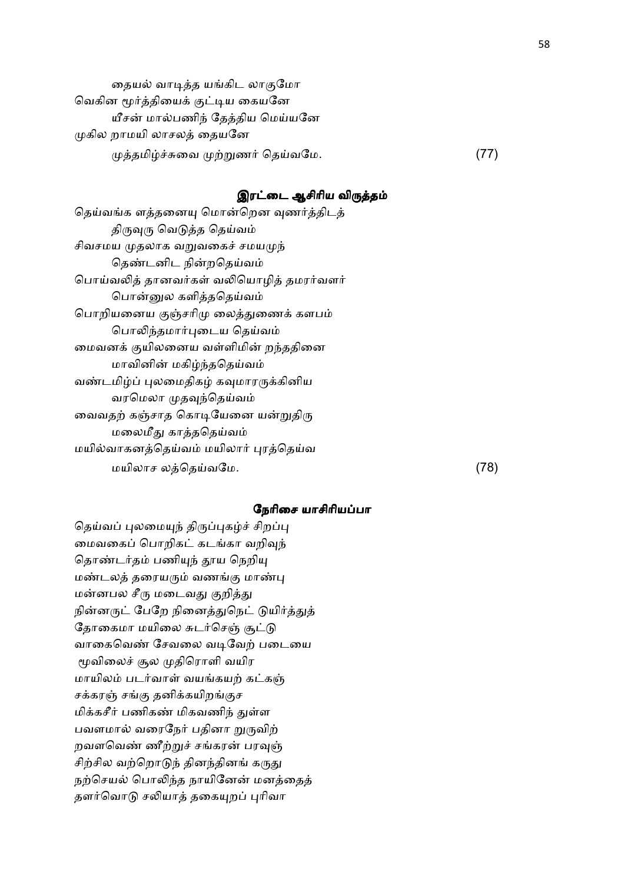தையல் வாடித்த யங்கிட லாகுமோ
வெகின மூர்த்தியைக் குட்டிய கையனே
யீசன் மால்பணிந் தேத்திய மெய்யனே
முகில றாமயி லாசலத் தையனே
முத்தமிழ்ச்சுவை முற்றுணர் தெய்வமே. (77)

## இரட்டை ஆசிரிய விருத்தம்

தெய்வங்க ளத்தனையு மொன்றென வுணர்த்திடத்
திருவுரு வெடுத்த தெய்வம்
சிவசமய முதலாக வறுவகைச் சமயமுந்
தெண்டனிட நின்றதெய்வம்
பொய்வலித் தானவர்கள் வலியொழித் தமரர்வளர்
பொன்னுல களித்ததெய்வம்
பொறியனைய குஞ்சரிமு லைத்துணைக் களபம்
பொலிந்தமார்புடைய தெய்வம்
மைவனக் குயிலனைய வள்ளிமின் றந்ததினை
மாவினின் மகிழ்ந்ததெய்வம்
வண்டமிழ்ப் புலமைதிகழ் கவுமாரருக்கினிய
வரமெலா முதவுந்தெய்வம்
வைவதற் கஞ்சாத கொடியேனை யன்றுதிரு
மலைமீது காத்ததெய்வம்
மயில்வாகனத்தெய்வம் மயிலார் புரத்தெய்வ
மயிலாச லத்தெய்வமே. (78)

## நேரிசை யாசிரியப்பா

தெய்வப் புலமையுந் திருப்புகழ்ச் சிறப்பு
மைவகைப் பொறிகட் கடங்கா வறிவுந்
தொண்டர்தம் பணியுந் தூய நெறியு
மண்டலத் தரையரும் வணங்கு மாண்பு
மன்னபல சீரு மடைவது குறித்து
நின்னருட் பேறே நினைத்துநெட் டுயிர்த்துத்
தோகைமா மயிலை சுடர்செஞ் சூட்டு
வாகைவெண் சேவலை வடிவேற் படையை
மூவிலைச் சூல முதிரொளி வயிர
மாயிலம் படர்வாள் வயங்கயற் கட்கஞ்
சக்கரஞ் சங்கு தனிக்கயிறங்குச
மிக்கசீர் பணிகண் மிகவணிந் துள்ள
பவளமால் வரைநேர் பதினா றுருவிற்
றவளவெண் ணீற்றுச் சங்கரன் பரவுஞ்
சிற்சில வற்றொடுந் தினந்தினங் கருது
நற்செயல் பொலிந்த நாயினேன் மனத்தைத்
தளர்வொடு சலியாத் தகையுறப் புரிவா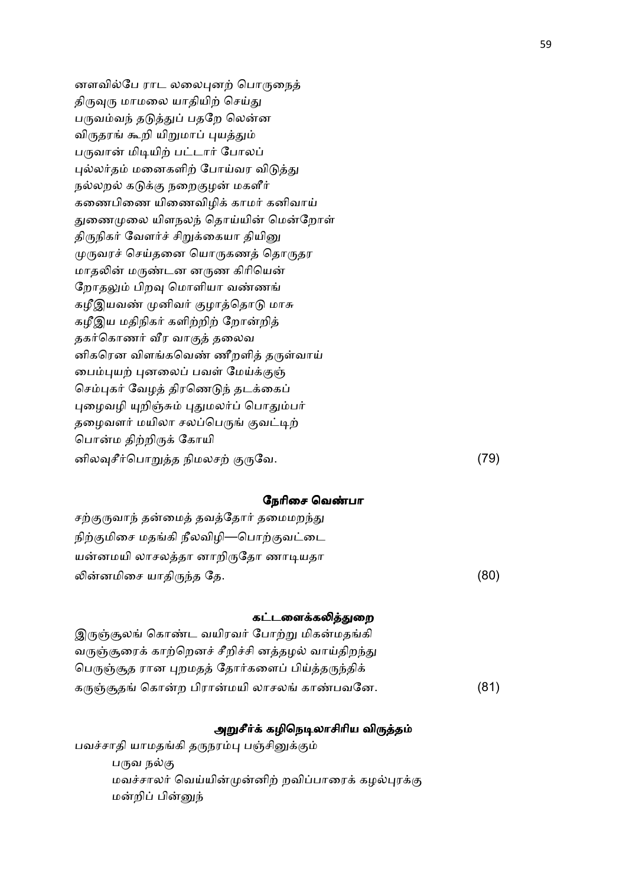னளவில்பே ராட லலைபுனற் பொருநைத்
திருவுரு மாமலை யாதியிற் செய்து
பருவம்வந் தடுத்துப் பதறே லென்ன
விருதரங் கூறி யிறுமாப் புயத்தும்
பருவான் மிடியிற் பட்டார் போலப்
புல்லர்தம் மனைகளிற் போய்வர விடுத்து
நல்லறல் கடுக்கு நறைகுழன் மகளிர்
கணைபிணை யிணைவிழிக் காமர் கனிவாய்
துணைமுலை யிளநலந் தொய்யின் மென்றோள்
திருநிகர் வேளர்ச் சிறுக்கையா தியினு
முருவரச் செய்தனை யொருகணத் தொருதர
மாதலின் மருண்டன னருண கிரியென்
றோதலும் பிறவு மொளியா வண்ணங்
கழீஇயவண் முனிவர் குழாத்தொடு மாசு
கழீஇய மதிநிகர் களிற்றிற் றோன்றித்
தகர்கொணர் வீர வாகுத் தலைவ
னிகரென விளங்கவெண் ணீறளித் தருள்வாய்
பைம்புயற் புனலைப் பவள் மேய்க்குஞ்
செம்புகர் வேழத் திரணெடுந் தடக்கைப்
புழைவழி யுறிஞ்சும் புதுமலர்ப் பொதும்பர்
தழைவளர் மயிலா சலப்பெருங் குவட்டிற்
பொன்ம திற்றிருக் கோயி
னிலவுசீர்பொறுத்த நிமலசற் குருவே. (79)

### நேரிசை வெண்பா

சற்குருவாந் தன்மைத் தவத்தோர் தமைமறந்து
நிற்குமிசை மதங்கி நீலவிழி—பொற்குவட்டை
யன்னமயி லாசலத்தா னாறிருதோ ணாடியதா
லின்னமிசை யாதிருந்த தே. (80)

### கட்டளைக்கலித்துறை

இருஞ்சூலங் கொண்ட வயிரவர் போற்று மிகன்மதங்கி
வருஞ்சூரைக் காற்றெனச் சீறிச்சி னத்தழல் வாய்திறந்து
பெருஞ்சூத ரான புறமதத் தோர்களைப் பிய்த்தருந்திக்
கருஞ்சூதங் கொன்ற பிரான்மயி லாசலங் காண்பவனே. (81)

### அறுசீர்க் கழிநெடிலாசிரிய விருத்தம்

பவச்சாதி யாமதங்கி தருநரம்பு பஞ்சினுக்கும்
பருவ நல்கு
மவச்சாலர் வெய்யின்முன்னிற் றவிப்பாரைக் கழல்புரக்கு
மன்றிப் பின்னுந்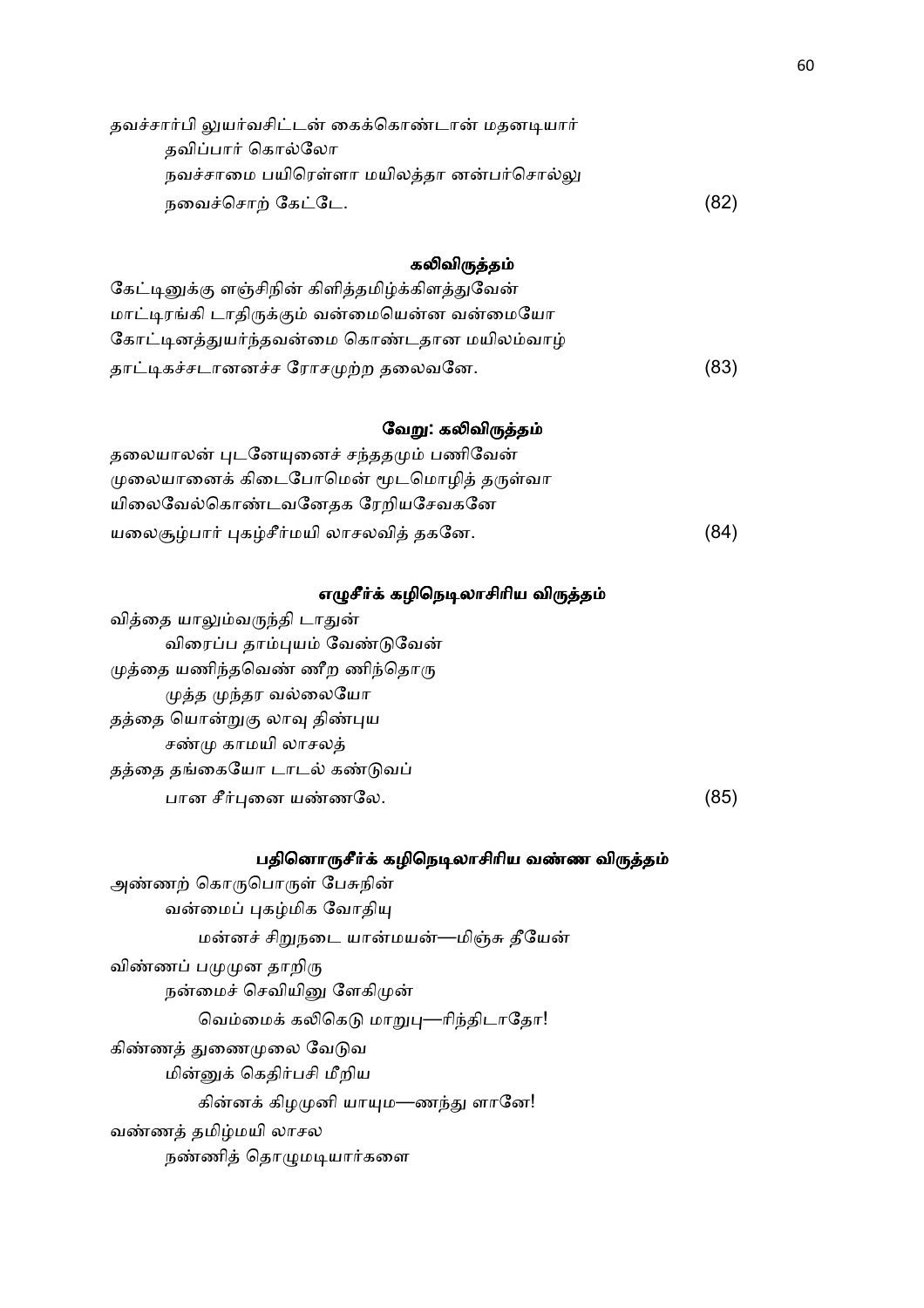தவச்சார்பி லுயர்வசிட்டன் கைக்கொண்டான் மதனடியார்
 தவிப்பார் கொல்லோ
 நவச்சாமை பயிரெள்ளா மயிலத்தா னன்பர்சொல்லு
 நவைச்சொற் கேட்டே. (82)

### கலிவிருத்தம்

கேட்டினுக்கு ளஞ்சிநின் கிளித்தமிழ்க்கிளத்துவேன்
மாட்டிரங்கி டாதிருக்கும் வன்மையென்ன வன்மையோ
கோட்டினத்துயர்ந்தவன்மை கொண்டதான மயிலம்வாழ்
தாட்டிகச்சடானனச்ச ரோசமுற்ற தலைவனே. (83)

### வேறு: கலிவிருத்தம்

தலையாலன் புடனேயுனைச் சந்ததமும் பணிவேன்
முலையானைக் கிடைபோமென் மூடமொழித் தருள்வா
யிலைவேல்கொண்டவனேதக ரேறியசேவகனே
யலைசூழ்பார் புகழ்சீர்மயி லாசலவித் தகனே. (84)

### எழுசீர்க் கழிநெடிலாசிரிய விருத்தம்

வித்தை யாலும்வருந்தி டாதுன்
 விரைப்ப தாம்புயம் வேண்டுவேன்
முத்தை யணிந்தவெண் ணீற ணிந்தொரு
 முத்த முந்தர வல்லையோ
தத்தை யொன்றுகு லாவு திண்புய
 சண்மு காமயி லாசலத்
தத்தை தங்கையோ டாடல் கண்டுவப்
 பான சீர்புனை யண்ணலே. (85)

### பதினொருசீர்க் கழிநெடிலாசிரிய வண்ண விருத்தம்

அண்ணற் கொருபொருள் பேசுநின்
 வன்மைப் புகழ்மிக வோதியு
 மன்னச் சிறுநடை யான்மயன்—மிஞ்சு தீயேன்
விண்ணப் பமுமுன தாறிரு
 நன்மைச் செவியினு ளேகிமுன்
 வெம்மைக் கலிகெடு மாறுபு—ரிந்திடாதோ!
கிண்ணத் துணைமுலை வேடுவ
 மின்னுக் கெதிர்பசி மீறிய
 கின்னக் கிழமுனி யாயும—ணந்து ளானே!
வண்ணத் தமிழ்மயி லாசல
 நண்ணித் தொழுமடியார்களை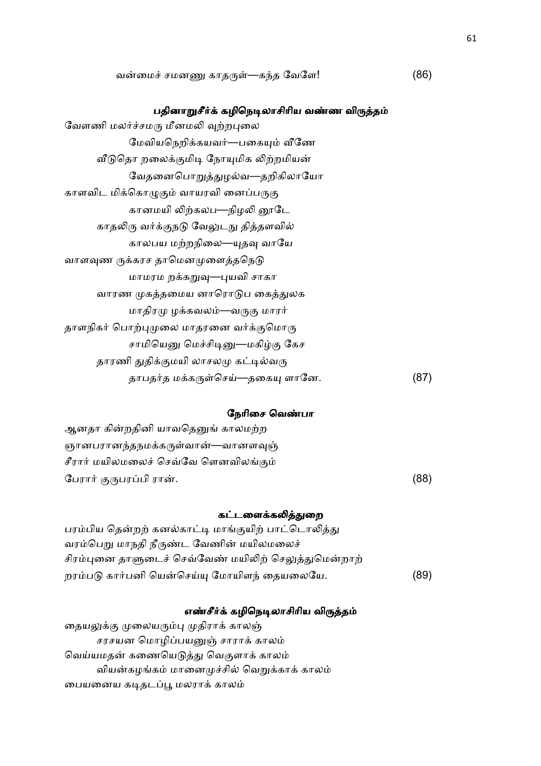வன்மைச் சமனணு காதருள்—கந்த வேளே! (86)

### பதினாறுசீர்க் கழிநெடிலாசிரிய வண்ண விருத்தம்

வேளணி மலர்ச்சமரு மீனமலி வுற்றபுலை
மேவியநெறிக்கயவர்—பகையும் வீணே
வீடுதொ றலைக்குமிடி நோயுமிக லிற்றமியன்
வேதனைபொறுத்துழல்வ—தறிகிலாயோ
காளவிட மிக்கொழுகும் வாயரவி னைப்பருகு
கானமயி லிற்கலப—நிழலி னூடே
காதலிரு வர்க்குநடு வேலுடநு தித்தளவில்
காலபய மற்றநிலை—யுதவு வாயே
வாளவுண ருக்கரச தாமெனமுளைத்தநெடு
மாமரம றக்கறுவு—புயவி சாகா
வாரண முகத்தமைய னாரொடுப கைத்துலக
மாதிரமு ழக்கவலம்—வருகு மாரர்
தாளநிகர் பொற்புமுலை மாதரனை வர்க்குமொரு
சாமியெனு மெச்சிடினு—மகிழ்கு கேச
தாரணி துதிக்குமயி லாசலமு கட்டில்வரு
தாபதர்த மக்கருள்செய்—தகையு ளானே. (87)

### நேரிசை வெண்பா

ஆனதா கின்றதினி யாவதெனுங் காலமற்ற
ஞானபரானந்தநமக்கருள்வான்—வானளவுஞ்
சீரார் மயிலமலைச் செவ்வே ளௌவிலங்கும்
பேரார் குருபரப்பி ரான். (88)

### கட்டளைக்கலித்துறை

பரம்பிய தென்றற் கனல்காட்டி மாங்குயிற் பாட்டொலித்து
வரம்பெறு மாநதி நீருண்ட வேணின் மயிலமலைச்
சிரம்புனை தாளுடைச் செவ்வேண் மயிலிற் செலுத்துமென்றாற்
றரம்படு கார்பனி யென்செய்யு மோயிளந் தையலையே. (89)

### எண்சீர்க் கழிநெடிலாசிரிய விருத்தம்

தையலுக்கு முலையரும்பு முதிராக் காலஞ்
சரசயன மொழிப்பயனுஞ் சாராக் காலம்
வெய்யமதன் கணையெடுத்து வெகுளாக் காலம்
வியன்கழங்கம் மானைமுச்சில் வெறுக்காக் காலம்
பையனைய கடிதடப்பூ மலராக் காலம்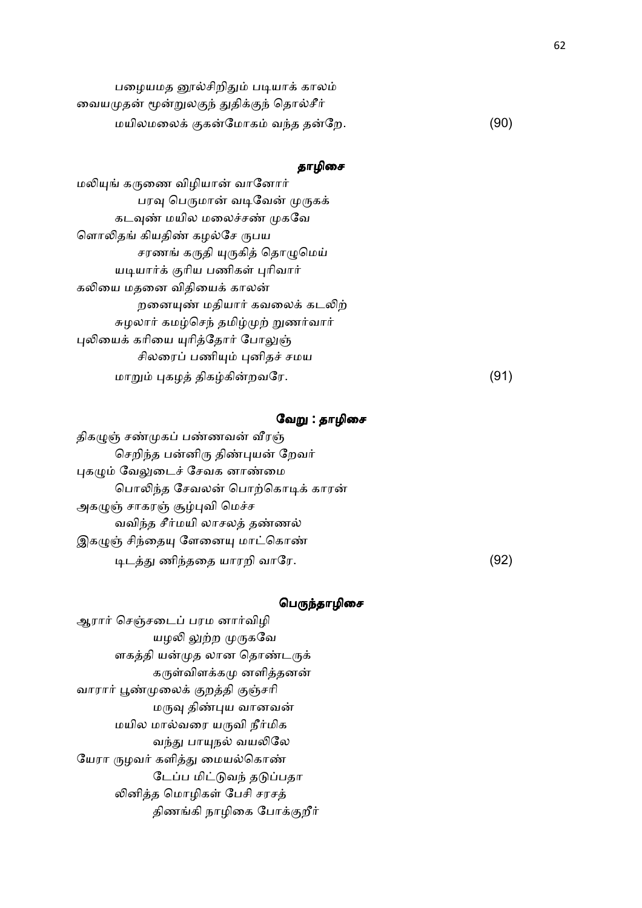பழையமத னூல்சிறிதும் படியாக் காலம்
வையமுதன் மூன்றுலகுந் துதிக்குந் தொல்சீர்
மயிலமலைக் குகன்மோகம் வந்த தன்றே. (90)

### தாழிசை

மலியுங் கருணை விழியான் வானோர்
பரவு பெருமான் வடிவேன் முருகக்
கடவுண் மயில மலைச்சண் முகவே
ளொலிதங் கியதிண் கழல்சே ருபய
சரணங் கருதி யுருகித் தொழுமெய்
யடியார்க் குரிய பணிகள் புரிவார்
கலியை மதனை விதியைக் காலன்
றனையுண் மதியார் கவலைக் கடலிற்
சுழலார் கமழ்செந் தமிழ்முற் றுணர்வார்
புலியைக் கரியை யுரித்தோர் போலுஞ்
சிலரைப் பணியும் புனிதச் சமய
மாறும் புகழத் திகழ்கின்றவரே. (91)

### வேறு : தாழிசை

திகழுஞ் சண்முகப் பண்ணவன் வீரஞ்
செறிந்த பன்னிரு திண்புயன் றேவர்
புகழும் வேலுடைச் சேவக னாண்மை
பொலிந்த சேவலன் பொற்கொடிக் காரன்
அகழுஞ் சாகரஞ் சூழ்புவி மெச்ச
வவிந்த சீர்மயி லாசலத் தண்ணல்
இகழுஞ் சிந்தையு ளேனையு மாட்கொண்
டிடத்து ணிந்ததை யாரறி வாரே. (92)

### பெருந்தாழிசை

ஆரார் செஞ்சடைப் பரம னார்விழி
யழலி லுற்ற முருகவே
ளகத்தி யன்முத லான தொண்டருக்
கருள்விளக்கமு னளித்தனன்
வாரார் பூண்முலைக் குறத்தி குஞ்சரி
மருவு திண்புய வானவன்
மயில மால்வரை யருவி நீர்மிக
வந்து பாயுநல் வயலிலே
யோரா ருழவர் களித்து மையல்கொண்
டேப்ப மிட்டுவந் தடுப்பதா
லினித்த மொழிகள் பேசி சரசத்
திணங்கி நாழிகை போக்குறீர்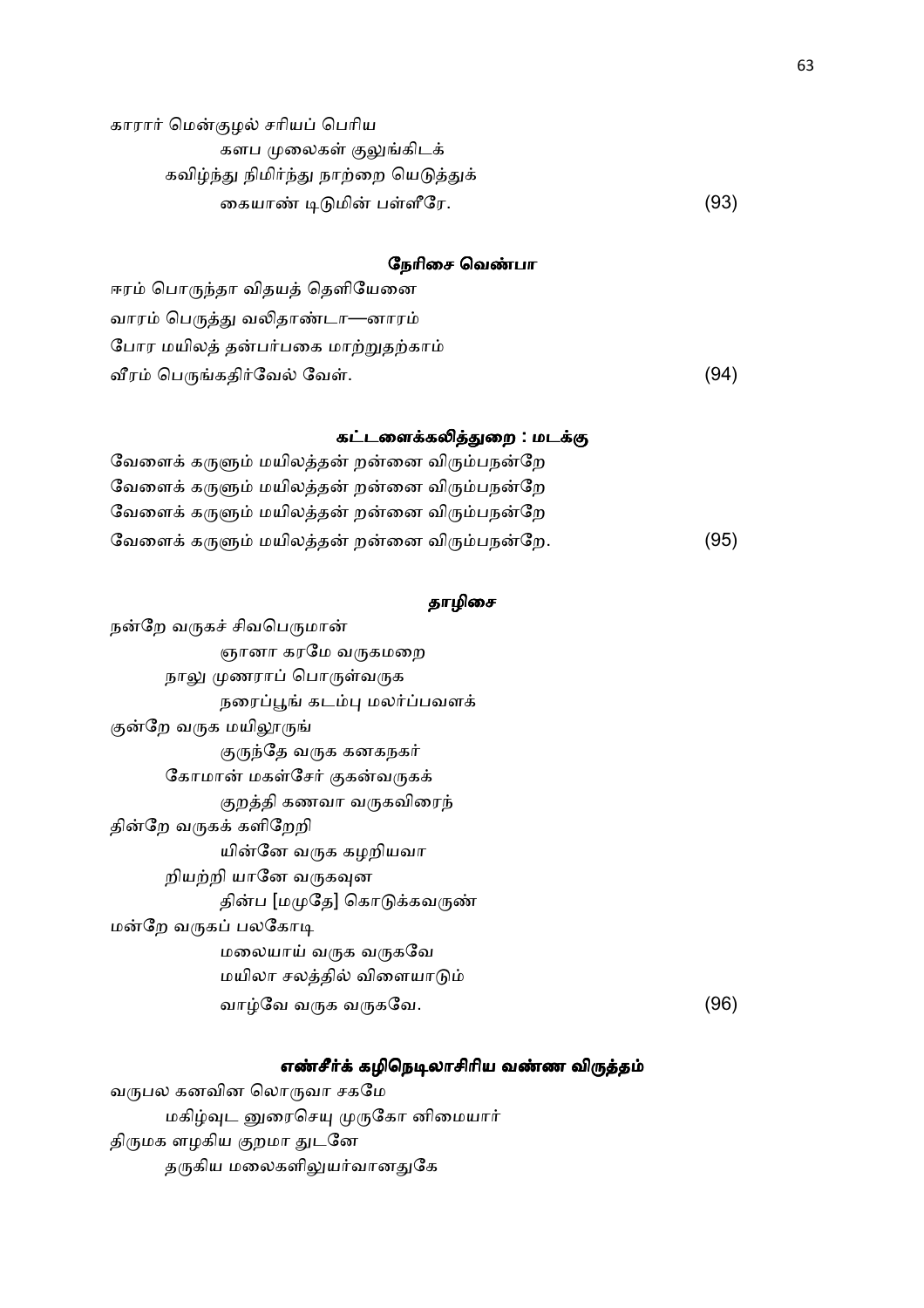காரார் மென்குழல் சரியப் பெரிய
　　களப முலைகள் குலுங்கிடக்
கவிழ்ந்து நிமிர்ந்து நாற்றை யெடுத்துக்
　　கையாண் டிடுமின் பள்ளீரே. (93)

### நேரிசை வெண்பா

ஈரம் பொருந்தா விதயத் தெளியேனை
வாரம் பெருத்து வலிதாண்டா—னாரம்
போர மயிலத் தன்பர்பகை மாற்றுதற்காம்
வீரம் பெருங்கதிர்வேல் வேள். (94)

### கட்டளைக்கலித்துறை : மடக்கு

வேளைக் கருளும் மயிலத்தன் றன்னை விரும்பநன்றே
வேளைக் கருளும் மயிலத்தன் றன்னை விரும்பநன்றே
வேளைக் கருளும் மயிலத்தன் றன்னை விரும்பநன்றே
வேளைக் கருளும் மயிலத்தன் றன்னை விரும்பநன்றே. (95)

### தாழிசை

நன்றே வருகச் சிவபெருமான்
　　ஞானா கரமே வருகமறை
　நாலு முணராப் பொருள்வருக
　　நரைப்பூங் கடம்பு மலர்ப்பவளக்
குன்றே வருக மயிலூருங்
　　குருந்தே வருக கனகநகர்
　கோமான் மகள்சேர் குகன்வருகக்
　　குறத்தி கணவா வருகவிரைந்
தின்றே வருகக் களிறேறி
　　யின்னே வருக கழறியவா
　றியற்றி யானே வருகவுன
　　தின்ப [மமுதே] கொடுக்கவருண்
மன்றே வருகப் பலகோடி
　　மலையாய் வருக வருகவே
　　மயிலா சலத்தில் விளையாடும்
　　வாழ்வே வருக வருகவே. (96)

### எண்சீர்க் கழிநெடிலாசிரிய வண்ண விருத்தம்

வருபல கனவின லொருவா சகமே
　　மகிழ்வுட னுரைசெயு முருகோ னிமையார்
திருமக ளழகிய குறமா துடனே
　　தருகிய மலைகளிலுயர்வானதுகே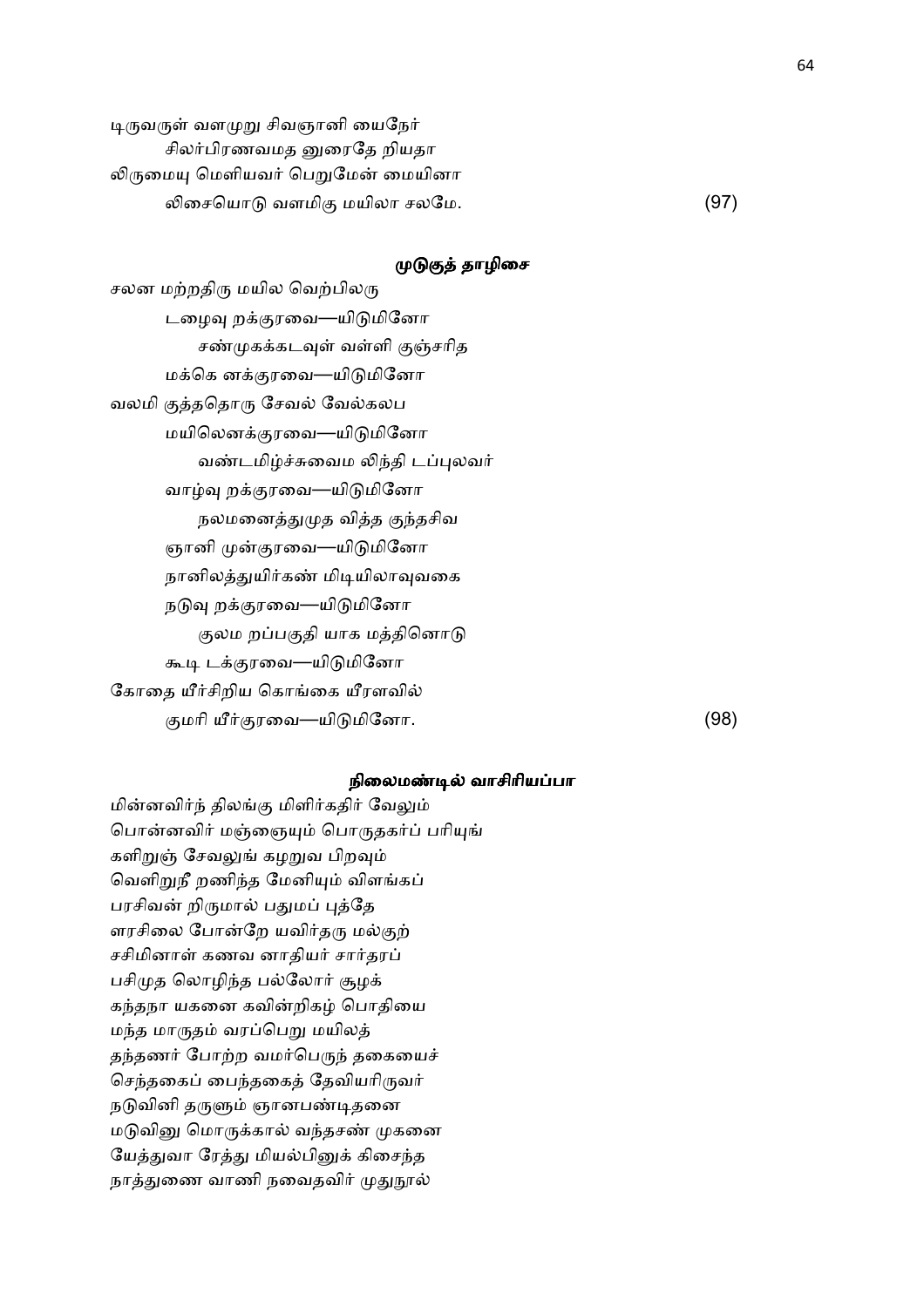டிருவருள் வளமுறு சிவஞானி யைநேர்
சிலர்பிரணவமத னுரைதே றியதா
லிருமையு மெளியவர் பெறுமேன் மையினா
லிசையொடு வளமிகு மயிலா சலமே. (97)

**முடுகுத் தாழிசை**

சலன மற்றதிரு மயில வெற்பிலரு
டழைவு றக்குரவை—யிடுமினோ
சண்முகக்கடவுள் வள்ளி குஞ்சரித
மக்கெ னக்குரவை—யிடுமினோ
வலமி குத்ததொரு சேவல் வேல்கலப
மயிலெனக்குரவை—யிடுமினோ
வண்டமிழ்ச்சுவைம லிந்தி டப்புலவர்
வாழ்வு றக்குரவை—யிடுமினோ
நலமனைத்துமுத வித்த குந்தசிவ
ஞானி முன்குரவை—யிடுமினோ
நானிலத்துயிர்கண் மிடியிலாவுவகை
நடுவு றக்குரவை—யிடுமினோ
குலம றப்பகுதி யாக மத்தினொடு
கூடி டக்குரவை—யிடுமினோ
கோதை யீர்சிறிய கொங்கை யீரளவில்
குமரி யீர்குரவை—யிடுமினோ. (98)

**நிலைமண்டில் வாசிரியப்பா**

மின்னவிர்ந் திலங்கு மிளிர்கதிர் வேலும்
பொன்னவிர் மஞ்ஞையும் பொருதகர்ப் பரியுங்
களிறுஞ் சேவலுங் கழறுவ பிறவும்
வெளிறுநீ றணிந்த மேனியும் விளங்கப்
பரசிவன் றிருமால் பதுமப் புத்தே
ளரசிலை போன்றே யவிர்தரு மல்குற்
சசிமினாள் கணவ னாதியர் சார்தரப்
பசிமுத லொழிந்த பல்லோர் சூழக்
கந்தநா யகனை கவின்றிகழ் பொதியை
மந்த மாருதம் வரப்பெறு மயிலத்
தந்தணர் போற்ற வமர்பெருந் தகையைச்
செந்தகைப் பைந்தகைத் தேவியரிருவர்
நடுவினி தருளும் ஞானபண்டிதனை
மடுவினு மொருக்கால் வந்தசண் முகனை
யேத்துவா ரேத்து மியல்பினுக் கிசைந்த
நாத்துணை வாணி நவைதவிர் முதுநூல்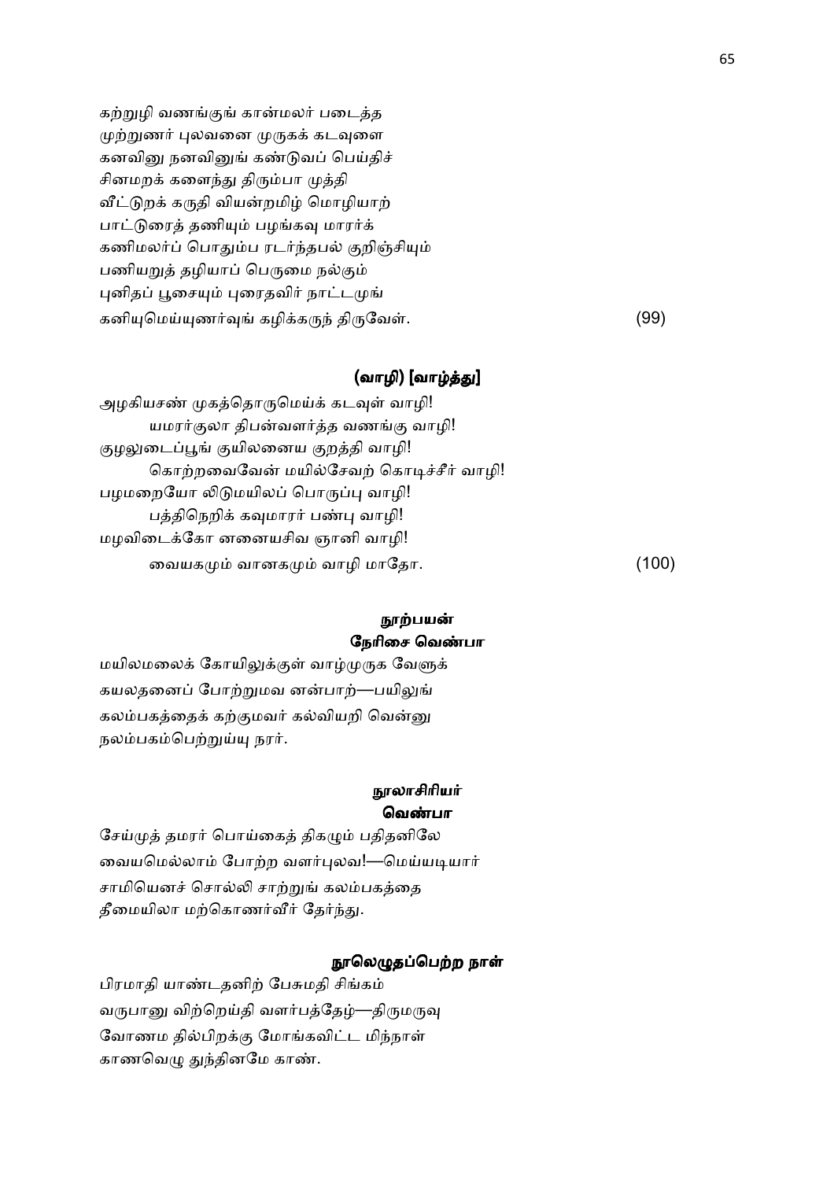கற்றுழி வணங்குங் கான்மலர் படைத்த
முற்றுணர் புலவனை முருகக் கடவுளை
கனவினு நனவினுங் கண்டுவப் பெய்திச்
சினமறக் களைந்து திரும்பா முத்தி
வீட்டுறக் கருதி வியன்றமிழ் மொழியாற்
பாட்டுரைத் தணியும் பழங்கவு மாரர்க்
கணிமலர்ப் பொதும்ப ரடர்ந்தபல் குறிஞ்சியும்
பணியறுத் தழியாப் பெருமை நல்கும்
புனிதப் பூசையும் புரைதவிர் நாட்டமுங்
கனியுமெய்யுணர்வுங் கழிக்கருந் திருவேள். (99)

### (வாழி) [வாழ்த்து]

அழகியசண் முகத்தொருமெய்க் கடவுள் வாழி!
யமரர்குலா திபன்வளர்த்த வணங்கு வாழி!
குழலுடைப்பூங் குயிலனைய குறத்தி வாழி!
கொற்றவைவேன் மயில்சேவற் கொடிச்சீர் வாழி!
பழமறையோ லிடுமயிலப் பொருப்பு வாழி!
பத்திநெறிக் கவுமாரர் பண்பு வாழி!
மழவிடைக்கோ னனையசிவ ஞானி வாழி!
வையகமும் வானகமும் வாழி மாதோ. (100)

### நூற்பயன்
#### நேரிசை வெண்பா

மயிலமலைக் கோயிலுக்குள் வாழ்முருக வேளுக்
கயலதனைப் போற்றுமவ னன்பாற்—பயிலுங்
கலம்பகத்தைக் கற்குமவர் கல்வியறி வென்னு
நலம்பகம்பெற்றுய்யு நரர்.

### நூலாசிரியர்
#### வெண்பா

சேய்முத் தமரர் பொய்கைத் திகழும் பதிதனிலே
வையமெல்லாம் போற்ற வளர்புலவ!—மெய்யடியார்
சாமியெனச் சொல்லி சாற்றுங் கலம்பகத்தை
தீமையிலா மற்கொணர்வீர் தேர்ந்து.

### நூலெழுதப்பெற்ற நாள்

பிரமாதி யாண்டதனிற் பேசுமதி சிங்கம்
வருபானு விற்றெய்தி வளர்பத்தேழ்—திருமருவு
வோணம தில்பிறக்கு மோங்கவிட்ட மிந்நாள்
காணவெழு துந்தினமே காண்.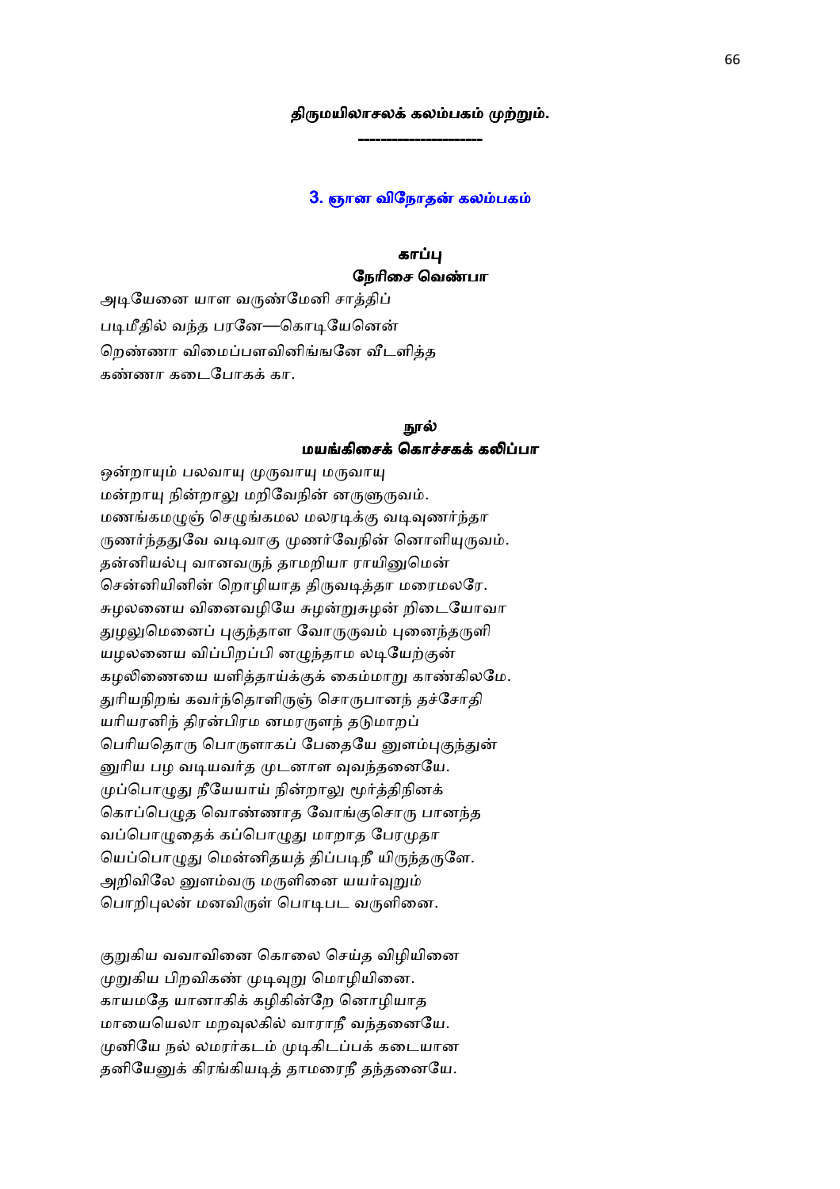**திருமயிலாசலக் கலம்பகம் முற்றும்.**

---

## 3. ஞான விநோதன் கலம்பகம்

### காப்பு
#### நேரிசை வெண்பா

அடியேனை யாள வருண்மேனி சாத்திப்
படிமீதில் வந்த பரனே—கொடியேனென்
றெண்ணா விமைப்பளவினிங்ஙனே வீடளித்த
கண்ணா கடைபோகக் கா.

### நூல்
#### மயங்கிசைக் கொச்சகக் கலிப்பா

ஒன்றாயும் பலவாயு முருவாயு மருவாயு
மன்றாயு நின்றாலு மறிவேநின் னருளுருவம்.
மணங்கமழுஞ் செழுங்கமல மலரடிக்கு வடிவுணர்ந்தா
ருணர்ந்ததுவே வடிவாகு முணர்வேநின் னொளியுருவம்.
தன்னியல்பு வானவருந் தாமறியா ராயினுமென்
சென்னியினின் றொழியாத திருவடித்தா மரைமலரே.
சுழலனைய வினைவழியே சுழன்றுசுழன் றிடையோவா
துழலுமெனைப் புகுந்தாள வோருருவம் புனைந்தருளி
யழலனைய விப்பிறப்பி னழுந்தாம லடியேற்குன்
கழலிணையை யளித்தாய்க்குக் கைம்மாறு காண்கிலமே.
துரியநிறங் கவர்ந்தொளிருஞ் சொருபானந் தச்சோதி
யரியரனிந் திரன்பிரம னமரருளந் தடுமாறப்
பெரியதொரு பொருளாகப் பேதையே னுளம்புகுந்துன்
னுரிய பழ வடியவர்த முடனாள வுவந்தனையே.
முப்பொழுது நீயேயாய் நின்றாலு மூர்த்திநினைக்
கொப்பெழுத வொண்ணாத வோங்குசொரு பானந்த
வப்பொழுதைக் கப்பொழுது மாறாத பேரமுதா
யெப்பொழுது மென்னிதயத் திப்படிநீ யிருந்தருளே.
அறிவிலே னுளம்வரு மருளினை யயர்வுறும்
பொறிபுலன் மனவிருள் பொடிபட வருளினை.

குறுகிய வவாவினை கொலை செய்த விழியினை
முறுகிய பிறவிகண் முடிவுறு மொழியினை.
காயமதே யானாகிக் கழிகின்றே னொழியாத
மாயையெலா மறவுலகில் வாராநீ வந்தனையே.
முனியே நல் லமரர்கடம் முடிகிடப்பக் கடையான
தனியேனுக் கிரங்கியடித் தாமரைநீ தந்தனையே.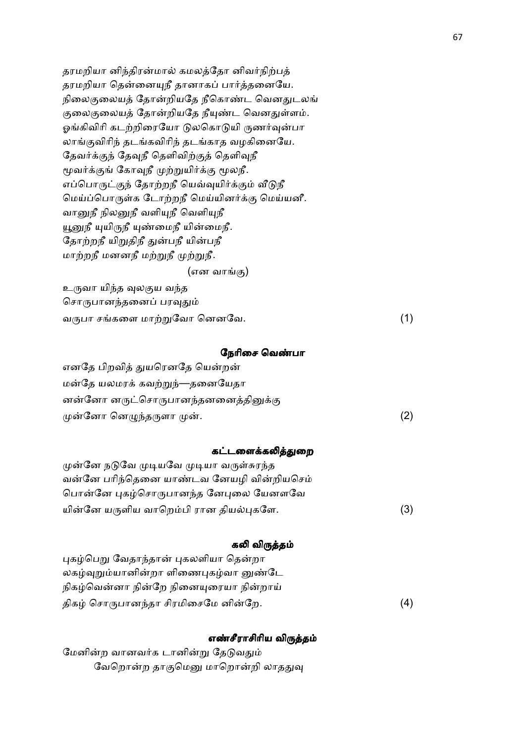தரமறியா னிந்திரன்மால் கமலத்தோ னிவர்நிற்பத்
தரமறியா தென்னையுநீ தானாகப் பார்த்தனையே.
நிலைகுலையத் தோன்றியதே நீகொண்ட வெனதுடலங்
குலைகுலையத் தோன்றியதே நீயுண்ட வெனதுள்ளம்.
ஓங்கிவிரி கடற்றிரையோ டுலகொடுயி ருணர்வுன்பா
லாங்குவிரிந் தடங்கவிரிந் தடங்காத வழகினையே.
தேவர்க்குந் தேவுநீ தெளிவிற்குத் தெளிவுநீ
மூவர்க்குங் கோவுநீ முற்றுயிர்க்கு மூலநீ.
எப்பொருட்குந் தோற்றநீ யெவ்வுயிர்க்கும் வீடுநீ
மெய்ப்பொருள்க டோற்றநீ மெய்யினர்க்கு மெய்யனீ.
வானுநீ நிலனுநீ வளியுநீ வெளியுநீ
யூனுநீ யுயிருநீ யுண்மைநீ யின்மைநீ.
தோற்றநீ யிறுதிநீ துன்பநீ யின்பநீ
மாற்றநீ மனனநீ மற்றுநீ முற்றுநீ.

(என வாங்கு)

உருவா யிந்த வுலகுய வந்த
சொருபானந்தனைப் பரவுதும்
வருபா சங்களை மாற்றுவோ னெனவே. (1)

### நேரிசை வெண்பா

எனதே பிறவித் துயரெனதே யென்றன்
மன்தே யலமரக் கவற்றுந்—தனையேதா
னன்னோ னருட்சொருபானந்தனனைத்தினுக்கு
முன்னோ னெழுந்தருளா முன். (2)

### கட்டளைக்கலித்துறை

முன்னே நடுவே முடியவே முடியா வருள்சுரந்த
வன்னே பரிந்தெனை யாண்டவ னேயழி வின்றியசெம்
பொன்னே புகழ்சொருபானந்த னேபுலை யேனளவே
யின்னே யருளிய வாறெம்பி ரான தியல்புகளே. (3)

### கலி விருத்தம்

புகழ்பெறு வேதாந்தான் புகலளியா தென்றா
லகழ்வுறும்யானின்றா ளிணைபுகழ்வா னுண்டே
நிகழ்வென்னா நின்றே நினையுரையா நின்றாய்
திகழ் சொருபானந்தா சிரமிசைமே னின்றே. (4)

### எண்சீராசிரிய விருத்தம்

மேனின்ற வானவர்க டானின்று தேடுவதும்
வேறொன்ற தாகுமெனு மாறொன்றி லாததுவு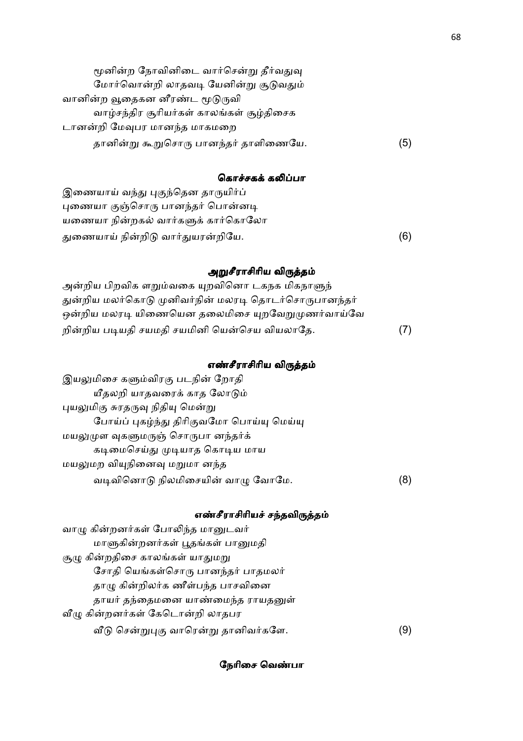மூனின்ற நோவினிடை வார்சென்று தீர்வதுவு
　　மோர்வொன்றி லாதவடி யேனின்று சூடுவதும்
வானின்ற வூதைகன னீரண்ட மூடுருவி
　　வாழ்சந்திர சூரியர்கள் காலங்கள் சூழ்திசைக
டானன்றி மேவுபர மானந்த மாகமறை
　　தானின்று கூறுசொரு பானந்தர் தாளிணையே. (5)

### கொச்சகக் கலிப்பா

இணையாய் வந்து புகுந்தென தாருயிர்ப்
புணையா குஞ்சொரு பானந்தர் பொன்னடி
யணையா நின்றகல் வார்களுக் கார்கொலோ
துணையாய் நின்றிடு வார்துயரன்றியே. (6)

### அறுசீராசிரிய விருத்தம்

அன்றிய பிறவிக ளறும்வகை யுறவினொ டகநக மிகநாளுந்
துன்றிய மலர்கொடு முனிவர்நின் மலரடி தொடர்சொருபானந்தர்
ஒன்றிய மலரடி யிணையென தலைமிசை யுறவேறுமுணர்வாய்வே
றின்றிய படியதி சயமதி சயமினி யென்செய வியலாதே. (7)

### எண்சீராசிரிய விருத்தம்

இயலுமிசை களும்விரகு படநின் றோதி
　　யீதலறி யாதவரைக் காத லோடும்
புயலுமிகு சுரதருவு நிதியு மென்று
　　போய்ப் புகழ்ந்து திரிகுவமோ பொய்யு மெய்யு
மயலுமுள வுகளுமருஞ் சொருபா னந்தர்க்
　　கடிமைசெய்து முடியாத கொடிய மாய
மயலுமற வியுநினைவு மறுமா னந்த
　　வடிவினொடு நிலமிசையின் வாழு வோமே. (8)

### எண்சீராசிரியச் சந்தவிருத்தம்

வாழு கின்றனர்கள் போலிந்த மானுடவர்
　　மாளுகின்றனர்கள் பூதங்கள் பானுமதி
சூழு கின்றதிசை காலங்கள் யாதுமறு
　　சோதி யெங்கள்சொரு பானந்தர் பாதமலர்
　　தாழு கின்றிலர்க ணீள்பந்த பாசவினை
　　தாயர் தந்தைமனை யாண்மைந்த ராயதனுள்
வீழு கின்றனர்கள் கேடொன்றி லாதபர
　　வீடு சென்றுபுகு வாரென்று தானிவர்களே. (9)

### நேரிசை வெண்பா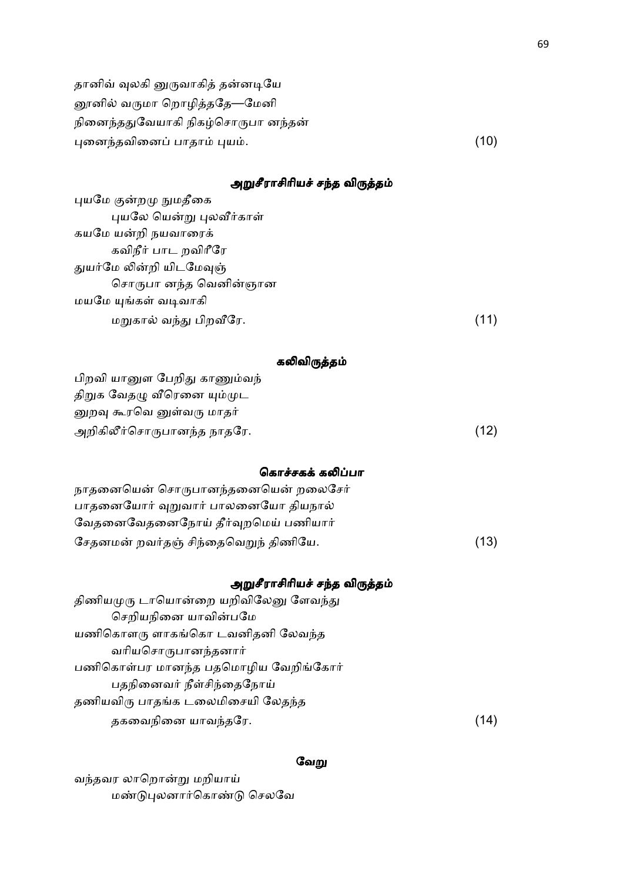தானிவ் வுலகி னுருவாகித் தன்னடியே
னூனில் வருமா றொழித்ததே—மேனி
நினைந்ததுவேயாகி நிகழ்சொருபா னந்தன்
புனைந்தவினைப் பாதாம் புயம். (10)

### அறுசீராசிரியச் சந்த விருத்தம்

புயமே குன்றமு நுமதீகை
　　புயலே யென்று புலவீர்காள்
கயமே யன்றி நயவாரைக்
　　கவிநீர் பாட றவிரீரே
துயர்மே லின்றி யிடமேவுஞ்
　　சொருபா னந்த வெனின்ஞான
மயமே யுங்கள் வடிவாகி
　　மறுகால் வந்து பிறவீரே. (11)

### கலிவிருத்தம்

பிறவி யானுள பேறிது காணும்வந்
திறுக வேதமு வீரெனை யும்முட
னுறவு கூரவெ னுள்வரு மாதர்
அறிகிலீர்சொருபானந்த நாதரே. (12)

### கொச்சகக் கலிப்பா

நாதனையென் சொருபானந்தனையென் றலைசேர்
பாதனையோர் வுறுவார் பாலனையோ தியநால்
வேதனைவேதனைநோய் தீர்வுறமெய் பணியார்
சேதனமன் றவர்தஞ் சிந்தைவெறுந் திணியே. (13)

### அறுசீராசிரியச் சந்த விருத்தம்

திணியமுரு டாயொன்றை யறிவிலேனு ளேவந்து
　　செறியநினை யாவின்பமே
யணிகொளரு ளாகங்கொ டவனிதனி லேவந்த
　　வரியசொருபானந்தனார்
பணிகொள்பர மானந்த பதமொழிய வேறிங்கோர்
　　பதநினைவர் நீள்சிந்தைநோய்
தணியவிரு பாதங்க டலைமிசையி லேதந்த
　　தகவைநினை யாவந்தரே. (14)

### வேறு

வந்தவர லாறொன்று மறியாய்
　　மண்டுபுலனார்கொண்டு செலவே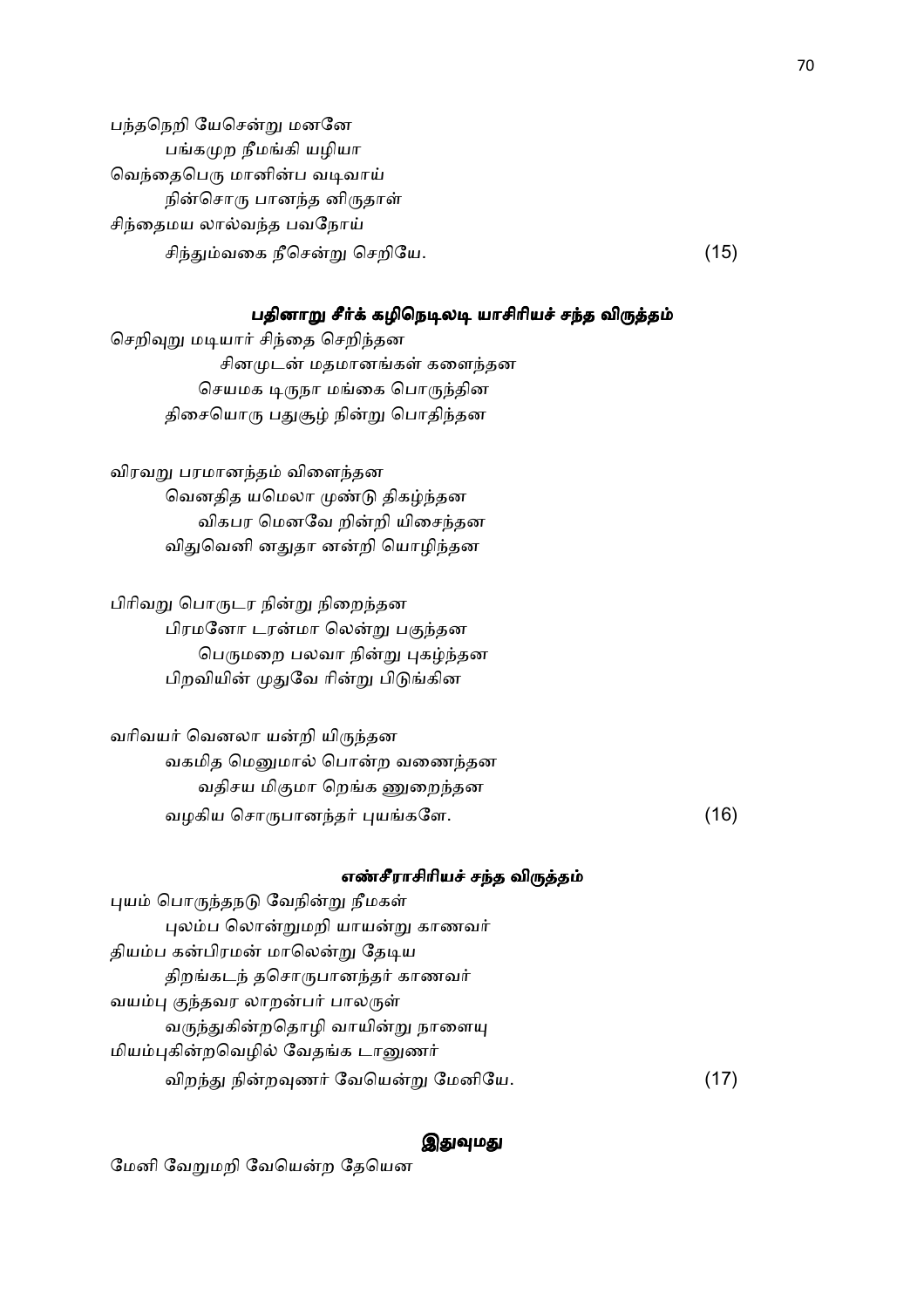பந்தநெறி யேசென்று மனனே
    பங்கமுற நீமங்கி யழியா
வெந்தைபெரு மானின்ப வடிவாய்
    நின்சொரு பானந்த னிருதாள்
சிந்தைமய லால்வந்த பவநோய்
    சிந்தும்வகை நீசென்று செறியே. (15)

### பதினாறு சீர்க் கழிநெடிலடி யாசிரியச் சந்த விருத்தம்

செறிவுறு மடியார் சிந்தை செறிந்தன
        சினமுடன் மதமானங்கள் களைந்தன
    செயமக டிருநா மங்கை பொருந்தின
    திசையொரு பதுசூழ் நின்று பொதிந்தன

விரவறு பரமானந்தம் விளைந்தன
    வெனதித யமெலா முண்டு திகழ்ந்தன
        விகபர மெனவே றின்றி யிசைந்தன
    விதுவெனி னதுதா னன்றி யொழிந்தன

பிரிவறு பொருடர நின்று நிறைந்தன
    பிரமனோ டரன்மா லென்று பகுந்தன
        பெருமறை பலவா நின்று புகழ்ந்தன
    பிறவியின் முதுவே ரின்று பிடுங்கின

வரிவயர் வெனலா யன்றி யிருந்தன
    வகமித மெனுமால் பொன்ற வணைந்தன
        வதிசய மிகுமா றெங்க ணுறைந்தன
    வழகிய சொருபானந்தர் புயங்களே. (16)

### எண்சீராசிரியச் சந்த விருத்தம்

புயம் பொருந்தநடு வேநின்று நீமகள்
    புலம்ப லொன்றுமறி யாயன்று காணவர்
தியம்ப கன்பிரமன் மாலென்று தேடிய
    திறங்கடந் தசொருபானந்தர் காணவர்
வயம்பு குந்தவர லாறன்பர் பாலருள்
    வருந்துகின்றதொழி வாயின்று நாளையு
மியம்புகின்றவெழில் வேதங்க டானுணர்
    விறந்து நின்றவுணர் வேயென்று மேனியே. (17)

### இதுவுமது

மேனி வேறுமறி வேயென்ற தேயென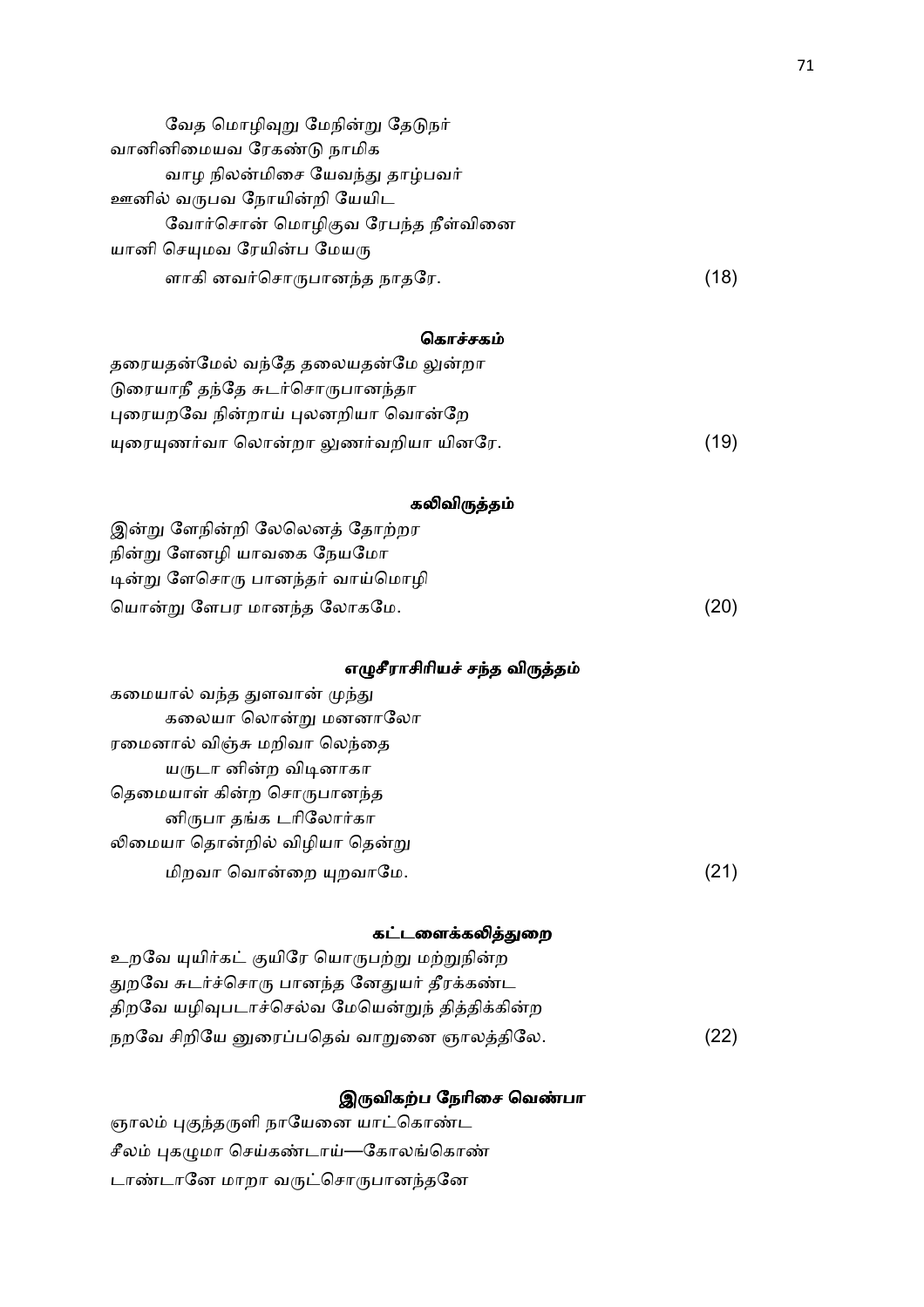வேத மொழிவுறு மேநின்று தேடுநர்
வானினிமையவ ரேகண்டு நாமிக
வாழ நிலன்மிசை யேவந்து தாழ்பவர்
ஊனில் வருபவ நோயின்றி யேயிட
வோர்சொன் மொழிகுவ ரேபந்த நீள்வினை
யானி செயுமவ ரேயின்ப மேயரு
ளாகி னவர்சொருபானந்த நாதரே. (18)

### கொச்சகம்

தரையதன்மேல் வந்தே தலையதன்மே லுன்றா
டுரையாநீ தந்தே சுடர்சொருபானந்தா
புரையறவே நின்றாய் புலனறியா வொன்றே
யுரையுணர்வா லொன்றா லுணர்வறியா யினரே. (19)

### கலிவிருத்தம்

இன்று ளேநின்றி லேலெனத் தோற்றர
நின்று ளேனழி யாவகை நேயமோ
டின்று ளேசொரு பானந்தர் வாய்மொழி
யொன்று ளேபர மானந்த லோகமே. (20)

### எழுசீராசிரியச் சந்த விருத்தம்

கமையால் வந்த துளவான் முந்து
கலையா லொன்று மனனாலோ
ரமைனால் விஞ்சு மறிவா லெந்தை
யருடா னின்ற விடினாகா
தெமையாள் கின்ற சொருபானந்த
னிருபா தங்க டரிலோர்கா
லிமையா தொன்றில் விழியா தென்று
மிறவா வொன்றை யுறவாமே. (21)

### கட்டளைக்கலித்துறை

உறவே யுயிர்கட் குயிரே யொருபற்று மற்றுநின்ற
துறவே சுடர்ச்சொரு பானந்த னேதுயர் தீரக்கண்ட
திறவே யழிவுபடாச்செல்வ மேயென்றுந் தித்திக்கின்ற
நறவே சிறியே னுரைப்பதெவ் வாறுனை ஞாலத்திலே. (22)

### இருவிகற்ப நேரிசை வெண்பா

ஞாலம் புகுந்தருளி நாயேனை யாட்கொண்ட
சீலம் புகழுமா செய்கண்டாய்—கோலங்கொண்
டாண்டானே மாறா வருட்சொருபானந்தனே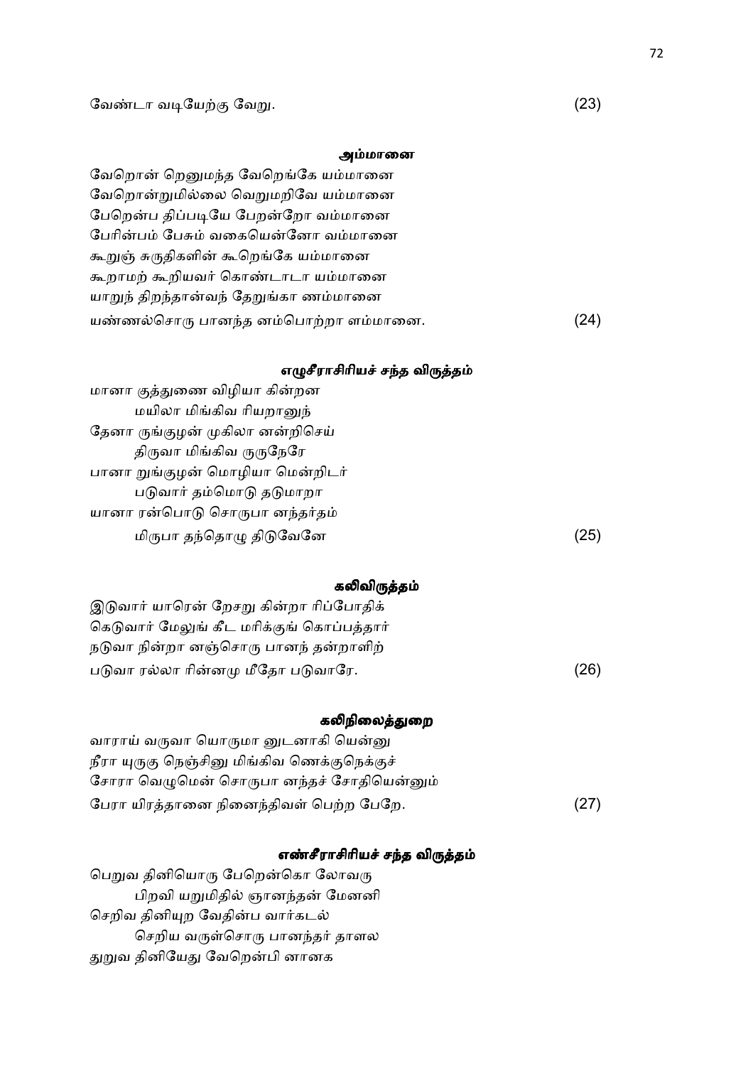வேண்டா வடியேற்கு வேறு. (23)

#### அம்மானை

வேறொன் றெனுமந்த வேறெங்கே யம்மானை
வேறொன்றுமில்லை வெறுமறிவே யம்மானை
பேறென்ப திப்படியே பேறன்றோ வம்மானை
பேரின்பம் பேசும் வகையென்னோ வம்மானை
கூறுஞ் சுருதிகளின் கூறெங்கே யம்மானை
கூறாமற் கூறியவர் கொண்டாடா யம்மானை
யாறுந் திறந்தான்வந் தேறுங்கா ணம்மானை
யண்ணல்சொரு பானந்த னம்பொற்றா ளம்மானை. (24)

#### எழுசீராசிரியச் சந்த விருத்தம்

மானா குத்துணை விழியா கின்றன
மயிலா மிங்கவ ரியறானுந்
தேனா ருங்குழன் முகிலா னன்றிசெய்
திருவா மிங்கவ ருருநேரே
பானா றுங்குழன் மொழியா மென்றிடர்
படுவார் தம்மொடு தடுமாறா
யானா ரன்பொடு சொருபா னந்தர்தம்
மிருபா தந்தொழு திடுவேனே (25)

#### கலிவிருத்தம்

இடுவார் யாரென் றேசறு கின்றா ரிப்போதிக்
கெடுவார் மேலுங் கீட மரிக்குங் கொப்பத்தார்
நடுவா நின்றா னஞ்சொரு பானந் தன்றாளிற்
படுவா ரல்லா ரின்னமு மீதோ படுவாரே. (26)

#### கலிநிலைத்துறை

வாராய் வருவா யொருமா னுடனாகி யென்னு
நீரா யுருகு நெஞ்சினு மிங்கவ ணெக்குநெக்குச்
சோரா வெழுமென் சொருபா னந்தச் சோதியென்னும்
பேரா யிரத்தானை நினைந்திவள் பெற்ற பேறே. (27)

#### எண்சீராசிரியச் சந்த விருத்தம்

பெறுவ தினியொரு பேறென்கொ லோவரு
பிறவி யறுமிதில் ஞானந்தன் மேனனி
செறிவ தினியுற வேதின்ப வார்கடல்
செறிய வருள்சொரு பானந்தர் தாளல
துறுவ தினியேது வேறென்பி னானக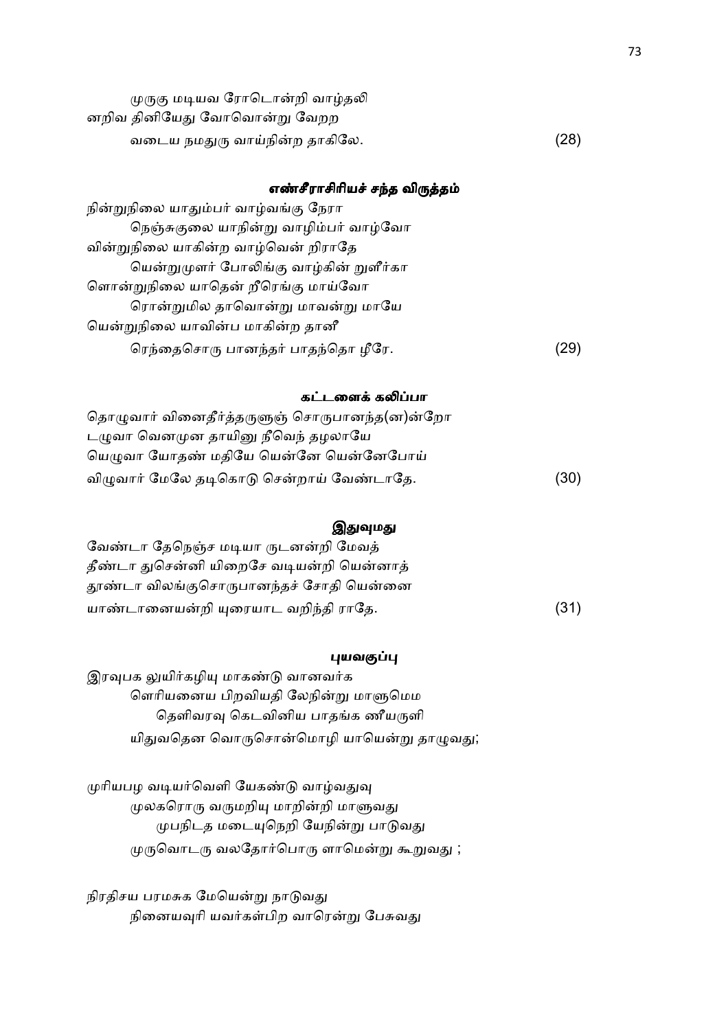முருகு மடியவ ரோடொன்றி வாழ்தலி
னறிவ தினியேது வோவொன்று வேறற
வடைய நமதுரு வாய்நின்ற தாகிலே. (28)

### எண்சீராசிரியச் சந்த விருத்தம்

நின்றுநிலை யாதும்பர் வாழ்வங்கு நேரா
நெஞ்சுகுலை யாநின்று வாழிம்பர் வாழ்வோ
வின்றுநிலை யாகின்ற வாழ்வென் றிராதே
யென்றுமுளர் போலிங்கு வாழ்கின் றுளீர்கா
ளொன்றுநிலை யாதென் றீரெங்கு மாய்வோ
ரொன்றுமில தாவொன்று மாவன்று மாயே
யென்றுநிலை யாவின்ப மாகின்ற தானீ
ரெந்தைசொரு பானந்தர் பாதந்தொ ழீரே. (29)

### கட்டளைக் கலிப்பா

தொழுவார் வினைதீர்த்தருளுஞ் சொருபானந்த(ன)ன்றோ
டழுவா வெனமுன தாயினு நீவெந் தழலாயே
யெழுவா யோதண் மதியே யென்னே யென்னேபோய்
விழுவார் மேலே தடிகொடு சென்றாய் வேண்டாதே. (30)

### இதுவுமது

வேண்டா தேநெஞ்ச மடியா ருடனன்றி மேவத்
தீண்டா துசென்னி யிறைசே வடியன்றி யென்னாத்
தூண்டா விலங்குசொருபானந்தச் சோதி யென்னை
யாண்டானையன்றி யுரையாட வறிந்தி ராதே. (31)

### புயவகுப்பு

இரவுபக லுயிர்கழியு மாகண்டு வானவர்க
ளெரியனைய பிறவியதி லேநின்று மாளுமெம
தெளிவரவு கெடவினிய பாதங்க ணீயருளி
யிதுவதென வொருசொன்மொழி யாயென்று தாழுவது;

முரியபழ வடியர்வெளி யேகண்டு வாழ்வதுவு
முலகரொரு வருமறியு மாறின்றி மாளுவது
முபநிடத மடையுநெறி யேநின்று பாடுவது
முருவொடரு வலதோர்பொரு ளாமென்று கூறுவது ;

நிரதிசய பரமசுக மேயென்று நாடுவது
நினையவுரி யவர்கள்பிற வாரென்று பேசுவது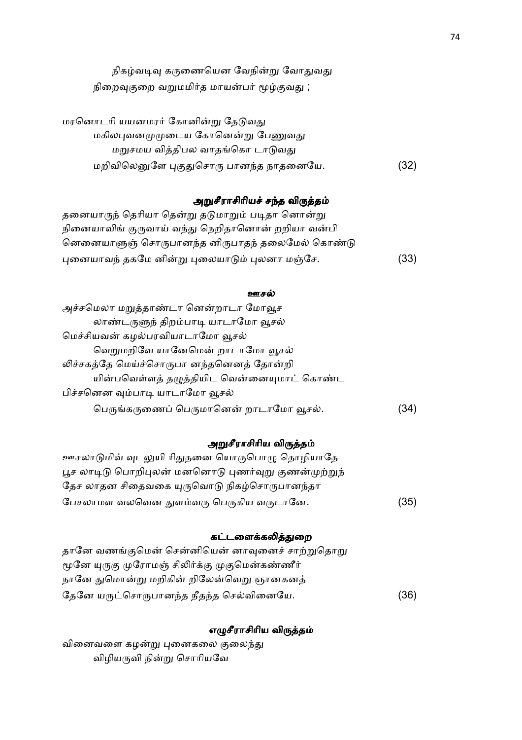நிகழ்வடிவு கருணையென வேநின்று வோதுவது
நிறைவுகுறை வறுமமிர்த மாயன்பர் மூழ்குவது ;

மரனொடரி யயனமரர் கோனின்று தேடுவது
மகிலபுவனமுமுடைய கோனென்று பேணுவது
மறுசமய வித்திபல வாதங்கொ டாடுவது
மறிவிலெனுளே புகுதுசொரு பானந்த நாதனையே. (32)

### அறுசீராசிரியச் சந்த விருத்தம்

தனையாருந் தெரியா தென்று தடுமாறும் படிதா னொன்று
நினையாவிங் குருவாய் வந்து நெறிதானொன் றறியா வன்பி
னெனையாளுஞ் சொருபானந்த னிருபாதந் தலைமேல் கொண்டு
புனையாவந் தகமே னின்று புலையாடும் புலனா மஞ்சே. (33)

### ஊசல்

அச்சமெலா மறுத்தாண்டா னென்றாடா மோவூச
லாண்டருளுந் திறம்பாடி யாடாமோ வூசல்
மெச்சியவன் கழல்பரவியாடாமோ வூசல்
வெறுமறிவே யானேமென் றாடாமோ வூசல்
லிச்சகத்தே மெய்ச்சொருபா னந்தனெனத் தோன்றி
யின்பவெள்ளத் தழுத்தியிட வென்னையுமாட் கொண்ட
பிச்சனென வும்பாடி யாடாமோ வூசல்
பெருங்கருணைப் பெருமானென் றாடாமோ வூசல். (34)

### அறுசீராசிரிய விருத்தம்

ஊசலாடுமிவ் வுடலுயி ரிதுதனை யொருபொழு தொழியாதே
பூச லாடிடு பொறிபுலன் மனனொடு புணர்வுறு குணன்முற்றுந்
தேச லாதன சிதைவகை யுருவொடு நிகழ்சொருபானந்தா
பேசலாமள வலவென துளம்வரு பெருகிய வருடானே. (35)

### கட்டளைக்கலித்துறை

தானே வணங்குமென் சென்னியென் னாவுனைச் சாற்றுதொறு
மூனே யுருகு முரோமஞ் சிலிர்க்கு முகுமென்கண்ணீர்
நானே துமொன்று மறிகின் றிலேன்வெறு ஞானகனத்
தேனே யருட்சொருபானந்த நீதந்த செல்வினையே. (36)

### எழுசீராசிரிய விருத்தம்

வினைவளை கழன்று புனைகலை குலைந்து
விழியருவி நின்று சொரியவே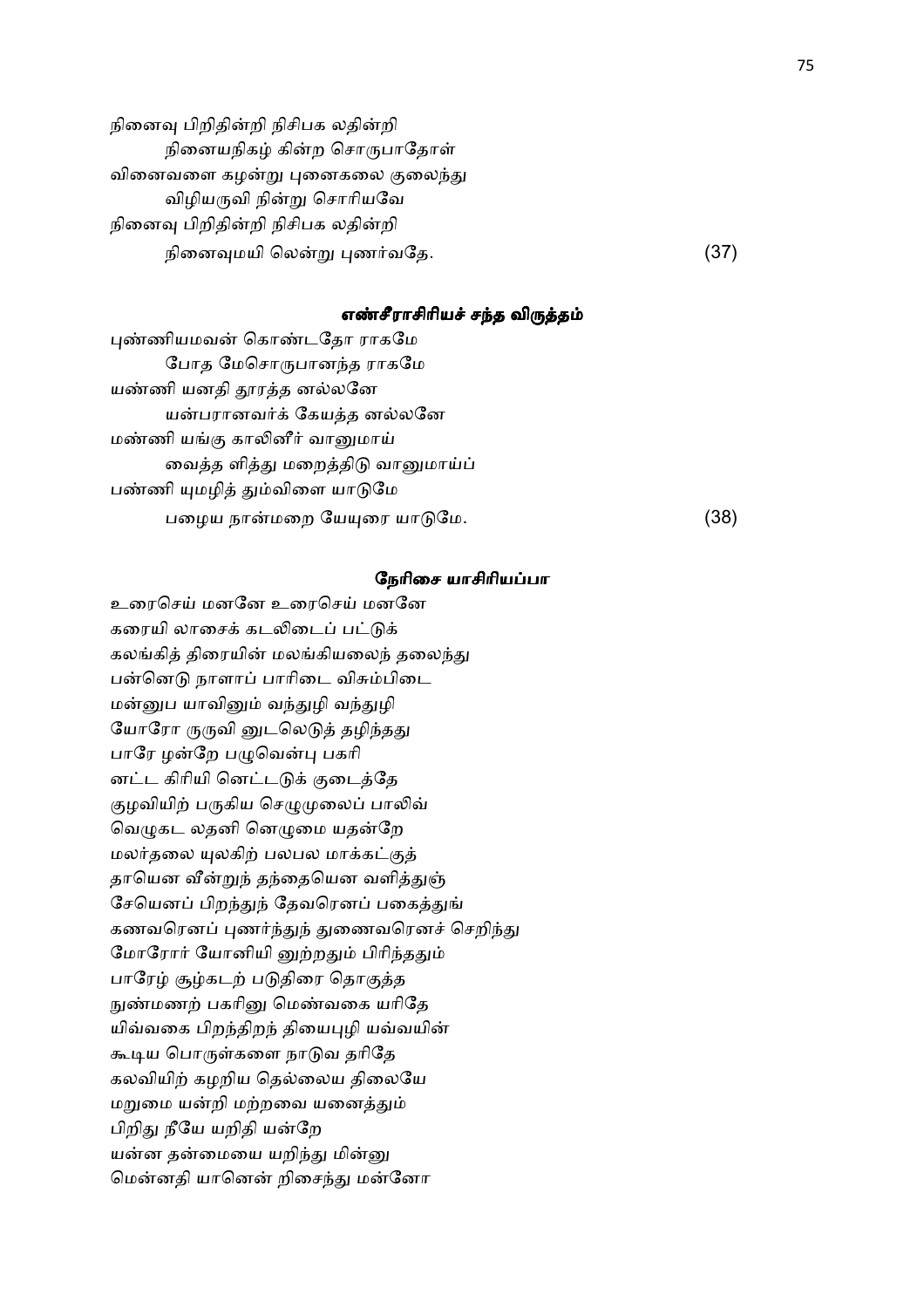நினைவு பிறிதின்றி நிசிபக லதின்றி
 நினையநிகழ் கின்ற சொருபாதோள்
வினைவளை கழன்று புனைகலை குலைந்து
 விழியருவி நின்று சொரியவே
நினைவு பிறிதின்றி நிசிபக லதின்றி
 நினைவுமயி லென்று புணர்வதே. (37)

### எண்சீராசிரியச் சந்த விருத்தம்

புண்ணியமவன் கொண்டதோ ராகமே
 போத மேசொருபானந்த ராகமே
யண்ணி யனதி தூரத்த னல்லனே
 யன்பரானவர்க் கேயத்த னல்லனே
மண்ணி யங்கு காலினீர் வானுமாய்
 வைத்த ளித்து மறைத்திடு வானுமாய்ப்
பண்ணி யுமழித் தும்விளை யாடுமே
 பழைய நான்மறை யேயுரை யாடுமே. (38)

### நேரிசை யாசிரியப்பா

உரைசெய் மனனே உரைசெய் மனனே
கரையி லாசைக் கடலிடைப் பட்டுக்
கலங்கித் திரையின் மலங்கியலைந் தலைந்து
பன்னெடு நாளாப் பாரிடை விசும்பிடை
மன்னுப யாவினும் வந்துழி வந்துழி
யோரோ ருருவி னுடலெடுத் தழிந்தது
பாரே ழன்றே பழுவென்பு பகரி
னட்ட கிரியி னெட்டடுக் குடைத்தே
குழவியிற் பருகிய செழுமுலைப் பாலிவ்
வெழுகட லதனி னெழுமை யதன்றே
மலர்தலை யுலகிற் பலபல மாக்கட்குத்
தாயென வீன்றுந் தந்தையென வளித்துஞ்
சேயெனப் பிறந்துந் தேவரெனப் பகைத்துங்
கணவரெனப் புணர்ந்துந் துணைவரெனச் செறிந்து
மோரோர் யோனியி னுற்றதும் பிரிந்ததும்
பாரேழ் சூழ்கடற் படுதிரை தொகுத்த
நுண்மணற் பகரினு மெண்வகை யரிதே
யிவ்வகை பிறந்திறந் தியைபுழி யவ்வயின்
கூடிய பொருள்களை நாடுவ தரிதே
கலவியிற் கழறிய தெல்லைய திலையே
மறுமை யன்றி மற்றவை யனைத்தும்
பிறிது நீயே யறிதி யன்றே
யன்ன தன்மையை யறிந்து மின்னு
மென்னதி யானென் றிசைந்து மன்னோ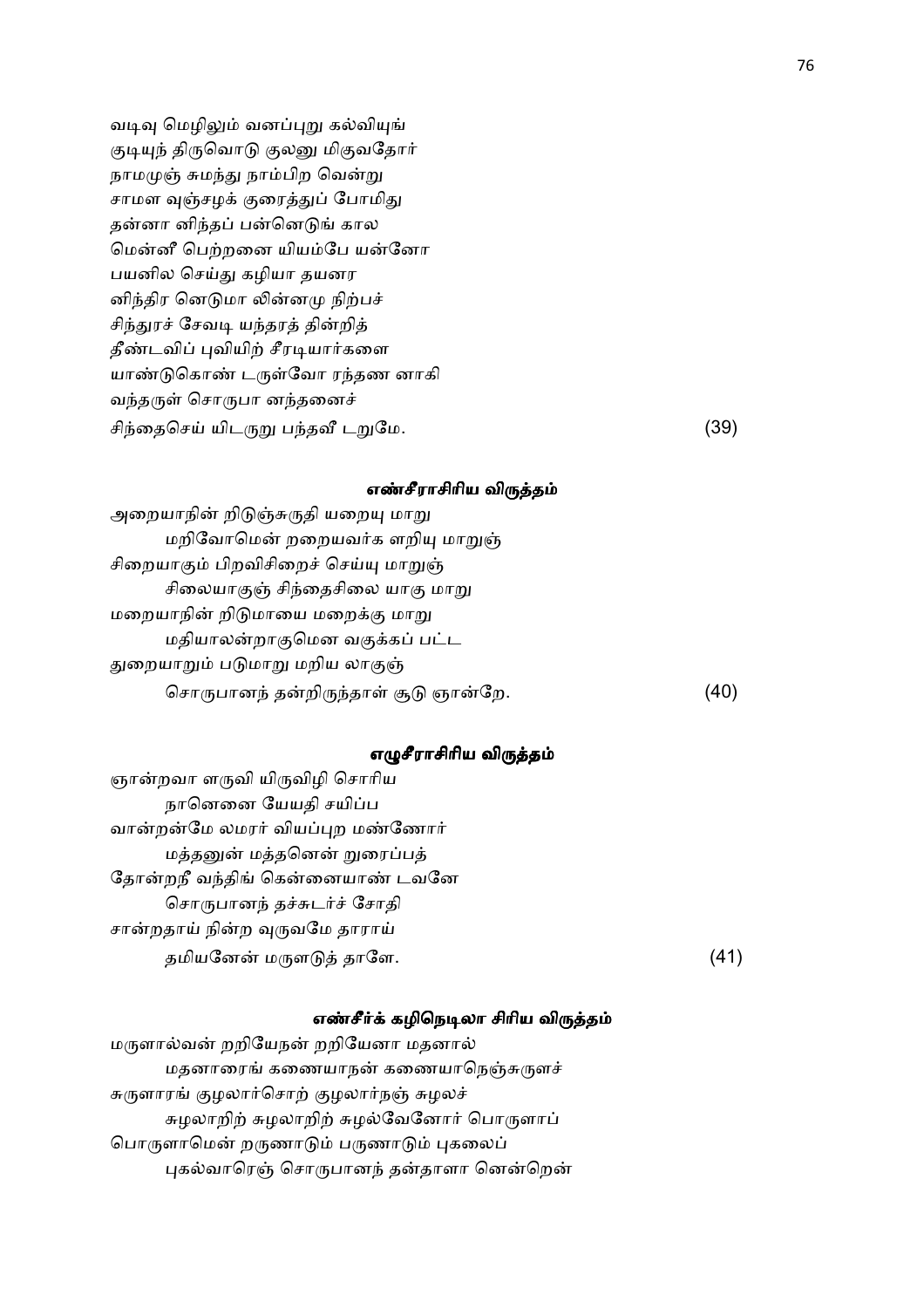வடிவு மெழிலும் வனப்புறு கல்வியுங்
குடியுந் திருவொடு குலனு மிகுவதோர்
நாமமுஞ் சுமந்து நாம்பிற வென்று
சாமள வுஞ்சழக் குரைத்துப் போமிது
தன்னா னிந்தப் பன்னெடுங் கால
மென்னீ பெற்றனை யியம்பே யன்னோ
பயனில செய்து கழியா தயனர
னிந்திர னெடுமா லின்னமு நிற்பச்
சிந்துரச் சேவடி யந்தரத் தின்றித்
தீண்டவிப் புவியிற் சீரடியார்களை
யாண்டுகொண் டருள்வோ ரந்தண னாகி
வந்தருள் சொருபா னந்தனைச்
சிந்தைசெய் யிடருறு பந்தவீ டறுமே. (39)

### எண்சீராசிரிய விருத்தம்

அறையாநின் றிடுஞ்சுருதி யறையு மாறு
 மறிவோமென் றறையவர்க ளறியு மாறுஞ்
சிறையாகும் பிறவிசிறைச் செய்யு மாறுஞ்
 சிலையாகுஞ் சிந்தைசிலை யாகு மாறு
மறையாநின் றிடுமாயை மறைக்கு மாறு
 மதியாலன்றாகுமென வகுக்கப் பட்ட
துறையாறும் படுமாறு மறிய லாகுஞ்
 சொருபானந் தன்றிருந்தாள் சூடு ஞான்றே. (40)

### எழுசீராசிரிய விருத்தம்

ஞான்றவா ளருவி யிருவிழி சொரிய
 நானெனை யேயதி சயிப்ப
வான்றன்மே லமரர் வியப்புற மண்ணோர்
 மத்தனுன் மத்தனென் றுரைப்பத்
தோன்றநீ வந்திங் கென்னையாண் டவனே
 சொருபானந் தச்சுடர்ச் சோதி
சான்றதாய் நின்ற வுருவமே தாராய்
 தமியனேன் மருளடுத் தாளே. (41)

### எண்சீர்க் கழிநெடிலா சிரிய விருத்தம்

மருளால்வன் றறியேநன் றறியேனா மதனால்
 மதனாரைங் கணையாநன் கணையாநெஞ்சுருளச்
சுருளாரங் குழலார்சொற் குழலார்நஞ் சுழலச்
 சுழலாறிற் சுழலாறிற் சுழல்வேனோர் பொருளாப்
பொருளாமென் றருணாடும் பருணாடும் புகலைப்
 புகல்வாரெஞ் சொருபானந் தன்தாளா னென்றென்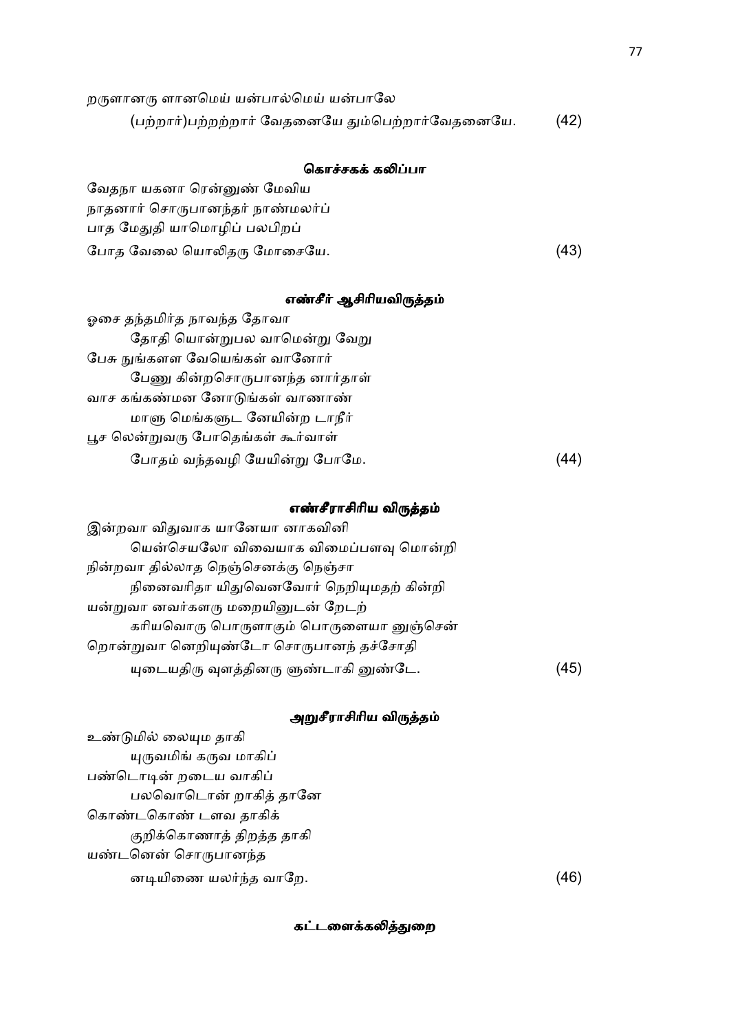றருளானரு ளானமெய் யன்பால்மெய் யன்பாலே
(பற்றார்)பற்றற்றார் வேதனையே தும்பெற்றார்வேதனையே. (42)

### கொச்சகக் கலிப்பா

வேதநா யகனா ரென்னுண் மேவிய
நாதனார் சொருபானந்தர் நாண்மலர்ப்
பாத மேதுதி யாமொழிப் பலபிறப்
போத வேலை யொலிதரு மோசையே. (43)

### எண்சீர் ஆசிரியவிருத்தம்

ஓசை தந்தமிர்த நாவந்த தோவா
தோதி யொன்றுபல வாமென்று வேறு
பேசு நுங்களள வேயெங்கள் வானோர்
பேணு கின்றசொருபானந்த னார்தாள்
வாச கங்கண்மன னோடுங்கள் வாணாண்
மாளு மெங்களுட னேயின்ற டாநீர்
பூச லென்றுவரு போதெங்கள் கூர்வாள்
போதம் வந்தவழி யேயின்று போமே. (44)

### எண்சீராசிரிய விருத்தம்

இன்றவா விதுவாக யானேயா னாகவினி
யென்செயலோ விவையாக விமைப்பளவு மொன்றி
நின்றவா தில்லாத நெஞ்செனக்கு நெஞ்சா
நினைவரிதா யிதுவெனவோர் நெறியுமதற் கின்றி
யன்றுவா னவர்களரு மறையினுடன் றேடற்
கரியவொரு பொருளாகும் பொருளையா னுஞ்சென்
றொன்றுவா னெறியுண்டோ சொருபானந் தச்சோதி
யுடையதிரு வுளத்தினரு ளுண்டாகி னுண்டே. (45)

### அறுசீராசிரிய விருத்தம்

உண்டுமில் லையும தாகி
யுருவமிங் கருவ மாகிப்
பண்டொடின் றடைய வாகிப்
பலவொடொன் றாகித் தானே
கொண்டகொண் டளவ தாகிக்
குறிக்கொணாத் திறத்த தாகி
யண்டனென் சொருபானந்த
னடியிணை யலர்ந்த வாறே. (46)

### கட்டளைக்கலித்துறை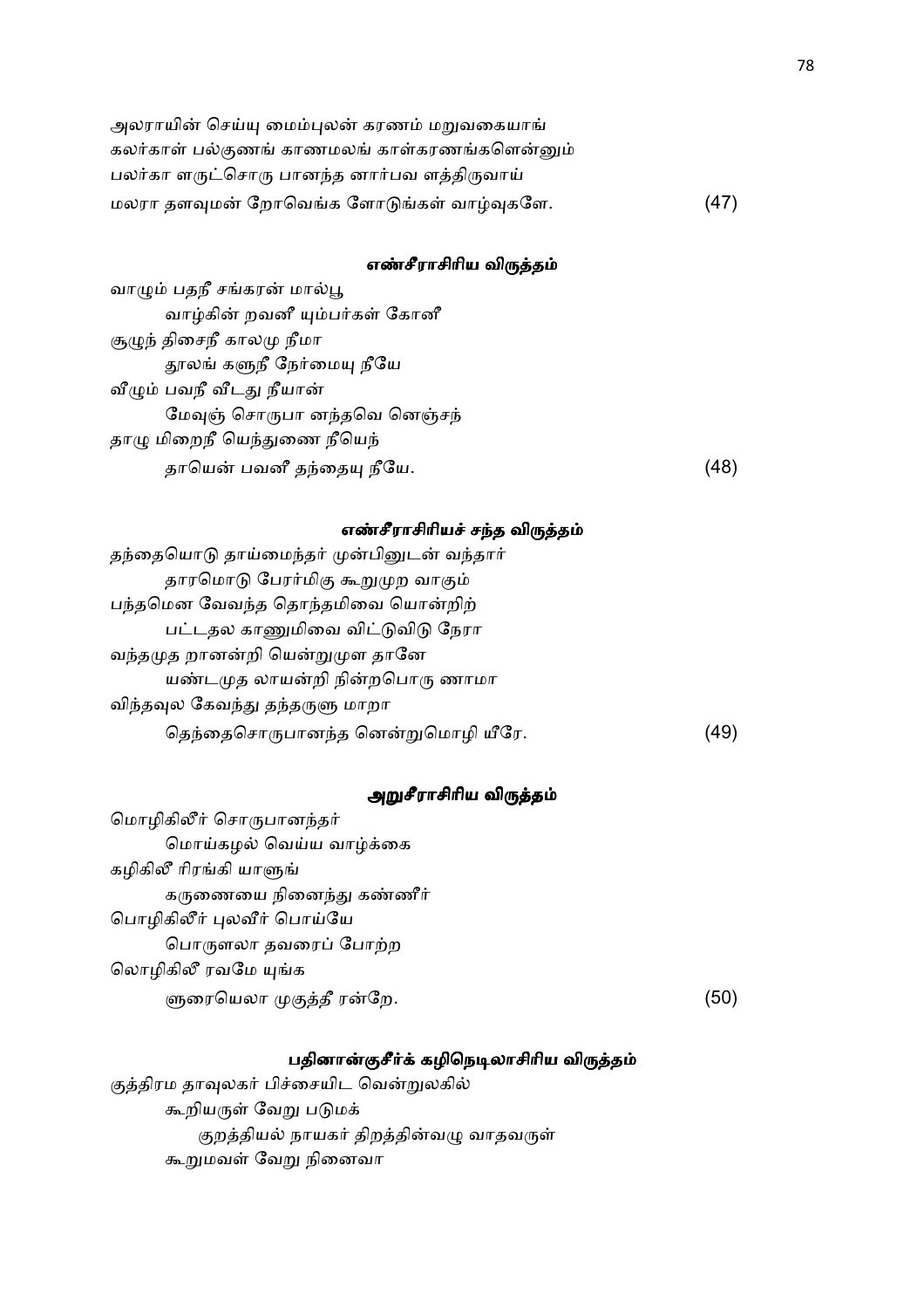அலராயின் செய்யு மைம்புலன் கரணம் மறுவகையாங்
கலர்காள் பல்குணங் காணமலங் காள்கரணங்களென்னும்
பலர்கா ளருட்சொரு பானந்த னார்பவ ளத்திருவாய்
மலரா தளவுமன் றோவெங்க ளோடுங்கள் வாழ்வுகளே. (47)

### எண்சீராசிரிய விருத்தம்

வாழும் பதநீ சங்கரன் மால்பூ
 வாழ்கின் றவனீ யும்பர்கள் கோனீ
சூழுந் திசைநீ காலமு நீமா
 தூலங் களுநீ நேர்மையு நீயே
வீழும் பவநீ வீடது நீயான்
 மேவுஞ் சொருபா னந்தவெ னெஞ்சந்
தாழு மிறைநீ யெந்துணை நீயெந்
 தாயென் பவனீ தந்தையு நீயே. (48)

### எண்சீராசிரியச் சந்த விருத்தம்

தந்தையொடு தாய்மைந்தர் முன்பினுடன் வந்தார்
 தாரமொடு பேரர்மிகு கூறுமுற வாகும்
பந்தமென வேவந்த தொந்தமிவை யொன்றிற்
 பட்டதல காணுமிவை விட்டுவிடு நேரா
வந்தமுத றானன்றி யென்றுமுள தானே
 யண்டமுத லாயன்றி நின்றபொரு ளாமா
விந்தவுல கேவந்து தந்தருளு மாறா
 தெந்தைசொருபானந்த னென்றுமொழி யீரே. (49)

### அறுசீராசிரிய விருத்தம்

மொழிகிலீர் சொருபானந்தர்
 மொய்கழல் வெய்ய வாழ்க்கை
கழிகிலீ ரிரங்கி யாளுங்
 கருணையை நினைந்து கண்ணீர்
பொழிகிலீர் புலவீர் பொய்யே
 பொருளலா தவரைப் போற்ற
லொழிகிலீ ரவமே யுங்க
 ளுரையெலா முகுத்தீ ரன்றே. (50)

### பதினான்குசீர்க் கழிநெடிலாசிரிய விருத்தம்

குத்திரம தாவுலகர் பிச்சையிட வென்றுலகில்
 கூறியருள் வேறு படுமக்
  குறத்தியல் நாயகர் திறத்தின்வழு வாதவருள்
 கூறுமவள் வேறு நினைவா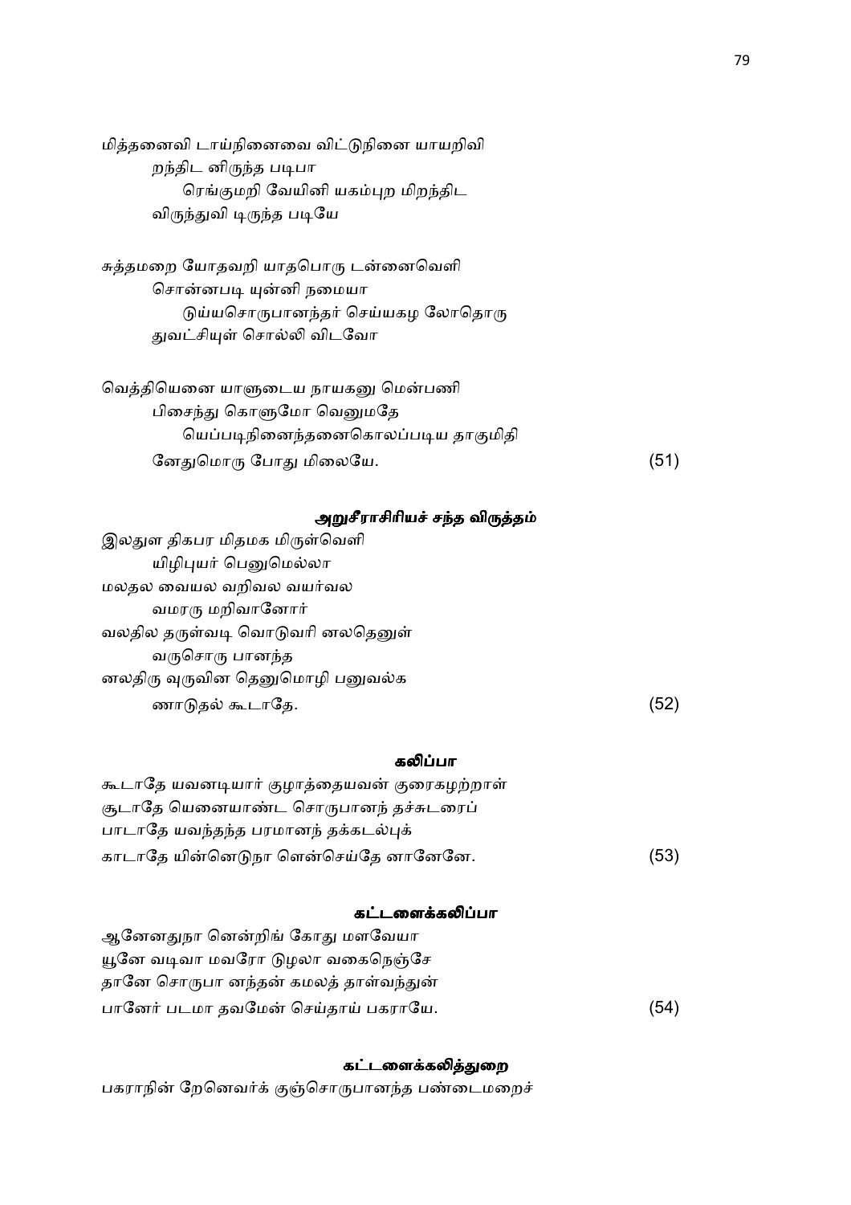மித்தனைவி டாய்நினைவை விட்டுநினை யாயறிவி
　　றந்திட னிருந்த படிபா
　　　　ரெங்குமறி வேயினி யகம்புற மிறந்திட
　　விருந்துவி டிருந்த படியே

சுத்தமறை யோதவறி யாதபொரு டன்னைவெளி
　　சொன்னபடி யுன்னி நமையா
　　　　டுய்யசொருபானந்தர் செய்யகழ லோதொரு
　　துவட்சியுள் சொல்லி விடவோ

வெத்தியெனை யாளுடைய நாயகனு மென்பணி
　　பிசைந்து கொளுமோ வெனுமதே
　　　　யெப்படிநினைந்தனைகொலப்படிய தாகுமிதி
　　னேதுமொரு போது மிலையே. (51)

### அறுசீராசிரியச் சந்த விருத்தம்

இலதுள திகபர மிதமக மிருள்வெளி
　　யிழிபுயர் பெனுமெல்லா
மலதல வையல வறிவல வயர்வல
　　வமரரு மறிவானோர்
வலதில தருள்வடி வொடுவரி னலதெனுள்
　　வருசொரு பானந்த
னலதிரு வுருவின தெனுமொழி பனுவல்க
　　ணாடுதல் கூடாதே. (52)

### கலிப்பா

கூடாதே யவனடியார் குழாத்தையவன் குரைகழற்றாள்
சூடாதே யெனையாண்ட சொருபானந் தச்சுடரைப்
பாடாதே யவந்தந்த பரமானந் தக்கடல்புக்
காடாதே யின்னெடுநா ளென்செய்தே னானேனே. (53)

### கட்டளைக்கலிப்பா

ஆனேனதுநா னென்றிங் கோது மளவேயா
யூனே வடிவா மவரோ டுழலா வகைநெஞ்சே
தானே சொருபா னந்தன் கமலத் தாள்வந்துன்
பானேர் படமா தவமேன் செய்தாய் பகராயே. (54)

### கட்டளைக்கலித்துறை

பகராநின் றேனெவர்க் குஞ்சொருபானந்த பண்டைமறைச்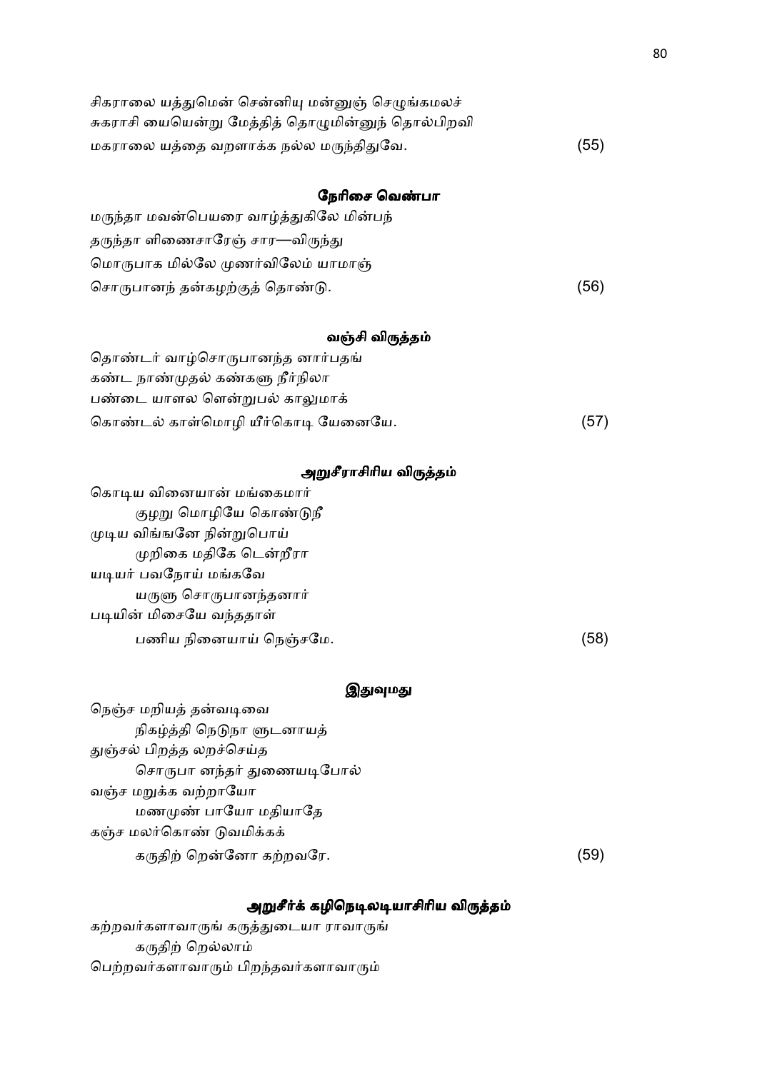சிகராலை யத்துமென் சென்னியு மன்னுஞ் செழுங்கமலச்
சுகராசி யையென்று மேத்தித் தொழுமின்னுந் தொல்பிறவி
மகராலை யத்தை வறளாக்க நல்ல மருந்திதுவே. (55)

### நேரிசை வெண்பா

மருந்தா மவன்பெயரை வாழ்த்துகிலே மின்பந்
தருந்தா ளிணைசாரேஞ் சார—விருந்து
மொருபாக மில்லே முணர்விலேம் யாமாஞ்
சொருபானந் தன்கழற்குத் தொண்டு. (56)

### வஞ்சி விருத்தம்

தொண்டர் வாழ்சொருபானந்த னார்பதங்
கண்ட நாண்முதல் கண்களு நீர்நிலா
பண்டை யாளல ளென்றுபல் காலுமாக்
கொண்டல் காள்மொழி யீர்கொடி யேனையே. (57)

### அறுசீராசிரிய விருத்தம்

கொடிய வினையான் மங்கைமார்
　　குழறு மொழியே கொண்டுநீ
முடிய விங்ஙனே நின்றுபொய்
　　முறிகை மதிகே டென்றீரா
யடியர் பவநோய் மங்கவே
　　யருளு சொருபானந்தனார்
படியின் மிசையே வந்ததாள்
　　பணிய நினையாய் நெஞ்சமே. (58)

### இதுவுமது

நெஞ்ச மறியத் தன்வடிவை
　　நிகழ்த்தி நெடுநா ளுடனாயத்
துஞ்சல் பிறத்த லறச்செய்த
　　சொருபா னந்தர் துணையடிபோல்
வஞ்ச மறுக்க வற்றாயோ
　　மணமுண் பாயோ மதியாதே
கஞ்ச மலர்கொண் டுவமிக்கக்
　　கருதிற் றென்னோ கற்றவரே. (59)

### அறுசீர்க் கழிநெடிலடியாசிரிய விருத்தம்

கற்றவர்களாவாருங் கருத்துடையா ராவாருங்
　　கருதிற் றெல்லாம்
பெற்றவர்களாவாரும் பிறந்தவர்களாவாரும்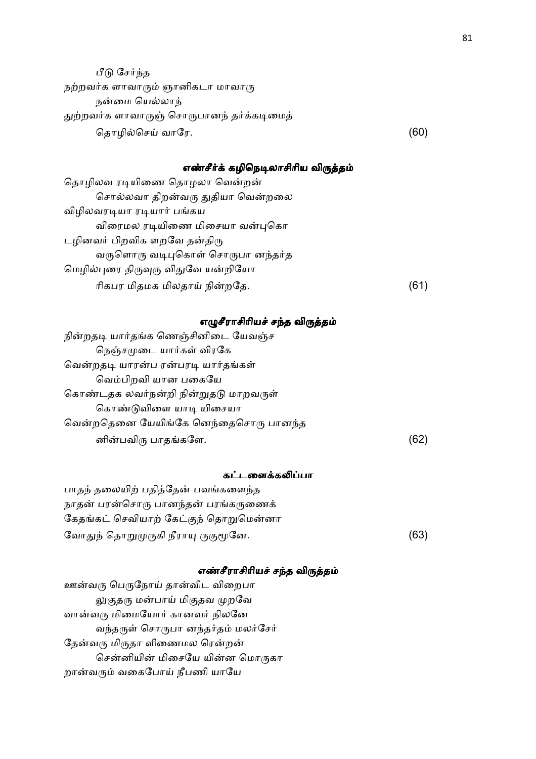பீடு சேர்ந்த
நற்றவர்க ளாவாரும் ஞானிகடா மாவாரு
நன்மை யெல்லாந்
துற்றவர்க ளாவாருஞ் சொருபானந் தர்க்கடிமைத்
தொழில்செய் வாரே. (60)

### எண்சீர்க் கழிநெடிலாசிரிய விருத்தம்

தொழிலவ ரடியிணை தொழலா வென்றன்
சொல்லவா திறன்வரு துதியா வென்றலை
விழிலவரடியா ரடியார் பங்கய
விரைமல ரடியிணை மிசையா வன்புகொ
டழினவர் பிறவிக ளறவே தன்திரு
வருளொரு வடிபுகொள் சொருபா னந்தர்த
மெழில்புரை திருவுரு விதுவே யன்றியோ
ரிகபர மிதமக மிலதாய் நின்றதே. (61)

### எழுசீராசிரியச் சந்த விருத்தம்

நின்றதடி யார்தங்க ணெஞ்சினிடை யேவஞ்ச
நெஞ்சமுடை யார்கள் விரகே
வென்றதடி யாரன்ப ரன்பரடி யார்தங்கள்
வெம்பிறவி யான பகையே
கொண்டதக லவர்நன்றி நின்றுதடு மாறவருள்
கொண்டுவிளை யாடி யிசையா
வென்றதெனை யேயிங்கே னெந்தைசொரு பானந்த
னின்பவிரு பாதங்களே. (62)

### கட்டளைக்கலிப்பா

பாதந் தலையிற் பதித்தேன் பவங்களைந்த
நாதன் பரன்சொரு பானந்தன் பரங்கருணைக்
கேதங்கட் செவியாற் கேட்குந் தொறுமென்னா
வோதுந் தொறுமுருகி நீராயு ருகுமூனே. (63)

### எண்சீராசிரியச் சந்த விருத்தம்

ஊன்வரு பெருநோய் தான்விட விறைபா
லுகுதரு மன்பாய் மிகுதவ முறவே
வான்வரு மிமையோர் கானவர் நிலனே
வந்தருள் சொருபா னந்தர்தம் மலர்சேர்
தேன்வரு மிருதா ளிணைமல ரென்றன்
சென்னியின் மிசையே யின்ன மொருகா
றான்வரும் வகைபோய் நீபணி யாயே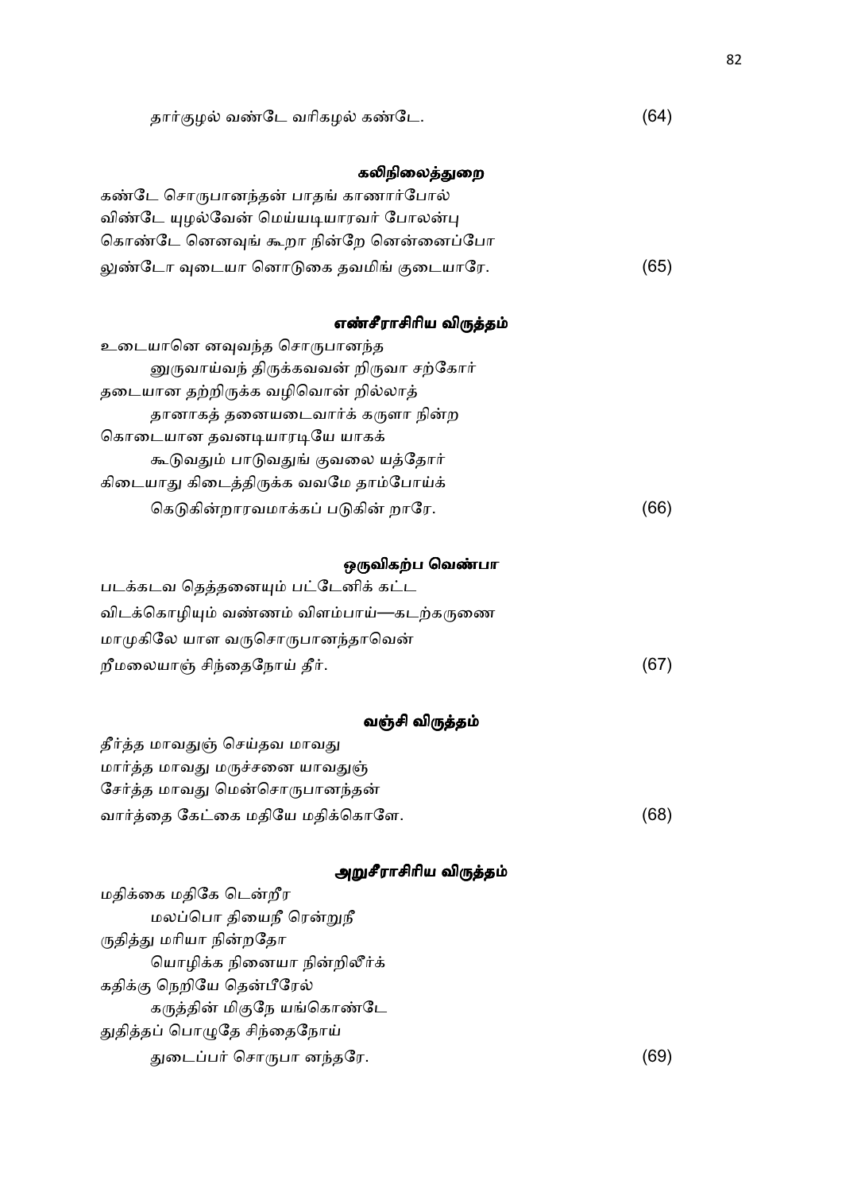தார்குழல் வண்டே வரிகழல் கண்டே. (64)

### கலிநிலைத்துறை

கண்டே சொருபானந்தன் பாதங் காணார்போல்
விண்டே யுழல்வேன் மெய்யடியாரவர் போலன்பு
கொண்டே னெனவுங் கூறா நின்றே னென்னைப்போ
லுண்டோ வுடையா னொடுகை தவமிங் குடையாரே. (65)

### எண்சீராசிரிய விருத்தம்

உடையானெ னவுவந்த சொருபானந்த
னுருவாய்வந் திருக்கவவன் றிருவா சற்கோர்
தடையான தற்றிருக்க வழிவொன் றில்லாத்
தானாகத் தனையடைவார்க் கருளா நின்ற
கொடையான தவனடியாரடியே யாகக்
கூடுவதும் பாடுவதுங் குவலை யத்தோர்
கிடையாது கிடைத்திருக்க வவமே தாம்போய்க்
கெடுகின்றாரவமாக்கப் படுகின் றாரே. (66)

### ஒருவிகற்ப வெண்பா

படக்கடவ தெத்தனையும் பட்டேனிக் கட்ட
விடக்கொழியும் வண்ணம் விளம்பாய்—கடற்கருணை
மாமுகிலே யாள வருசொருபானந்தாவென்
றீமலையாஞ் சிந்தைநோய் தீர். (67)

### வஞ்சி விருத்தம்

தீர்த்த மாவதுஞ் செய்தவ மாவது
மார்த்த மாவது மருச்சனை யாவதுஞ்
சேர்த்த மாவது மென்சொருபானந்தன்
வார்த்தை கேட்கை மதியே மதிக்கொளே. (68)

### அறுசீராசிரிய விருத்தம்

மதிக்கை மதிகே டென்றீர
மலப்பொ தியைநீ ரென்றுநீ
ருதித்து மரியா நின்றதோ
யொழிக்க நினையா நின்றிலீர்க்
கதிக்கு நெறியே தென்பீரேல்
கருத்தின் மிகுநே யங்கொண்டே
துதித்தப் பொழுதே சிந்தைநோய்
துடைப்பர் சொருபா னந்தரே. (69)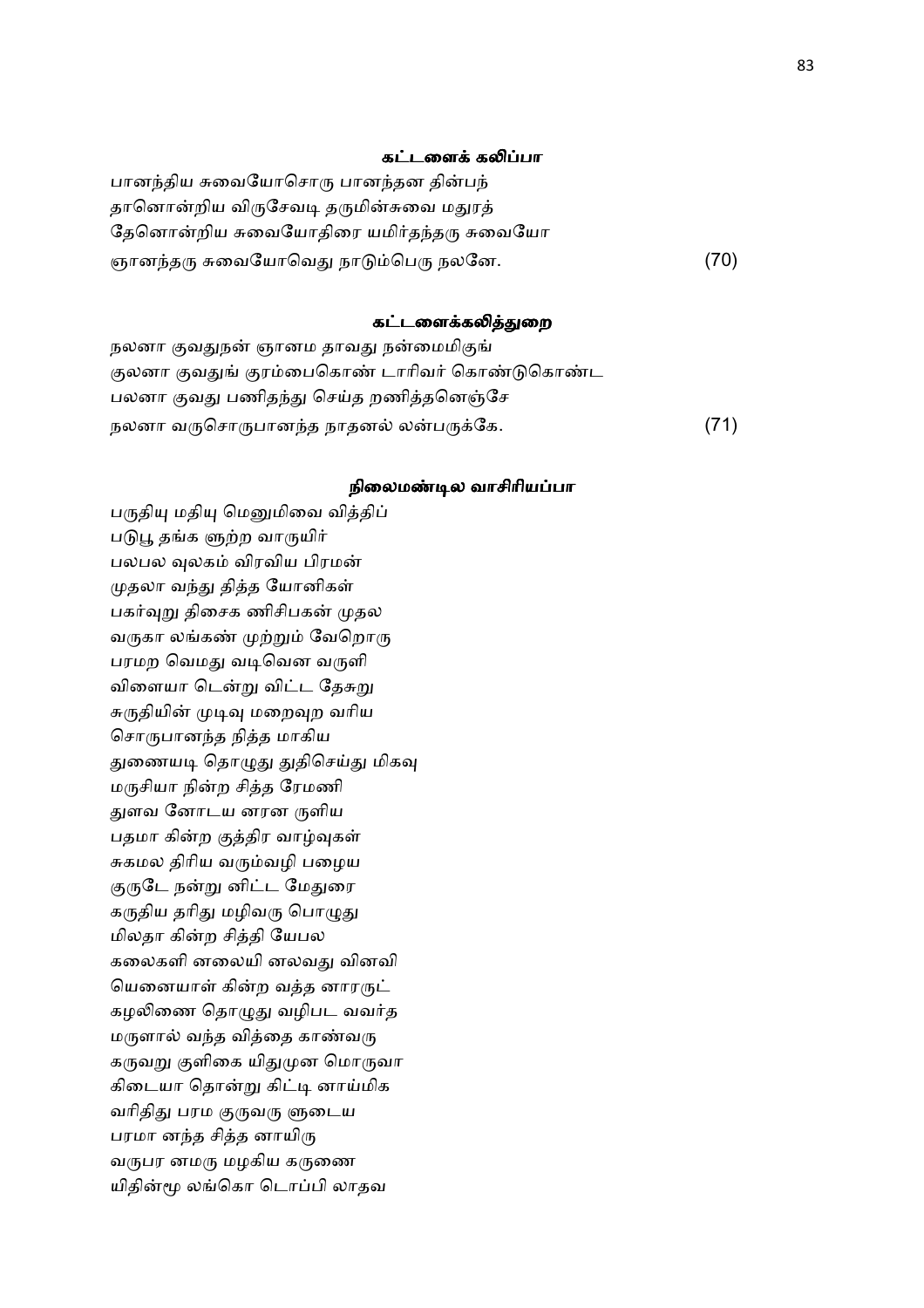### கட்டளைக் கலிப்பா

பானந்திய சுவையோசொரு பானந்தன தின்பந்
தானொன்றிய விருசேவடி தருமின்சுவை மதுரத்
தேனொன்றிய சுவையோதிரை யமிர்தந்தரு சுவையோ
ஞானந்தரு சுவையோவெது நாடும்பெரு நலனே. (70)

### கட்டளைக்கலித்துறை

நலனா குவதுநன் ஞானம தாவது நன்மைமிகுங்
குலனா குவதுங் குரம்பைகொண் டாரிவர் கொண்டுகொண்ட
பலனா குவது பணிதந்து செய்த றணித்தனெஞ்சே
நலனா வருசொருபானந்த நாதனல் லன்பருக்கே. (71)

### நிலைமண்டில வாசிரியப்பா

பருதியு மதியு மெனுமிவை வித்திப்
படுபூ தங்க ளூற்ற வாருயிர்
பலபல வுலகம் விரவிய பிரமன்
முதலா வந்து தித்த யோனிகள்
பகர்வுறு திசைக ணிசிபகன் முதல
வருகா லங்கண் முற்றும் வேறொரு
பரமற வெமது வடிவென வருளி
விளையா டென்று விட்ட தேசுறு
சுருதியின் முடிவு மறைவுற வரிய
சொருபானந்த நித்த மாகிய
துணையடி தொழுது துதிசெய்து மிகவு
மருசியா நின்ற சித்த ரேமணி
துளவ னோடய னரன ருளிய
பதமா கின்ற குத்திர வாழ்வுகள்
சுகமல திரிய வரும்வழி பழைய
குருடே நன்று னிட்ட மேதுரை
கருதிய தரிது மழிவரு பொழுது
மிலதா கின்ற சித்தி யேபல
கலைகளி னலையி னலவது வினவி
யெனையாள் கின்ற வத்த னாரருட்
கழலிணை தொழுது வழிபட வவர்த
மருளால் வந்த வித்தை காண்வரு
கருவறு குளிகை யிதுமுன மொருவா
கிடையா தொன்று கிட்டி னாய்மிக
வரிதிது பரம குருவரு ளுடைய
பரமா னந்த சித்த னாயிரு
வருபர னமரு மழகிய கருணை
யிதின்மூ லங்கொ டொப்பி லாதவ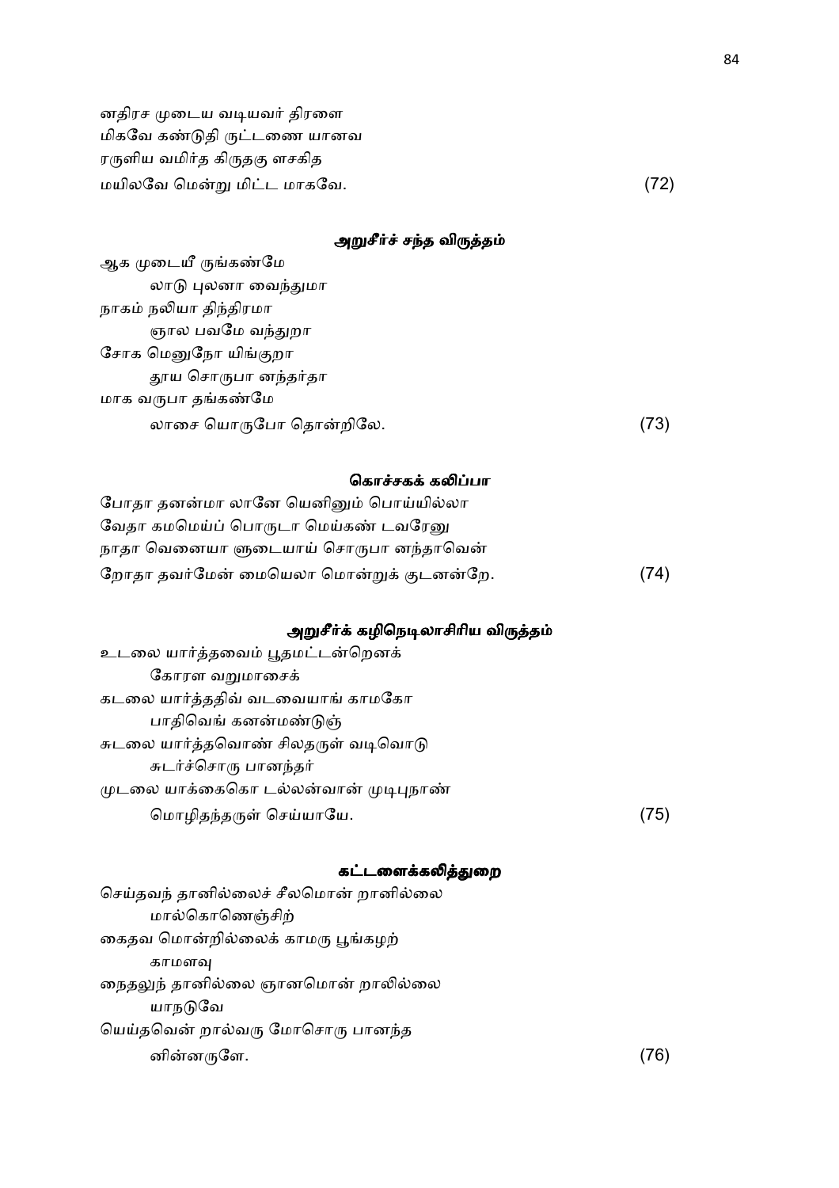னதிரச முடைய வடியவர் திரளை
மிகவே கண்டுதி ருட்டணை யானவ
ரருளிய வமிர்த கிருதகு ளசகித
மயிலவே மென்று மிட்ட மாகவே. (72)

### அறுசீர்ச் சந்த விருத்தம்

ஆக முடையீ ருங்கண்மே
 லாடு புலனா வைந்துமா
நாகம் நலியா திந்திரமா
 ஞால பவமே வந்துறா
சோக மெனுநோ யிங்குறா
 தூய சொருபா னந்தர்தா
மாக வருபா தங்கண்மே
 லாசை யொருபோ தொன்றிலே. (73)

### கொச்சகக் கலிப்பா

போதா தனன்மா லானே யெனினும் பொய்யில்லா
வேதா கமமெய்ப் பொருடா மெய்கண் டவரேனு
நாதா வெனையா ளுடையாய் சொருபா னந்தாவென்
றோதா தவர்மேன் மையெலா மொன்றுக் குடனன்றே. (74)

### அறுசீர்க் கழிநெடிலாசிரிய விருத்தம்

உடலை யார்த்தவைம் பூதமட்டன்றெனக்
 கோரள வறுமாசைக்
கடலை யார்த்ததிவ் வடவையாங் காமகோ
 பாதிவெங் கனன்மண்டுஞ்
சுடலை யார்த்தவொண் சிலதருள் வடிவொடு
 சுடர்ச்சொரு பானந்தர்
முடலை யாக்கைகொ டல்லன்வான் முடிபுநாண்
 மொழிதந்தருள் செய்யாயே. (75)

### கட்டளைக்கலித்துறை

செய்தவந் தானில்லைச் சீலமொன் றானில்லை
 மால்கொணெஞ்சிற்
கைதவ மொன்றில்லைக் காமரு பூங்கழற்
 காமளவு
நைதலுந் தானில்லை ஞானமொன் றாலில்லை
 யாநடுவே
யெய்தவென் றால்வரு மோசொரு பானந்த
 னின்னருளே. (76)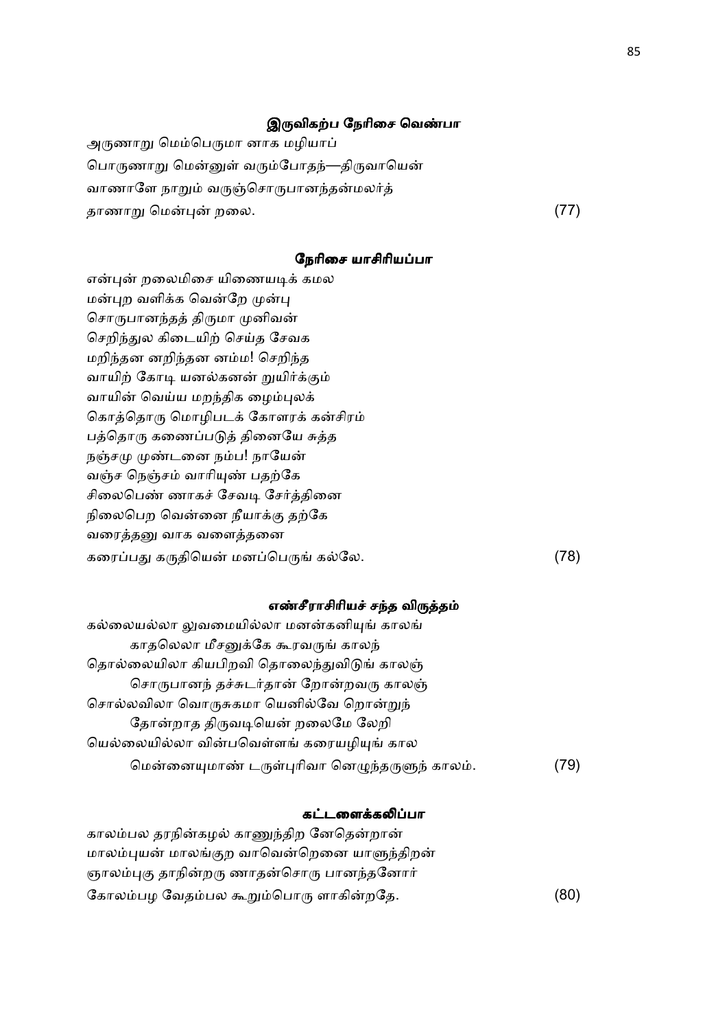### இருவிகற்ப நேரிசை வெண்பா

அருணாறு மெம்பெருமா னாக மழியாப்
பொருணாறு மென்னுள் வரும்போதந்—திருவாயென்
வாணாளே நாறும் வருஞ்சொருபானந்தன்மலர்த்
தாணாறு மென்புன் றலை. (77)

### நேரிசை யாசிரியப்பா

என்புன் றலைமிசை யிணையடிக் கமல
மன்புற வளிக்க வென்றே முன்பு
சொருபானந்தத் திருமா முனிவன்
செறிந்துல கிடையிற் செய்த சேவக
மறிந்தன னறிந்தன னம்ம! செறிந்த
வாயிற் கோடி யனல்கனன் றுயிர்க்கும்
வாயின் வெய்ய மறந்திக ழைம்புலக்
கொத்தொரு மொழிபடக் கோளரக் கன்சிரம்
பத்தொரு கணைப்படுத் தினையே சுத்த
நஞ்சமு முண்டனை நம்ப! நாயேன்
வஞ்ச நெஞ்சம் வாரியுண் பதற்கே
சிலைபெண் ணாகச் சேவடி சேர்த்தினை
நிலைபெற வென்னை நீயாக்கு தற்கே
வரைத்தனு வாக வளைத்தனை
கரைப்பது கருதியென் மனப்பெருங் கல்லே. (78)

### எண்சீராசிரியச் சந்த விருத்தம்

கல்லையல்லா லுவமையில்லா மனன்கனியுங் காலங்
 காதலெலா மீசனுக்கே கூரவருங் காலந்
தொல்லையிலா கியபிறவி தொலைந்துவிடுங் காலஞ்
 சொருபானந் தச்சுடர்தான் றோன்றவரு காலஞ்
சொல்லவிலா வொருசுகமா யெனில்வே றொன்றுந்
 தோன்றாத திருவடியென் றலைமே லேறி
யெல்லையில்லா வின்பவெள்ளங் கரையழியுங் கால
 மென்னையுமாண் டருள்புரிவா னெழுந்தருளுந் காலம். (79)

### கட்டளைக்கலிப்பா

காலம்பல தரநின்கழல் காணுந்திற னேதென்றான்
மாலம்புயன் மாலங்குற வாவென்றெனை யாளுந்திறன்
ஞாலம்புகு தாநின்றரு ணாதன்சொரு பானந்தனோர்
கோலம்பழ வேதம்பல கூறும்பொரு ளாகின்றதே. (80)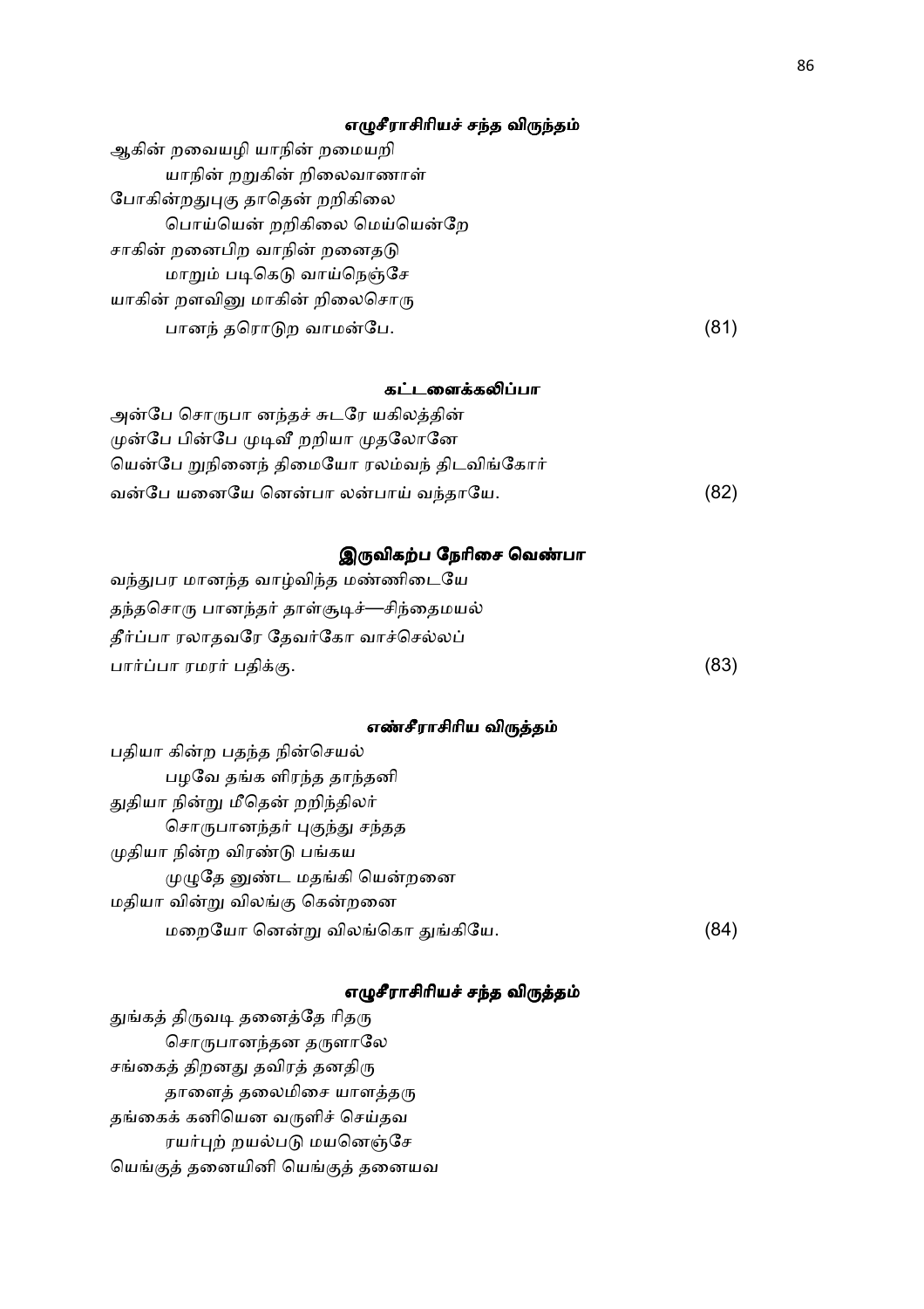#### எழுசீராசிரியச் சந்த விருந்தம்

ஆகின் றவையழி யாநின் றமையறி
　　யாநின் றறுகின் றிலைவாணாள்
போகின்றதுபுகு தாதென் றறிகிலை
　　பொய்யென் றறிகிலை மெய்யென்றே
சாகின் றனைபிற வாநின் றனைதடு
　　மாறும் படிகெடு வாய்நெஞ்சே
யாகின் றளவினு மாகின் றிலைசொரு
　　பானந் தரொடுற வாமன்பே. (81)

#### கட்டளைக்கலிப்பா

அன்பே சொருபா னந்தச் சுடரே யகிலத்தின்
முன்பே பின்பே முடிவீ றறியா முதலோனே
யென்பே றுநினைந் திமையோ ரலம்வந் திடவிங்கோர்
வன்பே யனையே னென்பா லன்பாய் வந்தாயே. (82)

#### இருவிகற்ப நேரிசை வெண்பா

வந்துபர மானந்த வாழ்விந்த மண்ணிடையே
தந்தசொரு பானந்தர் தாள்சூடிச்—சிந்தைமயல்
தீர்ப்பா ரலாதவரே தேவர்கோ வாச்செல்லப்
பார்ப்பா ரமரர் பதிக்கு. (83)

#### எண்சீராசிரிய விருத்தம்

பதியா கின்ற பதந்த நின்செயல்
　　பழவே தங்க ளிரந்த தாந்தனி
துதியா நின்று மீதென் றறிந்திலர்
　　சொருபானந்தர் புகுந்து சந்தத
முதியா நின்ற விரண்டு பங்கய
　　முழுதே னுண்ட மதங்கி யென்றனை
மதியா வின்று விலங்கு கென்றனை
　　மறையோ னென்று விலங்கொ துங்கியே. (84)

#### எழுசீராசிரியச் சந்த விருத்தம்

துங்கத் திருவடி தனைத்தே ரிதரு
　　சொருபானந்தன தருளாலே
சங்கைத் திறனது தவிரத் தனதிரு
　　தாளைத் தலைமிசை யாளத்தரு
தங்கைக் கனியென வருளிச் செய்தவ
　　ரயர்புற் றயல்படு மயனெஞ்சே
யெங்குத் தனையினி யெங்குத் தனையவ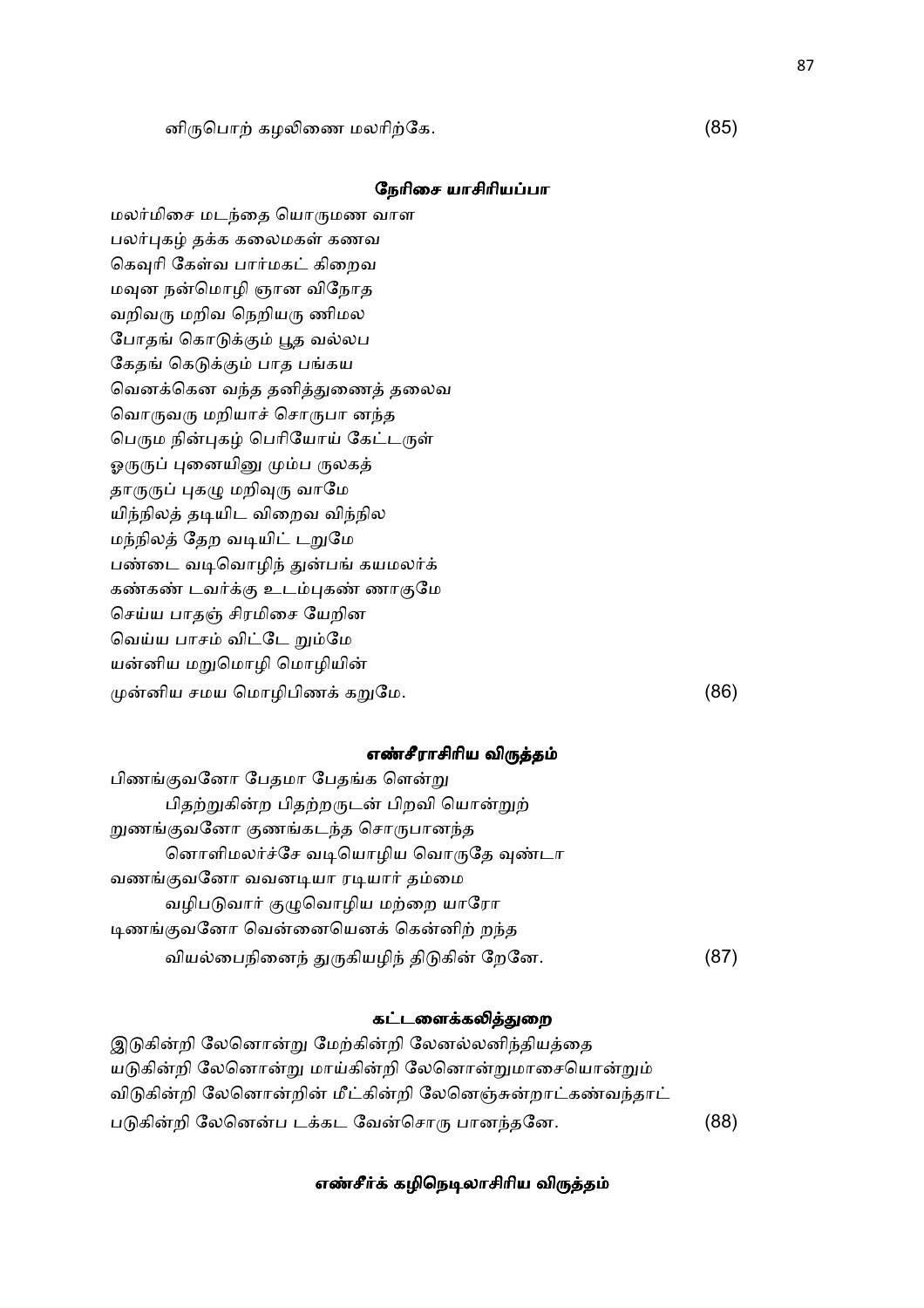நிருபொற் கழலிணை மலரிற்கே. (85)

### நேரிசை யாசிரியப்பா

மலர்மிசை மடந்தை யொருமண வாள
பலர்புகழ் தக்க கலைமகள் கணவ
கெவுரி கேள்வ பார்மகட் கிறைவ
மவுன நன்மொழி ஞான விநோத
வறிவரு மறிவ நெறியரு ணிமல
போதங் கொடுக்கும் பூத வல்லப
கேதங் கெடுக்கும் பாத பங்கய
வெனக்கென வந்த தனித்துணைத் தலைவ
வொருவரு மறியாச் சொருபா னந்த
பெரும நின்புகழ் பெரியோய் கேட்டருள்
ஓருருப் புனையினு மும்ப ருலகத்
தாருருப் புகழு மறிவுரு வாமே
யிந்நிலத் தடியிட விறைவ விந்நில
மந்நிலத் தேற வடியிட் டறுமே
பண்டை வடிவொழிந் துன்பங் கயமலர்க்
கண்கண் டவர்க்கு உடம்புகண் ணாகுமே
செய்ய பாதஞ் சிரமிசை யேறின
வெய்ய பாசம் விட்டே றும்மே
யன்னிய மறுமொழி மொழியின்
முன்னிய சமய மொழிபிணக் கறுமே. (86)

### எண்சீராசிரிய விருத்தம்

பிணங்குவனோ பேதமா பேதங்க ளென்று
பிதற்றுகின்ற பிதற்றருடன் பிறவி யொன்றுற்
றுணங்குவனோ குணங்கடந்த சொருபானந்த
னொளிமலர்ச்சே வடியொழிய வொருதே வுண்டா
வணங்குவனோ வவனடியா ரடியார் தம்மை
வழிபடுவார் குழுவொழிய மற்றை யாரோ
டிணங்குவனோ வென்னையெனக் கென்னிற் றந்த
வியல்பைநினைந் துருகியழிந் திடுகின் றேனே. (87)

### கட்டளைக்கலித்துறை

இடுகின்றி லேனொன்று மேற்கின்றி லேனல்லனிந்தியத்தை
யடுகின்றி லேனொன்று மாய்கின்றி லேனொன்றுமாசையொன்றும்
விடுகின்றி லேனொன்றின் மீட்கின்றி லேனெஞ்சுன்றாட்கண்வந்தாட்
படுகின்றி லேனென்ப டக்கட வேன்சொரு பானந்தனே. (88)

### எண்சீர்க் கழிநெடிலாசிரிய விருத்தம்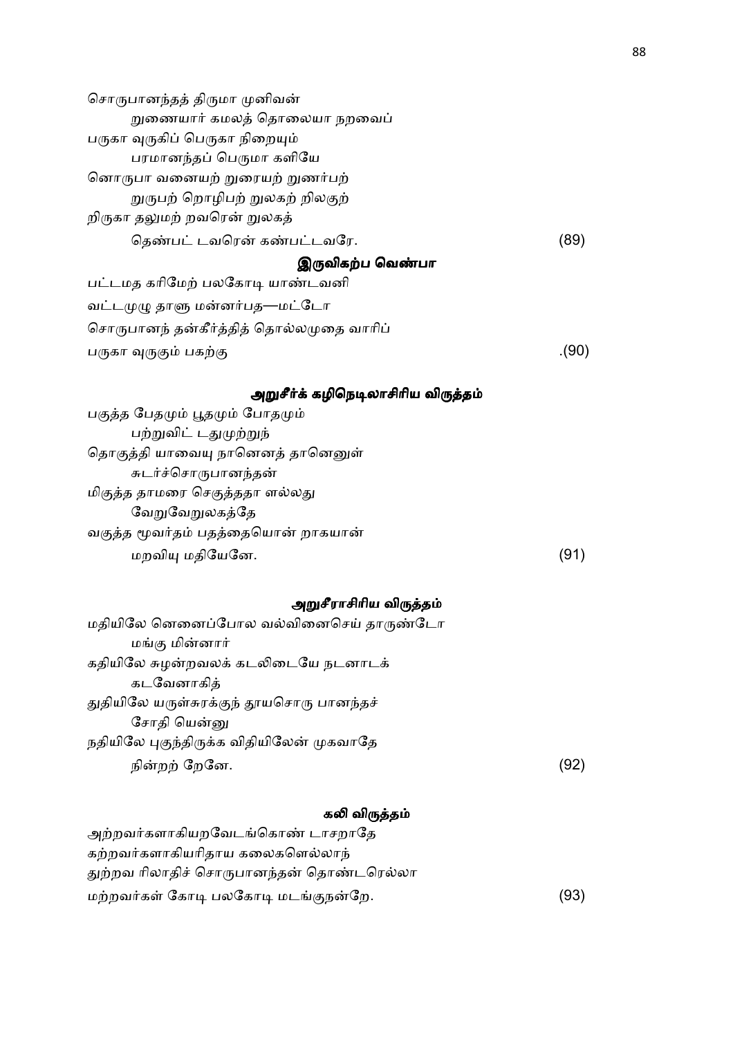சொருபானந்தத் திருமா முனிவன்
　　றுணையார் கமலத் தொலையா நறவைப்
பருகா வுருகிப் பெருகா நிறையும்
　　பரமானந்தப் பெருமா களியே
னொருபா வனையற் றுரையற் றுணர்பற்
　　றுருபற் றொழிபற் றுலகற் றிலகுற்
றிருகா தலுமற் றவரென் றுலகத்
　　தெண்பட் டவரென் கண்பட்டவரே. (89)

### இருவிகற்ப வெண்பா

பட்டமத கரிமேற் பலகோடி யாண்டவனி
வட்டமுழு தாளு மன்னர்பத—மட்டோ
சொருபானந் தன்கீர்த்தித் தொல்லமுதை வாரிப்
பருகா வுருகும் பகற்கு .(90)

### அறுசீர்க் கழிநெடிலாசிரிய விருத்தம்

பகுத்த பேதமும் பூதமும் போதமும்
　　பற்றுவிட் டதுமுற்றுந்
தொகுத்தி யாவையு நானெனத் தானெனுள்
　　சுடர்ச்சொருபானந்தன்
மிகுத்த தாமரை செகுத்ததா ளல்லது
　　வேறுவேறுலகத்தே
வகுத்த மூவர்தம் பதத்தையொன் றாகயான்
　　மறவியு மதியேனே. (91)

### அறுசீராசிரிய விருத்தம்

மதியிலே னெனைப்போல வல்வினைசெய் தாருண்டோ
　　மங்கு மின்னார்
கதியிலே சுழன்றவலக் கடலிடையே நடனாடக்
　　கடவேனாகித்
துதியிலே யருள்சுரக்குந் தூயசொரு பானந்தச்
　　சோதி யென்னு
நதியிலே புகுந்திருக்க விதியிலேன் முகவாதே
　　நின்றற் றேனே. (92)

### கலி விருத்தம்

அற்றவர்களாகியறவேடங்கொண் டாசறாதே
கற்றவர்களாகியரிதாய கலைகளெல்லாந்
துற்றவ ரிலாதிச் சொருபானந்தன் தொண்டரெல்லா
மற்றவர்கள் கோடி பலகோடி மடங்குநன்றே. (93)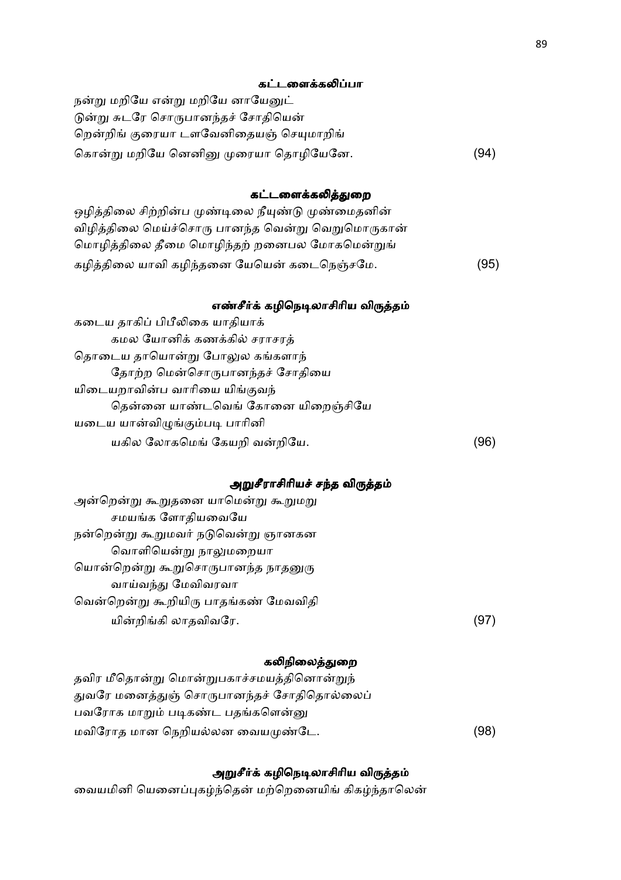**கட்டளைக்கலிப்பா**

நன்று மறியே என்று மறியே னாயேனுட்
டுன்று சுடரே சொருபானந்தச் சோதியென்
றென்றிங் குரையா டளவேனிதையஞ் செயுமாறிங்
கொன்று மறியே னெனினு முரையா தொழியேனே. (94)

**கட்டளைக்கலித்துறை**

ஒழித்திலை சிற்றின்ப முண்டிலை நீயுண்டு முண்மைதனின்
விழித்திலை மெய்ச்சொரு பானந்த வென்று வெறுமொருகான்
மொழித்திலை தீமை மொழிந்தற் றனைபல மோகமென்றுங்
கழித்திலை யாவி கழிந்தனை யேயென் கடைநெஞ்சமே. (95)

**எண்சீர்க் கழிநெடிலாசிரிய விருத்தம்**

கடைய தாகிப் பிபீலிகை யாதியாக்
  கமல யோனிக் கணக்கில் சராசரத்
தொடைய தாயொன்று போலுல கங்களாந்
  தோற்ற மென்சொருபானந்தச் சோதியை
யிடையறாவின்ப வாரியை யிங்குவந்
  தென்னை யாண்டவெங் கோனை யிறைஞ்சியே
யடைய யான்விழுங்கும்படி பாரினி
  யகில லோகமெங் கேயறி வன்றியே. (96)

**அறுசீராசிரியச் சந்த விருத்தம்**

அன்றென்று கூறுதனை யாமென்று கூறுமறு
  சமயங்க ளோதியவையே
நன்றென்று கூறுமவர் நடுவென்று ஞானகன
  வொளியென்று நாலுமறையா
யொன்றென்று கூறுசொருபானந்த நாதனுரு
  வாய்வந்து மேவிவரவா
வென்றென்று கூறியிரு பாதங்கண் மேவவிதி
  யின்றிங்கி லாதவிவரே. (97)

**கலிநிலைத்துறை**

தவிர மீதொன்று மொன்றுபகாச்சமயத்தினொன்றுந்
துவரே மனைத்துஞ் சொருபானந்தச் சோதிதொல்லைப்
பவரோக மாறும் படிகண்ட பதங்களென்னு
மவிரோத மான நெறியல்லன வையமுண்டே. (98)

**அறுசீர்க் கழிநெடிலாசிரிய விருத்தம்**

வையமினி யெனைப்புகழ்ந்தென் மற்றெனையிங் கிகழ்ந்தாலென்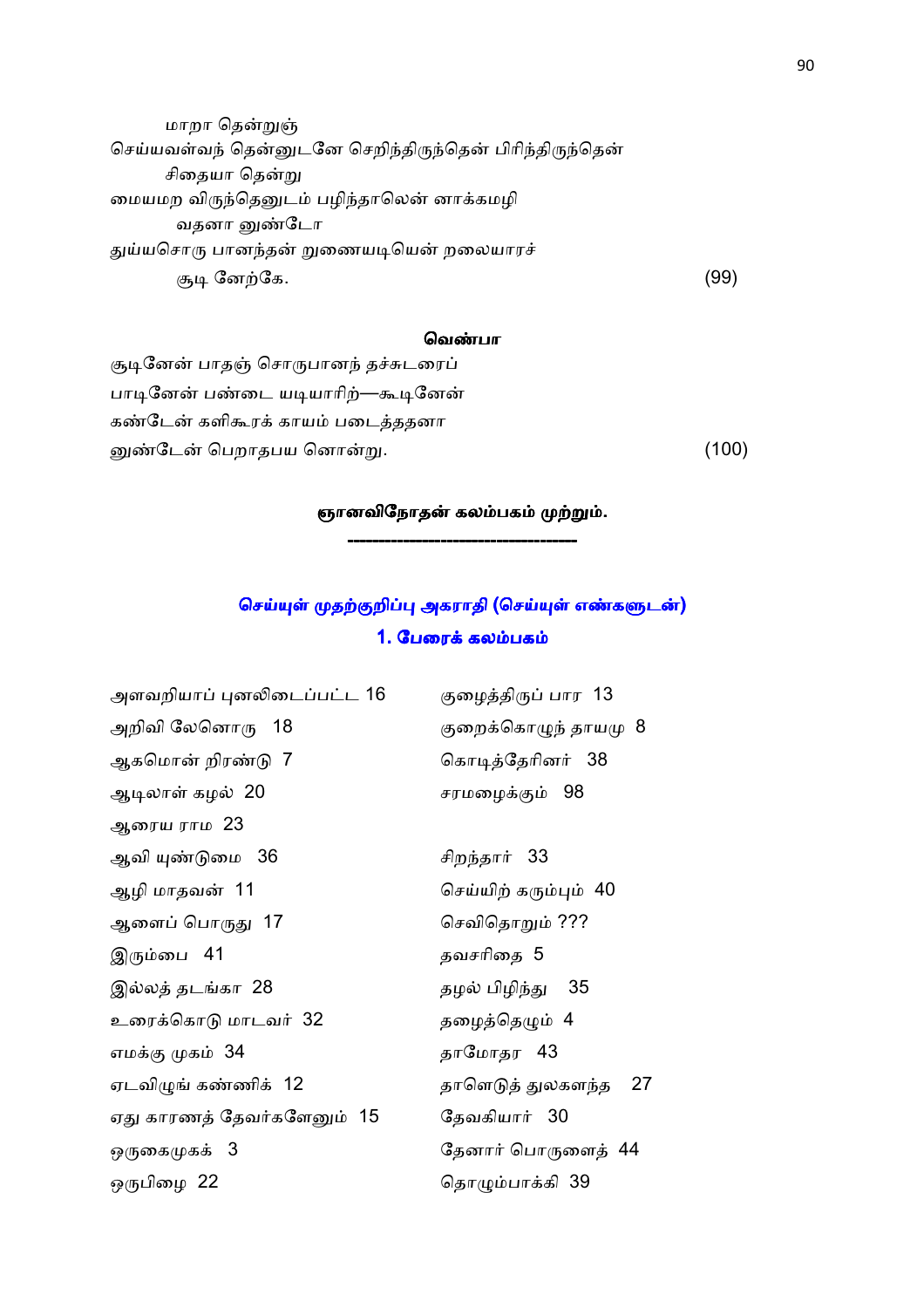மாறா தென்றுஞ்
செய்யவள்வந் தென்னுடனே செறிந்திருந்தென் பிரிந்திருந்தென்
சிதையா தென்று
மையமற விருந்தெனுடம் பழிந்தாலென் னாக்கமழி
வதனா னுண்டோ
துய்யசொரு பானந்தன் றுணையடியென் றலையாரச்
சூடி னேற்கே. (99)

**வெண்பா**

சூடினேன் பாதஞ் சொருபானந் தச்சுடரைப்
பாடினேன் பண்டை யடியாரிற்—கூடினேன்
கண்டேன் களிகூரக் காயம் படைத்ததனா
னுண்டேன் பெறாதபய னொன்று. (100)

**ஞானவிநோதன் கலம்பகம் முற்றும்.**

---

## செய்யுள் முதற்குறிப்பு அகராதி (செய்யுள் எண்களுடன்)

### 1. பேரைக் கலம்பகம்

| | |
|---|---|
| அளவறியாப் புனலிடைப்பட்ட 16 | குழைத்திருப் பார 13 |
| அறிவி லேனொரு 18 | குறைக்கொழுந் தாயமு 8 |
| ஆகமொன் றிரண்டு 7 | கொடித்தேரினர் 38 |
| ஆடிலாள் கழல் 20 | சரமழைக்கும் 98 |
| ஆரைய ராம 23 | |
| ஆவி யுண்டுமை 36 | சிறந்தார் 33 |
| ஆழி மாதவன் 11 | செய்யிற் கரும்பும் 40 |
| ஆளைப் பொருது 17 | செவிதொறும் ??? |
| இரும்பை 41 | தவசரிதை 5 |
| இல்லத் தடங்கா 28 | தழல் பிழிந்து 35 |
| உரைக்கொடு மாடவர் 32 | தழைத்தெழும் 4 |
| எமக்கு முகம் 34 | தாமோதர 43 |
| ஏடவிழுங் கண்ணிக் 12 | தாளொடுத் துலகளந்த 27 |
| ஏது காரணத் தேவர்களேனும் 15 | தேவகியார் 30 |
| ஒருகைமுகக் 3 | தேனார் பொருளைத் 44 |
| ஒருபிழை 22 | தொழும்பாக்கி 39 |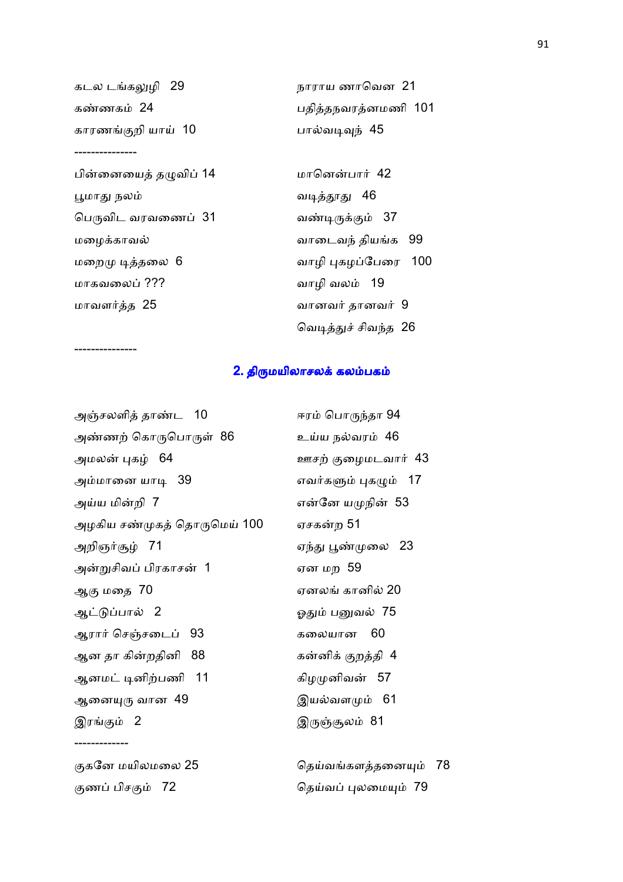கடல டங்கலுழி 29

கண்ணகம் 24

காரணங்குறி யாய் 10

---------------

பின்னையைத் தழுவிப் 14

பூமாது நலம்

பெருவிட வரவணைப் 31

மழைக்காவல்

மறைமு டித்தலை 6

மாகவலைப் ???

மாவளர்த்த 25

நாராய ணாவென 21

பதித்தநவரத்னமணி 101

பால்வடிவுந் 45

மானென்பார் 42

வடித்தூது 46

வண்டிருக்கும் 37

வாடைவந் தியங்க 99

வாழி புகழப்பேரை 100

வாழி வலம் 19

வானவர் தானவர் 9

வெடித்துச் சிவந்த 26

---------------

## 2. திருமயிலாசலக் கலம்பகம்

அஞ்சலளித் தாண்ட 10

அண்ணற் கொருபொருள் 86

அமலன் புகழ் 64

அம்மானை யாடி 39

அய்ய மின்றி 7

அழகிய சண்முகத் தொருமெய் 100

அறிஞர்சூழ் 71

அன்றுசிவப் பிரகாசன் 1

ஆகு மதை 70

ஆட்டுப்பால் 2

ஆரார் செஞ்சடைப் 93

ஆன தா கின்றதினி 88

ஆனமட் டினிற்பணி 11

ஆனையுரு வான 49

இரங்கும் 2

ஈரம் பொருந்தா 94

உய்ய நல்வரம் 46

ஊசற் குழைமடவார் 43

எவர்களும் புகழும் 17

என்னே யமுநின் 53

ஏசகன்ற 51

ஏந்து பூண்முலை 23

ஏன மற 59

ஏனலங் கானில் 20

ஓதும் பனுவல் 75

கலையான 60

கன்னிக் குறத்தி 4

கிழமுனிவன் 57

இயல்வளமும் 61

இருஞ்சூலம் 81

-------------

குகனே மயிலமலை 25

குணப் பிசகும் 72

தெய்வங்களத்தனையும் 78

தெய்வப் புலமையும் 79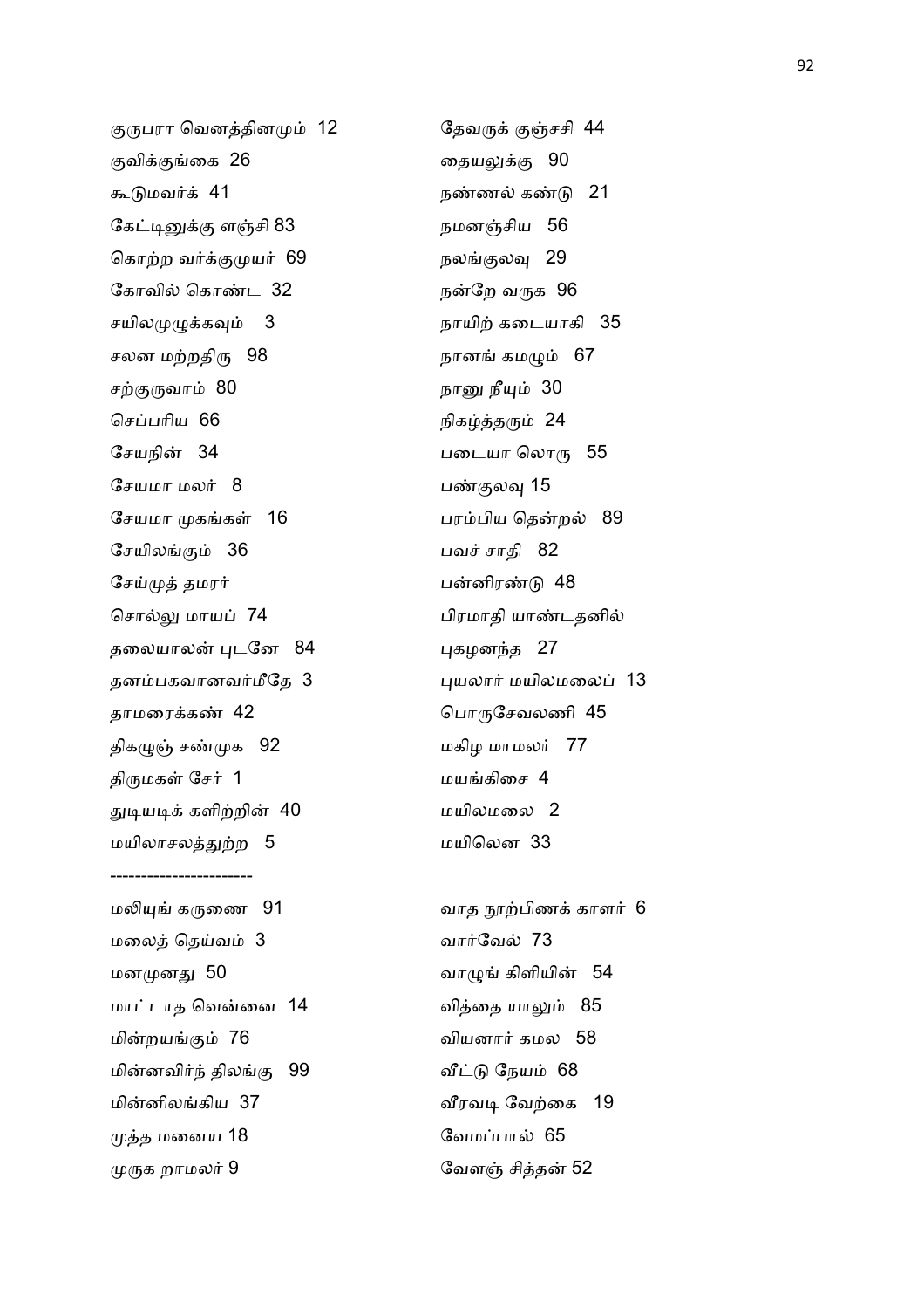குருபரா வெனத்தினமும் 12
குவிக்குங்கை 26
கூடுமவர்க் 41
கேட்டினுக்கு ளஞ்சி 83
கொற்ற வர்க்குமுயர் 69
கோவில் கொண்ட 32
சயிலமுழுக்கவும் 3
சலன மற்றதிரு 98
சற்குருவாம் 80
செப்பரிய 66
சேயநின் 34
சேயமா மலர் 8
சேயமா முகங்கள் 16
சேயிலங்கும் 36
சேய்முத் தமரர்
சொல்லு மாயப் 74
தலையாலன் புடனே 84
தனம்பகவானவர்மீதே 3
தாமரைக்கண் 42
திகழுஞ் சண்முக 92
திருமகள் சேர் 1
துடியடிக் களிற்றின் 40
மயிலாசலத்துற்ற 5

தேவருக் குஞ்சசி 44
தையலுக்கு 90
நண்ணல் கண்டு 21
நமனஞ்சிய 56
நலங்குலவு 29
நன்றே வருக 96
நாயிற் கடையாகி 35
நானங் கமழும் 67
நானு நீயும் 30
நிகழ்த்தரும் 24
படையா லொரு 55
பண்குலவு 15
பரம்பிய தென்றல் 89
பவச் சாதி 82
பன்னிரண்டு 48
பிரமாதி யாண்டதனில்
புகழனந்த 27
புயலார் மயிலமலைப் 13
பொருசேவலணி 45
மகிழ மாமலர் 77
மயங்கிசை 4
மயிலமலை 2
மயிலென 33

----------------------

மலியுங் கருணை 91
மலைத் தெய்வம் 3
மனமுனது 50
மாட்டாத வென்னை 14
மின்றயங்கும் 76
மின்னவிர்ந் திலங்கு 99
மின்னிலங்கிய 37
முத்த மனைய 18
முருக றாமலர் 9

வாத நூற்பிணக் காளர் 6
வார்வேல் 73
வாழுங் கிளியின் 54
வித்தை யாலும் 85
வியனார் கமல 58
வீட்டு நேயம் 68
வீரவடி வேற்கை 19
வேமப்பால் 65
வேளஞ் சித்தன் 52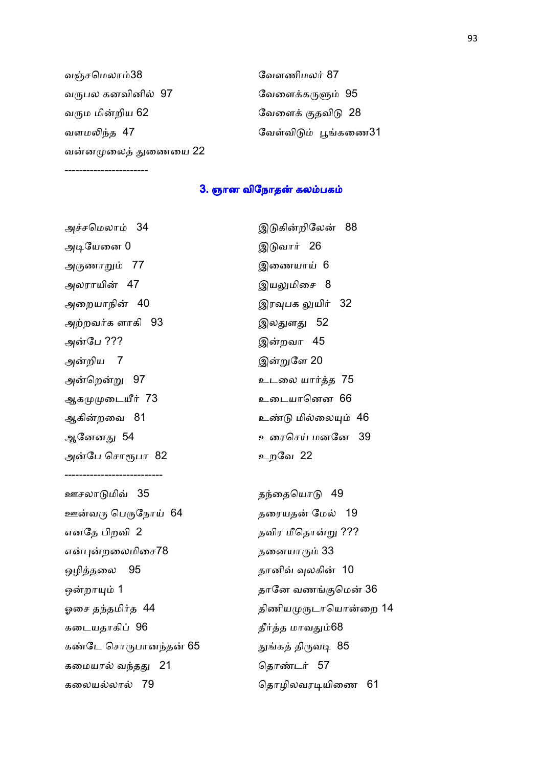வஞ்சமெலாம்38

வருபல கனவினில் 97

வரும மின்றிய 62

வளமலிந்த 47

வன்னமுலைத் துணையை 22

வேளணிமலர் 87

வேளைக்கருளும் 95

வேளைக் குதவிடு 28

வேள்விடும் பூங்கணை31

----------------------

## 3. ஞான விநோதன் கலம்பகம்

அச்சமெலாம் 34

அடியேனை 0

அருணாறும் 77

அலராயின் 47

அறையாநின் 40

அற்றவர்க ளாகி 93

அன்பே ???

அன்றிய 7

அன்றென்று 97

ஆகமுமுடையீர் 73

ஆகின்றவை 81

ஆனேனது 54

அன்பே சொரூபா 82

இடுகின்றிலேன் 88

இடுவார் 26

இணையாய் 6

இயலுமிசை 8

இரவுபக லுயிர் 32

இலதுளது 52

இன்றவா 45

இன்றுளே 20

உடலை யார்த்த 75

உடையானென 66

உண்டு மில்லையும் 46

உரைசெய் மனனே 39

உறவே 22

---------------------------

ஊசலாடுமிவ் 35

ஊன்வரு பெருநோய் 64

எனதே பிறவி 2

என்புன்றலைமிசை78

ஒழித்தலை 95

ஒன்றாயும் 1

ஓசை தந்தமிர்த 44

கடையதாகிப் 96

கண்டே சொருபானந்தன் 65

கமையால் வந்தது 21

கலையல்லால் 79

தந்தையொடு 49

தரையதன் மேல் 19

தவிர மீதொன்று ???

தனையாரும் 33

தானிவ் வுலகின் 10

தானே வணங்குமென் 36

திணியமுருடாயொன்றை 14

தீர்த்த மாவதும்68

துங்கத் திருவடி 85

தொண்டர் 57

தொழிலவரடியிணை 61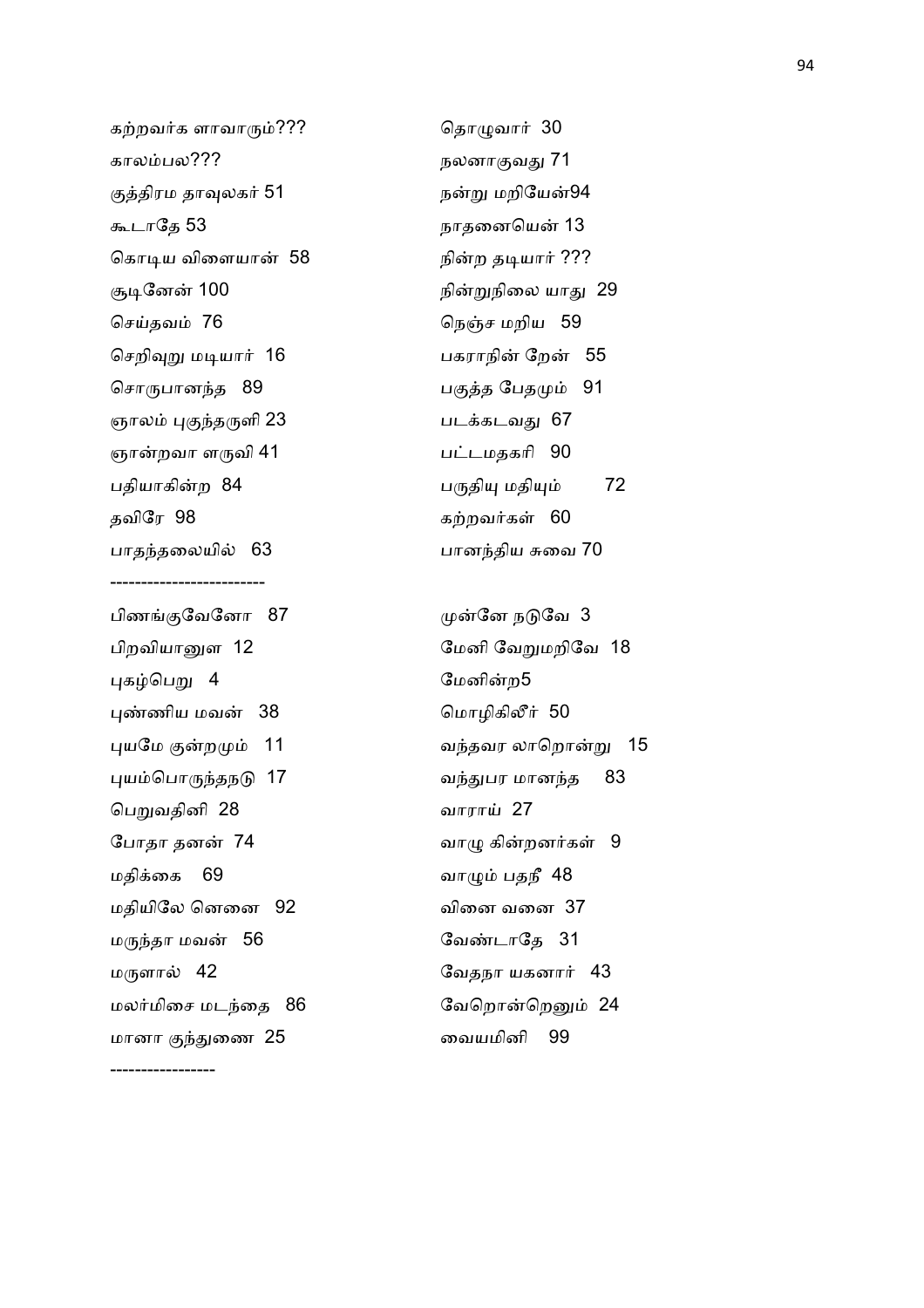கற்றவர்க ளாவாரும்???

காலம்பல???

குத்திரம தாவுலகர் 51

கூடாதே 53

கொடிய விளையான் 58

சூடினேன் 100

செய்தவம் 76

செறிவுறு மடியார் 16

சொருபானந்த 89

ஞாலம் புகுந்தருளி 23

ஞான்றவா ளருவி 41

பதியாகின்ற 84

தவிரே 98

பாதந்தலையில் 63

தொழுவார் 30

நலனாகுவது 71

நன்று மறியேன்94

நாதனையென் 13

நின்ற தடியார் ???

நின்றுநிலை யாது 29

நெஞ்ச மறிய 59

பகராநின் றேன் 55

பகுத்த பேதமும் 91

படக்கடவது 67

பட்டமதகரி 90

பருதியு மதியும் 72

கற்றவர்கள் 60

பானந்திய சுவை 70

------------------------

பிணங்குவேனோ 87

பிறவியானுள 12

புகழ்பெறு 4

புண்ணிய மவன் 38

புயமே குன்றமும் 11

புயம்பொருந்தநடு 17

பெறுவதினி 28

போதா தனன் 74

மதிக்கை 69

மதியிலே னெனை 92

மருந்தா மவன் 56

மருளால் 42

மலர்மிசை மடந்தை 86

மானா குந்துணை 25

முன்னே நடுவே 3

மேனி வேறுமறிவே 18

மேனின்ற5

மொழிகிலீர் 50

வந்தவர லாறொன்று 15

வந்துபர மானந்த 83

வாராய் 27

வாழு கின்றனர்கள் 9

வாழும் பதநீ 48

வினை வனை 37

வேண்டாதே 31

வேதநா யகனார் 43

வேறொன்றெனும் 24

வையமினி 99

-----------------